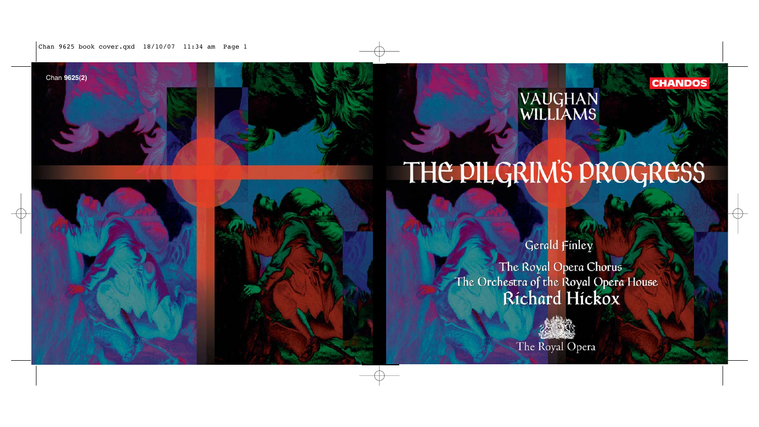Chan **9625(2)**

CHANDOS

# VAUGHAN WILLIAMS

# THE PILGRIM'S PROGRESS

Gerald Finley

The Royal Opera Chorus

The Orchestra of the Royal Opera House

**Richard Hickox**

The Royal Opera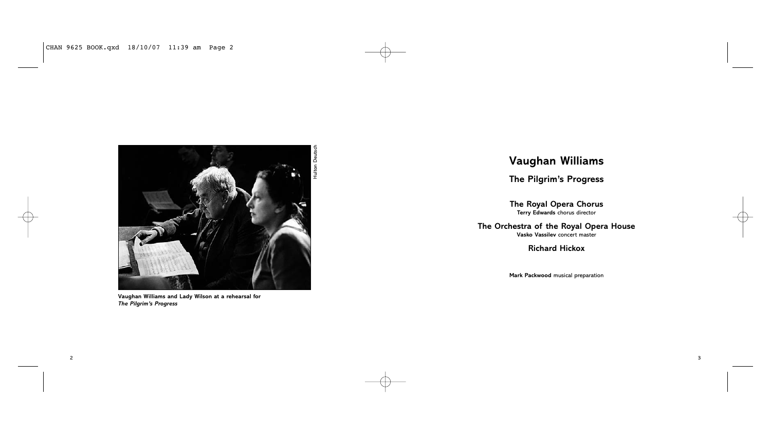Vaughan Williams and Lady Wilson at a rehearsal for *The Pilgrim's Progress*

Hulton Deutsch

# Vaughan Williams

## The Pilgrim's Progress

**The Royal Opera Chorus**
**Terry Edwards** chorus director

**The Orchestra of the Royal Opera House**
**Vasko Vassilev** concert master

**Richard Hickox**

**Mark Packwood** musical preparation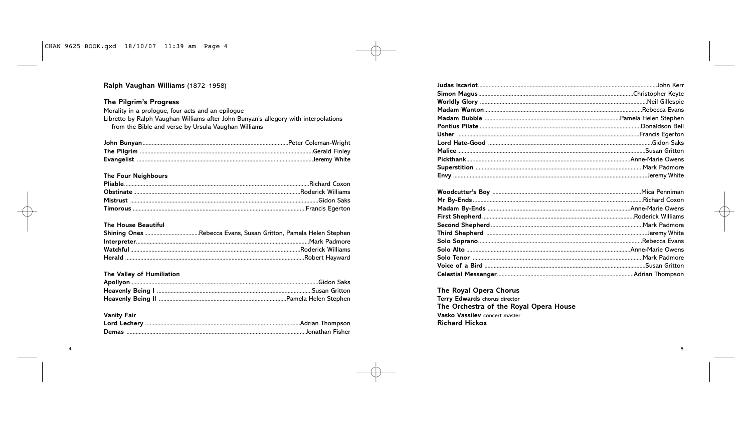## Ralph Vaughan Williams (1872–1958)

### The Pilgrim's Progress

Morality in a prologue, four acts and an epilogue
Libretto by Ralph Vaughan Williams after John Bunyan's allegory with interpolations from the Bible and verse by Ursula Vaughan Williams

**John Bunyan** ... Peter Coleman-Wright
**The Pilgrim** ... Gerald Finley
**Evangelist** ... Jeremy White

**The Four Neighbours**
**Pliable** ... Richard Coxon
**Obstinate** ... Roderick Williams
**Mistrust** ... Gidon Saks
**Timorous** ... Francis Egerton

**The House Beautiful**
**Shining Ones** ... Rebecca Evans, Susan Gritton, Pamela Helen Stephen
**Interpreter** ... Mark Padmore
**Watchful** ... Roderick Williams
**Herald** ... Robert Hayward

**The Valley of Humiliation**
**Apollyon** ... Gidon Saks
**Heavenly Being I** ... Susan Gritton
**Heavenly Being II** ... Pamela Helen Stephen

**Vanity Fair**
**Lord Lechery** ... Adrian Thompson
**Demas** ... Jonathan Fisher
**Judas Iscariot** ... John Kerr
**Simon Magus** ... Christopher Keyte
**Worldly Glory** ... Neil Gillespie
**Madam Wanton** ... Rebecca Evans
**Madam Bubble** ... Pamela Helen Stephen
**Pontius Pilate** ... Donaldson Bell
**Usher** ... Francis Egerton
**Lord Hate-Good** ... Gidon Saks
**Malice** ... Susan Gritton
**Pickthank** ... Anne-Marie Owens
**Superstition** ... Mark Padmore
**Envy** ... Jeremy White

**Woodcutter's Boy** ... Mica Penniman
**Mr By-Ends** ... Richard Coxon
**Madam By-Ends** ... Anne-Marie Owens
**First Shepherd** ... Roderick Williams
**Second Shepherd** ... Mark Padmore
**Third Shepherd** ... Jeremy White
**Solo Soprano** ... Rebecca Evans
**Solo Alto** ... Anne-Marie Owens
**Solo Tenor** ... Mark Padmore
**Voice of a Bird** ... Susan Gritton
**Celestial Messenger** ... Adrian Thompson

**The Royal Opera Chorus**
**Terry Edwards** chorus director
**The Orchestra of the Royal Opera House**
**Vasko Vassilev** concert master
**Richard Hickox**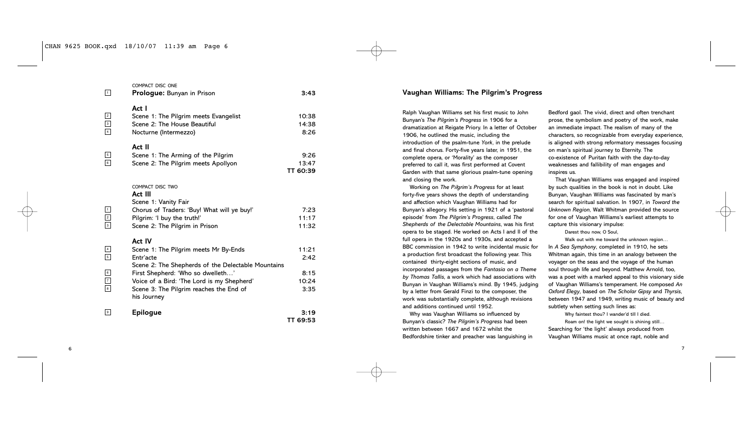COMPACT DISC ONE

| | | |
|---|---|---|
| 1 | **Prologue:** Bunyan in Prison | **3:43** |
| | **Act I** | |
| 2 | Scene 1: The Pilgrim meets Evangelist | 10:38 |
| 3 | Scene 2: The House Beautiful | 14:38 |
| 4 | Nocturne (Intermezzo) | 8:26 |
| | **Act II** | |
| 5 | Scene 1: The Arming of the Pilgrim | 9:26 |
| 6 | Scene 2: The Pilgrim meets Apollyon | 13:47 |
| | | **TT 60:39** |

COMPACT DISC TWO

| | | |
|---|---|---|
| | **Act III** | |
| | Scene 1: Vanity Fair | |
| 1 | Chorus of Traders: 'Buy! What will ye buy!' | 7:23 |
| 2 | Pilgrim: 'I buy the truth!' | 11:17 |
| 3 | Scene 2: The Pilgrim in Prison | 11:32 |
| | **Act IV** | |
| 4 | Scene 1: The Pilgrim meets Mr By-Ends | 11:21 |
| 5 | Entr'acte | 2:42 |
| | Scene 2: The Shepherds of the Delectable Mountains | |
| 6 | First Shepherd: 'Who so dwelleth…' | 8:15 |
| 7 | Voice of a Bird: 'The Lord is my Shepherd' | 10:24 |
| 8 | Scene 3: The Pilgrim reaches the End of his Journey | 3:35 |
| 9 | **Epilogue** | **3:19** |
| | | **TT 69:53** |

## Vaughan Williams: The Pilgrim's Progress

Ralph Vaughan Williams set his first music to John Bunyan's *The Pilgrim's Progress* in 1906 for a dramatization at Reigate Priory. In a letter of October 1906, he outlined the music, including the introduction of the psalm-tune *York*, in the prelude and final chorus. Forty-five years later, in 1951, the complete opera, or 'Morality' as the composer preferred to call it, was first performed at Covent Garden with that same glorious psalm-tune opening and closing the work.

Working on *The Pilgrim's Progress* for at least forty-five years shows the depth of understanding and affection which Vaughan Williams had for Bunyan's allegory. His setting in 1921 of a 'pastoral episode' from *The Pilgrim's Progress*, called *The Shepherds of the Delectable Mountains*, was his first opera to be staged. He worked on Acts I and II of the full opera in the 1920s and 1930s, and accepted a BBC commission in 1942 to write incidental music for a production first broadcast the following year. This contained thirty-eight sections of music, and incorporated passages from the *Fantasia on a Theme by Thomas Tallis*, a work which had associations with Bunyan in Vaughan Williams's mind. By 1945, judging by a letter from Gerald Finzi to the composer, the work was substantially complete, although revisions and additions continued until 1952.

Why was Vaughan Williams so influenced by Bunyan's classic? *The Pilgrim's Progress* had been written between 1667 and 1672 whilst the Bedfordshire tinker and preacher was languishing in Bedford gaol. The vivid, direct and often trenchant prose, the symbolism and poetry of the work, make an immediate impact. The realism of many of the characters, so recognizable from everyday experience, is aligned with strong reformatory messages focusing on man's spiritual journey to Eternity. The co-existence of Puritan faith with the day-to-day weaknesses and fallibility of man engages and inspires us.

That Vaughan Williams was engaged and inspired by such qualities in the book is not in doubt. Like Bunyan, Vaughan Williams was fascinated by man's search for spiritual salvation. In 1907, in *Toward the Unknown Region*, Walt Whitman provided the source for one of Vaughan Williams's earliest attempts to capture this visionary impulse:

> Darest thou now, O Soul,
> Walk out with me toward the unknown region…

In *A Sea Symphony*, completed in 1910, he sets Whitman again, this time in an analogy between the voyager on the seas and the voyage of the human soul through life and beyond. Matthew Arnold, too, was a poet with a marked appeal to this visionary side of Vaughan Williams's temperament. He composed *An Oxford Elegy*, based on *The Scholar Gipsy* and *Thyrsis*, between 1947 and 1949, writing music of beauty and subtlety when setting such lines as:

> Why faintest thou? I wander'd till I died.
> Roam on! the light we sought is shining still…

Searching for 'the light' always produced from Vaughan Williams music at once rapt, noble and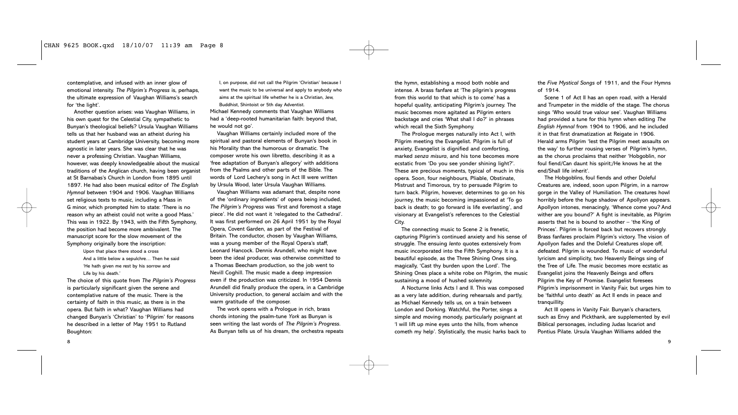contemplative, and infused with an inner glow of emotional intensity. *The Pilgrim's Progress* is, perhaps, the ultimate expression of Vaughan Williams's search for 'the light'.

Another question arises: was Vaughan Williams, in his own quest for the Celestial City, sympathetic to Bunyan's theological beliefs? Ursula Vaughan Williams tells us that her husband was an atheist during his student years at Cambridge University, becoming more agnostic in later years. She was clear that he was never a professing Christian. Vaughan Williams, however, was deeply knowledgeable about the musical traditions of the Anglican church, having been organist at St Barnabas's Church in London from 1895 until 1897. He had also been musical editor of *The English Hymnal* between 1904 and 1906. Vaughan Williams set religious texts to music, including a Mass in G minor, which prompted him to state: 'There is no reason why an atheist could not write a good Mass.' This was in 1922. By 1943, with the Fifth Symphony, the position had become more ambivalent. The manuscript score for the slow movement of the Symphony originally bore the inscription:

> Upon that place there stood a cross
> And a little below a sepulchre… Then he said
> 'He hath given me rest by his sorrow and
> Life by his death.'

The choice of this quote from *The Pilgrim's Progress* is particularly significant given the serene and contemplative nature of the music. There is the certainty of faith in this music, as there is in the opera. But faith in what? Vaughan Williams had changed Bunyan's 'Christian' to 'Pilgrim' for reasons he described in a letter of May 1951 to Rutland Boughton:

> I, on purpose, did not call the Pilgrim 'Christian' because I want the music to be universal and apply to anybody who aims at the spiritual life whether he is a Christian, Jew, Buddhist, Shintoist or 5th day Adventist.

Michael Kennedy comments that Vaughan Williams had a 'deep-rooted humanitarian faith: beyond that, he would not go'.

Vaughan Williams certainly included more of the spiritual and pastoral elements of Bunyan's book in his Morality than the humorous or dramatic. The composer wrote his own libretto, describing it as a 'free adaptation of Bunyan's allegory' with additions from the Psalms and other parts of the Bible. The words of Lord Lechery's song in Act III were written by Ursula Wood, later Ursula Vaughan Williams.

Vaughan Williams was adamant that, despite none of the 'ordinary ingredients' of opera being included, *The Pilgrim's Progress* was 'first and foremost a stage piece'. He did not want it 'relegated to the Cathedral'. It was first performed on 26 April 1951 by the Royal Opera, Covent Garden, as part of the Festival of Britain. The conductor, chosen by Vaughan Williams, was a young member of the Royal Opera's staff, Leonard Hancock. Dennis Arundell, who might have been the ideal producer, was otherwise committed to a Thomas Beecham production, so the job went to Nevill Coghill. The music made a deep impression even if the production was criticized. In 1954 Dennis Arundell did finally produce the opera, in a Cambridge University production, to general acclaim and with the warm gratitude of the composer.

The work opens with a Prologue in rich, brass chords intoning the psalm-tune *York* as Bunyan is seen writing the last words of *The Pilgrim's Progress*. As Bunyan tells us of his dream, the orchestra repeats the hymn, establishing a mood both noble and intense. A brass fanfare at 'The pilgrim's progress from this world to that which is to come' has a hopeful quality, anticipating Pilgrim's journey. The music becomes more agitated as Pilgrim enters backstage and cries 'What shall I do?' in phrases which recall the Sixth Symphony.

The Prologue merges naturally into Act I, with Pilgrim meeting the Evangelist. Pilgrim is full of anxiety, Evangelist is dignified and comforting, marked *senza misura*, and his tone becomes more ecstatic from 'Do you see yonder shining light?'. These are precious moments, typical of much in this opera. Soon, four neighbours, Pliable, Obstinate, Mistrust and Timorous, try to persuade Pilgrim to turn back. Pilgrim, however, determines to go on his journey, the music becoming impassioned at 'To go back is death; to go forward is life everlasting', and visionary at Evangelist's references to the Celestial City.

The connecting music to Scene 2 is frenetic, capturing Pilgrim's continued anxiety and his sense of struggle. The ensuing *lento* quotes extensively from music incorporated into the Fifth Symphony. It is a beautiful episode, as the Three Shining Ones sing, magically, 'Cast thy burden upon the Lord'. The Shining Ones place a white robe on Pilgrim, the music sustaining a mood of hushed solemnity.

A Nocturne links Acts I and II. This was composed as a very late addition, during rehearsals and partly, as Michael Kennedy tells us, on a train between London and Dorking. Watchful, the Porter, sings a simple and moving monody, particularly poignant at 'I will lift up mine eyes unto the hills, from whence cometh my help'. Stylistically, the music harks back to the *Five Mystical Songs* of 1911, and the Four Hymns of 1914.

Scene 1 of Act II has an open road, with a Herald and Trumpeter in the middle of the stage. The chorus sings 'Who would true valour see'. Vaughan Williams had provided a tune for this hymn when editing *The English Hymnal* from 1904 to 1906, and he included it in that first dramatization at Reigate in 1906. Herald arms Pilgrim 'lest the Pilgrim meet assaults on the way' to further rousing verses of Pilgrim's hymn, as the chorus proclaims that neither 'Hobgoblin, nor foul fiend/Can daunt his spirit;/He knows he at the end/Shall life inherit'.

The Hobgoblins, foul fiends and other Doleful Creatures are, indeed, soon upon Pilgrim, in a narrow gorge in the Valley of Humiliation. The creatures howl horribly before the huge shadow of Apollyon appears. Apollyon intones, menacingly, 'Whence come you? And wither are you bound?' A fight is inevitable, as Pilgrim asserts that he is bound to another – 'the King of Princes'. Pilgrim is forced back but recovers strongly. Brass fanfares proclaim Pilgrim's victory. The vision of Apollyon fades and the Doleful Creatures slope off, defeated. Pilgrim is wounded. To music of wonderful lyricism and simplicity, two Heavenly Beings sing of the Tree of Life. The music becomes more ecstatic as Evangelist joins the Heavenly Beings and offers Pilgrim the Key of Promise. Evangelist foresees Pilgrim's imprisonment in Vanity Fair, but urges him to be 'faithful unto death' as Act II ends in peace and tranquillity.

Act III opens in Vanity Fair. Bunyan's characters, such as Envy and Pickthank, are supplemented by evil Biblical personages, including Judas Iscariot and Pontius Pilate. Ursula Vaughan Williams added the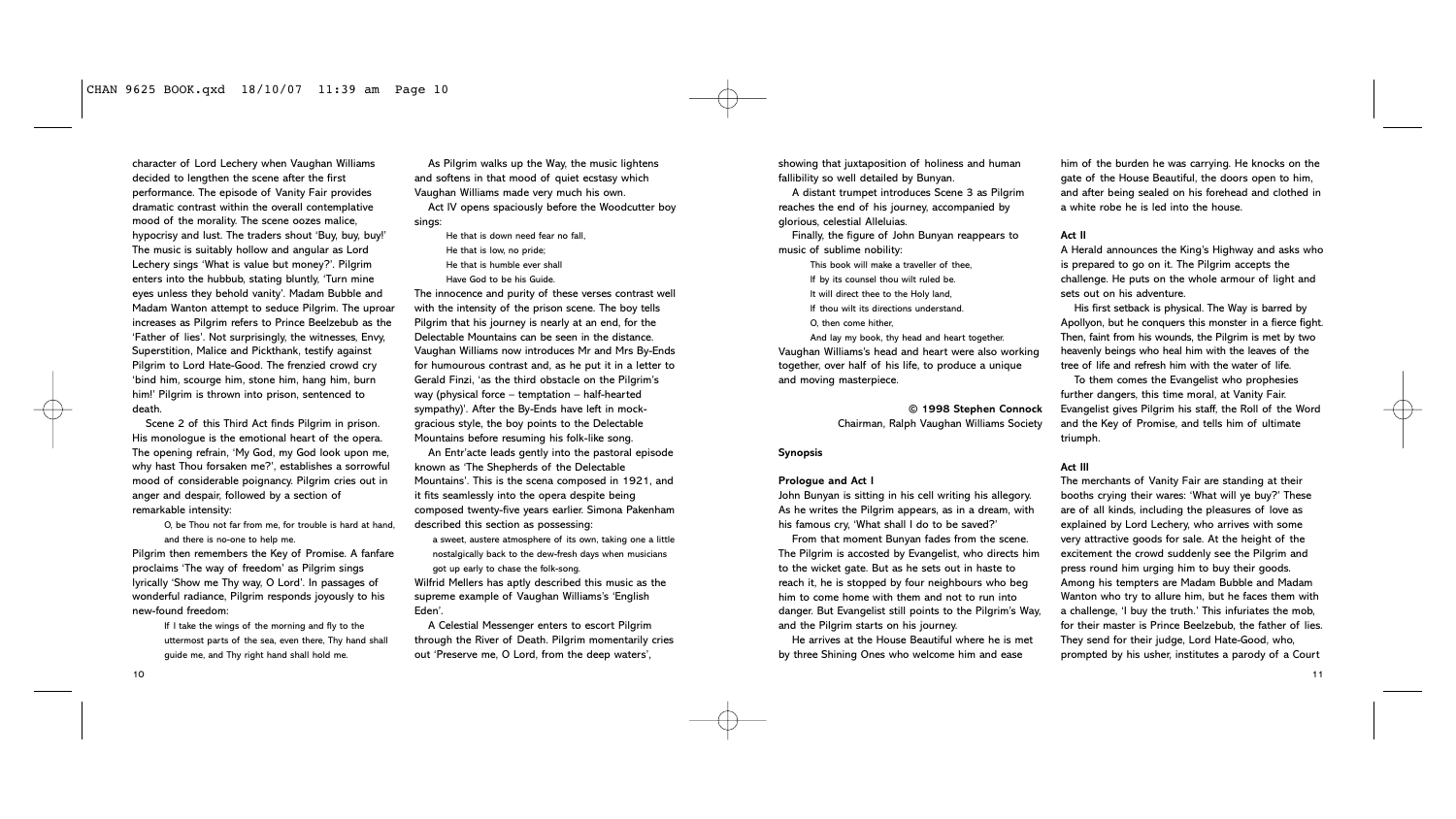character of Lord Lechery when Vaughan Williams decided to lengthen the scene after the first performance. The episode of Vanity Fair provides dramatic contrast within the overall contemplative mood of the morality. The scene oozes malice, hypocrisy and lust. The traders shout 'Buy, buy, buy!' The music is suitably hollow and angular as Lord Lechery sings 'What is value but money?'. Pilgrim enters into the hubbub, stating bluntly, 'Turn mine eyes unless they behold vanity'. Madam Bubble and Madam Wanton attempt to seduce Pilgrim. The uproar increases as Pilgrim refers to Prince Beelzebub as the 'Father of lies'. Not surprisingly, the witnesses, Envy, Superstition, Malice and Pickthank, testify against Pilgrim to Lord Hate-Good. The frenzied crowd cry 'bind him, scourge him, stone him, hang him, burn him!' Pilgrim is thrown into prison, sentenced to death.

Scene 2 of this Third Act finds Pilgrim in prison. His monologue is the emotional heart of the opera. The opening refrain, 'My God, my God look upon me, why hast Thou forsaken me?', establishes a sorrowful mood of considerable poignancy. Pilgrim cries out in anger and despair, followed by a section of remarkable intensity:

> O, be Thou not far from me, for trouble is hard at hand, and there is no-one to help me.

Pilgrim then remembers the Key of Promise. A fanfare proclaims 'The way of freedom' as Pilgrim sings lyrically 'Show me Thy way, O Lord'. In passages of wonderful radiance, Pilgrim responds joyously to his new-found freedom:

> If I take the wings of the morning and fly to the uttermost parts of the sea, even there, Thy hand shall guide me, and Thy right hand shall hold me.

As Pilgrim walks up the Way, the music lightens and softens in that mood of quiet ecstasy which Vaughan Williams made very much his own.

Act IV opens spaciously before the Woodcutter boy sings:

> He that is down need fear no fall,
> He that is low, no pride;
> He that is humble ever shall
> Have God to be his Guide.

The innocence and purity of these verses contrast well with the intensity of the prison scene. The boy tells Pilgrim that his journey is nearly at an end, for the Delectable Mountains can be seen in the distance. Vaughan Williams now introduces Mr and Mrs By-Ends for humourous contrast and, as he put it in a letter to Gerald Finzi, 'as the third obstacle on the Pilgrim's way (physical force – temptation – half-hearted sympathy)'. After the By-Ends have left in mock-gracious style, the boy points to the Delectable Mountains before resuming his folk-like song.

An Entr'acte leads gently into the pastoral episode known as 'The Shepherds of the Delectable Mountains'. This is the scena composed in 1921, and it fits seamlessly into the opera despite being composed twenty-five years earlier. Simona Pakenham described this section as possessing:

> a sweet, austere atmosphere of its own, taking one a little nostalgically back to the dew-fresh days when musicians got up early to chase the folk-song.

Wilfrid Mellers has aptly described this music as the supreme example of Vaughan Williams's 'English Eden'.

A Celestial Messenger enters to escort Pilgrim through the River of Death. Pilgrim momentarily cries out 'Preserve me, O Lord, from the deep waters', showing that juxtaposition of holiness and human fallibility so well detailed by Bunyan.

A distant trumpet introduces Scene 3 as Pilgrim reaches the end of his journey, accompanied by glorious, celestial Alleluias.

Finally, the figure of John Bunyan reappears to music of sublime nobility:

> This book will make a traveller of thee,
> If by its counsel thou wilt ruled be.
> It will direct thee to the Holy land,
> If thou wilt its directions understand.
> O, then come hither,
> And lay my book, thy head and heart together.

Vaughan Williams's head and heart were also working together, over half of his life, to produce a unique and moving masterpiece.

**© 1998 Stephen Connock**
Chairman, Ralph Vaughan Williams Society

### Synopsis

#### Prologue and Act I

John Bunyan is sitting in his cell writing his allegory. As he writes the Pilgrim appears, as in a dream, with his famous cry, 'What shall I do to be saved?'

From that moment Bunyan fades from the scene. The Pilgrim is accosted by Evangelist, who directs him to the wicket gate. But as he sets out in haste to reach it, he is stopped by four neighbours who beg him to come home with them and not to run into danger. But Evangelist still points to the Pilgrim's Way, and the Pilgrim starts on his journey.

He arrives at the House Beautiful where he is met by three Shining Ones who welcome him and ease him of the burden he was carrying. He knocks on the gate of the House Beautiful, the doors open to him, and after being sealed on his forehead and clothed in a white robe he is led into the house.

#### Act II

A Herald announces the King's Highway and asks who is prepared to go on it. The Pilgrim accepts the challenge. He puts on the whole armour of light and sets out on his adventure.

His first setback is physical. The Way is barred by Apollyon, but he conquers this monster in a fierce fight. Then, faint from his wounds, the Pilgrim is met by two heavenly beings who heal him with the leaves of the tree of life and refresh him with the water of life.

To them comes the Evangelist who prophesies further dangers, this time moral, at Vanity Fair. Evangelist gives Pilgrim his staff, the Roll of the Word and the Key of Promise, and tells him of ultimate triumph.

#### Act III

The merchants of Vanity Fair are standing at their booths crying their wares: 'What will ye buy?' These are of all kinds, including the pleasures of love as explained by Lord Lechery, who arrives with some very attractive goods for sale. At the height of the excitement the crowd suddenly see the Pilgrim and press round him urging him to buy their goods. Among his tempters are Madam Bubble and Madam Wanton who try to allure him, but he faces them with a challenge, 'I buy the truth.' This infuriates the mob, for their master is Prince Beelzebub, the father of lies. They send for their judge, Lord Hate-Good, who, prompted by his usher, institutes a parody of a Court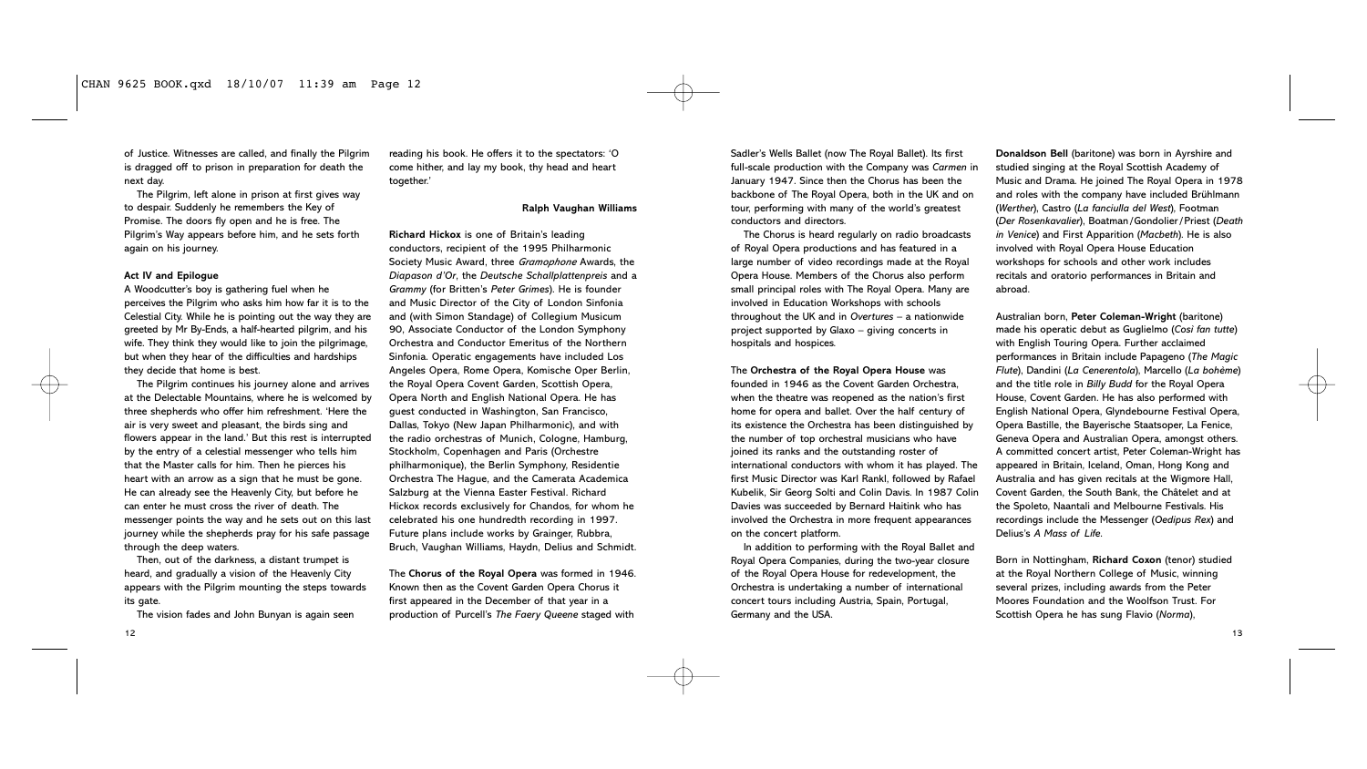of Justice. Witnesses are called, and finally the Pilgrim is dragged off to prison in preparation for the death the next day.

The Pilgrim, left alone in prison at first gives way to despair. Suddenly he remembers the Key of Promise. The doors fly open and he is free. The Pilgrim's Way appears before him, and he sets forth again on his journey.

**Act IV and Epilogue**

A Woodcutter's boy is gathering fuel when he perceives the Pilgrim who asks him how far it is to the Celestial City. While he is pointing out the way they are greeted by Mr By-Ends, a half-hearted pilgrim, and his wife. They think they would like to join the pilgrimage, but when they hear of the difficulties and hardships they decide that home is best.

The Pilgrim continues his journey alone and arrives at the Delectable Mountains, where he is welcomed by three shepherds who offer him refreshment. 'Here the air is very sweet and pleasant, the birds sing and flowers appear in the land.' But this rest is interrupted by the entry of a celestial messenger who tells him that the Master calls for him. Then he pierces his heart with an arrow as a sign that he must be gone. He can already see the Heavenly City, but before he can enter he must cross the river of death. The messenger points the way and he sets out on this last journey while the shepherds pray for his safe passage through the deep waters.

Then, out of the darkness, a distant trumpet is heard, and gradually a vision of the Heavenly City appears with the Pilgrim mounting the steps towards its gate.

The vision fades and John Bunyan is again seen reading his book. He offers it to the spectators: 'O come hither, and lay my book, thy head and heart together.'

**Ralph Vaughan Williams**

**Richard Hickox** is one of Britain's leading conductors, recipient of the 1995 Philharmonic Society Music Award, three *Gramophone* Awards, the *Diapason d'Or*, the *Deutsche Schallplattenpreis* and a *Grammy* (for Britten's *Peter Grimes*). He is founder and Music Director of the City of London Sinfonia and (with Simon Standage) of Collegium Musicum 90, Associate Conductor of the London Symphony Orchestra and Conductor Emeritus of the Northern Sinfonia. Operatic engagements have included Los Angeles Opera, Rome Opera, Komische Oper Berlin, the Royal Opera Covent Garden, Scottish Opera, Opera North and English National Opera. He has guest conducted in Washington, San Francisco, Dallas, Tokyo (New Japan Philharmonic), and with the radio orchestras of Munich, Cologne, Hamburg, Stockholm, Copenhagen and Paris (Orchestre philharmonique), the Berlin Symphony, Residentie Orchestra The Hague, and the Camerata Academica Salzburg at the Vienna Easter Festival. Richard Hickox records exclusively for Chandos, for whom he celebrated his one hundredth recording in 1997. Future plans include works by Grainger, Rubbra, Bruch, Vaughan Williams, Haydn, Delius and Schmidt.

The **Chorus of the Royal Opera** was formed in 1946. Known then as the Covent Garden Opera Chorus it first appeared in the December of that year in a production of Purcell's *The Faery Queene* staged with Sadler's Wells Ballet (now The Royal Ballet). Its first full-scale production with the Company was *Carmen* in January 1947. Since then the Chorus has been the backbone of The Royal Opera, both in the UK and on tour, performing with many of the world's greatest conductors and directors.

The Chorus is heard regularly on radio broadcasts of Royal Opera productions and has featured in a large number of video recordings made at the Royal Opera House. Members of the Chorus also perform small principal roles with The Royal Opera. Many are involved in Education Workshops with schools throughout the UK and in *Overtures* – a nationwide project supported by Glaxo – giving concerts in hospitals and hospices.

The **Orchestra of the Royal Opera House** was founded in 1946 as the Covent Garden Orchestra, when the theatre was reopened as the nation's first home for opera and ballet. Over the half century of its existence the Orchestra has been distinguished by the number of top orchestral musicians who have joined its ranks and the outstanding roster of international conductors with whom it has played. The first Music Director was Karl Rankl, followed by Rafael Kubelik, Sir Georg Solti and Colin Davis. In 1987 Colin Davies was succeeded by Bernard Haitink who has involved the Orchestra in more frequent appearances on the concert platform.

In addition to performing with the Royal Ballet and Royal Opera Companies, during the two-year closure of the Royal Opera House for redevelopment, the Orchestra is undertaking a number of international concert tours including Austria, Spain, Portugal, Germany and the USA.

**Donaldson Bell** (baritone) was born in Ayrshire and studied singing at the Royal Scottish Academy of Music and Drama. He joined The Royal Opera in 1978 and roles with the company have included Brühlmann (*Werther*), Castro (*La fanciulla del West*), Footman (*Der Rosenkavalier*), Boatman/Gondolier/Priest (*Death in Venice*) and First Apparition (*Macbeth*). He is also involved with Royal Opera House Education workshops for schools and other work includes recitals and oratorio performances in Britain and abroad.

Australian born, **Peter Coleman-Wright** (baritone) made his operatic debut as Guglielmo (*Così fan tutte*) with English Touring Opera. Further acclaimed performances in Britain include Papageno (*The Magic Flute*), Dandini (*La Cenerentola*), Marcello (*La bohème*) and the title role in *Billy Budd* for the Royal Opera House, Covent Garden. He has also performed with English National Opera, Glyndebourne Festival Opera, Opera Bastille, the Bayerische Staatsoper, La Fenice, Geneva Opera and Australian Opera, amongst others. A committed concert artist, Peter Coleman-Wright has appeared in Britain, Iceland, Oman, Hong Kong and Australia and has given recitals at the Wigmore Hall, Covent Garden, the South Bank, the Châtelet and at the Spoleto, Naantali and Melbourne Festivals. His recordings include the Messenger (*Oedipus Rex*) and Delius's *A Mass of Life*.

Born in Nottingham, **Richard Coxon** (tenor) studied at the Royal Northern College of Music, winning several prizes, including awards from the Peter Moores Foundation and the Woolfson Trust. For Scottish Opera he has sung Flavio (*Norma*),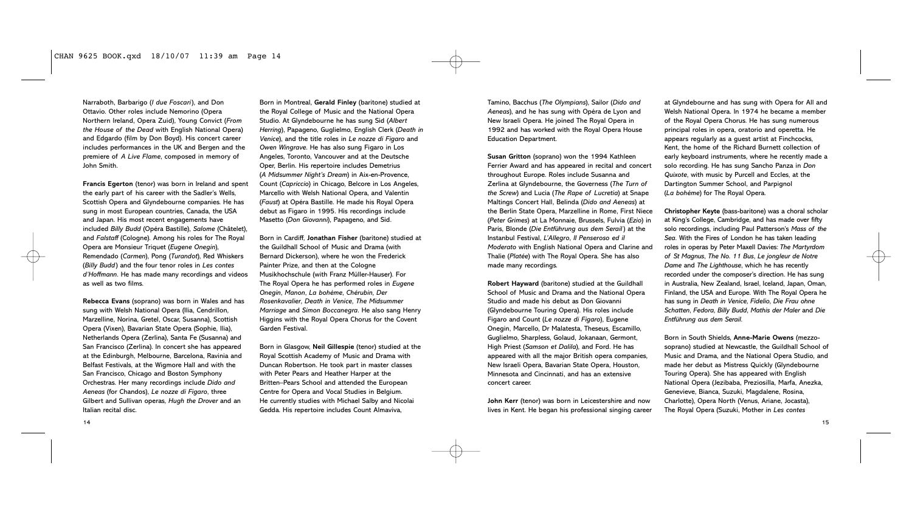Narraboth, Barbarigo (*I due Foscari*), and Don Ottavio. Other roles include Nemorino (Opera Northern Ireland, Opera Zuid), Young Convict (*From the House of the Dead* with English National Opera) and Edgardo (film by Don Boyd). His concert career includes performances in the UK and Bergen and the premiere of *A Live Flame*, composed in memory of John Smith.

**Francis Egerton** (tenor) was born in Ireland and spent the early part of his career with the Sadler's Wells, Scottish Opera and Glyndebourne companies. He has sung in most European countries, Canada, the USA and Japan. His most recent engagements have included *Billy Budd* (Opéra Bastille), *Salome* (Châtelet), and *Falstaff* (Cologne). Among his roles for The Royal Opera are Monsieur Triquet (*Eugene Onegin*), Remendado (*Carmen*), Pong (*Turandot*), Red Whiskers (*Billy Budd*) and the four tenor roles in *Les contes d'Hoffmann*. He has made many recordings and videos as well as two films.

**Rebecca Evans** (soprano) was born in Wales and has sung with Welsh National Opera (Ilia, Cendrillon, Marzelline, Norina, Gretel, Oscar, Susanna), Scottish Opera (Vixen), Bavarian State Opera (Sophie, Ilia), Netherlands Opera (Zerlina), Santa Fe (Susanna) and San Francisco (Zerlina). In concert she has appeared at the Edinburgh, Melbourne, Barcelona, Ravinia and Belfast Festivals, at the Wigmore Hall and with the San Francisco, Chicago and Boston Symphony Orchestras. Her many recordings include *Dido and Aeneas* (for Chandos), *Le nozze di Figaro*, three Gilbert and Sullivan operas, *Hugh the Drover* and an Italian recital disc.

Born in Montreal, **Gerald Finley** (baritone) studied at the Royal College of Music and the National Opera Studio. At Glyndebourne he has sung Sid (*Albert Herring*), Papageno, Guglielmo, English Clerk (*Death in Venice*), and the title roles in *Le nozze di Figaro* and *Owen Wingrave*. He has also sung Figaro in Los Angeles, Toronto, Vancouver and at the Deutsche Oper, Berlin. His repertoire includes Demetrius (*A Midsummer Night's Dream*) in Aix-en-Provence, Count (*Capriccio*) in Chicago, Belcore in Los Angeles, Marcello with Welsh National Opera, and Valentin (*Faust*) at Opéra Bastille. He made his Royal Opera debut as Figaro in 1995. His recordings include Masetto (*Don Giovanni*), Papageno, and Sid.

Born in Cardiff, **Jonathan Fisher** (baritone) studied at the Guildhall School of Music and Drama (with Bernard Dickerson), where he won the Frederick Painter Prize, and then at the Cologne Musikhochschule (with Franz Müller-Hauser). For The Royal Opera he has performed roles in *Eugene Onegin*, *Manon*, *La bohème*, *Chérubin*, *Der Rosenkavalier*, *Death in Venice*, *The Midsummer Marriage* and *Simon Boccanegra*. He also sang Henry Higgins with the Royal Opera Chorus for the Covent Garden Festival.

Born in Glasgow, **Neil Gillespie** (tenor) studied at the Royal Scottish Academy of Music and Drama with Duncan Robertson. He took part in master classes with Peter Pears and Heather Harper at the Britten–Pears School and attended the European Centre for Opera and Vocal Studies in Belgium. He currently studies with Michael Salby and Nicolai Gedda. His repertoire includes Count Almaviva, Tamino, Bacchus (*The Olympians*), Sailor (*Dido and Aeneas*), and he has sung with Opéra de Lyon and New Israeli Opera. He joined The Royal Opera in 1992 and has worked with the Royal Opera House Education Department.

**Susan Gritton** (soprano) won the 1994 Kathleen Ferrier Award and has appeared in recital and concert throughout Europe. Roles include Susanna and Zerlina at Glyndebourne, the Governess (*The Turn of the Screw*) and Lucia (*The Rape of Lucretia*) at Snape Maltings Concert Hall, Belinda (*Dido and Aeneas*) at the Berlin State Opera, Marzelline in Rome, First Niece (*Peter Grimes*) at La Monnaie, Brussels, Fulvia (*Ezio*) in Paris, Blonde (*Die Entführung aus dem Serail*) at the Instanbul Festival, *L'Allegro, Il Penseroso ed il Moderato* with English National Opera and Clarine and Thalie (*Platée*) with The Royal Opera. She has also made many recordings.

**Robert Hayward** (baritone) studied at the Guildhall School of Music and Drama and the National Opera Studio and made his debut as Don Giovanni (Glyndebourne Touring Opera). His roles include Figaro and Count (*Le nozze di Figaro*), Eugene Onegin, Marcello, Dr Malatesta, Theseus, Escamillo, Guglielmo, Sharpless, Golaud, Jokanaan, Germont, High Priest (*Samson et Dalila*), and Ford. He has appeared with all the major British opera companies, New Israeli Opera, Bavarian State Opera, Houston, Minnesota and Cincinnati, and has an extensive concert career.

**John Kerr** (tenor) was born in Leicestershire and now lives in Kent. He began his professional singing career at Glyndebourne and has sung with Opera for All and Welsh National Opera. In 1974 he became a member of the Royal Opera Chorus. He has sung numerous principal roles in opera, oratorio and operetta. He appears regularly as a guest artist at Finchcocks, Kent, the home of the Richard Burnett collection of early keyboard instruments, where he recently made a solo recording. He has sung Sancho Panza in *Don Quixote*, with music by Purcell and Eccles, at the Dartington Summer School, and Parpignol (*La bohème*) for The Royal Opera.

**Christopher Keyte** (bass-baritone) was a choral scholar at King's College, Cambridge, and has made over fifty solo recordings, including Paul Patterson's *Mass of the Sea*. With the Fires of London he has taken leading roles in operas by Peter Maxell Davies: *The Martyrdom of St Magnus*, *The No. 11 Bus*, *Le jongleur de Notre Dame* and *The Lighthouse*, which he has recently recorded under the composer's direction. He has sung in Australia, New Zealand, Israel, Iceland, Japan, Oman, Finland, the USA and Europe. With The Royal Opera he has sung in *Death in Venice*, *Fidelio*, *Die Frau ohne Schatten*, *Fedora*, *Billy Budd*, *Mathis der Maler* and *Die Entführung aus dem Serail*.

Born in South Shields, **Anne-Marie Owens** (mezzo-soprano) studied at Newcastle, the Guildhall School of Music and Drama, and the National Opera Studio, and made her debut as Mistress Quickly (Glyndebourne Touring Opera). She has appeared with English National Opera (Jezibaba, Preziosilla, Marfa, Anezka, Genevieve, Bianca, Suzuki, Magdalene, Rosina, Charlotte), Opera North (Venus, Ariane, Jocasta), The Royal Opera (Suzuki, Mother in *Les contes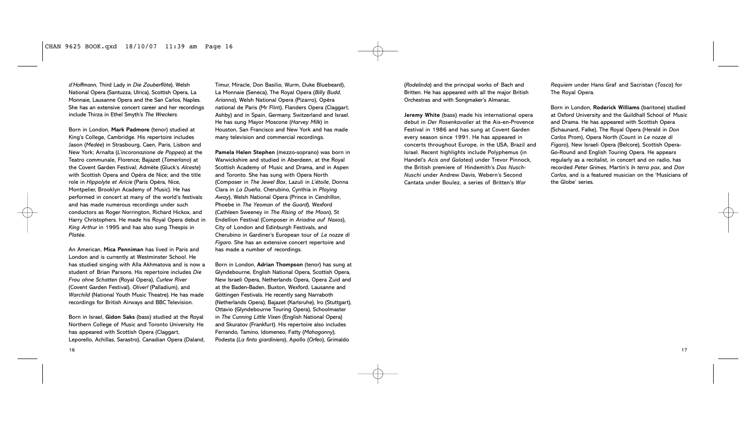*d'Hoffmann*, Third Lady in *Die Zauberflöte*), Welsh National Opera (Santuzza, Ulrica), Scottish Opera, La Monnaie, Lausanne Opera and the San Carlos, Naples. She has an extensive concert career and her recordings include Thirza in Ethel Smyth's *The Wreckers*.

Born in London, **Mark Padmore** (tenor) studied at King's College, Cambridge. His repertoire includes Jason (*Medée*) in Strasbourg, Caen, Paris, Lisbon and New York; Arnalta (*L'incoronazione de Poppea*) at the Teatro communale, Florence; Bajazet (*Tamerlano*) at the Covent Garden Festival; Admète (Gluck's *Alceste*) with Scottish Opera and Opéra de Nice; and the title role in *Hippolyte et Aricie* (Paris Opéra, Nice, Montpelier, Brooklyn Academy of Music). He has performed in concert at many of the world's festivals and has made numerous recordings under such conductors as Roger Norrington, Richard Hickox, and Harry Christophers. He made his Royal Opera debut in *King Arthur* in 1995 and has also sung Thespis in *Platée*.

An American, **Mica Penniman** has lived in Paris and London and is currently at Westminster School. He has studied singing with Alla Akhmatova and is now a student of Brian Parsons. His repertoire includes *Die Frau ohne Schatten* (Royal Opera), *Curlew River* (Covent Garden Festival), *Oliver!* (Palladium), and *Warchild* (National Youth Music Theatre). He has made recordings for British Airways and BBC Television.

Born in Israel, **Gidon Saks** (bass) studied at the Royal Northern College of Music and Toronto University. He has appeared with Scottish Opera (Claggart, Leporello, Achillas, Sarastro), Canadian Opera (Daland, Timur, Miracle, Don Basilio, Wurm, Duke Bluebeard), La Monnaie (Seneca), The Royal Opera (*Billy Budd*, *Arianna*), Welsh National Opera (Pizarro), Opéra national de Paris (Mr Flint), Flanders Opera (Claggart, Ashby) and in Spain, Germany, Switzerland and Israel. He has sung Mayor Moscone (*Harvey Milk*) in Houston, San Francisco and New York and has made many television and commercial recordings.

**Pamela Helen Stephen** (mezzo-soprano) was born in Warwickshire and studied in Aberdeen, at the Royal Scottish Academy of Music and Drama, and in Aspen and Toronto. She has sung with Opera North (Composer in *The Jewel Box*, Lazuli in *L'étoile*, Donna Clara in *La Dueña*, Cherubino, Cynthia in *Playing Away*), Welsh National Opera (Prince in *Cendrillon*, Phoebe in *The Yeoman of the Guard*), Wexford (Cathleen Sweeney in *The Rising of the Moon*), St Endellion Festival (Composer in *Ariadne auf Naxos*), City of London and Edinburgh Festivals, and Cherubino in Gardiner's European tour of *Le nozze di Figaro*. She has an extensive concert repertoire and has made a number of recordings.

Born in London, **Adrian Thompson** (tenor) has sung at Glyndebourne, English National Opera, Scottish Opera, New Israeli Opera, Netherlands Opera, Opera Zuid and at the Baden-Baden, Buxton, Wexford, Lausanne and Göttingen Festivals. He recently sang Narraboth (Netherlands Opera), Bajazet (Karlsruhe), Iro (Stuttgart), Ottavio (Glyndebourne Touring Opera), Schoolmaster in *The Cunning Little Vixen* (English National Opera) and Skuratov (Frankfurt). His repertoire also includes Ferrando, Tamino, Idomeneo, Fatty (*Mahagonny*), Podesta (*La finta giardiniera*), Apollo (*Orfeo*), Grimaldo (*Rodelinda*) and the principal works of Bach and Britten. He has appeared with all the major British Orchestras and with Songmaker's Almanac.

**Jeremy White** (bass) made his international opera debut in *Der Rosenkavalier* at the Aix-en-Provence Festival in 1986 and has sung at Covent Garden every season since 1991. He has appeared in concerts throughout Europe, in the USA, Brazil and Israel. Recent highlights include Polyphemus (in Handel's *Acis and Galatea*) under Trevor Pinnock, the British premiere of Hindemith's *Das Nusch-Nuschi* under Andrew Davis, Webern's Second Cantata under Boulez, a series of Britten's *War Requiem* under Hans Graf and Sacristan (*Tosca*) for The Royal Opera.

Born in London, **Roderick Williams** (baritone) studied at Oxford University and the Guildhall School of Music and Drama. He has appeared with Scottish Opera (Schaunard, Falke), The Royal Opera (Herald in *Don Carlos* Prom), Opera North (Count in *Le nozze di Figaro*), New Israeli Opera (Belcore), Scottish Opera-Go-Round and English Touring Opera. He appears regularly as a recitalist, in concert and on radio, has recorded *Peter Grimes*, Martin's *In terra pax*, and *Don Carlos*, and is a featured musician on the 'Musicians of the Globe' series.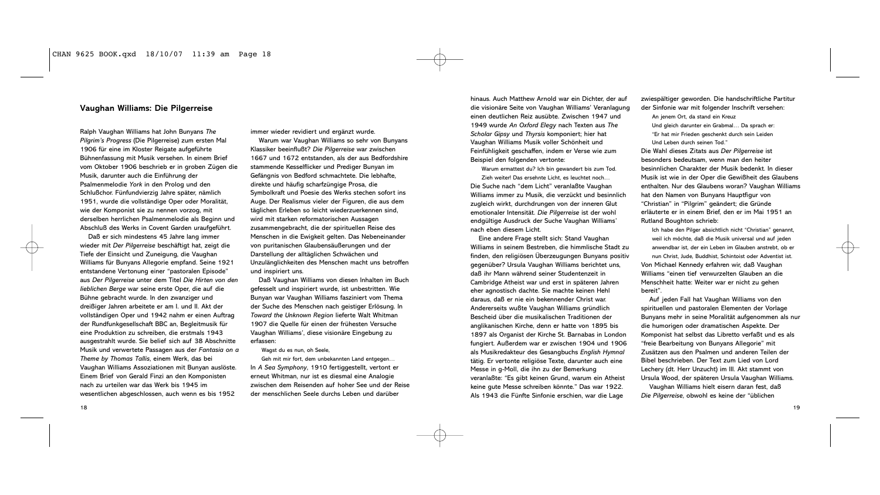## Vaughan Williams: Die Pilgerreise

Ralph Vaughan Williams hat John Bunyans *The Pilgrim's Progress* (Die Pilgerreise) zum ersten Mal 1906 für eine im Kloster Reigate aufgeführte Bühnenfassung mit Musik versehen. In einem Brief vom Oktober 1906 beschrieb er in groben Zügen die Musik, darunter auch die Einführung der Psalmenmelodie *York* in den Prolog und den Schlußchor. Fünfundvierzig Jahre später, nämlich 1951, wurde die vollständige Oper oder Moralität, wie der Komponist sie zu nennen vorzog, mit derselben herrlichen Psalmenmelodie als Beginn und Abschluß des Werks in Covent Garden uraufgeführt.

Daß er sich mindestens 45 Jahre lang immer wieder mit *Der Pilgerreise* beschäftigt hat, zeigt die Tiefe der Einsicht und Zuneigung, die Vaughan Williams für Bunyans Allegorie empfand. Seine 1921 entstandene Vertonung einer "pastoralen Episode" aus *Der Pilgerreise* unter dem Titel *Die Hirten von den lieblichen Berge* war seine erste Oper, die auf die Bühne gebracht wurde. In den zwanziger und dreißiger Jahren arbeitete er am I. und II. Akt der vollständigen Oper und 1942 nahm er einen Auftrag der Rundfunkgesellschaft BBC an, Begleitmusik für eine Produktion zu schreiben, die erstmals 1943 ausgestrahlt wurde. Sie belief sich auf 38 Abschnitte Musik und verwertete Passagen aus der *Fantasia on a Theme by Thomas Tallis*, einem Werk, das bei Vaughan Williams Assoziationen mit Bunyan auslöste. Einem Brief von Gerald Finzi an den Komponisten nach zu urteilen war das Werk bis 1945 im wesentlichen abgeschlossen, auch wenn es bis 1952 immer wieder revidiert und ergänzt wurde.

Warum war Vaughan Williams so sehr von Bunyans Klassiker beeinflußt? *Die Pilgerreise* war zwischen 1667 und 1672 entstanden, als der aus Bedfordshire stammende Kesselflicker und Prediger Bunyan im Gefängnis von Bedford schmachtete. Die lebhafte, direkte und häufig scharfzüngige Prosa, die Symbolkraft und Poesie des Werks stechen sofort ins Auge. Der Realismus vieler der Figuren, die aus dem täglichen Erleben so leicht wiederzuerkennen sind, wird mit starken reformatorischen Aussagen zusammengebracht, die der spirituellen Reise des Menschen in die Ewigkeit gelten. Das Nebeneinander von puritanischen Glaubensäußerungen und der Darstellung der alltäglichen Schwächen und Unzulänglichkeiten des Menschen macht uns betroffen und inspiriert uns.

Daß Vaughan Williams von diesen Inhalten im Buch gefesselt und inspiriert wurde, ist unbestritten. Wie Bunyan war Vaughan Williams fasziniert vom Thema der Suche des Menschen nach geistiger Erlösung. In *Toward the Unknown Region* lieferte Walt Whitman 1907 die Quelle für einen der frühesten Versuche Vaughan Williams', diese visionäre Eingebung zu erfassen:

> Wagst du es nun, oh Seele,
> Geh mit mir fort, dem unbekannten Land entgegen…

In *A Sea Symphony*, 1910 fertiggestellt, vertont er erneut Whitman, nur ist es diesmal eine Analogie zwischen dem Reisenden auf hoher See und der Reise der menschlichen Seele durchs Leben und darüber hinaus. Auch Matthew Arnold war ein Dichter, der auf die visionäre Seite von Vaughan Williams' Veranlagung einen deutlichen Reiz ausübte. Zwischen 1947 und 1949 wurde *An Oxford Elegy* nach Texten aus *The Scholar Gipsy* und *Thyrsis* komponiert; hier hat Vaughan Williams Musik voller Schönheit und Feinfühligkeit geschaffen, indem er Verse wie zum Beispiel den folgenden vertonte:

> Warum ermattest du? Ich bin gewandert bis zum Tod.
> Zieh weiter! Das ersehnte Licht, es leuchtet noch…

Die Suche nach "dem Licht" veranlaßte Vaughan Williams immer zu Musik, die verzückt und besinnlich zugleich wirkt, durchdrungen von der inneren Glut emotionaler Intensität. *Die Pilgerreise* ist der wohl endgültige Ausdruck der Suche Vaughan Williams' nach eben diesem Licht.

Eine andere Frage stellt sich: Stand Vaughan Williams in seinem Bestreben, die himmlische Stadt zu finden, den religiösen Überzeugungen Bunyans positiv gegenüber? Ursula Vaughan Williams berichtet uns, daß ihr Mann während seiner Studentenzeit in Cambridge Atheist war und erst in späteren Jahren eher agnostisch dachte. Sie machte keinen Hehl daraus, daß er nie ein bekennender Christ war. Andererseits wußte Vaughan Williams gründlich Bescheid über die musikalischen Traditionen der anglikanischen Kirche, denn er hatte von 1895 bis 1897 als Organist der Kirche St. Barnabas in London fungiert. Außerdem war er zwischen 1904 und 1906 als Musikredakteur des Gesangbuchs *English Hymnal* tätig. Er vertonte religiöse Texte, darunter auch eine Messe in g-Moll, die ihn zu der Bemerkung veranlaßte: "Es gibt keinen Grund, warum ein Atheist keine gute Messe schreiben könnte." Das war 1922. Als 1943 die Fünfte Sinfonie erschien, war die Lage zwiespältiger geworden. Die handschriftliche Partitur der Sinfonie war mit folgender Inschrift versehen:

> An jenem Ort, da stand ein Kreuz
> Und gleich darunter ein Grabmal… Da sprach er:
> "Er hat mir Frieden geschenkt durch sein Leiden
> Und Leben durch seinen Tod."

Die Wahl dieses Zitats aus *Der Pilgerreise* ist besonders bedeutsam, wenn man den heiter besinnlichen Charakter der Musik bedenkt. In dieser Musik ist wie in der Oper die Gewißheit des Glaubens enthalten. Nur des Glaubens woran? Vaughan Williams hat den Namen von Bunyans Hauptfigur von "Christian" in "Pilgrim" geändert; die Gründe erläuterte er in einem Brief, den er im Mai 1951 an Rutland Boughton schrieb:

> Ich habe den Pilger absichtlich nicht "Christian" genannt, weil ich möchte, daß die Musik universal und auf jeden anwendbar ist, der ein Leben im Glauben anstrebt, ob er nun Christ, Jude, Buddhist, Schintoist oder Adventist ist.

Von Michael Kennedy erfahren wir, daß Vaughan Williams "einen tief verwurzelten Glauben an die Menschheit hatte: Weiter war er nicht zu gehen bereit".

Auf jeden Fall hat Vaughan Williams von den spirituellen und pastoralen Elementen der Vorlage Bunyans mehr in seine Moralität aufgenommen als nur die humorigen oder dramatischen Aspekte. Der Komponist hat selbst das Libretto verfaßt und es als "freie Bearbeitung von Bunyans Allegorie" mit Zusätzen aus den Psalmen und anderen Teilen der Bibel beschrieben. Der Text zum Lied von Lord Lechery (dt. Herr Unzucht) im III. Akt stammt von Ursula Wood, der späteren Ursula Vaughan Williams.

Vaughan Williams hielt eisern daran fest, daß *Die Pilgerreise*, obwohl es keine der "üblichen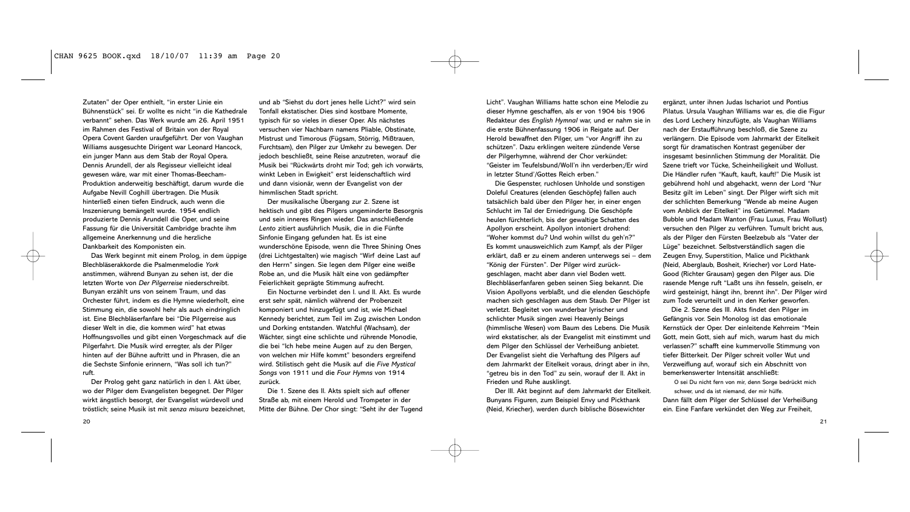Zutaten" der Oper enthielt, "in erster Linie ein Bühnenstück" sei. Er wollte es nicht "in die Kathedrale verbannt" sehen. Das Werk wurde am 26. April 1951 im Rahmen des Festival of Britain von der Royal Opera Covent Garden uraufgeführt. Der von Vaughan Williams ausgesuchte Dirigent war Leonard Hancock, ein junger Mann aus dem Stab der Royal Opera. Dennis Arundell, der als Regisseur vielleicht ideal gewesen wäre, war mit einer Thomas-Beecham-Produktion anderweitig beschäftigt, darum wurde die Aufgabe Nevill Coghill übertragen. Die Musik hinterließ einen tiefen Eindruck, auch wenn die Inszenierung bemängelt wurde. 1954 endlich produzierte Dennis Arundell die Oper, und seine Fassung für die Universität Cambridge brachte ihm allgemeine Anerkennung und die herzliche Dankbarkeit des Komponisten ein.

Das Werk beginnt mit einem Prolog, in dem üppige Blechbläserakkorde die Psalmenmelodie *York* anstimmen, während Bunyan zu sehen ist, der die letzten Worte von *Der Pilgerreise* niederschreibt. Bunyan erzählt uns von seinem Traum, und das Orchester führt, indem es die Hymne wiederholt, eine Stimmung ein, die sowohl hehr als auch eindringlich ist. Eine Blechbläserfanfare bei "Die Pilgerreise aus dieser Welt in die, die kommen wird" hat etwas Hoffnungsvolles und gibt einen Vorgeschmack auf die Pilgerfahrt. Die Musik wird erregter, als der Pilger hinten auf der Bühne auftritt und in Phrasen, die an die Sechste Sinfonie erinnern, "Was soll ich tun?" ruft.

Der Prolog geht ganz natürlich in den I. Akt über, wo der Pilger dem Evangelisten begegnet. Der Pilger wirkt ängstlich besorgt, der Evangelist würdevoll und tröstlich; seine Musik ist mit *senza misura* bezeichnet, und ab "Siehst du dort jenes helle Licht?" wird sein Tonfall ekstatischer. Dies sind kostbare Momente, typisch für so vieles in dieser Oper. Als nächstes versuchen vier Nachbarn namens Pliable, Obstinate, Mistrust und Timorous (Fügsam, Störrig, Mißtrauen, Furchtsam), den Pilger zur Umkehr zu bewegen. Der jedoch beschließt, seine Reise anzutreten, worauf die Musik bei "Rückwärts droht mir Tod; geh ich vorwärts, winkt Leben in Ewigkeit" erst leidenschaftlich wird und dann visionär, wenn der Evangelist von der himmlischen Stadt spricht.

Der musikalische Übergang zur 2. Szene ist hektisch und gibt des Pilgers ungeminderte Besorgnis und sein inneres Ringen wieder. Das anschließende *Lento* zitiert ausführlich Musik, die in die Fünfte Sinfonie Eingang gefunden hat. Es ist eine wunderschöne Episode, wenn die Three Shining Ones (drei Lichtgestalten) wie magisch "Wirf deine Last auf den Herrn" singen. Sie legen dem Pilger eine weiße Robe an, und die Musik hält eine von gedämpfter Feierlichkeit geprägte Stimmung aufrecht.

Ein Nocturne verbindet den I. und II. Akt. Es wurde erst sehr spät, nämlich während der Probenzeit komponiert und hinzugefügt und ist, wie Michael Kennedy berichtet, zum Teil im Zug zwischen London und Dorking entstanden. Watchful (Wachsam), der Wächter, singt eine schlichte und rührende Monodie, die bei "Ich hebe meine Augen auf zu den Bergen, von welchen mir Hilfe kommt" besonders ergreifend wird. Stilistisch geht die Musik auf die *Five Mystical Songs* von 1911 und die *Four Hymns* von 1914 zurück.

Die 1. Szene des II. Akts spielt sich auf offener Straße ab, mit einem Herold und Trompeter in der Mitte der Bühne. Der Chor singt: "Seht ihr der Tugend Licht". Vaughan Williams hatte schon eine Melodie zu dieser Hymne geschaffen, als er von 1904 bis 1906 Redakteur des *English Hymnal* war, und er nahm sie in die erste Bühnenfassung 1906 in Reigate auf. Der Herold bewaffnet den Pilger, um "vor Angriff ihn zu schützen". Dazu erklingen weitere zündende Verse der Pilgerhymne, während der Chor verkündet: "Geister im Teufelsbund/Woll'n ihn verderben;/Er wird in letzter Stund'/Gottes Reich erben."

Die Gespenster, ruchlosen Unholde und sonstigen Doleful Creatures (elenden Geschöpfe) fallen auch tatsächlich bald über den Pilger her, in einer engen Schlucht im Tal der Erniedrigung. Die Geschöpfe heulen fürchterlich, bis der gewaltige Schatten des Apollyon erscheint. Apollyon intoniert drohend: "Woher kommst du? Und wohin willst du geh'n?" Es kommt unausweichlich zum Kampf, als der Pilger erklärt, daß er zu einem anderen unterwegs sei – dem "König der Fürsten". Der Pilger wird zurückgeschlagen, macht aber dann viel Boden wett. Blechbläserfanfaren geben seinen Sieg bekannt. Die Vision Apollyons verblaßt, und die elenden Geschöpfe machen sich geschlagen aus dem Staub. Der Pilger ist verletzt. Begleitet von wunderbar lyrischer und schlichter Musik singen zwei Heavenly Beings (himmlische Wesen) vom Baum des Lebens. Die Musik wird ekstatischer, als der Evangelist mit einstimmt und dem Pilger den Schlüssel der Verheißung anbietet. Der Evangelist sieht die Verhaftung des Pilgers auf dem Jahrmarkt der Eitelkeit voraus, dringt aber in ihn, "getreu bis in den Tod" zu sein, worauf der II. Akt in Frieden und Ruhe ausklingt.

Der III. Akt beginnt auf dem Jahrmarkt der Eitelkeit. Bunyans Figuren, zum Beispiel Envy und Pickthank (Neid, Kriecher), werden durch biblische Bösewichter ergänzt, unter ihnen Judas Ischariot und Pontius Pilatus. Ursula Vaughan Williams war es, die die Figur des Lord Lechery hinzufügte, als Vaughan Williams nach der Erstaufführung beschloß, die Szene zu verlängern. Die Episode vom Jahrmarkt der Eitelkeit sorgt für dramatischen Kontrast gegenüber der insgesamt besinnlichen Stimmung der Moralität. Die Szene trieft vor Tücke, Scheinheiligkeit und Wollust. Die Händler rufen "Kauft, kauft, kauft!" Die Musik ist gebührend hohl und abgehackt, wenn der Lord "Nur Besitz gilt im Leben" singt. Der Pilger wirft sich mit der schlichten Bemerkung "Wende ab meine Augen vom Anblick der Eitelkeit" ins Getümmel. Madam Bubble und Madam Wanton (Frau Luxus, Frau Wollust) versuchen den Pilger zu verführen. Tumult bricht aus, als der Pilger den Fürsten Beelzebub als "Vater der Lüge" bezeichnet. Selbstverständlich sagen die Zeugen Envy, Superstition, Malice und Pickthank (Neid, Aberglaub, Bosheit, Kriecher) vor Lord Hate-Good (Richter Grausam) gegen den Pilger aus. Die rasende Menge ruft "Laßt uns ihn fesseln, geiseln, er wird gesteinigt, hängt ihn, brennt ihn". Der Pilger wird zum Tode verurteilt und in den Kerker geworfen.

Die 2. Szene des III. Akts findet den Pilger im Gefängnis vor. Sein Monolog ist das emotionale Kernstück der Oper. Der einleitende Kehrreim "Mein Gott, mein Gott, sieh auf mich, warum hast du mich verlassen?" schafft eine kummervolle Stimmung von tiefer Bitterkeit. Der Pilger schreit voller Wut und Verzweiflung auf, worauf sich ein Abschnitt von bemerkenswerter Intensität anschließt:

> O sei Du nicht fern von mir, denn Sorge bedrückt mich schwer, und da ist niemand, der mir hülfe.

Dann fällt dem Pilger der Schlüssel der Verheißung ein. Eine Fanfare verkündet den Weg zur Freiheit,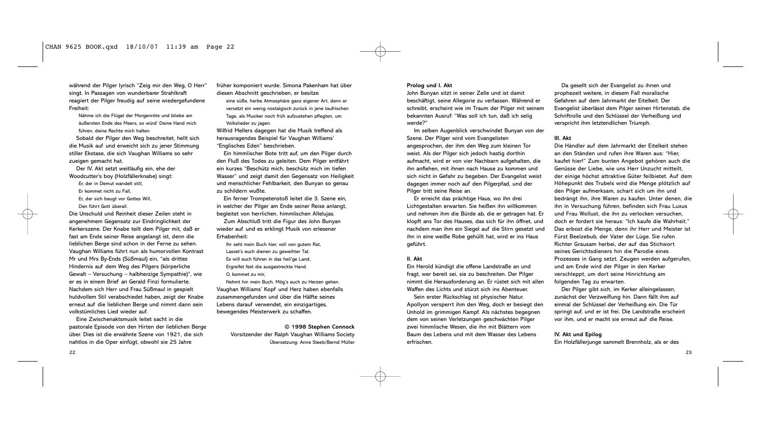während der Pilger lyrisch "Zeig mir den Weg, O Herr" singt. In Passagen von wunderbarer Strahlkraft reagiert der Pilger freudig auf seine wiedergefundene Freiheit:

> Nähme ich die Flügel der Morgenröte und bliebe am
> äußersten Ende des Meers, so würd' Deine Hand mich
> führen, deine Rechte mich halten.

Sobald der Pilger den Weg beschreitet, hellt sich die Musik auf und erweicht sich zu jener Stimmung stiller Ekstase, die sich Vaughan Williams so sehr zueigen gemacht hat.

Der IV. Akt setzt weitläufig ein, ehe der Woodcutter's boy (Holzfällerknabe) singt:

> Er, der in Demut wandelt still,
> Er kommet nicht zu Fall,
> Er, der sich beugt vor Gottes Will,
> Den führt Gott überall.

Die Unschuld und Reinheit dieser Zeilen steht in angenehmem Gegensatz zur Eindringlichkeit der Kerkerszene. Der Knabe teilt dem Pilger mit, daß er fast am Ende seiner Reise angelangt ist, denn die lieblichen Berge sind schon in der Ferne zu sehen. Vaughan Williams führt nun als humorvollen Kontrast Mr und Mrs By-Ends (Süßmaul) ein, "als drittes Hindernis auf dem Weg des Pilgers (körperliche Gewalt – Versuchung – halbherzige Sympathie)", wie er es in einem Brief an Gerald Finzi formulierte. Nachdem sich Herr und Frau Süßmaul in gespielt huldvollem Stil verabschiedet haben, zeigt der Knabe erneut auf die lieblichen Berge und nimmt dann sein volkstümliches Lied wieder auf.

Eine Zwischenaktsmusik leitet sacht in die pastorale Episode von den Hirten der lieblichen Berge über. Dies ist die erwähnte Szene von 1921, die sich nahtlos in die Oper einfügt, obwohl sie 25 Jahre früher komponiert wurde. Simona Pakenham hat über diesen Abschnitt geschrieben, er besitze

> eine süße, herbe Atmosphäre ganz eigener Art, denn er
> versetzt ein wenig nostalgisch zurück in jene taufrischen
> Tage, als Musiker noch früh aufzustehen pflegten, um
> Volkslieder zu jagen.

Wilfrid Mellers dagegen hat die Musik treffend als herausragendes Beispiel für Vaughan Williams' "Englisches Eden" beschrieben.

Ein himmlischer Bote tritt auf, um den Pilger durch den Fluß des Todes zu geleiten. Dem Pilger entfährt ein kurzes "Beschütz mich, beschütz mich im tiefen Wasser" und zeigt damit den Gegensatz von Heiligkeit und menschlicher Fehlbarkeit, den Bunyan so genau zu schildern wußte.

Ein ferner Trompetenstoß leitet die 3. Szene ein, in welcher der Pilger am Ende seiner Reise anlangt, begleitet von herrlichen, himmlischen Allelujas.

Zum Abschluß tritt die Figur des John Bunyan wieder auf und es erklingt Musik von erlesener Erhabenheit:

> Ihr seht mein Buch hier, voll von gutem Rat,
> Lasset's euch dienen zu geweihter Tat.
> Es will euch führen in das heil'ge Land,
> Ergreifet fest die ausgestreckte Hand.
> O, kommet zu mir,
> Nehmt hin mein Buch. Mög's euch zu Herzen gehen.

Vaughan Williams' Kopf und Herz haben ebenfalls zusammengefunden und über die Hälfte seines Lebens darauf verwendet, ein einzigartiges, bewegendes Meisterwerk zu schaffen.

**© 1998 Stephen Connock**
Vorsitzender der Ralph Vaughan Williams Society
Übersetzung: Anne Steeb/Bernd Müller

**Prolog und I. Akt**

John Bunyan sitzt in seiner Zelle und ist damit beschäftigt, seine Allegorie zu verfassen. Während er schreibt, erscheint wie im Traum der Pilger mit seinem bekannten Ausruf: "Was soll ich tun, daß ich selig werde?"

Im selben Augenblick verschwindet Bunyan von der Szene. Der Pilger wird vom Evangelisten angesprochen, der ihm den Weg zum kleinen Tor weist. Als der Pilger sich jedoch hastig dorthin aufmacht, wird er von vier Nachbarn aufgehalten, die ihn anflehen, mit ihnen nach Hause zu kommen und sich nicht in Gefahr zu begeben. Der Evangelist weist dagegen immer noch auf den Pilgerpfad, und der Pilger tritt seine Reise an.

Er erreicht das prächtige Haus, wo ihn drei Lichtgestalten erwarten. Sie heißen ihn willkommen und nehmen ihm die Bürde ab, die er getragen hat. Er klopft ans Tor des Hauses, das sich für ihn öffnet, und nachdem man ihm ein Siegel auf die Stirn gesetzt und ihn in eine weiße Robe gehüllt hat, wird er ins Haus geführt.

**II. Akt**

Ein Herold kündigt die offene Landstraße an und fragt, wer bereit sei, sie zu beschreiten. Der Pilger nimmt die Herausforderung an. Er rüstet sich mit allen Waffen des Lichts und stürzt sich ins Abenteuer.

Sein erster Rückschlag ist physischer Natur. Apollyon versperrt ihm den Weg, doch er besiegt den Unhold im grimmigen Kampf. Als nächstes begegnen dem von seinen Verletzungen geschwächten Pilger zwei himmlische Wesen, die ihn mit Blättern vom Baum des Lebens und mit dem Wasser des Lebens erfrischen.

Da gesellt sich der Evangelist zu ihnen und prophezeit weitere, in diesem Fall moralische Gefahren auf dem Jahrmarkt der Eitelkeit. Der Evangelist überlässt dem Pilger seinen Hirtenstab, die Schriftrolle und den Schlüssel der Verheißung und verspricht ihm letztendlichen Triumph.

**III. Akt**

Die Händler auf dem Jahrmarkt der Eitelkeit stehen an den Ständen und rufen ihre Waren aus: "Hier, kaufet hier!" Zum bunten Angebot gehören auch die Genüsse der Liebe, wie uns Herr Unzucht mitteilt, der einige höchst attraktive Güter feilbietet. Auf dem Höhepunkt des Trubels wird die Menge plötzlich auf den Pilger aufmerksam, schart sich um ihn und bedrängt ihn, ihre Waren zu kaufen. Unter denen, die ihn in Versuchung führen, befinden sich Frau Luxus und Frau Wollust, die ihn zu verlocken versuchen, doch er fordert sie heraus: "Ich kaufe die Wahrheit." Das erbost die Menge, denn ihr Herr und Meister ist Fürst Beelzebub, der Vater der Lüge. Sie rufen Richter Grausam herbei, der auf das Stichwort seines Gerichtsdieners hin die Parodie eines Prozesses in Gang setzt. Zeugen werden aufgerufen, und am Ende wird der Pilger in den Kerker verschleppt, um dort seine Hinrichtung am folgenden Tag zu erwarten.

Der Pilger gibt sich, im Kerker alleingelassen, zunächst der Verzweiflung hin. Dann fällt ihm auf einmal der Schlüssel der Verheißung ein. Die Tür springt auf, und er ist frei. Die Landstraße erscheint vor ihm, und er macht sie erneut auf die Reise.

**IV. Akt und Epilog**

Ein Holzfällerjunge sammelt Brennholz, als er des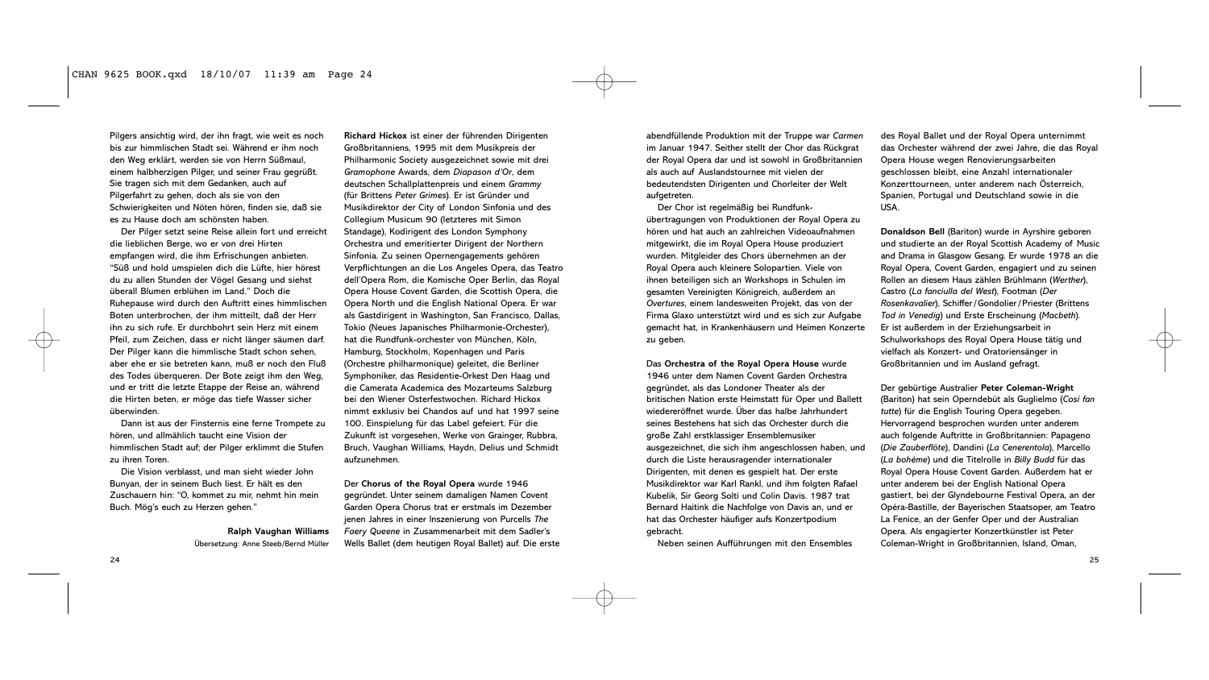Pilgers ansichtig wird, der ihn fragt, wie weit es noch bis zur himmlischen Stadt sei. Während er ihm noch den Weg erklärt, werden sie von Herrn Süßmaul, einem halbherzigen Pilger, und seiner Frau gegrüßt. Sie tragen sich mit dem Gedanken, auch auf Pilgerfahrt zu gehen, doch als sie von den Schwierigkeiten und Nöten hören, finden sie, daß sie es zu Hause doch am schönsten haben.

Der Pilger setzt seine Reise allein fort und erreicht die lieblichen Berge, wo er von drei Hirten empfangen wird, die ihm Erfrischungen anbieten. "Süß und hold umspielen dich die Lüfte, hier hörest du zu allen Stunden der Vögel Gesang und siehst überall Blumen erblühen im Land." Doch die Ruhepause wird durch den Auftritt eines himmlischen Boten unterbrochen, der ihm mitteilt, daß der Herr ihn zu sich rufe. Er durchbohrt sein Herz mit einem Pfeil, zum Zeichen, dass er nicht länger säumen darf. Der Pilger kann die himmlische Stadt schon sehen, aber ehe er sie betreten kann, muß er noch den Fluß des Todes überqueren. Der Bote zeigt ihm den Weg, und er tritt die letzte Etappe der Reise an, während die Hirten beten, er möge das tiefe Wasser sicher überwinden.

Dann ist aus der Finsternis eine ferne Trompete zu hören, und allmählich taucht eine Vision der himmlischen Stadt auf; der Pilger erklimmt die Stufen zu ihren Toren.

Die Vision verblasst, und man sieht wieder John Bunyan, der in seinem Buch liest. Er hält es den Zuschauern hin: "O, kommet zu mir, nehmt hin mein Buch. Mög's euch zu Herzen gehen."

**Ralph Vaughan Williams**
Übersetzung: Anne Steeb/Bernd Müller

**Richard Hickox** ist einer der führenden Dirigenten Großbritanniens, 1995 mit dem Musikpreis der Philharmonic Society ausgezeichnet sowie mit drei *Gramophone* Awards, dem *Diapason d'Or*, dem deutschen Schallplattenpreis und einem *Grammy* (für Brittens *Peter Grimes*). Er ist Gründer und Musikdirektor der City of London Sinfonia und des Collegium Musicum 90 (letzteres mit Simon Standage), Kodirigent des London Symphony Orchestra und emeritierter Dirigent der Northern Sinfonia. Zu seinen Opernengagements gehören Verpflichtungen an die Los Angeles Opera, das Teatro dell'Opera Rom, die Komische Oper Berlin, das Royal Opera House Covent Garden, die Scottish Opera, die Opera North und die English National Opera. Er war als Gastdirigent in Washington, San Francisco, Dallas, Tokio (Neues Japanisches Philharmonie-Orchester), hat die Rundfunk-orchester von München, Köln, Hamburg, Stockholm, Kopenhagen und Paris (Orchestre philharmonique) geleitet, die Berliner Symphoniker, das Residentie-Orkest Den Haag und die Camerata Academica des Mozarteums Salzburg bei den Wiener Osterfestwochen. Richard Hickox nimmt exklusiv bei Chandos auf und hat 1997 seine 100. Einspielung für das Label gefeiert. Für die Zukunft ist vorgesehen, Werke von Grainger, Rubbra, Bruch, Vaughan Williams, Haydn, Delius und Schmidt aufzunehmen.

Der **Chorus of the Royal Opera** wurde 1946 gegründet. Unter seinem damaligen Namen Covent Garden Opera Chorus trat er erstmals im Dezember jenen Jahres in einer Inszenierung von Purcells *The Faery Queene* in Zusammenarbeit mit dem Sadler's Wells Ballet (dem heutigen Royal Ballet) auf. Die erste abendfüllende Produktion mit der Truppe war *Carmen* im Januar 1947. Seither stellt der Chor das Rückgrat der Royal Opera dar und ist sowohl in Großbritannien als auch auf Auslandstournee mit vielen der bedeutendsten Dirigenten und Chorleiter der Welt aufgetreten.

Der Chor ist regelmäßig bei Rundfunk-übertragungen von Produktionen der Royal Opera zu hören und hat auch an zahlreichen Videoaufnahmen mitgewirkt, die im Royal Opera House produziert wurden. Mitgleider des Chors übernehmen an der Royal Opera auch kleinere Solopartien. Viele von ihnen beteiligen sich an Workshops in Schulen im gesamten Vereinigten Königreich, außerdem an *Overtures*, einem landesweiten Projekt, das von der Firma Glaxo unterstützt wird und es sich zur Aufgabe gemacht hat, in Krankenhäusern und Heimen Konzerte zu geben.

Das **Orchestra of the Royal Opera House** wurde 1946 unter dem Namen Covent Garden Orchestra gegründet, als das Londoner Theater als der britischen Nation erste Heimstatt für Oper und Ballett wiedereröffnet wurde. Über das halbe Jahrhundert seines Bestehens hat sich das Orchester durch die große Zahl erstklassiger Ensemblemusiker ausgezeichnet, die sich ihm angeschlossen haben, und durch die Liste herausragender internationaler Dirigenten, mit denen es gespielt hat. Der erste Musikdirektor war Karl Rankl, und ihm folgten Rafael Kubelik, Sir Georg Solti und Colin Davis. 1987 trat Bernard Haitink die Nachfolge von Davis an, und er hat das Orchester häufiger aufs Konzertpodium gebracht.

Neben seinen Aufführungen mit den Ensembles des Royal Ballet und der Royal Opera unternimmt das Orchester während der zwei Jahre, die das Royal Opera House wegen Renovierungsarbeiten geschlossen bleibt, eine Anzahl internationaler Konzerttourneen, unter anderem nach Österreich, Spanien, Portugal und Deutschland sowie in die USA.

**Donaldson Bell** (Bariton) wurde in Ayrshire geboren und studierte an der Royal Scottish Academy of Music and Drama in Glasgow Gesang. Er wurde 1978 an die Royal Opera, Covent Garden, engagiert und zu seinen Rollen an diesem Haus zählen Brühlmann (*Werther*), Castro (*La fanciulla del West*), Footman (*Der Rosenkavalier*), Schiffer / Gondolier / Priester (Brittens *Tod in Venedig*) und Erste Erscheinung (*Macbeth*). Er ist außerdem in der Erziehungsarbeit in Schulworkshops des Royal Opera House tätig und vielfach als Konzert- und Oratoriensänger in Großbritannien und im Ausland gefragt.

Der gebürtige Australier **Peter Coleman-Wright** (Bariton) hat sein Operndebüt als Guglielmo (*Così fan tutte*) für die English Touring Opera gegeben. Hervorragend besprochen wurden unter anderem auch folgende Auftritte in Großbritannien: Papageno (*Die Zauberflöte*), Dandini (*La Cenerentola*), Marcello (*La bohème*) und die Titelrolle in *Billy Budd* für das Royal Opera House Covent Garden. Außerdem hat er unter anderem bei der English National Opera gastiert, bei der Glyndebourne Festival Opera, an der Opéra-Bastille, der Bayerischen Staatsoper, am Teatro La Fenice, an der Genfer Oper und der Australian Opera. Als engagierter Konzertkünstler ist Peter Coleman-Wright in Großbritannien, Island, Oman,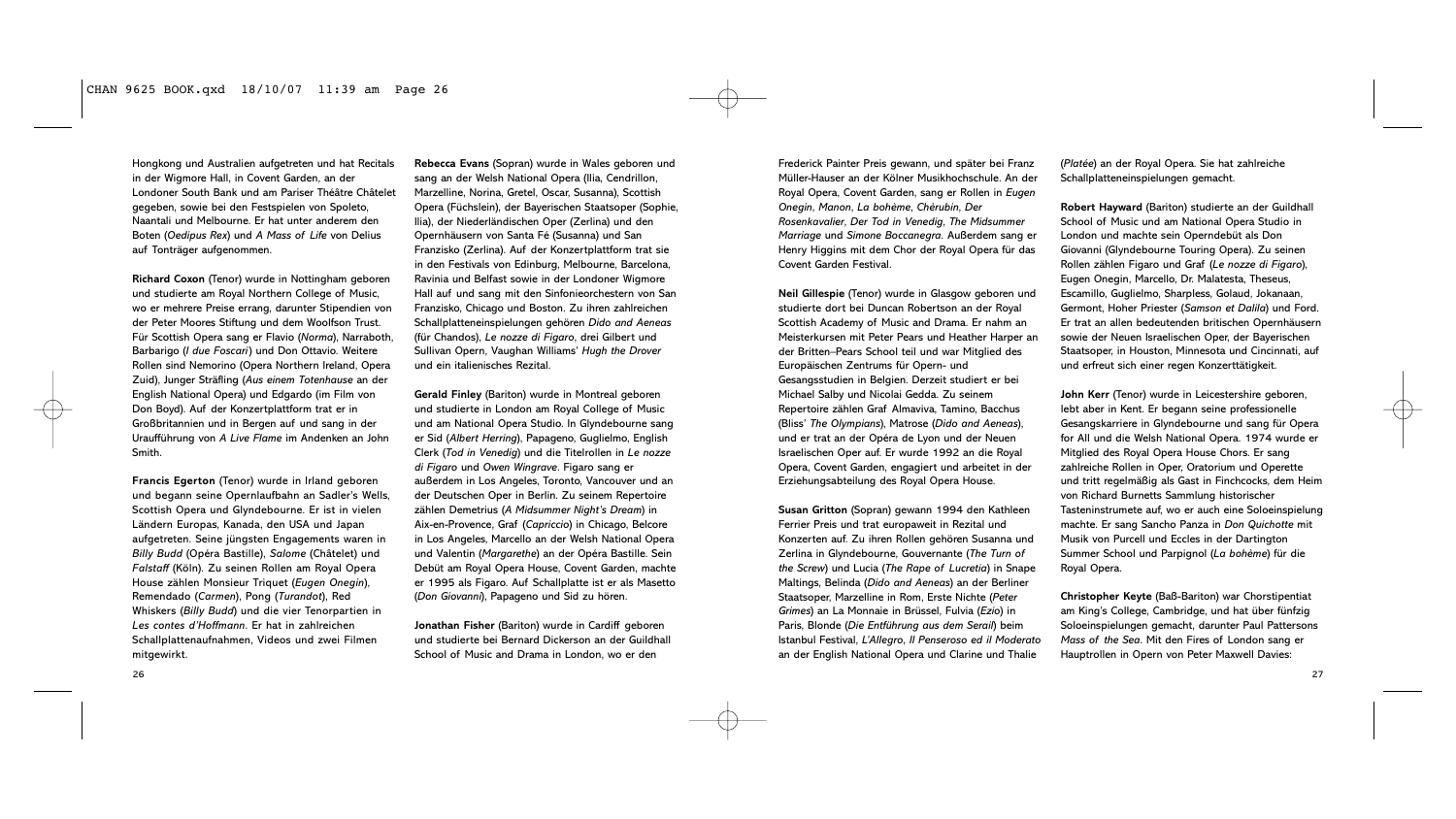Hongkong und Australien aufgetreten und hat Recitals in der Wigmore Hall, in Covent Garden, an der Londoner South Bank und am Pariser Théâtre Châtelet gegeben, sowie bei den Festspielen von Spoleto, Naantali und Melbourne. Er hat unter anderem den Boten (*Oedipus Rex*) und *A Mass of Life* von Delius auf Tonträger aufgenommen.

**Richard Coxon** (Tenor) wurde in Nottingham geboren und studierte am Royal Northern College of Music, wo er mehrere Preise errang, darunter Stipendien von der Peter Moores Stiftung und dem Woolfson Trust. Für Scottish Opera sang er Flavio (*Norma*), Narraboth, Barbarigo (*I due Foscari*) und Don Ottavio. Weitere Rollen sind Nemorino (Opera Northern Ireland, Opera Zuid), Junger Sträfling (*Aus einem Totenhause* an der English National Opera) und Edgardo (im Film von Don Boyd). Auf der Konzertplattform trat er in Großbritannien und in Bergen auf und sang in der Uraufführung von *A Live Flame* im Andenken an John Smith.

**Francis Egerton** (Tenor) wurde in Irland geboren und begann seine Opernlaufbahn an Sadler's Wells, Scottish Opera und Glyndebourne. Er ist in vielen Ländern Europas, Kanada, den USA und Japan aufgetreten. Seine jüngsten Engagements waren in *Billy Budd* (Opéra Bastille), *Salome* (Châtelet) und *Falstaff* (Köln). Zu seinen Rollen am Royal Opera House zählen Monsieur Triquet (*Eugen Onegin*), Remendado (*Carmen*), Pong (*Turandot*), Red Whiskers (*Billy Budd*) und die vier Tenorpartien in *Les contes d'Hoffmann*. Er hat in zahlreichen Schallplattenaufnahmen, Videos und zwei Filmen mitgewirkt.

**Rebecca Evans** (Sopran) wurde in Wales geboren und sang an der Welsh National Opera (Ilia, Cendrillon, Marzelline, Norina, Gretel, Oscar, Susanna), Scottish Opera (Füchslein), der Bayerischen Staatsoper (Sophie, Ilia), der Niederländischen Oper (Zerlina) und den Opernhäusern von Santa Fé (Susanna) und San Franzisko (Zerlina). Auf der Konzertplattform trat sie in den Festivals von Edinburg, Melbourne, Barcelona, Ravinia und Belfast sowie in der Londoner Wigmore Hall auf und sang mit den Sinfonieorchestern von San Franzisko, Chicago und Boston. Zu ihren zahlreichen Schallplatteneinspielungen gehören *Dido and Aeneas* (für Chandos), *Le nozze di Figaro*, drei Gilbert und Sullivan Opern, Vaughan Williams' *Hugh the Drover* und ein italienisches Rezital.

**Gerald Finley** (Bariton) wurde in Montreal geboren und studierte in London am Royal College of Music und am National Opera Studio. In Glyndebourne sang er Sid (*Albert Herring*), Papageno, Guglielmo, English Clerk (*Tod in Venedig*) und die Titelrollen in *Le nozze di Figaro* und *Owen Wingrave*. Figaro sang er außerdem in Los Angeles, Toronto, Vancouver und an der Deutschen Oper in Berlin. Zu seinem Repertoire zählen Demetrius (*A Midsummer Night's Dream*) in Aix-en-Provence, Graf (*Capriccio*) in Chicago, Belcore in Los Angeles, Marcello an der Welsh National Opera und Valentin (*Margarethe*) an der Opéra Bastille. Sein Debüt am Royal Opera House, Covent Garden, machte er 1995 als Figaro. Auf Schallplatte ist er als Masetto (*Don Giovanni*), Papageno und Sid zu hören.

**Jonathan Fisher** (Bariton) wurde in Cardiff geboren und studierte bei Bernard Dickerson an der Guildhall School of Music and Drama in London, wo er den Frederick Painter Preis gewann, und später bei Franz Müller-Hauser an der Kölner Musikhochschule. An der Royal Opera, Covent Garden, sang er Rollen in *Eugen Onegin*, *Manon*, *La bohème*, *Chérubin*, *Der Rosenkavalier*, *Der Tod in Venedig*, *The Midsummer Marriage* und *Simone Boccanegra*. Außerdem sang er Henry Higgins mit dem Chor der Royal Opera für das Covent Garden Festival.

**Neil Gillespie** (Tenor) wurde in Glasgow geboren und studierte dort bei Duncan Robertson an der Royal Scottish Academy of Music and Drama. Er nahm an Meisterkursen mit Peter Pears und Heather Harper an der Britten–Pears School teil und war Mitglied des Europäischen Zentrums für Opern- und Gesangsstudien in Belgien. Derzeit studiert er bei Michael Salby und Nicolai Gedda. Zu seinem Repertoire zählen Graf Almaviva, Tamino, Bacchus (Bliss' *The Olympians*), Matrose (*Dido and Aeneas*), und er trat an der Opéra de Lyon und der Neuen Israelischen Oper auf. Er wurde 1992 an die Royal Opera, Covent Garden, engagiert und arbeitet in der Erziehungsabteilung des Royal Opera House.

**Susan Gritton** (Sopran) gewann 1994 den Kathleen Ferrier Preis und trat europaweit in Rezital und Konzerten auf. Zu ihren Rollen gehören Susanna und Zerlina in Glyndebourne, Gouvernante (*The Turn of the Screw*) und Lucia (*The Rape of Lucretia*) in Snape Maltings, Belinda (*Dido and Aeneas*) an der Berliner Staatsoper, Marzelline in Rom, Erste Nichte (*Peter Grimes*) an La Monnaie in Brüssel, Fulvia (*Ezio*) in Paris, Blonde (*Die Entführung aus dem Serail*) beim Istanbul Festival, *L'Allegro, Il Penseroso ed il Moderato* an der English National Opera und Clarine und Thalie (*Platée*) an der Royal Opera. Sie hat zahlreiche Schallplatteneinspielungen gemacht.

**Robert Hayward** (Bariton) studierte an der Guildhall School of Music und am National Opera Studio in London und machte sein Operndebüt als Don Giovanni (Glyndebourne Touring Opera). Zu seinen Rollen zählen Figaro und Graf (*Le nozze di Figaro*), Eugen Onegin, Marcello, Dr. Malatesta, Theseus, Escamillo, Guglielmo, Sharpless, Golaud, Jokanaan, Germont, Hoher Priester (*Samson et Dalila*) und Ford. Er trat an allen bedeutenden britischen Opernhäusern sowie der Neuen Israelischen Oper, der Bayerischen Staatsoper, in Houston, Minnesota und Cincinnati, auf und erfreut sich einer regen Konzerttätigkeit.

**John Kerr** (Tenor) wurde in Leicestershire geboren, lebt aber in Kent. Er begann seine professionelle Gesangskarriere in Glyndebourne und sang für Opera for All und die Welsh National Opera. 1974 wurde er Mitglied des Royal Opera House Chors. Er sang zahlreiche Rollen in Oper, Oratorium und Operette und tritt regelmäßig als Gast in Finchcocks, dem Heim von Richard Burnetts Sammlung historischer Tasteninstrumete auf, wo er auch eine Soloeinspielung machte. Er sang Sancho Panza in *Don Quichotte* mit Musik von Purcell und Eccles in der Dartington Summer School und Parpignol (*La bohème*) für die Royal Opera.

**Christopher Keyte** (Baß-Bariton) war Chorstipentiat am King's College, Cambridge, und hat über fünfzig Soloeinspielungen gemacht, darunter Paul Pattersons *Mass of the Sea*. Mit den Fires of London sang er Hauptrollen in Opern von Peter Maxwell Davies: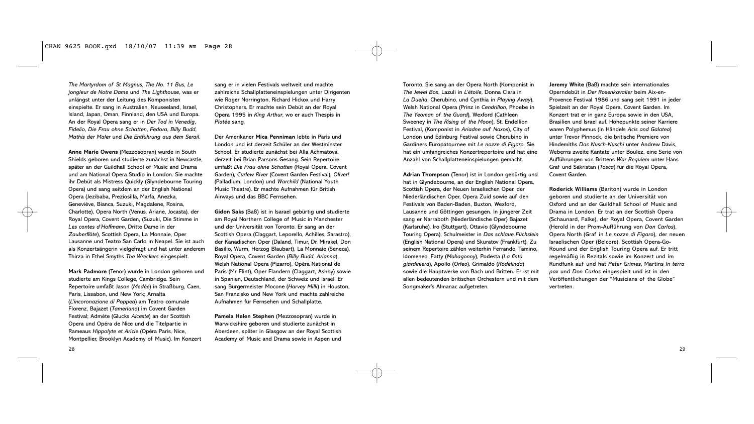*The Martyrdom of St Magnus*, *The No. 11 Bus*, *Le jongleur de Notre Dame* und *The Lighthouse*, was er unlängst unter der Leitung des Komponisten einspielte. Er sang in Australien, Neuseeland, Israel, Island, Japan, Oman, Finnland, den USA und Europa. An der Royal Opera sang er in *Der Tod in Venedig*, *Fidelio*, *Die Frau ohne Schatten*, *Fedora*, *Billy Budd*, *Mathis der Maler* und *Die Entführung aus dem Serail*.

**Anne Marie Owens** (Mezzosopran) wurde in South Shields geboren und studierte zunächst in Newcastle, später an der Guildhall School of Music and Drama und am National Opera Studio in London. Sie machte ihr Debüt als Mistress Quickly (Glyndebourne Touring Opera) und sang seitdem an der English National Opera (Jezibaba, Preziosilla, Marfa, Anezka, Geneviéve, Bianca, Suzuki, Magdalene, Rosina, Charlotte), Opera North (Venus, Ariane, Jocasta), der Royal Opera, Covent Garden, (Suzuki, Die Stimme in *Les contes d'Hoffmann*, Dritte Dame in der *Zauberflöte*), Scottish Opera, La Monnaie, Oper Lausanne und Teatro San Carlo in Neapel. Sie ist auch als Konzertsängerin vielgefragt und hat unter anderem Thirza in Ethel Smyths *The Wreckers* eingespielt.

**Mark Padmore** (Tenor) wurde in London geboren und studierte am Kings College, Cambridge. Sein Repertoire umfaßt Jason (*Medée*) in Straßburg, Caen, Paris, Lissabon, und New York; Arnalta (*L'incoronazione di Poppea*) am Teatro comunale Florenz, Bajazet (*Tamerlano*) im Covent Garden Festival; Admète (Glucks *Alceste*) an der Scottish Opera und Opéra de Nice und die Titelpartie in Rameaus *Hippolyte et Aricie* (Opéra Paris, Nice, Montpellier, Brooklyn Academy of Music). Im Konzert sang er in vielen Festivals weltweit und machte zahlreiche Schallplatteneinspielungen unter Dirigenten wie Roger Norrington, Richard Hickox und Harry Christophers. Er machte sein Debüt an der Royal Opera 1995 in *King Arthur*, wo er auch Thespis in *Platée* sang.

Der Amerikaner **Mica Penniman** lebte in Paris und London und ist derzeit Schüler an der Westminster School. Er studierte zunächst bei Alla Achmatova, derzeit bei Brian Parsons Gesang. Sein Repertoire umfaßt *Die Frau ohne Schatten* (Royal Opera, Covent Garden), *Curlew River* (Covent Garden Festival), *Oliver!* (Palladium, London) und *Warchild* (National Youth Music Theatre). Er machte Aufnahmen für British Airways und das BBC Fernsehen.

**Gidon Saks** (Baß) ist in Isarael gebürtig und studierte am Royal Northern College of Music in Manchester und der Universität von Toronto. Er sang an der Scottish Opera (Claggart, Leporello, Achilles, Sarastro), der Kanadischen Oper (Daland, Timur, Dr. Mirakel, Don Basilio, Wurm, Herzog Blaubart), La Monnaie (Seneca), Royal Opera, Covent Garden (*Billy Budd*, *Arianna*), Welsh National Opera (Pizarro), Opéra National de Paris (Mr Flint), Oper Flandern (Claggart, Ashby) sowie in Spanien, Deutschland, der Schweiz und Israel. Er sang Bürgermeister Mocone (*Harvey Milk*) in Houston, San Franzisko und New York und machte zahlreiche Aufnahmen für Fernsehen und Schallplatte.

**Pamela Helen Stephen** (Mezzosopran) wurde in Warwickshire geboren und studierte zunächst in Aberdeen, später in Glasgow an der Royal Scottish Academy of Music and Drama sowie in Aspen und Toronto. Sie sang an der Opera North (Komponist in *The Jewel Box*, Lazuli in *L'étoile*, Donna Clara in *La Dueña*, Cherubino, und Cynthia in *Playing Away*), Welsh National Opera (Prinz in *Cendrillon*, Phoebe in *The Yeoman of the Guard*), Wexford (Cathleen Sweeney in *The Rising of the Moon*), St. Endellion Festival, (Komponist in *Ariadne auf Naxos*), City of London und Edinburg Festival sowie Cherubino in Gardiners Europatournee mit *Le nozze di Figaro*. Sie hat ein umfangreiches Konzertrepertoire und hat eine Anzahl von Schallplatteneinspielungen gemacht.

**Adrian Thompson** (Tenor) ist in London gebürtig und hat in Glyndebourne, an der English National Opera, Scottish Opera, der Neuen Israelischen Oper, der Niederländischen Oper, Opera Zuid sowie auf den Festivals von Baden-Baden, Buxton, Wexford, Lausanne und Göttingen gesungen. In jüngerer Zeit sang er Narraboth (Niederländische Oper) Bajazet (Karlsruhe), Iro (Stuttgart), Ottavio (Glyndebourne Touring Opera), Schulmeister in *Das schlaue Füchslein* (English National Opera) und Skuratov (Frankfurt). Zu seinem Repertoire zählen weiterhin Ferrando, Tamino, Idomeneo, Fatty (*Mahagonny*), Podesta (*La finta giardiniera*), Apollo (*Orfeo*), Grimaldo (*Rodelinda*) sowie die Hauptwerke von Bach und Britten. Er ist mit allen bedeutenden britischen Orchestern und mit dem Songmaker's Almanac aufgetreten.

**Jeremy White** (Baß) machte sein internationales Operndebüt in *Der Rosenkavalier* beim Aix-en-Provence Festival 1986 und sang seit 1991 in jeder Spielzeit an der Royal Opera, Covent Garden. Im Konzert trat er in ganz Europa sowie in den USA, Brasilien und Israel auf. Höhepunkte seiner Karriere waren Polyphemus (in Händels *Acis and Galatea*) unter Trevor Pinnock, die britische Premiere von Hindemiths *Das Nusch-Nuschi* unter Andrew Davis, Weberns zweite Kantate unter Boulez, eine Serie von Aufführungen von Brittens *War Requiem* unter Hans Graf und Sakristan (*Tosca*) für die Royal Opera, Covent Garden.

**Roderick Williams** (Bariton) wurde in London geboren und studierte an der Universität von Oxford und an der Guildhall School of Music and Drama in London. Er trat an der Scottish Opera (Schaunard, Falke), der Royal Opera, Covent Garden (Herold in der Prom-Aufführung von *Don Carlos*), Opera North (Graf in *Le nozze di Figaro*), der neuen Israelischen Oper (Belcore), Scottish Opera-Go-Round und der English Touring Opera auf. Er tritt regelmäßig in Rezitals sowie im Konzert und im Rundfunk auf und hat *Peter Grimes*, Martins *In terra pax* und *Don Carlos* eingespielt und ist in den Veröffentlichungen der "Musicians of the Globe" vertreten.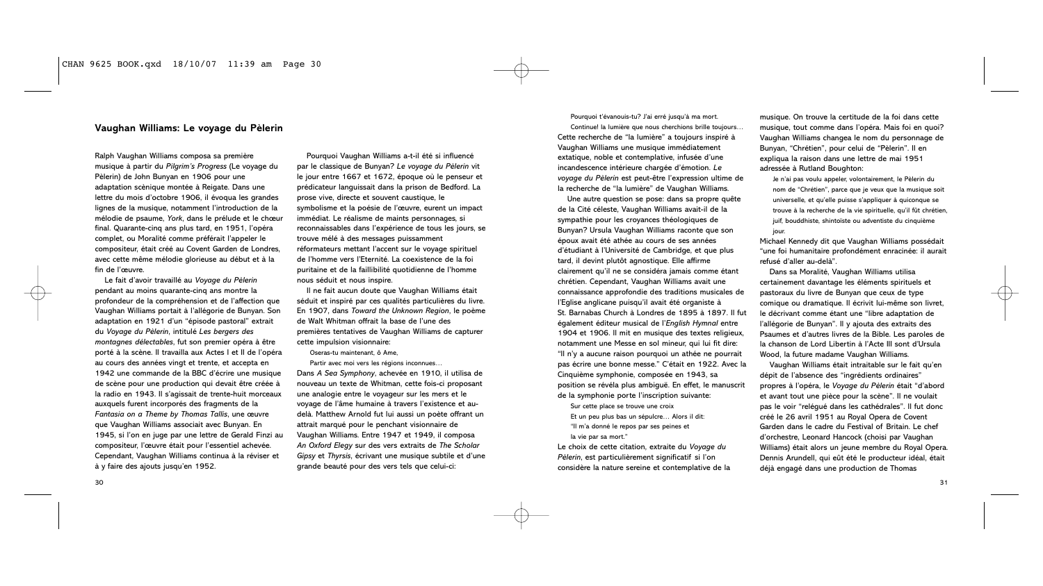## Vaughan Williams: Le voyage du Pèlerin

Ralph Vaughan Williams composa sa première musique à partir du *Pilgrim's Progress* (Le voyage du Pèlerin) de John Bunyan en 1906 pour une adaptation scénique montée à Reigate. Dans une lettre du mois d'octobre 1906, il évoqua les grandes lignes de la musique, notamment l'introduction de la mélodie de psaume, *York*, dans le prélude et le chœur final. Quarante-cinq ans plus tard, en 1951, l'opéra complet, ou Moralité comme préférait l'appeler le compositeur, était créé au Covent Garden de Londres, avec cette même mélodie glorieuse au début et à la fin de l'œuvre.

Le fait d'avoir travaillé au *Voyage du Pèlerin* pendant au moins quarante-cinq ans montre la profondeur de la compréhension et de l'affection que Vaughan Williams portait à l'allégorie de Bunyan. Son adaptation en 1921 d'un "épisode pastoral" extrait du *Voyage du Pèlerin*, intitulé *Les bergers des montagnes délectables*, fut son premier opéra à être porté à la scène. Il travailla aux Actes I et II de l'opéra au cours des années vingt et trente, et accepta en 1942 une commande de la BBC d'écrire une musique de scène pour une production qui devait être créée à la radio en 1943. Il s'agissait de trente-huit morceaux auxquels furent incorporés des fragments de la *Fantasia on a Theme by Thomas Tallis*, une œuvre que Vaughan Williams associait avec Bunyan. En 1945, si l'on en juge par une lettre de Gerald Finzi au compositeur, l'œuvre était pour l'essentiel achevée. Cependant, Vaughan Williams continua à la réviser et à y faire des ajouts jusqu'en 1952.

Pourquoi Vaughan Williams a-t-il été si influencé par le classique de Bunyan? *Le voyage du Pèlerin* vit le jour entre 1667 et 1672, époque où le penseur et prédicateur languissait dans la prison de Bedford. La prose vive, directe et souvent caustique, le symbolisme et la poésie de l'œuvre, eurent un impact immédiat. Le réalisme de maints personnages, si reconnaissables dans l'expérience de tous les jours, se trouve mêlé à des messages puissamment réformateurs mettant l'accent sur le voyage spirituel de l'homme vers l'Eternité. La coexistence de la foi puritaine et de la faillibilité quotidienne de l'homme nous séduit et nous inspire.

Il ne fait aucun doute que Vaughan Williams était séduit et inspiré par ces qualités particulières du livre. En 1907, dans *Toward the Unknown Region*, le poème de Walt Whitman offrait la base de l'une des premières tentatives de Vaughan Williams de capturer cette impulsion visionnaire:

> Oseras-tu maintenant, ô Ame,
> Partir avec moi vers les régions inconnues…

Dans *A Sea Symphony*, achevée en 1910, il utilisa de nouveau un texte de Whitman, cette fois-ci proposant une analogie entre le voyageur sur les mers et le voyage de l'âme humaine à travers l'existence et au-delà. Matthew Arnold fut lui aussi un poète offrant un attrait marqué pour le penchant visionnaire de Vaughan Williams. Entre 1947 et 1949, il composa *An Oxford Elegy* sur des vers extraits de *The Scholar Gipsy* et *Thyrsis*, écrivant une musique subtile et d'une grande beauté pour des vers tels que celui-ci:

> Pourquoi t'évanouis-tu? J'ai erré jusqu'à ma mort.
> Continue! la lumière que nous cherchions brille toujours…

Cette recherche de "la lumière" a toujours inspiré à Vaughan Williams une musique immédiatement extatique, noble et contemplative, infusée d'une incandescence intérieure chargée d'émotion. *Le voyage du Pèlerin* est peut-être l'expression ultime de la recherche de "la lumière" de Vaughan Williams.

Une autre question se pose: dans sa propre quête de la Cité céleste, Vaughan Williams avait-il de la sympathie pour les croyances théologiques de Bunyan? Ursula Vaughan Williams raconte que son époux avait été athée au cours de ses années d'étudiant à l'Université de Cambridge, et que plus tard, il devint plutôt agnostique. Elle affirme clairement qu'il ne se considéra jamais comme étant chrétien. Cependant, Vaughan Williams avait une connaissance approfondie des traditions musicales de l'Eglise anglicane puisqu'il avait été organiste à St. Barnabas Church à Londres de 1895 à 1897. Il fut également éditeur musical de l'*English Hymnal* entre 1904 et 1906. Il mit en musique des textes religieux, notamment une Messe en sol mineur, qui lui fit dire: "Il n'y a aucune raison pourquoi un athée ne pourrait pas écrire une bonne messe." C'était en 1922. Avec la Cinquième symphonie, composée en 1943, sa position se révéla plus ambiguë. En effet, le manuscrit de la symphonie porte l'inscription suivante:

> Sur cette place se trouve une croix
> Et un peu plus bas un sépulcre… Alors il dit:
> "Il m'a donné le repos par ses peines et
> la vie par sa mort."

Le choix de cette citation, extraite du *Voyage du Pèlerin*, est particulièrement significatif si l'on considère la nature sereine et contemplative de la musique. On trouve la certitude de la foi dans cette musique, tout comme dans l'opéra. Mais foi en quoi? Vaughan Williams changea le nom du personnage de Bunyan, "Chrétien", pour celui de "Pèlerin". Il en expliqua la raison dans une lettre de mai 1951 adressée à Rutland Boughton:

> Je n'ai pas voulu appeler, volontairement, le Pèlerin du nom de "Chrétien", parce que je veux que la musique soit universelle, et qu'elle puisse s'appliquer à quiconque se trouve à la recherche de la vie spirituelle, qu'il fût chrétien, juif, bouddhiste, shintoïste ou adventiste du cinquième jour.

Michael Kennedy dit que Vaughan Williams possédait "une foi humanitaire profondément enracinée: il aurait refusé d'aller au-delà".

Dans sa Moralité, Vaughan Williams utilisa certainement davantage les éléments spirituels et pastoraux du livre de Bunyan que ceux de type comique ou dramatique. Il écrivit lui-même son livret, le décrivant comme étant une "libre adaptation de l'allégorie de Bunyan". Il y ajouta des extraits des Psaumes et d'autres livres de la Bible. Les paroles de la chanson de Lord Libertin à l'Acte III sont d'Ursula Wood, la future madame Vaughan Williams.

Vaughan Williams était intraitable sur le fait qu'en dépit de l'absence des "ingrédients ordinaires" propres à l'opéra, le *Voyage du Pèlerin* était "d'abord et avant tout une pièce pour la scène". Il ne voulait pas le voir "relégué dans les cathédrales". Il fut donc créé le 26 avril 1951 au Royal Opera de Covent Garden dans le cadre du Festival of Britain. Le chef d'orchestre, Leonard Hancock (choisi par Vaughan Williams) était alors un jeune membre du Royal Opera. Dennis Arundell, qui eût été le producteur idéal, était déjà engagé dans une production de Thomas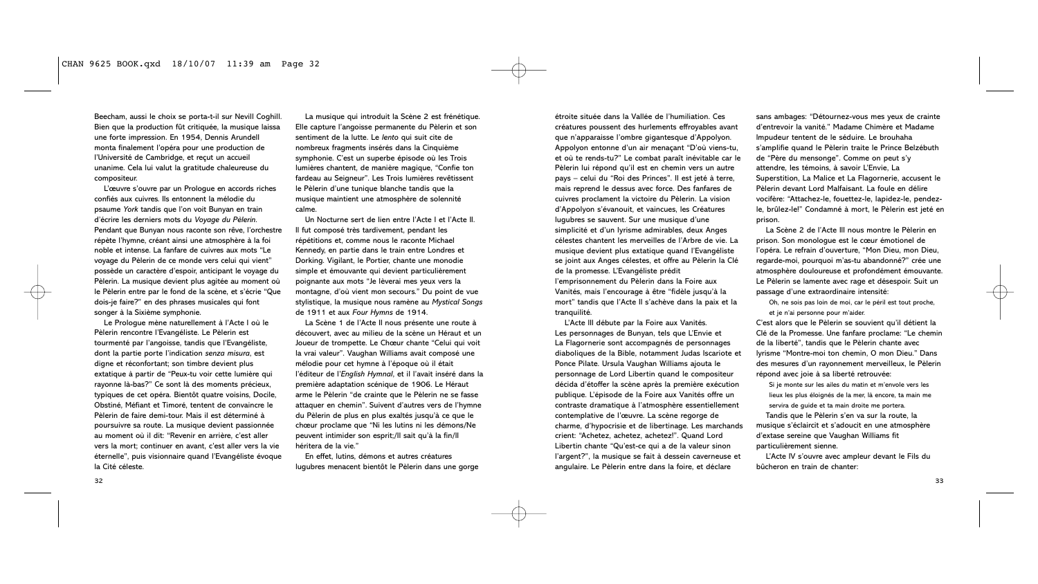Beecham, aussi le choix se porta-t-il sur Nevill Coghill. Bien que la production fût critiquée, la musique laissa une forte impression. En 1954, Dennis Arundell monta finalement l'opéra pour une production de l'Université de Cambridge, et reçut un accueil unanime. Cela lui valut la gratitude chaleureuse du compositeur.

L'œuvre s'ouvre par un Prologue en accords riches confiés aux cuivres. Ils entonnent la mélodie du psaume *York* tandis que l'on voit Bunyan en train d'écrire les derniers mots du *Voyage du Pèlerin*. Pendant que Bunyan nous raconte son rêve, l'orchestre répète l'hymne, créant ainsi une atmosphère à la fois noble et intense. La fanfare de cuivres aux mots "Le voyage du Pèlerin de ce monde vers celui qui vient" possède un caractère d'espoir, anticipant le voyage du Pèlerin. La musique devient plus agitée au moment où le Pèlerin entre par le fond de la scène, et s'écrie "Que dois-je faire?" en des phrases musicales qui font songer à la Sixième symphonie.

Le Prologue mène naturellement à l'Acte I où le Pèlerin rencontre l'Evangéliste. Le Pèlerin est tourmenté par l'angoisse, tandis que l'Evangéliste, dont la partie porte l'indication *senza misura*, est digne et réconfortant; son timbre devient plus extatique à partir de "Peux-tu voir cette lumière qui rayonne là-bas?" Ce sont là des moments précieux, typiques de cet opéra. Bientôt quatre voisins, Docile, Obstiné, Méfiant et Timoré, tentent de convaincre le Pèlerin de faire demi-tour. Mais il est déterminé à poursuivre sa route. La musique devient passionnée au moment où il dit: "Revenir en arrière, c'est aller vers la mort; continuer en avant, c'est aller vers la vie éternelle", puis visionnaire quand l'Evangéliste évoque la Cité céleste.

La musique qui introduit la Scène 2 est frénétique. Elle capture l'angoisse permanente du Pèlerin et son sentiment de la lutte. Le *lento* qui suit cite de nombreux fragments insérés dans la Cinquième symphonie. C'est un superbe épisode où les Trois lumières chantent, de manière magique, "Confie ton fardeau au Seigneur". Les Trois lumières revêtissent le Pèlerin d'une tunique blanche tandis que la musique maintient une atmosphère de solennité calme.

Un Nocturne sert de lien entre l'Acte I et l'Acte II. Il fut composé très tardivement, pendant les répétitions et, comme nous le raconte Michael Kennedy, en partie dans le train entre Londres et Dorking. Vigilant, le Portier, chante une monodie simple et émouvante qui devient particulièrement poignante aux mots "Je lèverai mes yeux vers la montagne, d'où vient mon secours." Du point de vue stylistique, la musique nous ramène au *Mystical Songs* de 1911 et aux *Four Hymns* de 1914.

La Scène 1 de l'Acte II nous présente une route à découvert, avec au milieu de la scène un Héraut et un Joueur de trompette. Le Chœur chante "Celui qui voit la vrai valeur". Vaughan Williams avait composé une mélodie pour cet hymne à l'époque où il était l'éditeur de l'*English Hymnal*, et il l'avait inséré dans la première adaptation scénique de 1906. Le Héraut arme le Pèlerin "de crainte que le Pèlerin ne se fasse attaquer en chemin". Suivent d'autres vers de l'hymne du Pèlerin de plus en plus exaltés jusqu'à ce que le chœur proclame que "Ni les lutins ni les démons/Ne peuvent intimider son esprit;/Il sait qu'à la fin/Il héritera de la vie."

En effet, lutins, démons et autres créatures lugubres menacent bientôt le Pèlerin dans une gorge étroite située dans la Vallée de l'humiliation. Ces créatures poussent des hurlements effroyables avant que n'apparaisse l'ombre gigantesque d'Appolyon. Appolyon entonne d'un air menaçant "D'où viens-tu, et où te rends-tu?" Le combat paraît inévitable car le Pèlerin lui répond qu'il est en chemin vers un autre pays – celui du "Roi des Princes". Il est jeté à terre, mais reprend le dessus avec force. Des fanfares de cuivres proclament la victoire du Pèlerin. La vision d'Appolyon s'évanouit, et vaincues, les Créatures lugubres se sauvent. Sur une musique d'une simplicité et d'un lyrisme admirables, deux Anges célestes chantent les merveilles de l'Arbre de vie. La musique devient plus extatique quand l'Evangéliste se joint aux Anges célestes, et offre au Pèlerin la Clé de la promesse. L'Evangéliste prédit l'emprisonnement du Pèlerin dans la Foire aux Vanités, mais l'encourage à être "fidèle jusqu'à la mort" tandis que l'Acte II s'achève dans la paix et la tranquilité.

L'Acte III débute par la Foire aux Vanités. Les personnages de Bunyan, tels que L'Envie et La Flagornerie sont accompagnés de personnages diaboliques de la Bible, notamment Judas Iscariote et Ponce Pilate. Ursula Vaughan Williams ajouta le personnage de Lord Libertin quand le compositeur décida d'étoffer la scène après la première exécution publique. L'épisode de la Foire aux Vanités offre un contraste dramatique à l'atmosphère essentiellement contemplative de l'œuvre. La scène regorge de charme, d'hypocrisie et de libertinage. Les marchands crient: "Achetez, achetez, achetez!". Quand Lord Libertin chante "Qu'est-ce qui a de la valeur sinon l'argent?", la musique se fait à dessein caverneuse et angulaire. Le Pèlerin entre dans la foire, et déclare sans ambages: "Détournez-vous mes yeux de crainte d'entrevoir la vanité." Madame Chimère et Madame Impudeur tentent de le séduire. Le brouhaha s'amplifie quand le Pèlerin traite le Prince Belzébuth de "Père du mensonge". Comme on peut s'y attendre, les témoins, à savoir L'Envie, La Superstition, La Malice et La Flagornerie, accusent le Pèlerin devant Lord Malfaisant. La foule en délire vocifère: "Attachez-le, fouettez-le, lapidez-le, pendez-le, brûlez-le!" Condamné à mort, le Pèlerin est jeté en prison.

La Scène 2 de l'Acte III nous montre le Pèlerin en prison. Son monologue est le cœur émotionel de l'opéra. Le refrain d'ouverture, "Mon Dieu, mon Dieu, regarde-moi, pourquoi m'as-tu abandonné?" crée une atmosphère douloureuse et profondément émouvante. Le Pèlerin se lamente avec rage et désespoir. Suit un passage d'une extraordinaire intensité:

> Oh, ne sois pas loin de moi, car le péril est tout proche,
> et je n'ai personne pour m'aider.

C'est alors que le Pèlerin se souvient qu'il détient la Clé de la Promesse. Une fanfare proclame: "Le chemin de la liberté", tandis que le Pèlerin chante avec lyrisme "Montre-moi ton chemin, O mon Dieu." Dans des mesures d'un rayonnement merveilleux, le Pèlerin répond avec joie à sa liberté retrouvée:

> Si je monte sur les ailes du matin et m'envole vers les lieux les plus éloignés de la mer, là encore, ta main me servira de guide et ta main droite me portera.

Tandis que le Pèlerin s'en va sur la route, la musique s'éclaircit et s'adoucit en une atmosphère d'extase sereine que Vaughan Williams fit particulièrement sienne.

L'Acte IV s'ouvre avec ampleur devant le Fils du bûcheron en train de chanter: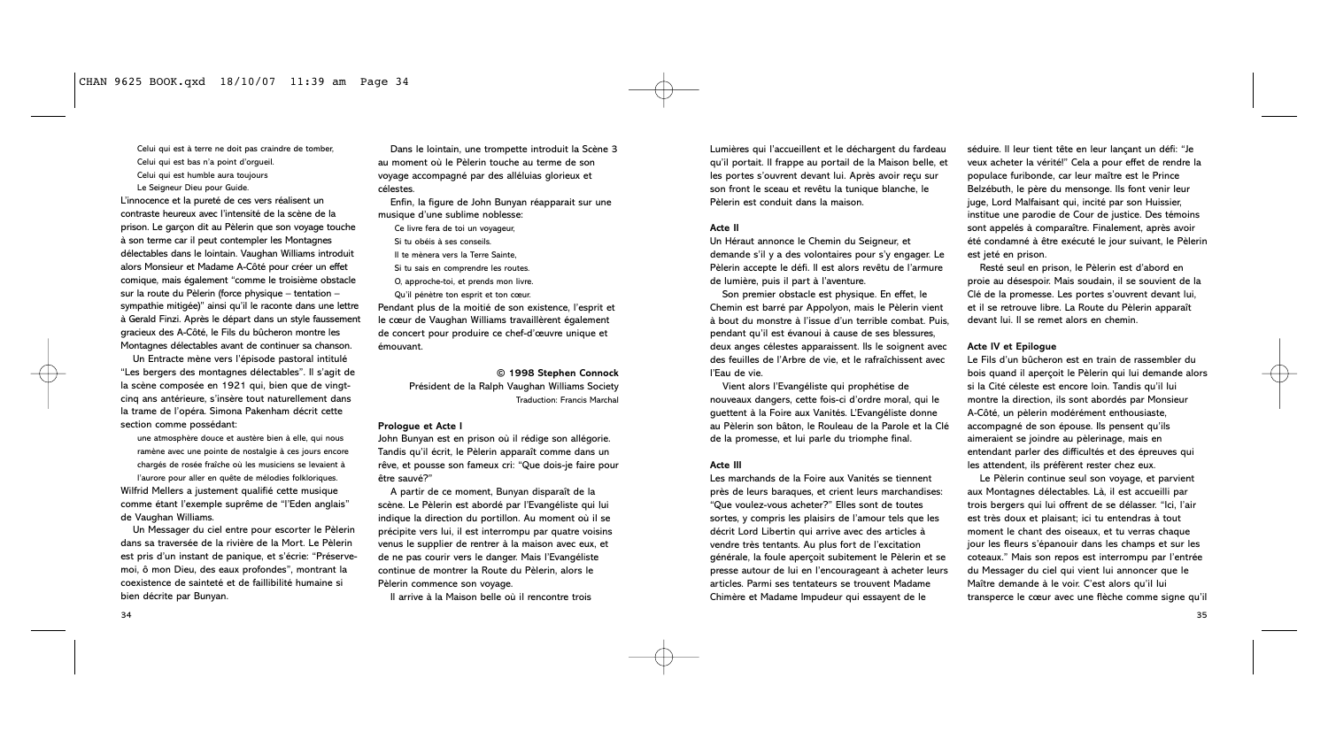Celui qui est à terre ne doit pas craindre de tomber,
Celui qui est bas n'a point d'orgueil.
Celui qui est humble aura toujours
Le Seigneur Dieu pour Guide.

L'innocence et la pureté de ces vers réalisent un contraste heureux avec l'intensité de la scène de la prison. Le garçon dit au Pèlerin que son voyage touche à son terme car il peut contempler les Montagnes délectables dans le lointain. Vaughan Williams introduit alors Monsieur et Madame A-Côté pour créer un effet comique, mais également "comme le troisième obstacle sur la route du Pèlerin (force physique – tentation – sympathie mitigée)" ainsi qu'il le raconte dans une lettre à Gerald Finzi. Après le départ dans un style faussement gracieux des A-Côté, le Fils du bûcheron montre les Montagnes délectables avant de continuer sa chanson.

Un Entracte mène vers l'épisode pastoral intitulé "Les bergers des montagnes délectables". Il s'agit de la scène composée en 1921 qui, bien que de vingt-cinq ans antérieure, s'insère tout naturellement dans la trame de l'opéra. Simona Pakenham décrit cette section comme possédant:

> une atmosphère douce et austère bien à elle, qui nous ramène avec une pointe de nostalgie à ces jours encore chargés de rosée fraîche où les musiciens se levaient à l'aurore pour aller en quête de mélodies folkloriques.

Wilfrid Mellers a justement qualifié cette musique comme étant l'exemple suprême de "l'Eden anglais" de Vaughan Williams.

Un Messager du ciel entre pour escorter le Pèlerin dans sa traversée de la rivière de la Mort. Le Pèlerin est pris d'un instant de panique, et s'écrie: "Préserve-moi, ô mon Dieu, des eaux profondes", montrant la coexistence de sainteté et de faillibilité humaine si bien décrite par Bunyan.

Dans le lointain, une trompette introduit la Scène 3 au moment où le Pèlerin touche au terme de son voyage accompagné par des alléluias glorieux et célestes.

Enfin, la figure de John Bunyan réapparait sur une musique d'une sublime noblesse:

Ce livre fera de toi un voyageur,
Si tu obéis à ses conseils.
Il te mènera vers la Terre Sainte,
Si tu sais en comprendre les routes.
O, approche-toi, et prends mon livre.
Qu'il pénètre ton esprit et ton cœur.

Pendant plus de la moitié de son existence, l'esprit et le cœur de Vaughan Williams travaillèrent également de concert pour produire ce chef-d'œuvre unique et émouvant.

© 1998 Stephen Connock
Président de la Ralph Vaughan Williams Society
Traduction: Francis Marchal

**Prologue et Acte I**

John Bunyan est en prison où il rédige son allégorie. Tandis qu'il écrit, le Pèlerin apparaît comme dans un rêve, et pousse son fameux cri: "Que dois-je faire pour être sauvé?"

A partir de ce moment, Bunyan disparaît de la scène. Le Pèlerin est abordé par l'Evangéliste qui lui indique la direction du portillon. Au moment où il se précipite vers lui, il est interrompu par quatre voisins venus le supplier de rentrer à la maison avec eux, et de ne pas courir vers le danger. Mais l'Evangéliste continue de montrer la Route du Pèlerin, alors le Pèlerin commence son voyage.

Il arrive à la Maison belle où il rencontre trois Lumières qui l'accueillent et le déchargent du fardeau qu'il portait. Il frappe au portail de la Maison belle, et les portes s'ouvrent devant lui. Après avoir reçu sur son front le sceau et revêtu la tunique blanche, le Pèlerin est conduit dans la maison.

**Acte II**

Un Héraut annonce le Chemin du Seigneur, et demande s'il y a des volontaires pour s'y engager. Le Pèlerin accepte le défi. Il est alors revêtu de l'armure de lumière, puis il part à l'aventure.

Son premier obstacle est physique. En effet, le Chemin est barré par Appolyon, mais le Pèlerin vient à bout du monstre à l'issue d'un terrible combat. Puis, pendant qu'il est évanoui à cause de ses blessures, deux anges célestes apparaissent. Ils le soignent avec des feuilles de l'Arbre de vie, et le rafraîchissent avec l'Eau de vie.

Vient alors l'Evangéliste qui prophétise de nouveaux dangers, cette fois-ci d'ordre moral, qui le guettent à la Foire aux Vanités. L'Evangéliste donne au Pèlerin son bâton, le Rouleau de la Parole et la Clé de la promesse, et lui parle du triomphe final.

**Acte III**

Les marchands de la Foire aux Vanités se tiennent près de leurs baraques, et crient leurs marchandises: "Que voulez-vous acheter?" Elles sont de toutes sortes, y compris les plaisirs de l'amour tels que les décrit Lord Libertin qui arrive avec des articles à vendre très tentants. Au plus fort de l'excitation générale, la foule aperçoit subitement le Pèlerin et se presse autour de lui en l'encourageant à acheter leurs articles. Parmi ses tentateurs se trouvent Madame Chimère et Madame Impudeur qui essayent de le séduire. Il leur tient tête en leur lançant un défi: "Je veux acheter la vérité!" Cela a pour effet de rendre la populace furibonde, car leur maître est le Prince Belzébuth, le père du mensonge. Ils font venir leur juge, Lord Malfaisant qui, incité par son Huissier, institue une parodie de Cour de justice. Des témoins sont appelés à comparaître. Finalement, après avoir été condamné à être exécuté le jour suivant, le Pèlerin est jeté en prison.

Resté seul en prison, le Pèlerin est d'abord en proie au désespoir. Mais soudain, il se souvient de la Clé de la promesse. Les portes s'ouvrent devant lui, et il se retrouve libre. La Route du Pèlerin apparaît devant lui. Il se remet alors en chemin.

**Acte IV et Epilogue**

Le Fils d'un bûcheron est en train de rassembler du bois quand il aperçoit le Pèlerin qui lui demande alors si la Cité céleste est encore loin. Tandis qu'il lui montre la direction, ils sont abordés par Monsieur A-Côté, un pèlerin modérément enthousiaste, accompagné de son épouse. Ils pensent qu'ils aimeraient se joindre au pèlerinage, mais en entendant parler des difficultés et des épreuves qui les attendent, ils préfèrent rester chez eux.

Le Pèlerin continue seul son voyage, et parvient aux Montagnes délectables. Là, il est accueilli par trois bergers qui lui offrent de se délasser. "Ici, l'air est très doux et plaisant; ici tu entendras à tout moment le chant des oiseaux, et tu verras chaque jour les fleurs s'épanouir dans les champs et sur les coteaux." Mais son repos est interrompu par l'entrée du Messager du ciel qui vient lui annoncer que le Maître demande à le voir. C'est alors qu'il lui transperce le cœur avec une flèche comme signe qu'il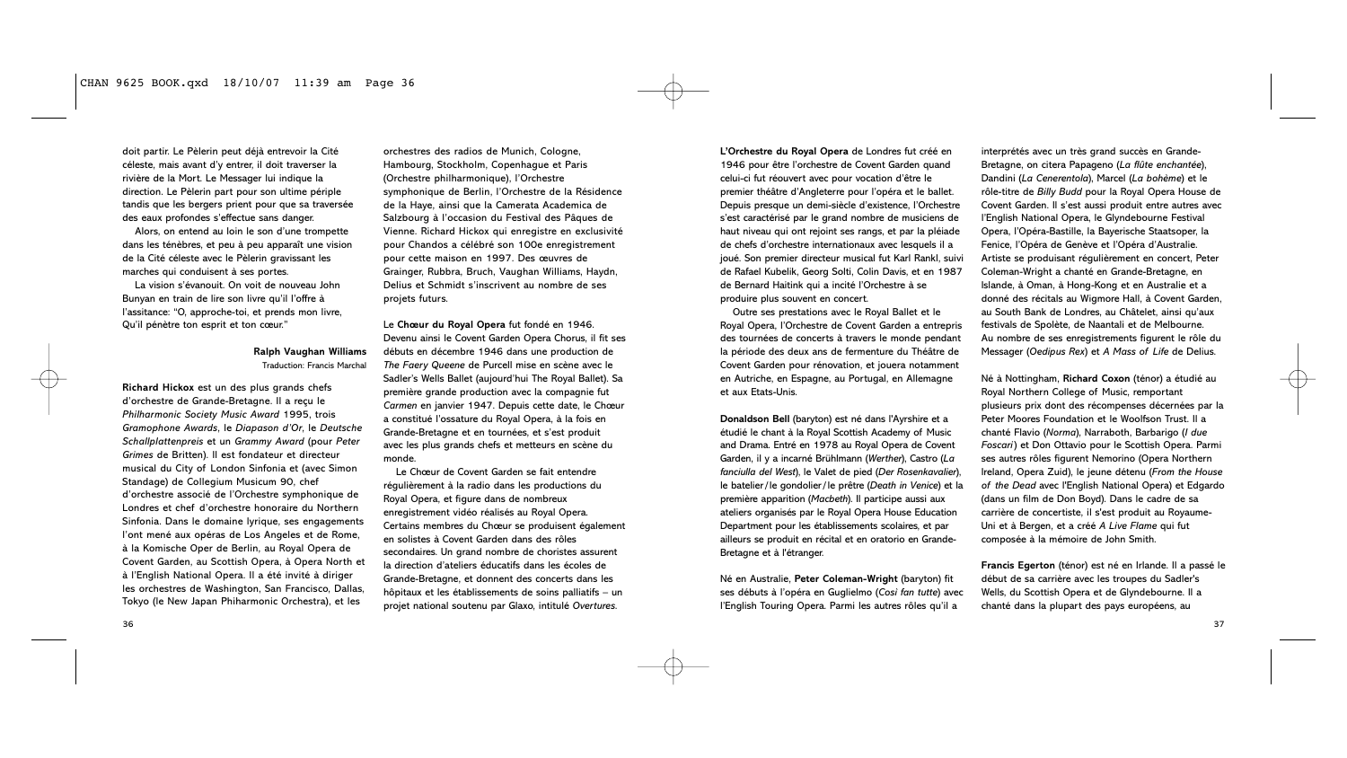doit partir. Le Pèlerin peut déjà entrevoir la Cité céleste, mais avant d'y entrer, il doit traverser la rivière de la Mort. Le Messager lui indique la direction. Le Pèlerin part pour son ultime périple tandis que les bergers prient pour que sa traversée des eaux profondes s'effectue sans danger.

Alors, on entend au loin le son d'une trompette dans les ténèbres, et peu à peu apparaît une vision de la Cité céleste avec le Pèlerin gravissant les marches qui conduisent à ses portes.

La vision s'évanouit. On voit de nouveau John Bunyan en train de lire son livre qu'il l'offre à l'assitance: "O, approche-toi, et prends mon livre, Qu'il pénètre ton esprit et ton cœur."

**Ralph Vaughan Williams**
Traduction: Francis Marchal

**Richard Hickox** est un des plus grands chefs d'orchestre de Grande-Bretagne. Il a reçu le *Philharmonic Society Music Award* 1995, trois *Gramophone Awards*, le *Diapason d'Or*, le *Deutsche Schallplattenpreis* et un *Grammy Award* (pour *Peter Grimes* de Britten). Il est fondateur et directeur musical du City of London Sinfonia et (avec Simon Standage) de Collegium Musicum 90, chef d'orchestre associé de l'Orchestre symphonique de Londres et chef d'orchestre honoraire du Northern Sinfonia. Dans le domaine lyrique, ses engagements l'ont mené aux opéras de Los Angeles et de Rome, à la Komische Oper de Berlin, au Royal Opera de Covent Garden, au Scottish Opera, à Opera North et à l'English National Opera. Il a été invité à diriger les orchestres de Washington, San Francisco, Dallas, Tokyo (le New Japan Phiharmonic Orchestra), et les orchestres des radios de Munich, Cologne, Hambourg, Stockholm, Copenhague et Paris (Orchestre philharmonique), l'Orchestre symphonique de Berlin, l'Orchestre de la Résidence de la Haye, ainsi que la Camerata Academica de Salzbourg à l'occasion du Festival des Pâques de Vienne. Richard Hickox qui enregistre en exclusivité pour Chandos a célébré son 100e enregistrement pour cette maison en 1997. Des œuvres de Grainger, Rubbra, Bruch, Vaughan Williams, Haydn, Delius et Schmidt s'inscrivent au nombre de ses projets futurs.

Le **Chœur du Royal Opera** fut fondé en 1946. Devenu ainsi le Covent Garden Opera Chorus, il fit ses débuts en décembre 1946 dans une production de *The Faery Queene* de Purcell mise en scène avec le Sadler's Wells Ballet (aujourd'hui The Royal Ballet). Sa première grande production avec la compagnie fut *Carmen* en janvier 1947. Depuis cette date, le Chœur a constitué l'ossature du Royal Opera, à la fois en Grande-Bretagne et en tournées, et s'est produit avec les plus grands chefs et metteurs en scène du monde.

Le Chœur de Covent Garden se fait entendre régulièrement à la radio dans les productions du Royal Opera, et figure dans de nombreux enregistrement vidéo réalisés au Royal Opera. Certains membres du Chœur se produisent également en solistes à Covent Garden dans des rôles secondaires. Un grand nombre de choristes assurent la direction d'ateliers éducatifs dans les écoles de Grande-Bretagne, et donnent des concerts dans les hôpitaux et les établissements de soins palliatifs – un projet national soutenu par Glaxo, intitulé *Overtures*.

**L'Orchestre du Royal Opera** de Londres fut créé en 1946 pour être l'orchestre de Covent Garden quand celui-ci fut réouvert avec pour vocation d'être le premier théâtre d'Angleterre pour l'opéra et le ballet. Depuis presque un demi-siècle d'existence, l'Orchestre s'est caractérisé par le grand nombre de musiciens de haut niveau qui ont rejoint ses rangs, et par la pléiade de chefs d'orchestre internationaux avec lesquels il a joué. Son premier directeur musical fut Karl Rankl, suivi de Rafael Kubelik, Georg Solti, Colin Davis, et en 1987 de Bernard Haitink qui a incité l'Orchestre à se produire plus souvent en concert.

Outre ses prestations avec le Royal Ballet et le Royal Opera, l'Orchestre de Covent Garden a entrepris des tournées de concerts à travers le monde pendant la période des deux ans de fermenture du Théâtre de Covent Garden pour rénovation, et jouera notamment en Autriche, en Espagne, au Portugal, en Allemagne et aux Etats-Unis.

**Donaldson Bell** (baryton) est né dans l'Ayrshire et a étudié le chant à la Royal Scottish Academy of Music and Drama. Entré en 1978 au Royal Opera de Covent Garden, il y a incarné Brühlmann (*Werther*), Castro (*La fanciulla del West*), le Valet de pied (*Der Rosenkavalier*), le batelier/le gondolier/le prêtre (*Death in Venice*) et la première apparition (*Macbeth*). Il participe aussi aux ateliers organisés par le Royal Opera House Education Department pour les établissements scolaires, et par ailleurs se produit en récital et en oratorio en Grande-Bretagne et à l'étranger.

Né en Australie, **Peter Coleman-Wright** (baryton) fit ses débuts à l'opéra en Guglielmo (*Così fan tutte*) avec l'English Touring Opera. Parmi les autres rôles qu'il a interprétés avec un très grand succès en Grande-Bretagne, on citera Papageno (*La flûte enchantée*), Dandini (*La Cenerentola*), Marcel (*La bohème*) et le rôle-titre de *Billy Budd* pour la Royal Opera House de Covent Garden. Il s'est aussi produit entre autres avec l'English National Opera, le Glyndebourne Festival Opera, l'Opéra-Bastille, la Bayerische Staatsoper, la Fenice, l'Opéra de Genève et l'Opéra d'Australie. Artiste se produisant régulièrement en concert, Peter Coleman-Wright a chanté en Grande-Bretagne, en Islande, à Oman, à Hong-Kong et en Australie et a donné des récitals au Wigmore Hall, à Covent Garden, au South Bank de Londres, au Châtelet, ainsi qu'aux festivals de Spolète, de Naantali et de Melbourne. Au nombre de ses enregistrements figurent le rôle du Messager (*Oedipus Rex*) et *A Mass of Life* de Delius.

Né à Nottingham, **Richard Coxon** (ténor) a étudié au Royal Northern College of Music, remportant plusieurs prix dont des récompenses décernées par la Peter Moores Foundation et le Woolfson Trust. Il a chanté Flavio (*Norma*), Narraboth, Barbarigo (*I due Foscari*) et Don Ottavio pour le Scottish Opera. Parmi ses autres rôles figurent Nemorino (Opera Northern Ireland, Opera Zuid), le jeune détenu (*From the House of the Dead* avec l'English National Opera) et Edgardo (dans un film de Don Boyd). Dans le cadre de sa carrière de concertiste, il s'est produit au Royaume-Uni et à Bergen, et a créé *A Live Flame* qui fut composée à la mémoire de John Smith.

**Francis Egerton** (ténor) est né en Irlande. Il a passé le début de sa carrière avec les troupes du Sadler's Wells, du Scottish Opera et de Glyndebourne. Il a chanté dans la plupart des pays européens, au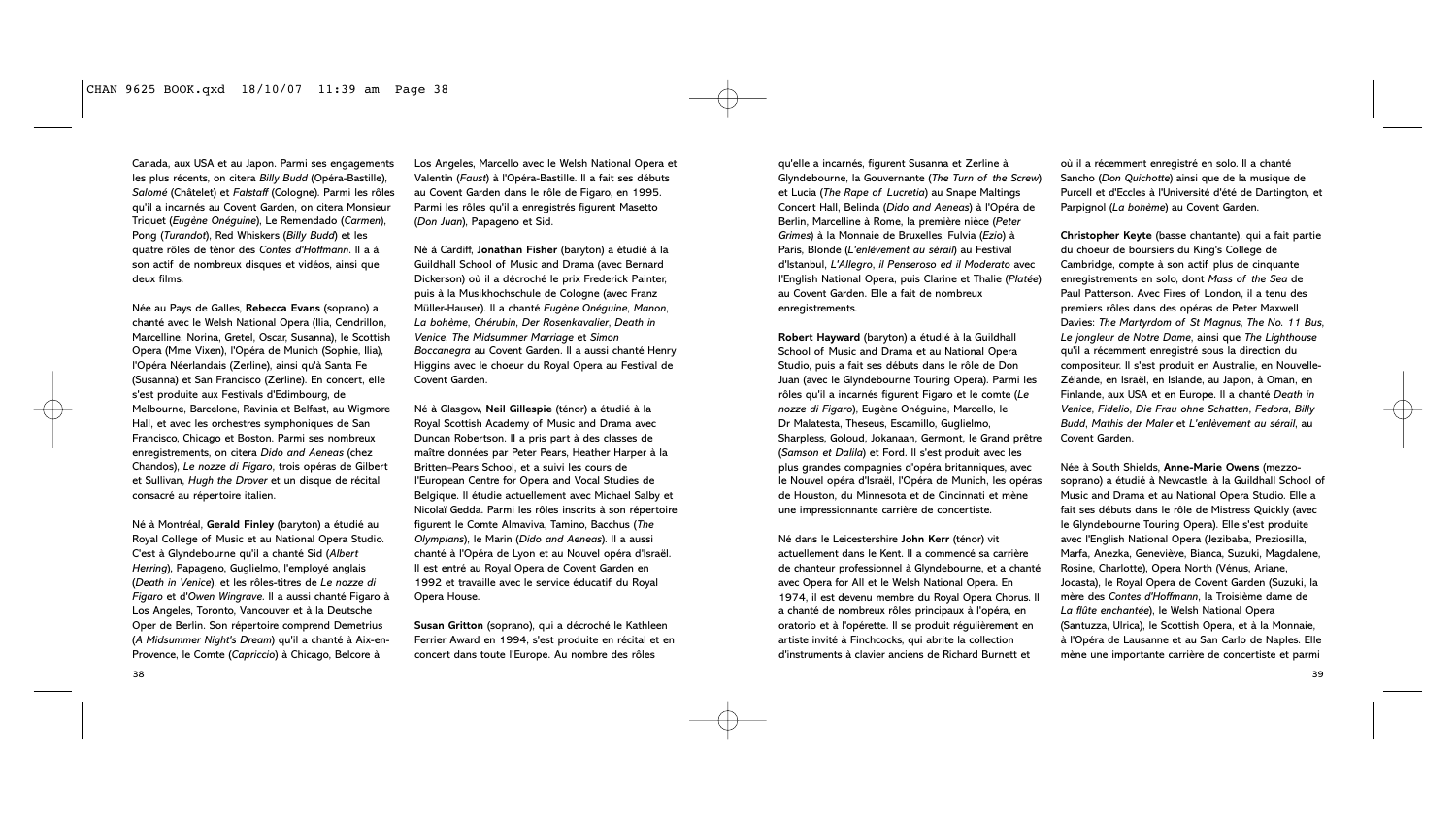Canada, aux USA et au Japon. Parmi ses engagements les plus récents, on citera *Billy Budd* (Opéra-Bastille), *Salomé* (Châtelet) et *Falstaff* (Cologne). Parmi les rôles qu'il a incarnés au Covent Garden, on citera Monsieur Triquet (*Eugène Onéguine*), Le Remendado (*Carmen*), Pong (*Turandot*), Red Whiskers (*Billy Budd*) et les quatre rôles de ténor des *Contes d'Hoffmann*. Il a à son actif de nombreux disques et vidéos, ainsi que deux films.

Née au Pays de Galles, **Rebecca Evans** (soprano) a chanté avec le Welsh National Opera (Ilia, Cendrillon, Marcelline, Norina, Gretel, Oscar, Susanna), le Scottish Opera (Mme Vixen), l'Opéra de Munich (Sophie, Ilia), l'Opéra Néerlandais (Zerline), ainsi qu'à Santa Fe (Susanna) et San Francisco (Zerline). En concert, elle s'est produite aux Festivals d'Edimbourg, de Melbourne, Barcelone, Ravinia et Belfast, au Wigmore Hall, et avec les orchestres symphoniques de San Francisco, Chicago et Boston. Parmi ses nombreux enregistrements, on citera *Dido and Aeneas* (chez Chandos), *Le nozze di Figaro*, trois opéras de Gilbert et Sullivan, *Hugh the Drover* et un disque de récital consacré au répertoire italien.

Né à Montréal, **Gerald Finley** (baryton) a étudié au Royal College of Music et au National Opera Studio. C'est à Glyndebourne qu'il a chanté Sid (*Albert Herring*), Papageno, Guglielmo, l'employé anglais (*Death in Venice*), et les rôles-titres de *Le nozze di Figaro* et d'*Owen Wingrave*. Il a aussi chanté Figaro à Los Angeles, Toronto, Vancouver et à la Deutsche Oper de Berlin. Son répertoire comprend Demetrius (*A Midsummer Night's Dream*) qu'il a chanté à Aix-en-Provence, le Comte (*Capriccio*) à Chicago, Belcore à Los Angeles, Marcello avec le Welsh National Opera et Valentin (*Faust*) à l'Opéra-Bastille. Il a fait ses débuts au Covent Garden dans le rôle de Figaro, en 1995. Parmi les rôles qu'il a enregistrés figurent Masetto (*Don Juan*), Papageno et Sid.

Né à Cardiff, **Jonathan Fisher** (baryton) a étudié à la Guildhall School of Music and Drama (avec Bernard Dickerson) où il a décroché le prix Frederick Painter, puis à la Musikhochschule de Cologne (avec Franz Müller-Hauser). Il a chanté *Eugène Onéguine*, *Manon*, *La bohème*, *Chérubin*, *Der Rosenkavalier*, *Death in Venice*, *The Midsummer Marriage* et *Simon Boccanegra* au Covent Garden. Il a aussi chanté Henry Higgins avec le choeur du Royal Opera au Festival de Covent Garden.

Né à Glasgow, **Neil Gillespie** (ténor) a étudié à la Royal Scottish Academy of Music and Drama avec Duncan Robertson. Il a pris part à des classes de maître données par Peter Pears, Heather Harper à la Britten–Pears School, et a suivi les cours de l'European Centre for Opera and Vocal Studies de Belgique. Il étudie actuellement avec Michael Salby et Nicolaï Gedda. Parmi les rôles inscrits à son répertoire figurent le Comte Almaviva, Tamino, Bacchus (*The Olympians*), le Marin (*Dido and Aeneas*). Il a aussi chanté à l'Opéra de Lyon et au Nouvel opéra d'Israël. Il est entré au Royal Opera de Covent Garden en 1992 et travaille avec le service éducatif du Royal Opera House.

**Susan Gritton** (soprano), qui a décroché le Kathleen Ferrier Award en 1994, s'est produite en récital et en concert dans toute l'Europe. Au nombre des rôles qu'elle a incarnés, figurent Susanna et Zerline à Glyndebourne, la Gouvernante (*The Turn of the Screw*) et Lucia (*The Rape of Lucretia*) au Snape Maltings Concert Hall, Belinda (*Dido and Aeneas*) à l'Opéra de Berlin, Marcelline à Rome, la première nièce (*Peter Grimes*) à la Monnaie de Bruxelles, Fulvia (*Ezio*) à Paris, Blonde (*L'enlèvement au sérail*) au Festival d'Istanbul, *L'Allegro, il Penseroso ed il Moderato* avec l'English National Opera, puis Clarine et Thalie (*Platée*) au Covent Garden. Elle a fait de nombreux enregistrements.

**Robert Hayward** (baryton) a étudié à la Guildhall School of Music and Drama et au National Opera Studio, puis a fait ses débuts dans le rôle de Don Juan (avec le Glyndebourne Touring Opera). Parmi les rôles qu'il a incarnés figurent Figaro et le comte (*Le nozze di Figaro*), Eugène Onéguine, Marcello, le Dr Malatesta, Theseus, Escamillo, Guglielmo, Sharpless, Goloud, Jokanaan, Germont, le Grand prêtre (*Samson et Dalila*) et Ford. Il s'est produit avec les plus grandes compagnies d'opéra britanniques, avec le Nouvel opéra d'Israël, l'Opéra de Munich, les opéras de Houston, du Minnesota et de Cincinnati et mène une impressionnante carrière de concertiste.

Né dans le Leicestershire **John Kerr** (ténor) vit actuellement dans le Kent. Il a commencé sa carrière de chanteur professionnel à Glyndebourne, et a chanté avec Opera for All et le Welsh National Opera. En 1974, il est devenu membre du Royal Opera Chorus. Il a chanté de nombreux rôles principaux à l'opéra, en oratorio et à l'opérette. Il se produit régulièrement en artiste invité à Finchcocks, qui abrite la collection d'instruments à clavier anciens de Richard Burnett et où il a récemment enregistré en solo. Il a chanté Sancho (*Don Quichotte*) ainsi que de la musique de Purcell et d'Eccles à l'Université d'été de Dartington, et Parpignol (*La bohème*) au Covent Garden.

**Christopher Keyte** (basse chantante), qui a fait partie du choeur de boursiers du King's College de Cambridge, compte à son actif plus de cinquante enregistrements en solo, dont *Mass of the Sea* de Paul Patterson. Avec Fires of London, il a tenu des premiers rôles dans des opéras de Peter Maxwell Davies: *The Martyrdom of St Magnus*, *The No. 11 Bus*, *Le jongleur de Notre Dame*, ainsi que *The Lighthouse* qu'il a récemment enregistré sous la direction du compositeur. Il s'est produit en Australie, en Nouvelle-Zélande, en Israël, en Islande, au Japon, à Oman, en Finlande, aux USA et en Europe. Il a chanté *Death in Venice*, *Fidelio*, *Die Frau ohne Schatten*, *Fedora*, *Billy Budd*, *Mathis der Maler* et *L'enlèvement au sérail*, au Covent Garden.

Née à South Shields, **Anne-Marie Owens** (mezzo-soprano) a étudié à Newcastle, à la Guildhall School of Music and Drama et au National Opera Studio. Elle a fait ses débuts dans le rôle de Mistress Quickly (avec le Glyndebourne Touring Opera). Elle s'est produite avec l'English National Opera (Jezibaba, Preziosilla, Marfa, Anezka, Geneviève, Bianca, Suzuki, Magdalene, Rosine, Charlotte), Opera North (Vénus, Ariane, Jocasta), le Royal Opera de Covent Garden (Suzuki, la mère des *Contes d'Hoffmann*, la Troisième dame de *La flûte enchantée*), le Welsh National Opera (Santuzza, Ulrica), le Scottish Opera, et à la Monnaie, à l'Opéra de Lausanne et au San Carlo de Naples. Elle mène une importante carrière de concertiste et parmi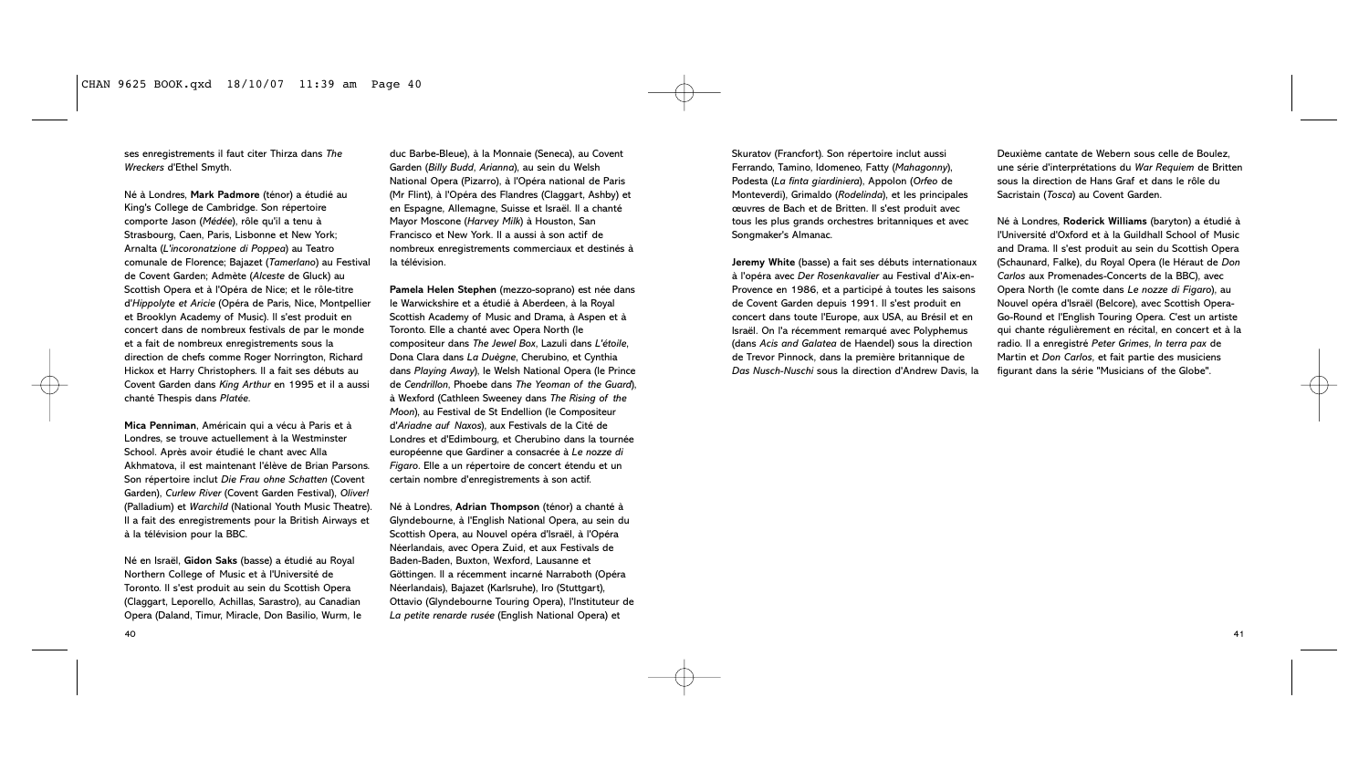ses enregistrements il faut citer Thirza dans *The Wreckers* d'Ethel Smyth.

Né à Londres, **Mark Padmore** (ténor) a étudié au King's College de Cambridge. Son répertoire comporte Jason (*Médée*), rôle qu'il a tenu à Strasbourg, Caen, Paris, Lisbonne et New York; Arnalta (*L'incoronatzione di Poppea*) au Teatro comunale de Florence; Bajazet (*Tamerlano*) au Festival de Covent Garden; Admète (*Alceste* de Gluck) au Scottish Opera et à l'Opéra de Nice; et le rôle-titre d'*Hippolyte et Aricie* (Opéra de Paris, Nice, Montpellier et Brooklyn Academy of Music). Il s'est produit en concert dans de nombreux festivals de par le monde et a fait de nombreux enregistrements sous la direction de chefs comme Roger Norrington, Richard Hickox et Harry Christophers. Il a fait ses débuts au Covent Garden dans *King Arthur* en 1995 et il a aussi chanté Thespis dans *Platée*.

**Mica Penniman**, Américain qui a vécu à Paris et à Londres, se trouve actuellement à la Westminster School. Après avoir étudié le chant avec Alla Akhmatova, il est maintenant l'élève de Brian Parsons. Son répertoire inclut *Die Frau ohne Schatten* (Covent Garden), *Curlew River* (Covent Garden Festival), *Oliver!* (Palladium) et *Warchild* (National Youth Music Theatre). Il a fait des enregistrements pour la British Airways et à la télévision pour la BBC.

Né en Israël, **Gidon Saks** (basse) a étudié au Royal Northern College of Music et à l'Université de Toronto. Il s'est produit au sein du Scottish Opera (Claggart, Leporello, Achillas, Sarastro), au Canadian Opera (Daland, Timur, Miracle, Don Basilio, Wurm, le duc Barbe-Bleue), à la Monnaie (Seneca), au Covent Garden (*Billy Budd*, *Arianna*), au sein du Welsh National Opera (Pizarro), à l'Opéra national de Paris (Mr Flint), à l'Opéra des Flandres (Claggart, Ashby) et en Espagne, Allemagne, Suisse et Israël. Il a chanté Mayor Moscone (*Harvey Milk*) à Houston, San Francisco et New York. Il a aussi à son actif de nombreux enregistrements commerciaux et destinés à la télévision.

**Pamela Helen Stephen** (mezzo-soprano) est née dans le Warwickshire et a étudié à Aberdeen, à la Royal Scottish Academy of Music and Drama, à Aspen et à Toronto. Elle a chanté avec Opera North (le compositeur dans *The Jewel Box*, Lazuli dans *L'étoile*, Dona Clara dans *La Duègne*, Cherubino, et Cynthia dans *Playing Away*), le Welsh National Opera (le Prince de *Cendrillon*, Phoebe dans *The Yeoman of the Guard*), à Wexford (Cathleen Sweeney dans *The Rising of the Moon*), au Festival de St Endellion (le Compositeur d'*Ariadne auf Naxos*), aux Festivals de la Cité de Londres et d'Edimbourg, et Cherubino dans la tournée européenne que Gardiner a consacrée à *Le nozze di Figaro*. Elle a un répertoire de concert étendu et un certain nombre d'enregistrements à son actif.

Né à Londres, **Adrian Thompson** (ténor) a chanté à Glyndebourne, à l'English National Opera, au sein du Scottish Opera, au Nouvel opéra d'Israël, à l'Opéra Néerlandais, avec Opera Zuid, et aux Festivals de Baden-Baden, Buxton, Wexford, Lausanne et Göttingen. Il a récemment incarné Narraboth (Opéra Néerlandais), Bajazet (Karlsruhe), Iro (Stuttgart), Ottavio (Glyndebourne Touring Opera), l'Instituteur de *La petite renarde rusée* (English National Opera) et Skuratov (Francfort). Son répertoire inclut aussi Ferrando, Tamino, Idomeneo, Fatty (*Mahagonny*), Podesta (*La finta giardiniera*), Appolon (*Orfeo* de Monteverdi), Grimaldo (*Rodelinda*), et les principales œuvres de Bach et de Britten. Il s'est produit avec tous les plus grands orchestres britanniques et avec Songmaker's Almanac.

**Jeremy White** (basse) a fait ses débuts internationaux à l'opéra avec *Der Rosenkavalier* au Festival d'Aix-en-Provence en 1986, et a participé à toutes les saisons de Covent Garden depuis 1991. Il s'est produit en concert dans toute l'Europe, aux USA, au Brésil et en Israël. On l'a récemment remarqué avec Polyphemus (dans *Acis and Galatea* de Haendel) sous la direction de Trevor Pinnock, dans la première britannique de *Das Nusch-Nuschi* sous la direction d'Andrew Davis, la Deuxième cantate de Webern sous celle de Boulez, une série d'interprétations du *War Requiem* de Britten sous la direction de Hans Graf et dans le rôle du Sacristain (*Tosca*) au Covent Garden.

Né à Londres, **Roderick Williams** (baryton) a étudié à l'Université d'Oxford et à la Guildhall School of Music and Drama. Il s'est produit au sein du Scottish Opera (Schaunard, Falke), du Royal Opera (le Héraut de *Don Carlos* aux Promenades-Concerts de la BBC), avec Opera North (le comte dans *Le nozze di Figaro*), au Nouvel opéra d'Israël (Belcore), avec Scottish Opera-Go-Round et l'English Touring Opera. C'est un artiste qui chante régulièrement en récital, en concert et à la radio. Il a enregistré *Peter Grimes*, *In terra pax* de Martin et *Don Carlos*, et fait partie des musiciens figurant dans la série "Musicians of the Globe".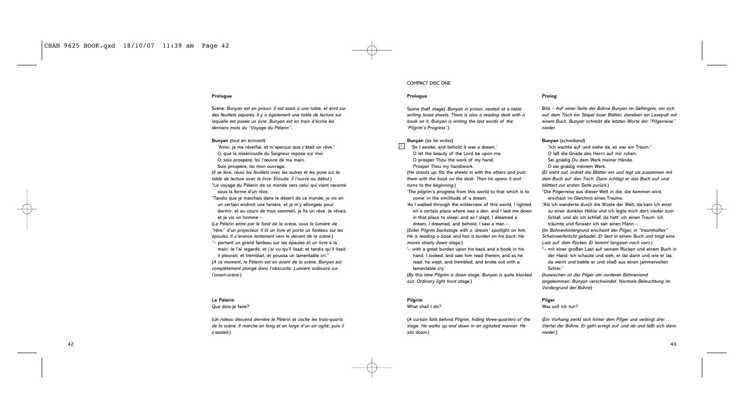## Prologue

Scène: *Bunyan est en prison. Il est assis à une table, et écrit sur des feuillets séparés. Il y a également une table de lecture sur laquelle est posée un livre. Bunyan est en train d'écrire les derniers mots du "Voyage du Pèlerin".*

**Bunyan** (*tout en écrivant*)

"Ainsi, je me réveillai, et m'aperçus que c'était un rêve."
O, que la miséricorde du Seigneur repose sur moi.
O, sois prospère, toi l'œuvre de ma main,
Sois prospère, toi mon ouvrage.

(*Il se lève, réunit les feuillets avec les autres et les pose sur la table de lecture avec le livre. Ensuite, il l'ouvre au début.*)

"Le voyage du Pèlerin de ce monde vers celui qui vient raconté sous la forme d'un rêve.

"Tandis que je marchais dans le désert de ce monde, je vis en un certain endroit une tanière, et je m'y allongeai pour dormir: et au cours de mon sommeil, je fis un rêve. Je rêvais, et je vis un homme –

(*Le Pèlerin entre par le fond de la scène, sous la lumière de "rêve" d'un projecteur. Il lit un livre et porte un fardeau sur les épaules. Il s'avance lentement vers le devant de la scène.*)

"– portant un grand fardeau sur les épaules et un livre à la main. Je l'ai regardé, et j'ai vu qu'il lisait; et tandis qu'il lisait, il pleurait, et tremblait, et poussa un lamentable cri."

(*A ce moment, le Pèlerin est en avant de la scène. Bunyan est complètement plongé dans l'obscurité. Lumière ordinaire sur l'avant-scène.*)

**Le Pèlerin**

Que dois-je faire?

(*Un rideau descend derrière le Pèlerin et cache les trois-quarts de la scène. Il marche en long et en large d'un air agité, puis il s'assied.*)

COMPACT DISC ONE

## Prologue

Scene (half stage). *Bunyan in prison, seated at a table writing loose sheets. There is also a reading desk with a book on it. Bunyan is writing the last words of the 'Pilgrim's Progress'.*)

**Bunyan** (*as he writes*)

[1] 'So I awoke, and behold it was a dream.'
O let the beauty of the Lord be upon me.
O prosper Thou the work of my hand,
Prosper Thou my handiwork.

(*He stands up, fits the sheets in with the others and puts them with the book on the desk. Then he opens it and turns to the beginning.*)

'The pilgrim's progress from this world to that which is to come' in the similitude of a dream.

'As I walked through the wilderness of this world, I lighted on a certain place where was a den, and I laid me down in that place to sleep: and as I slept, I dreamed a dream. I dreamed, and behold, I saw a man –

(*Enter Pilgrim backstage with a 'dream' spotlight on him. He is reading a book and has a burden on his back. He moves slowly down stage.*)

'– with a great burden upon his back and a book in his hand. I looked, and saw him read therein; and as he read, he wept, and trembled, and broke out with a lamentable cry.'

(*By this time Pilgrim is down stage. Bunyan is quite blacked out. Ordinary light front stage.*)

**Pilgrim**

What shall I do?

(*A curtain falls behind Pilgrim, hiding three-quarters of the stage. He walks up and down in an agitated manner. He sits down.*)

## Prolog

Bild – *Auf einer Seite der Bühne Bunyan im Gefängnis, vor sich auf dem Tisch ein Stapel loser Blätter, daneben ein Lesepult mit einem Buch. Bunyan schreibt die letzten Worte der "Pilgerreise" nieder.*

**Bunyan** (*schreibend*)

"Ich wachte auf und siehe da, es war ein Traum."
O laß die Gnade des Herrn auf mir ruhen,
Sei gnädig Du dem Werk meiner Hände,
O sei gnädig meinem Werk.

(*Er steht auf, ordnet die Blätter ein und legt sie zusammen mit dem Buch auf den Tisch. Dann schlägt er das Buch auf und blättert zur ersten Seite zurück.*)

"Die Pilgerreise aus dieser Welt in die, die kommen wird, erschaut im Gleichnis eines Traums.

"Als ich wanderte durch die Wüste der Welt, da kam ich einst zu einer dunklen Höhle und ich legte mich dort nieder zum Schlaf, und als ich schlief, da hatt' ich einen Traum. Ich träumte und fürwahr ich sah einen Mann –

(*Im Bühnenhintergrund erscheint der Pilger, in "traumhaftes" Scheinwerferlicht gebadet. Er liest in einem Buch und trägt eine Last auf dem Rücken. Er kommt langsam nach vorn.*)

"– mit einer großen Last auf seinem Rücken und einem Buch in der Hand. Ich schaute und sieh, er las darin und wie er las, da weint und bebte er und stieß aus einen jammervollen Schrei."

(*Inzwischen ist der Pilger am vorderen Bühnenrand angekommen. Bunyan verschwindet. Normale Beleuchtung im Vordergrund der Bühne*)

**Pilger**

Was soll ich tun?

(*Ein Vorhang senkt sich hinter dem Pilger und verbirgt drei Viertel der Bühne. Er geht erregt auf und ab und läßt sich dann nieder.*)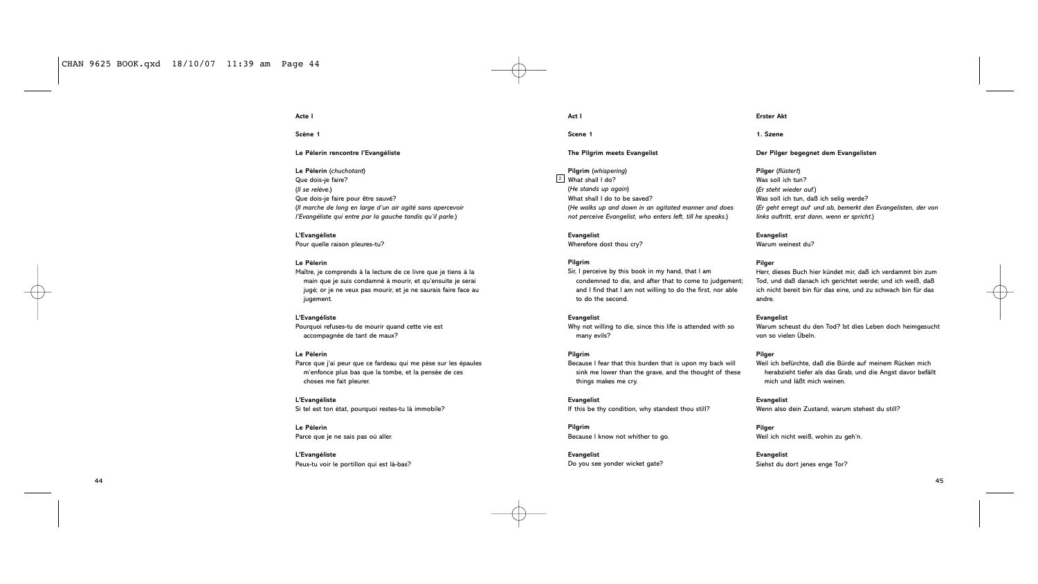**Acte I**

**Scène 1**

**Le Pèlerin rencontre l'Evangéliste**

**Le Pèlerin** (*chuchotant*)
Que dois-je faire?
(*Il se relève.*)
Que dois-je faire pour être sauvé?
(*Il marche de long en large d'un air agité sans apercevoir l'Evangéliste qui entre par la gauche tandis qu'il parle.*)

**L'Evangéliste**
Pour quelle raison pleures-tu?

**Le Pèlerin**
Maître, je comprends à la lecture de ce livre que je tiens à la main que je suis condamné à mourir, et qu'ensuite je serai jugé; or je ne veux pas mourir, et je ne saurais faire face au jugement.

**L'Evangéliste**
Pourquoi refuses-tu de mourir quand cette vie est accompagnée de tant de maux?

**Le Pèlerin**
Parce que j'ai peur que ce fardeau qui me pèse sur les épaules m'enfonce plus bas que la tombe, et la pensée de ces choses me fait pleurer.

**L'Evangéliste**
Si tel est ton état, pourquoi restes-tu là immobile?

**Le Pèlerin**
Parce que je ne sais pas où aller.

**L'Evangéliste**
Peux-tu voir le portillon qui est là-bas?

**Act I**

**Scene 1**

**The Pilgrim meets Evangelist**

**Pilgrim** (*whispering*)
[2] What shall I do?
(*He stands up again*)
What shall I do to be saved?
(*He walks up and down in an agitated manner and does not perceive Evangelist, who enters left, till he speaks.*)

**Evangelist**
Wherefore dost thou cry?

**Pilgrim**
Sir, I perceive by this book in my hand, that I am condemned to die, and after that to come to judgement; and I find that I am not willing to do the first, nor able to do the second.

**Evangelist**
Why not willing to die, since this life is attended with so many evils?

**Pilgrim**
Because I fear that this burden that is upon my back will sink me lower than the grave, and the thought of these things makes me cry.

**Evangelist**
If this be thy condition, why standest thou still?

**Pilgrim**
Because I know not whither to go.

**Evangelist**
Do you see yonder wicket gate?

**Erster Akt**

**1. Szene**

**Der Pilger begegnet dem Evangelisten**

**Pilger** (*flüstert*)
Was soll ich tun?
(*Er steht wieder auf.*)
Was soll ich tun, daß ich selig werde?
(*Er geht erregt auf und ab, bemerkt den Evangelisten, der von links auftritt, erst dann, wenn er spricht.*)

**Evangelist**
Warum weinest du?

**Pilger**
Herr, dieses Buch hier kündet mir, daß ich verdammt bin zum Tod, und daß danach ich gerichtet werde; und ich weiß, daß ich nicht bereit bin für das eine, und zu schwach bin für das andre.

**Evangelist**
Warum scheust du den Tod? Ist dies Leben doch heimgesucht von so vielen Übeln.

**Pilger**
Weil ich befürchte, daß die Bürde auf meinem Rücken mich herabzieht tiefer als das Grab, und die Angst davor befällt mich und läßt mich weinen.

**Evangelist**
Wenn also dein Zustand, warum stehest du still?

**Pilger**
Weil ich nicht weiß, wohin zu geh'n.

**Evangelist**
Siehst du dort jenes enge Tor?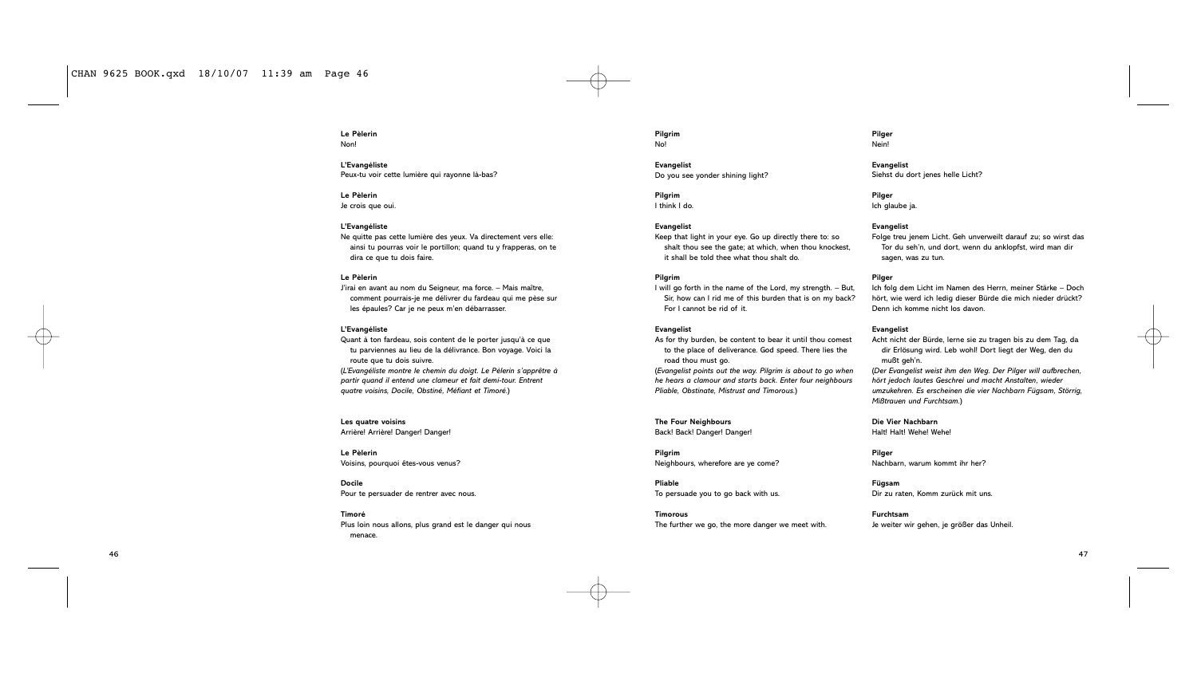**Le Pèlerin**
Non!

**L'Evangéliste**
Peux-tu voir cette lumière qui rayonne là-bas?

**Le Pèlerin**
Je crois que oui.

**L'Evangéliste**
Ne quitte pas cette lumière des yeux. Va directement vers elle: ainsi tu pourras voir le portillon; quand tu y frapperas, on te dira ce que tu dois faire.

**Le Pèlerin**
J'irai en avant au nom du Seigneur, ma force. – Mais maître, comment pourrais-je me délivrer du fardeau qui me pèse sur les épaules? Car je ne peux m'en débarrasser.

**L'Evangéliste**
Quant à ton fardeau, sois content de le porter jusqu'à ce que tu parviennes au lieu de la délivrance. Bon voyage. Voici la route que tu dois suivre.
(*L'Evangéliste montre le chemin du doigt. Le Pèlerin s'apprête à partir quand il entend une clameur et fait demi-tour. Entrent quatre voisins, Docile, Obstiné, Méfiant et Timoré.*)

**Les quatre voisins**
Arrière! Arrière! Danger! Danger!

**Le Pèlerin**
Voisins, pourquoi êtes-vous venus?

**Docile**
Pour te persuader de rentrer avec nous.

**Timoré**
Plus loin nous allons, plus grand est le danger qui nous menace.

**Pilgrim**
No!

**Evangelist**
Do you see yonder shining light?

**Pilgrim**
I think I do.

**Evangelist**
Keep that light in your eye. Go up directly there to: so shalt thou see the gate; at which, when thou knockest, it shall be told thee what thou shalt do.

**Pilgrim**
I will go forth in the name of the Lord, my strength. – But, Sir, how can I rid me of this burden that is on my back? For I cannot be rid of it.

**Evangelist**
As for thy burden, be content to bear it until thou comest to the place of deliverance. God speed. There lies the road thou must go.
(*Evangelist points out the way. Pilgrim is about to go when he hears a clamour and starts back. Enter four neighbours Pliable, Obstinate, Mistrust and Timorous.*)

**The Four Neighbours**
Back! Back! Danger! Danger!

**Pilgrim**
Neighbours, wherefore are ye come?

**Pliable**
To persuade you to go back with us.

**Timorous**
The further we go, the more danger we meet with.

**Pilger**
Nein!

**Evangelist**
Siehst du dort jenes helle Licht?

**Pilger**
Ich glaube ja.

**Evangelist**
Folge treu jenem Licht. Geh unverweilt darauf zu; so wirst das Tor du seh'n, und dort, wenn du anklopfst, wird man dir sagen, was zu tun.

**Pilger**
Ich folg dem Licht im Namen des Herrn, meiner Stärke – Doch hört, wie werd ich ledig dieser Bürde die mich nieder drückt? Denn ich komme nicht los davon.

**Evangelist**
Acht nicht der Bürde, lerne sie zu tragen bis zu dem Tag, da dir Erlösung wird. Leb wohl! Dort liegt der Weg, den du mußt geh'n.
(*Der Evangelist weist ihm den Weg. Der Pilger will aufbrechen, hört jedoch lautes Geschrei und macht Anstalten, wieder umzukehren. Es erscheinen die vier Nachbarn Fügsam, Störrig, Mißtrauen und Furchtsam.*)

**Die Vier Nachbarn**
Halt! Halt! Wehe! Wehe!

**Pilger**
Nachbarn, warum kommt ihr her?

**Fügsam**
Dir zu raten, Komm zurück mit uns.

**Furchtsam**
Je weiter wir gehen, je größer das Unheil.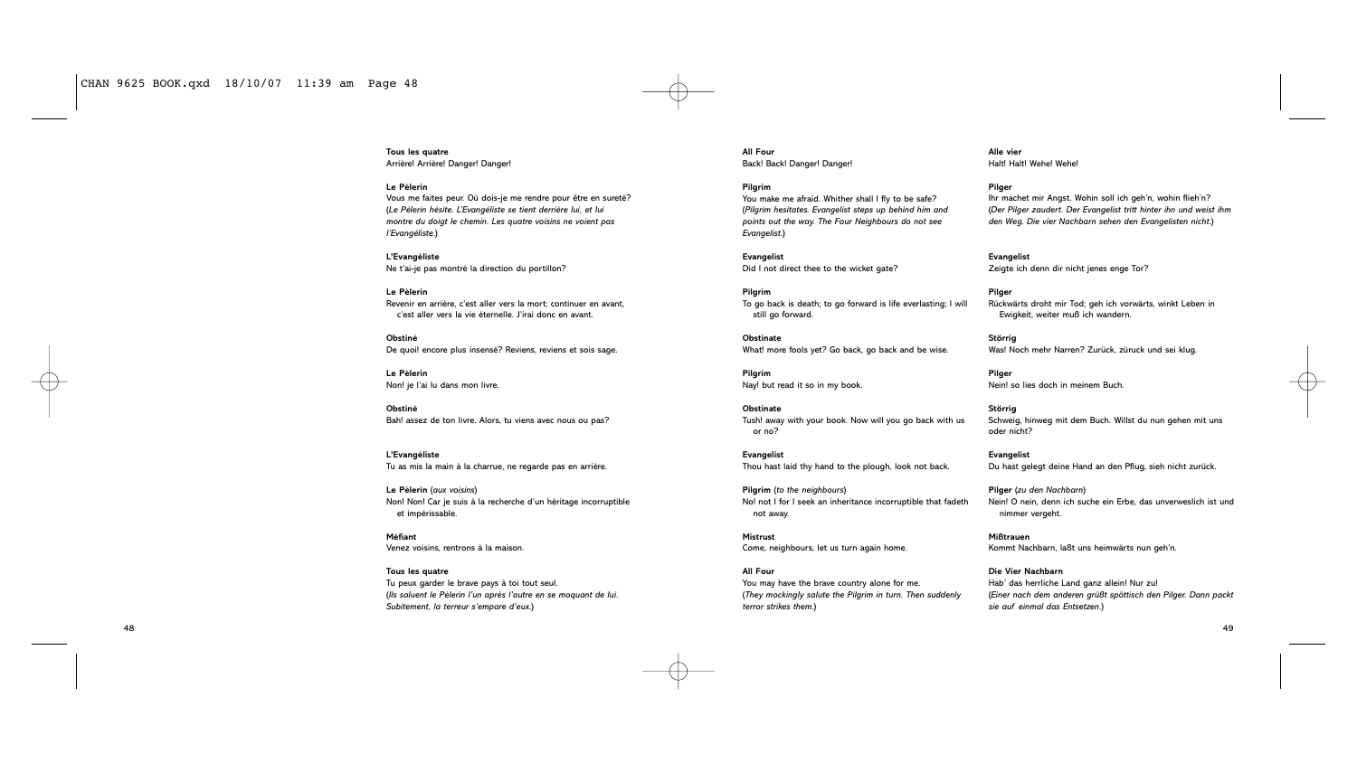**Tous les quatre**
Arrière! Arrière! Danger! Danger!

**Le Pèlerin**
Vous me faites peur. Où dois-je me rendre pour être en sureté?
(*Le Pèlerin hésite. L'Evangéliste se tient derrière lui, et lui montre du doigt le chemin. Les quatre voisins ne voient pas l'Evangéliste.*)

**L'Evangéliste**
Ne t'ai-je pas montré la direction du portillon?

**Le Pèlerin**
Revenir en arrière, c'est aller vers la mort; continuer en avant, c'est aller vers la vie éternelle. J'irai donc en avant.

**Obstiné**
De quoi! encore plus insensé? Reviens, reviens et sois sage.

**Le Pèlerin**
Non! je l'ai lu dans mon livre.

**Obstiné**
Bah! assez de ton livre. Alors, tu viens avec nous ou pas?

**L'Evangéliste**
Tu as mis la main à la charrue, ne regarde pas en arrière.

**Le Pèlerin** (*aux voisins*)
Non! Non! Car je suis à la recherche d'un héritage incorruptible et impérissable.

**Méfiant**
Venez voisins, rentrons à la maison.

**Tous les quatre**
Tu peux garder le brave pays à toi tout seul.
(*Ils saluent le Pèlerin l'un après l'autre en se moquant de lui. Subitement, la terreur s'empare d'eux.*)

**All Four**
Back! Back! Danger! Danger!

**Pilgrim**
You make me afraid. Whither shall I fly to be safe?
(*Pilgrim hesitates. Evangelist steps up behind him and points out the way. The Four Neighbours do not see Evangelist.*)

**Evangelist**
Did I not direct thee to the wicket gate?

**Pilgrim**
To go back is death; to go forward is life everlasting; I will still go forward.

**Obstinate**
What! more fools yet? Go back, go back and be wise.

**Pilgrim**
Nay! but read it so in my book.

**Obstinate**
Tush! away with your book. Now will you go back with us or no?

**Evangelist**
Thou hast laid thy hand to the plough, look not back.

**Pilgrim** (*to the neighbours*)
No! not I for I seek an inheritance incorruptible that fadeth not away.

**Mistrust**
Come, neighbours, let us turn again home.

**All Four**
You may have the brave country alone for me.
(*They mockingly salute the Pilgrim in turn. Then suddenly terror strikes them.*)

**Alle vier**
Halt! Halt! Wehe! Wehe!

**Pilger**
Ihr machet mir Angst. Wohin soll ich geh'n, wohin flieh'n?
(*Der Pilger zaudert. Der Evangelist tritt hinter ihn und weist ihm den Weg. Die vier Nachbarn sehen den Evangelisten nicht.*)

**Evangelist**
Zeigte ich denn dir nicht jenes enge Tor?

**Pilger**
Rückwärts droht mir Tod; geh ich vorwärts, winkt Leben in Ewigkeit, weiter muß ich wandern.

**Störrig**
Was! Noch mehr Narren? Zurück, züruck und sei klug.

**Pilger**
Nein! so lies doch in meinem Buch.

**Störrig**
Schweig, hinweg mit dem Buch. Willst du nun gehen mit uns oder nicht?

**Evangelist**
Du hast gelegt deine Hand an den Pflug, sieh nicht zurück.

**Pilger** (*zu den Nachbarn*)
Nein! O nein, denn ich suche ein Erbe, das unverweslich ist und nimmer vergeht.

**Mißtrauen**
Kommt Nachbarn, laßt uns heimwärts nun geh'n.

**Die Vier Nachbarn**
Hab' das herrliche Land ganz allein! Nur zu!
(*Einer nach dem anderen grüßt spöttisch den Pilger. Dann packt sie auf einmal das Entsetzen.*)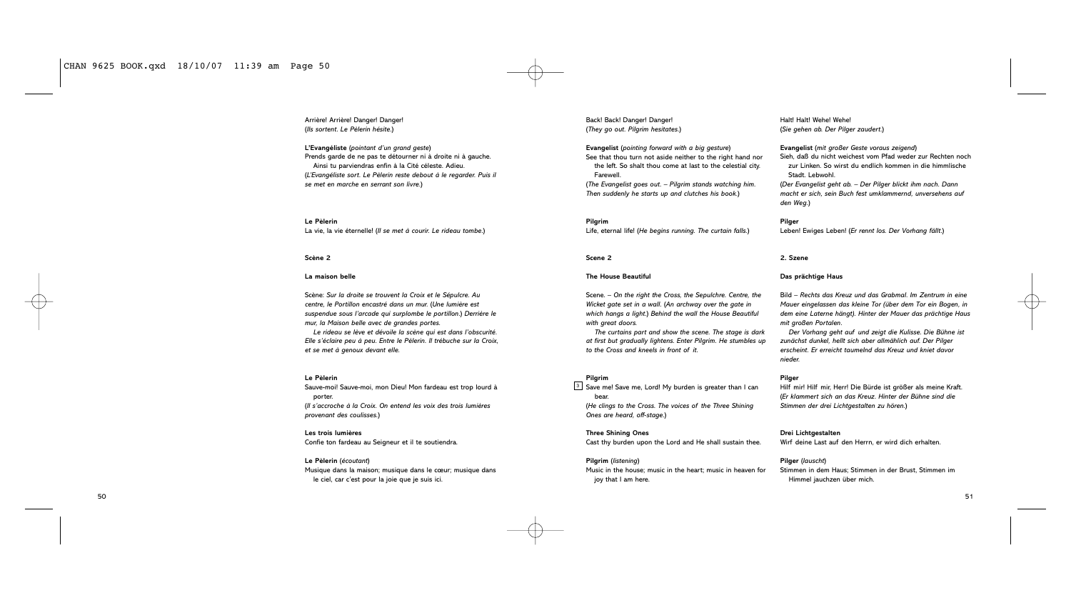Arrière! Arrière! Danger! Danger!
(*Ils sortent. Le Pèlerin hésite.*)

**L'Evangéliste** (*pointant d'un grand geste*)
Prends garde de ne pas te détourner ni à droite ni à gauche. Ainsi tu parviendras enfin à la Cité céleste. Adieu.
(*L'Evangéliste sort. Le Pèlerin reste debout à le regarder. Puis il se met en marche en serrant son livre.*)

**Le Pèlerin**
La vie, la vie éternelle! (*Il se met à courir. Le rideau tombe.*)

**Scène 2**

**La maison belle**

Scène: *Sur la droite se trouvent la Croix et le Sépulcre. Au centre, le Portillon encastré dans un mur. (Une lumière est suspendue sous l'arcade qui surplombe le portillon.) Derrière le mur, la Maison belle avec de grandes portes.*

*Le rideau se lève et dévoile la scène qui est dans l'obscurité. Elle s'éclaire peu à peu. Entre le Pèlerin. Il trébuche sur la Croix, et se met à genoux devant elle.*

**Le Pèlerin**
Sauve-moi! Sauve-moi, mon Dieu! Mon fardeau est trop lourd à porter.
(*Il s'accroche à la Croix. On entend les voix des trois lumières provenant des coulisses.*)

**Les trois lumières**
Confie ton fardeau au Seigneur et il te soutiendra.

**Le Pèlerin** (*écoutant*)
Musique dans la maison; musique dans le cœur; musique dans le ciel, car c'est pour la joie que je suis ici.

Back! Back! Danger! Danger!
(*They go out. Pilgrim hesitates.*)

**Evangelist** (*pointing forward with a big gesture*)
See that thou turn not aside neither to the right hand nor the left. So shalt thou come at last to the celestial city. Farewell.
(*The Evangelist goes out. – Pilgrim stands watching him. Then suddenly he starts up and clutches his book.*)

**Pilgrim**
Life, eternal life! (*He begins running. The curtain falls.*)

**Scene 2**

**The House Beautiful**

Scene. – *On the right the Cross, the Sepulchre. Centre, the Wicket gate set in a wall. (An archway over the gate in which hangs a light.) Behind the wall the House Beautiful with great doors.*

*The curtains part and show the scene. The stage is dark at first but gradually lightens. Enter Pilgrim. He stumbles up to the Cross and kneels in front of it.*

**Pilgrim**
[3] Save me! Save me, Lord! My burden is greater than I can bear.
(*He clings to the Cross. The voices of the Three Shining Ones are heard, off-stage.*)

**Three Shining Ones**
Cast thy burden upon the Lord and He shall sustain thee.

**Pilgrim** (*listening*)
Music in the house; music in the heart; music in heaven for joy that I am here.

Halt! Halt! Wehe! Wehe!
(*Sie gehen ab. Der Pilger zaudert.*)

**Evangelist** (*mit großer Geste voraus zeigend*)
Sieh, daß du nicht weichest vom Pfad weder zur Rechten noch zur Linken. So wirst du endlich kommen in die himmlische Stadt. Lebwohl.
(*Der Evangelist geht ab. – Der Pilger blickt ihm nach. Dann macht er sich, sein Buch fest umklammernd, unversehens auf den Weg.*)

**Pilger**
Leben! Ewiges Leben! (*Er rennt los. Der Vorhang fällt.*)

**2. Szene**

**Das prächtige Haus**

Bild – *Rechts das Kreuz und das Grabmal. Im Zentrum in eine Mauer eingelassen das kleine Tor (über dem Tor ein Bogen, in dem eine Laterne hängt). Hinter der Mauer das prächtige Haus mit großen Portalen.*

*Der Vorhang geht auf und zeigt die Kulisse. Die Bühne ist zunächst dunkel, hellt sich aber allmählich auf. Der Pilger erscheint. Er erreicht taumelnd das Kreuz und kniet davor nieder.*

**Pilger**
Hilf mir! Hilf mir, Herr! Die Bürde ist größer als meine Kraft.
(*Er klammert sich an das Kreuz. Hinter der Bühne sind die Stimmen der drei Lichtgestalten zu hören.*)

**Drei Lichtgestalten**
Wirf deine Last auf den Herrn, er wird dich erhalten.

**Pilger** (*lauscht*)
Stimmen in dem Haus; Stimmen in der Brust, Stimmen im Himmel jauchzen über mich.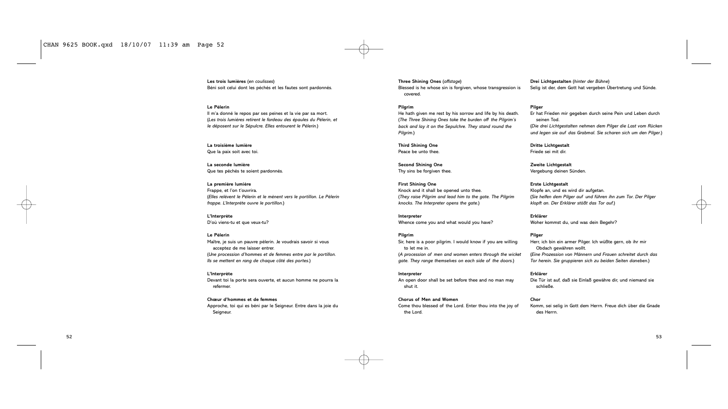**Les trois lumières** (*en coulisses*)
Béni soit celui dont les péchés et les fautes sont pardonnés.

**Le Pèlerin**
Il m'a donné le repos par ses peines et la vie par sa mort.
(*Les trois lumières retirent le fardeau des épaules du Pèlerin, et le déposent sur le Sépulcre. Elles entourent le Pèlerin.*)

**La troisième lumière**
Que la paix soit avec toi.

**La seconde lumière**
Que tes péchés te soient pardonnés.

**La première lumière**
Frappe, et l'on t'ouvrira.
(*Elles relèvent le Pèlerin et le mènent vers le portillon. Le Pèlerin frappe. L'Interprète ouvre le portillon.*)

**L'Interprète**
D'où viens-tu et que veux-tu?

**Le Pèlerin**
Maître, je suis un pauvre pèlerin. Je voudrais savoir si vous acceptez de me laisser entrer.
(*Une procession d'hommes et de femmes entre par le portillon. Ils se mettent en rang de chaque côté des portes.*)

**L'Interprète**
Devant toi la porte sera ouverte, et aucun homme ne pourra la refermer.

**Chœur d'hommes et de femmes**
Approche, toi qui es béni par le Seigneur. Entre dans la joie du Seigneur.

**Three Shining Ones** (*offstage*)
Blessed is he whose sin is forgiven, whose transgression is covered.

**Pilgrim**
He hath given me rest by his sorrow and life by his death.
(*The Three Shining Ones take the burden off the Pilgrim's back and lay it on the Sepulchre. They stand round the Pilgrim.*)

**Third Shining One**
Peace be unto thee.

**Second Shining One**
Thy sins be forgiven thee.

**First Shining One**
Knock and it shall be opened unto thee.
(*They raise Pilgrim and lead him to the gate. The Pilgrim knocks. The Interpreter opens the gate.*)

**Interpreter**
Whence come you and what would you have?

**Pilgrim**
Sir, here is a poor pilgrim. I would know if you are willing to let me in.
(*A procession of men and women enters through the wicket gate. They range themselves on each side of the doors.*)

**Interpreter**
An open door shall be set before thee and no man may shut it.

**Chorus of Men and Women**
Come thou blessed of the Lord. Enter thou into the joy of the Lord.

**Drei Lichtgestalten** (*hinter der Bühne*)
Selig ist der, dem Gott hat vergeben Übertretung und Sünde.

**Pilger**
Er hat Frieden mir gegeben durch seine Pein und Leben durch seinen Tod.
(*Die drei Lichtgestalten nehmen dem Pilger die Last vom Rücken und legen sie auf das Grabmal. Sie scharen sich um den Pilger.*)

**Dritte Lichtgestalt**
Friede sei mit dir.

**Zweite Lichtgestalt**
Vergebung deinen Sünden.

**Erste Lichtgestalt**
Klopfe an, und es wird dir aufgetan.
(*Sie helfen dem Pilger auf und führen ihn zum Tor. Der Pilger klopft an. Der Erklärer stößt das Tor auf.*)

**Erklärer**
Woher kommst du, und was dein Begehr?

**Pilger**
Herr, ich bin ein armer Pilger. Ich wüßte gern, ob ihr mir Obdach gewähren wollt.
(*Eine Prozession von Männern und Frauen schreitet durch das Tor herein. Sie gruppieren sich zu beiden Seiten daneben.*)

**Erklärer**
Die Tür ist auf, daß sie Einlaß gewähre dir, und niemand sie schließe.

**Chor**
Komm, sei selig in Gott dem Herrn. Freue dich über die Gnade des Herrn.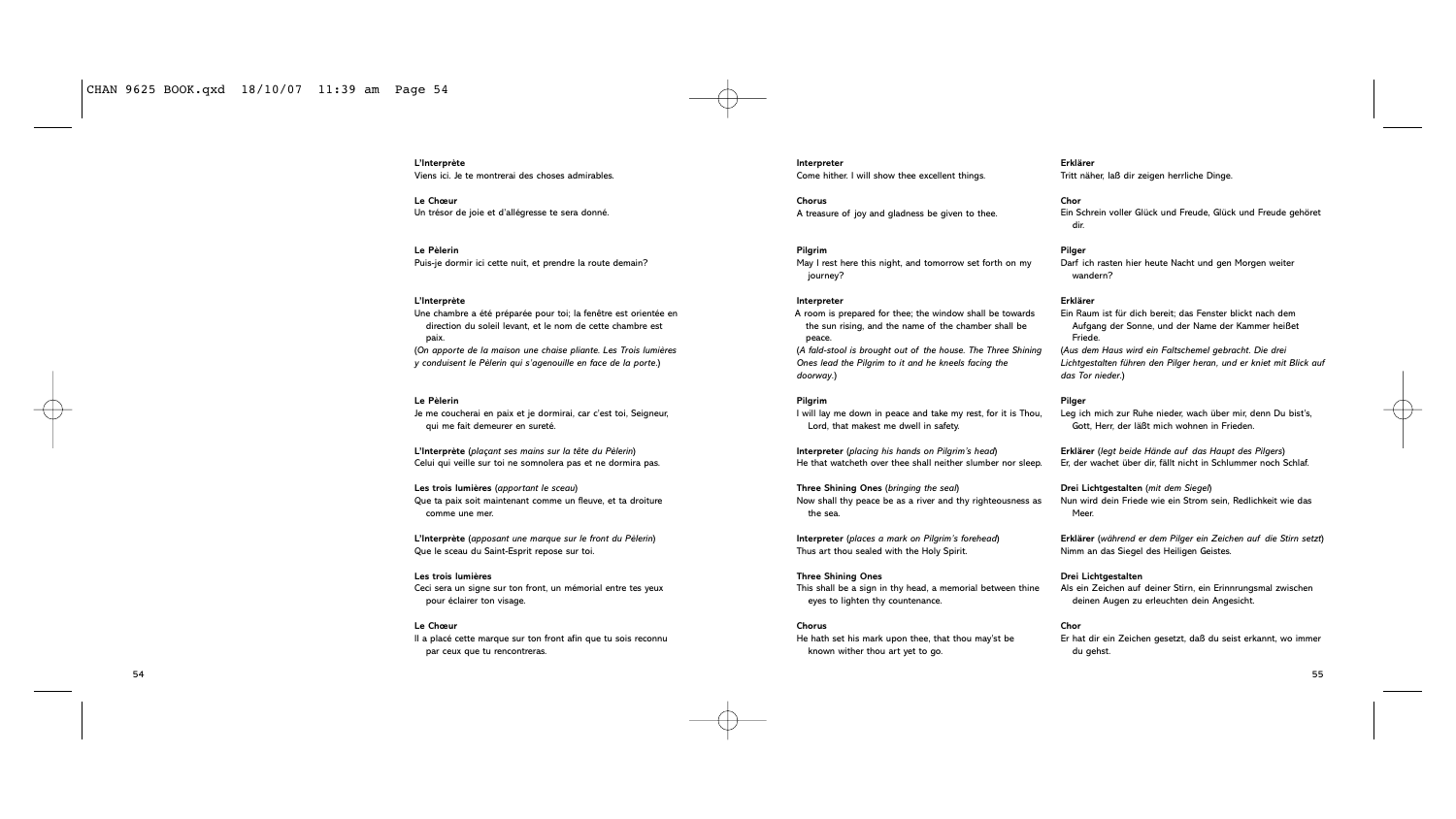**L'Interprète**
Viens ici. Je te montrerai des choses admirables.

**Le Chœur**
Un trésor de joie et d'allégresse te sera donné.

**Le Pèlerin**
Puis-je dormir ici cette nuit, et prendre la route demain?

**L'Interprète**
Une chambre a été préparée pour toi; la fenêtre est orientée en direction du soleil levant, et le nom de cette chambre est paix.
(*On apporte de la maison une chaise pliante. Les Trois lumières y conduisent le Pèlerin qui s'agenouille en face de la porte.*)

**Le Pèlerin**
Je me coucherai en paix et je dormirai, car c'est toi, Seigneur, qui me fait demeurer en sureté.

**L'Interprète** (*plaçant ses mains sur la tête du Pèlerin*)
Celui qui veille sur toi ne somnolera pas et ne dormira pas.

**Les trois lumières** (*apportant le sceau*)
Que ta paix soit maintenant comme un fleuve, et ta droiture comme une mer.

**L'Interprète** (*apposant une marque sur le front du Pèlerin*)
Que le sceau du Saint-Esprit repose sur toi.

**Les trois lumières**
Ceci sera un signe sur ton front, un mémorial entre tes yeux pour éclairer ton visage.

**Le Chœur**
Il a placé cette marque sur ton front afin que tu sois reconnu par ceux que tu rencontreras.

**Interpreter**
Come hither. I will show thee excellent things.

**Chorus**
A treasure of joy and gladness be given to thee.

**Pilgrim**
May I rest here this night, and tomorrow set forth on my journey?

**Interpreter**
A room is prepared for thee; the window shall be towards the sun rising, and the name of the chamber shall be peace.
(*A fald-stool is brought out of the house. The Three Shining Ones lead the Pilgrim to it and he kneels facing the doorway.*)

**Pilgrim**
I will lay me down in peace and take my rest, for it is Thou, Lord, that makest me dwell in safety.

**Interpreter** (*placing his hands on Pilgrim's head*)
He that watcheth over thee shall neither slumber nor sleep.

**Three Shining Ones** (*bringing the seal*)
Now shall thy peace be as a river and thy righteousness as the sea.

**Interpreter** (*places a mark on Pilgrim's forehead*)
Thus art thou sealed with the Holy Spirit.

**Three Shining Ones**
This shall be a sign in thy head, a memorial between thine eyes to lighten thy countenance.

**Chorus**
He hath set his mark upon thee, that thou may'st be known wither thou art yet to go.

**Erklärer**
Tritt näher, laß dir zeigen herrliche Dinge.

**Chor**
Ein Schrein voller Glück und Freude, Glück und Freude gehöret dir.

**Pilger**
Darf ich rasten hier heute Nacht und gen Morgen weiter wandern?

**Erklärer**
Ein Raum ist für dich bereit; das Fenster blickt nach dem Aufgang der Sonne, und der Name der Kammer heißet Friede.
(*Aus dem Haus wird ein Faltschemel gebracht. Die drei Lichtgestalten führen den Pilger heran, und er kniet mit Blick auf das Tor nieder.*)

**Pilger**
Leg ich mich zur Ruhe nieder, wach über mir, denn Du bist's, Gott, Herr, der läßt mich wohnen in Frieden.

**Erklärer** (*legt beide Hände auf das Haupt des Pilgers*)
Er, der wachet über dir, fällt nicht in Schlummer noch Schlaf.

**Drei Lichtgestalten** (*mit dem Siegel*)
Nun wird dein Friede wie ein Strom sein, Redlichkeit wie das Meer.

**Erklärer** (*während er dem Pilger ein Zeichen auf die Stirn setzt*)
Nimm an das Siegel des Heiligen Geistes.

**Drei Lichtgestalten**
Als ein Zeichen auf deiner Stirn, ein Erinnrungsmal zwischen deinen Augen zu erleuchten dein Angesicht.

**Chor**
Er hat dir ein Zeichen gesetzt, daß du seist erkannt, wo immer du gehst.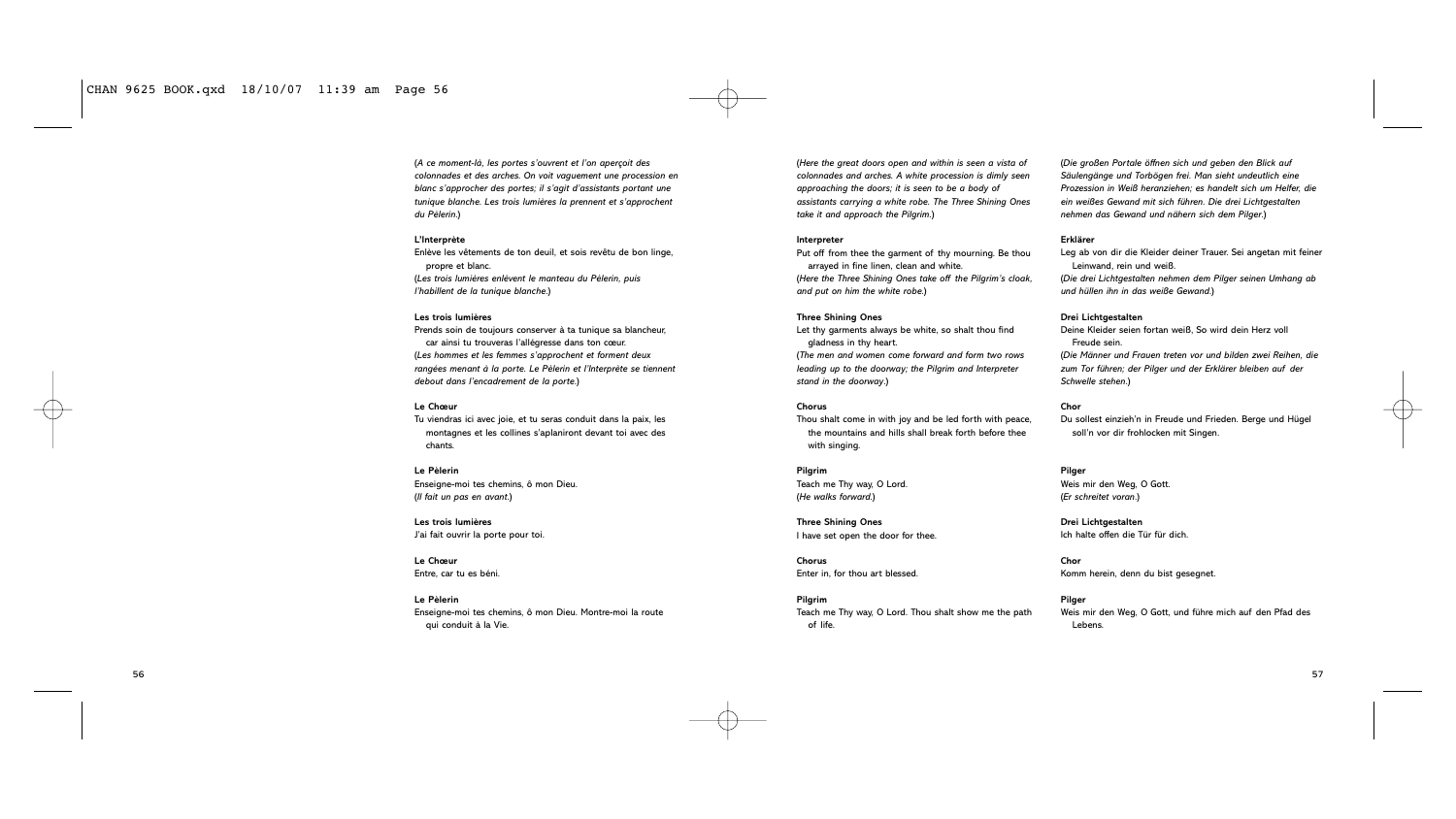(*A ce moment-là, les portes s'ouvrent et l'on aperçoit des colonnades et des arches. On voit vaguement une procession en blanc s'approcher des portes; il s'agit d'assistants portant une tunique blanche. Les trois lumières la prennent et s'approchent du Pèlerin.*)

**L'Interprète**

Enlève les vêtements de ton deuil, et sois revêtu de bon linge, propre et blanc.

(*Les trois lumières enlèvent le manteau du Pèlerin, puis l'habillent de la tunique blanche.*)

**Les trois lumières**

Prends soin de toujours conserver à ta tunique sa blancheur, car ainsi tu trouveras l'allégresse dans ton cœur.

(*Les hommes et les femmes s'approchent et forment deux rangées menant à la porte. Le Pèlerin et l'Interprète se tiennent debout dans l'encadrement de la porte.*)

**Le Chœur**

Tu viendras ici avec joie, et tu seras conduit dans la paix, les montagnes et les collines s'aplaniront devant toi avec des chants.

**Le Pèlerin**

Enseigne-moi tes chemins, ô mon Dieu.

(*Il fait un pas en avant.*)

**Les trois lumières**

J'ai fait ouvrir la porte pour toi.

**Le Chœur**

Entre, car tu es béni.

**Le Pèlerin**

Enseigne-moi tes chemins, ô mon Dieu. Montre-moi la route qui conduit à la Vie.

(*Here the great doors open and within is seen a vista of colonnades and arches. A white procession is dimly seen approaching the doors; it is seen to be a body of assistants carrying a white robe. The Three Shining Ones take it and approach the Pilgrim.*)

**Interpreter**

Put off from thee the garment of thy mourning. Be thou arrayed in fine linen, clean and white.

(*Here the Three Shining Ones take off the Pilgrim's cloak, and put on him the white robe.*)

**Three Shining Ones**

Let thy garments always be white, so shalt thou find gladness in thy heart.

(*The men and women come forward and form two rows leading up to the doorway; the Pilgrim and Interpreter stand in the doorway.*)

**Chorus**

Thou shalt come in with joy and be led forth with peace, the mountains and hills shall break forth before thee with singing.

**Pilgrim**

Teach me Thy way, O Lord.

(*He walks forward.*)

**Three Shining Ones**

I have set open the door for thee.

**Chorus**

Enter in, for thou art blessed.

**Pilgrim**

Teach me Thy way, O Lord. Thou shalt show me the path of life.

(*Die großen Portale öffnen sich und geben den Blick auf Säulengänge und Torbögen frei. Man sieht undeutlich eine Prozession in Weiß heranziehen; es handelt sich um Helfer, die ein weißes Gewand mit sich führen. Die drei Lichtgestalten nehmen das Gewand und nähern sich dem Pilger.*)

**Erklärer**

Leg ab von dir die Kleider deiner Trauer. Sei angetan mit feiner Leinwand, rein und weiß.

(*Die drei Lichtgestalten nehmen dem Pilger seinen Umhang ab und hüllen ihn in das weiße Gewand.*)

**Drei Lichtgestalten**

Deine Kleider seien fortan weiß, So wird dein Herz voll Freude sein.

(*Die Männer und Frauen treten vor und bilden zwei Reihen, die zum Tor führen; der Pilger und der Erklärer bleiben auf der Schwelle stehen.*)

**Chor**

Du sollest einzieh'n in Freude und Frieden. Berge und Hügel soll'n vor dir frohlocken mit Singen.

**Pilger**

Weis mir den Weg, O Gott.

(*Er schreitet voran.*)

**Drei Lichtgestalten**

Ich halte offen die Tür für dich.

**Chor**

Komm herein, denn du bist gesegnet.

**Pilger**

Weis mir den Weg, O Gott, und führe mich auf den Pfad des Lebens.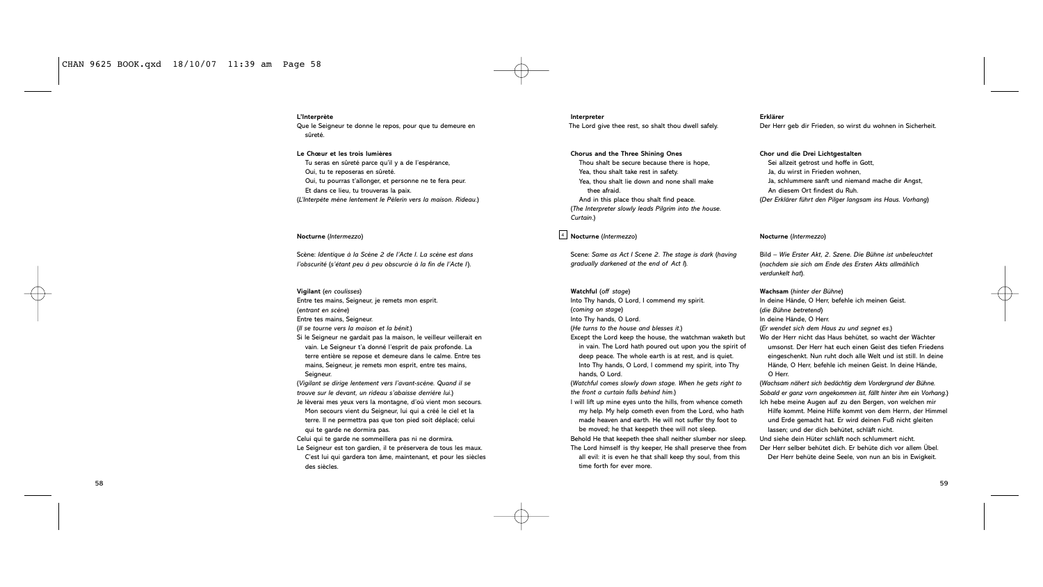**L'Interprète**

Que le Seigneur te donne le repos, pour que tu demeure en sûreté.

**Le Chœur et les trois lumières**

Tu seras en sûreté parce qu'il y a de l'espérance,
Oui, tu te reposeras en sûreté.
Oui, tu pourras t'allonger, et personne ne te fera peur.
Et dans ce lieu, tu trouveras la paix.

(*L'Interprète mène lentement le Pèlerin vers la maison. Rideau.*)

**Nocturne** (*Intermezzo*)

Scène: *Identique à la Scène 2 de l'Acte I. La scène est dans l'obscurité (s'étant peu à peu obscurcie à la fin de l'Acte I).*

**Vigilant** (*en coulisses*)

Entre tes mains, Seigneur, je remets mon esprit.
(*entrant en scène*)
Entre tes mains, Seigneur.
(*Il se tourne vers la maison et la bénit.*)
Si le Seigneur ne gardait pas la maison, le veilleur veillerait en vain. Le Seigneur t'a donné l'esprit de paix profonde. La terre entière se repose et demeure dans le calme. Entre tes mains, Seigneur, je remets mon esprit, entre tes mains, Seigneur.
(*Vigilant se dirige lentement vers l'avant-scène. Quand il se trouve sur le devant, un rideau s'abaisse derrière lui.*)
Je lèverai mes yeux vers la montagne, d'où vient mon secours. Mon secours vient du Seigneur, lui qui a créé le ciel et la terre. Il ne permettra pas que ton pied soit déplacé; celui qui te garde ne dormira pas.
Celui qui te garde ne sommeillera pas ni ne dormira.
Le Seigneur est ton gardien, il te préservera de tous les maux. C'est lui qui gardera ton âme, maintenant, et pour les siècles des siècles.

**Interpreter**

The Lord give thee rest, so shalt thou dwell safely.

**Chorus and the Three Shining Ones**

Thou shalt be secure because there is hope,
Yea, thou shalt take rest in safety.
Yea, thou shalt lie down and none shall make thee afraid.
And in this place thou shalt find peace.

(*The Interpreter slowly leads Pilgrim into the house. Curtain.*)

4 **Nocturne** (*Intermezzo*)

Scene: *Same as Act I Scene 2. The stage is dark (having gradually darkened at the end of Act I).*

**Watchful** (*off stage*)

Into Thy hands, O Lord, I commend my spirit.
(*coming on stage*)
Into Thy hands, O Lord.
(*He turns to the house and blesses it.*)
Except the Lord keep the house, the watchman waketh but in vain. The Lord hath poured out upon you the spirit of deep peace. The whole earth is at rest, and is quiet. Into Thy hands, O Lord, I commend my spirit, into Thy hands, O Lord.
(*Watchful comes slowly down stage. When he gets right to the front a curtain falls behind him.*)
I will lift up mine eyes unto the hills, from whence cometh my help. My help cometh even from the Lord, who hath made heaven and earth. He will not suffer thy foot to be moved; he that keepeth thee will not sleep.
Behold He that keepeth thee shall neither slumber nor sleep.
The Lord himself is thy keeper, He shall preserve thee from all evil: it is even he that shall keep thy soul, from this time forth for ever more.

**Erklärer**

Der Herr geb dir Frieden, so wirst du wohnen in Sicherheit.

**Chor und die Drei Lichtgestalten**

Sei allzeit getrost und hoffe in Gott,
Ja, du wirst in Frieden wohnen,
Ja, schlummere sanft und niemand mache dir Angst,
An diesem Ort findest du Ruh.

(*Der Erklärer führt den Pilger langsam ins Haus. Vorhang*)

**Nocturne** (*Intermezzo*)

Bild – *Wie Erster Akt, 2. Szene. Die Bühne ist unbeleuchtet (nachdem sie sich am Ende des Ersten Akts allmählich verdunkelt hat).*

**Wachsam** (*hinter der Bühne*)

In deine Hände, O Herr, befehle ich meinen Geist.
(*die Bühne betretend*)
In deine Hände, O Herr.
(*Er wendet sich dem Haus zu und segnet es.*)
Wo der Herr nicht das Haus behütet, so wacht der Wächter umsonst. Der Herr hat euch einen Geist des tiefen Friedens eingeschenkt. Nun ruht doch alle Welt und ist still. In deine Hände, O Herr, befehle ich meinen Geist. In deine Hände, O Herr.
(*Wachsam nähert sich bedächtig dem Vordergrund der Bühne. Sobald er ganz vorn angekommen ist, fällt hinter ihm ein Vorhang.*)
Ich hebe meine Augen auf zu den Bergen, von welchen mir Hilfe kommt. Meine Hilfe kommt von dem Herrn, der Himmel und Erde gemacht hat. Er wird deinen Fuß nicht gleiten lassen; und der dich behütet, schläft nicht.
Und siehe dein Hüter schläft noch schlummert nicht.
Der Herr selber behütet dich. Er behüte dich vor allem Übel. Der Herr behüte deine Seele, von nun an bis in Ewigkeit.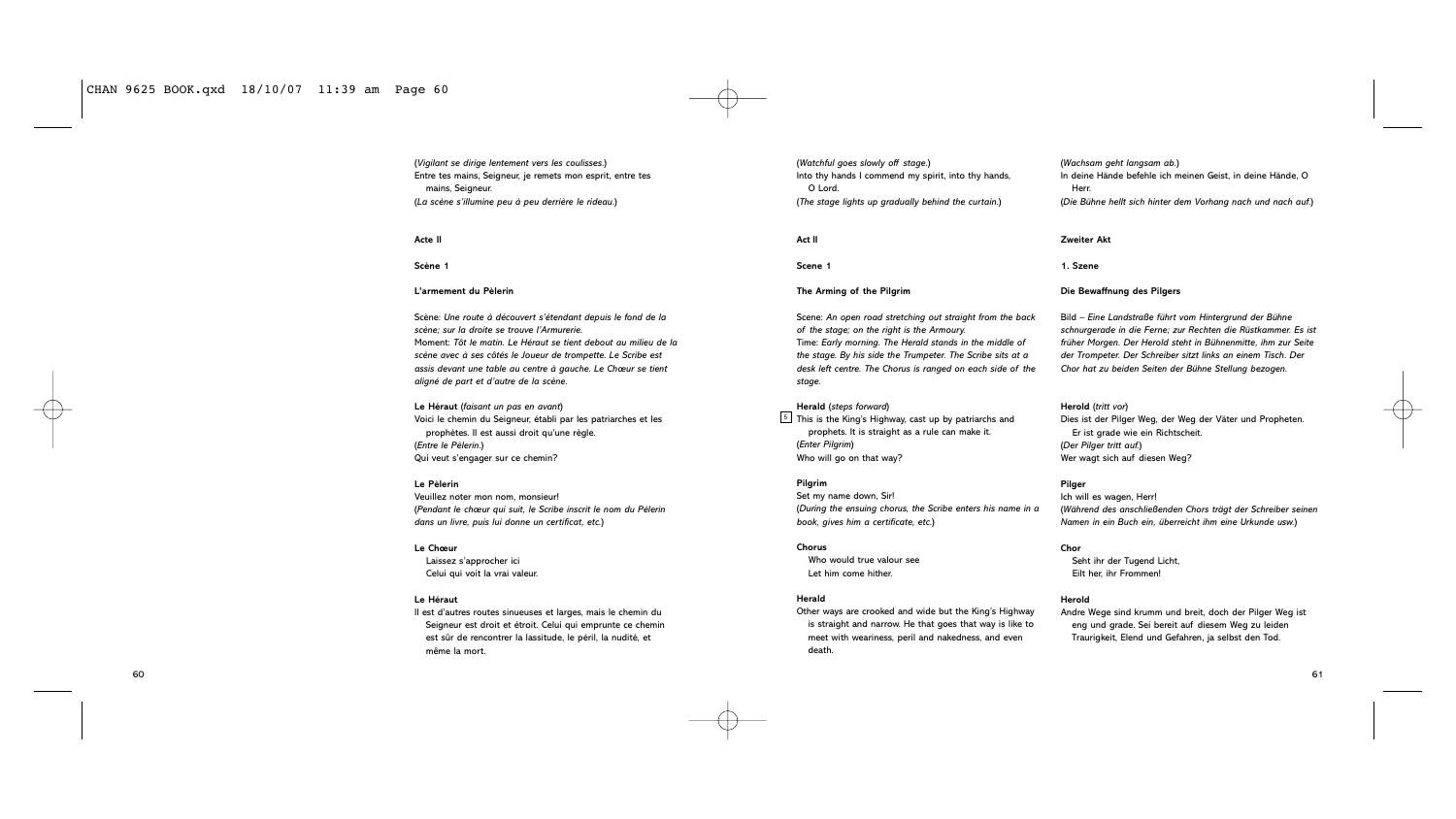(*Vigilant se dirige lentement vers les coulisses.*)
Entre tes mains, Seigneur, je remets mon esprit, entre tes mains, Seigneur.
(*La scène s'illumine peu à peu derrière le rideau.*)

**Acte II**

**Scène 1**

**L'armement du Pèlerin**

Scène: *Une route à découvert s'étendant depuis le fond de la scène; sur la droite se trouve l'Armurerie.*
Moment: *Tôt le matin. Le Héraut se tient debout au milieu de la scène avec à ses côtés le Joueur de trompette. Le Scribe est assis devant une table au centre à gauche. Le Chœur se tient aligné de part et d'autre de la scène.*

**Le Héraut** (*faisant un pas en avant*)
Voici le chemin du Seigneur, établi par les patriarches et les prophètes. Il est aussi droit qu'une règle.
(*Entre le Pèlerin.*)
Qui veut s'engager sur ce chemin?

**Le Pèlerin**
Veuillez noter mon nom, monsieur!
(*Pendant le chœur qui suit, le Scribe inscrit le nom du Pèlerin dans un livre, puis lui donne un certificat, etc.*)

**Le Chœur**
Laissez s'approcher ici
Celui qui voit la vrai valeur.

**Le Héraut**
Il est d'autres routes sinueuses et larges, mais le chemin du Seigneur est droit et étroit. Celui qui emprunte ce chemin est sûr de rencontrer la lassitude, le péril, la nudité, et même la mort.

(*Watchful goes slowly off stage.*)
Into thy hands I commend my spirit, into thy hands, O Lord.
(*The stage lights up gradually behind the curtain.*)

**Act II**

**Scene 1**

**The Arming of the Pilgrim**

Scene: *An open road stretching out straight from the back of the stage; on the right is the Armoury.*
Time: *Early morning. The Herald stands in the middle of the stage. By his side the Trumpeter. The Scribe sits at a desk left centre. The Chorus is ranged on each side of the stage.*

**Herald** (*steps forward*)
[5] This is the King's Highway, cast up by patriarchs and prophets. It is straight as a rule can make it.
(*Enter Pilgrim*)
Who will go on that way?

**Pilgrim**
Set my name down, Sir!
(*During the ensuing chorus, the Scribe enters his name in a book, gives him a certificate, etc.*)

**Chorus**
Who would true valour see
Let him come hither.

**Herald**
Other ways are crooked and wide but the King's Highway is straight and narrow. He that goes that way is like to meet with weariness, peril and nakedness, and even death.

(*Wachsam geht langsam ab.*)
In deine Hände befehle ich meinen Geist, in deine Hände, O Herr.
(*Die Bühne hellt sich hinter dem Vorhang nach und nach auf.*)

**Zweiter Akt**

**1. Szene**

**Die Bewaffnung des Pilgers**

Bild – *Eine Landstraße führt vom Hintergrund der Bühne schnurgerade in die Ferne; zur Rechten die Rüstkammer. Es ist früher Morgen. Der Herold steht in Bühnenmitte, ihm zur Seite der Trompeter. Der Schreiber sitzt links an einem Tisch. Der Chor hat zu beiden Seiten der Bühne Stellung bezogen.*

**Herold** (*tritt vor*)
Dies ist der Pilger Weg, der Weg der Väter und Propheten. Er ist grade wie ein Richtscheit.
(*Der Pilger tritt auf.*)
Wer wagt sich auf diesen Weg?

**Pilger**
Ich will es wagen, Herr!
(*Während des anschließenden Chors trägt der Schreiber seinen Namen in ein Buch ein, überreicht ihm eine Urkunde usw.*)

**Chor**
Seht ihr der Tugend Licht,
Eilt her, ihr Frommen!

**Herold**
Andre Wege sind krumm und breit, doch der Pilger Weg ist eng und grade. Sei bereit auf diesem Weg zu leiden Traurigkeit, Elend und Gefahren, ja selbst den Tod.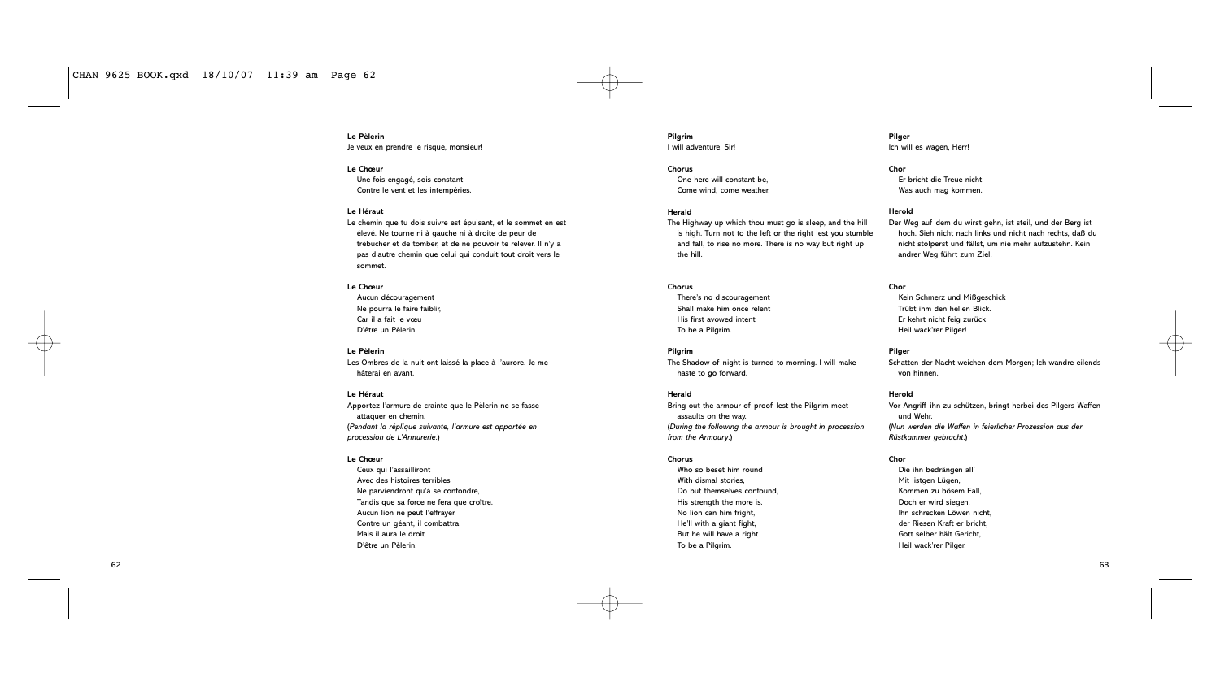**Le Pèlerin**
Je veux en prendre le risque, monsieur!

**Le Chœur**
Une fois engagé, sois constant
Contre le vent et les intempéries.

**Le Héraut**
Le chemin que tu dois suivre est épuisant, et le sommet en est élevé. Ne tourne ni à gauche ni à droite de peur de trébucher et de tomber, et de ne pouvoir te relever. Il n'y a pas d'autre chemin que celui qui conduit tout droit vers le sommet.

**Le Chœur**
Aucun découragement
Ne pourra le faire faiblir,
Car il a fait le vœu
D'être un Pèlerin.

**Le Pèlerin**
Les Ombres de la nuit ont laissé la place à l'aurore. Je me hâterai en avant.

**Le Héraut**
Apportez l'armure de crainte que le Pèlerin ne se fasse attaquer en chemin.
(*Pendant la réplique suivante, l'armure est apportée en procession de L'Armurerie.*)

**Le Chœur**
Ceux qui l'assailliront
Avec des histoires terribles
Ne parviendront qu'à se confondre,
Tandis que sa force ne fera que croître.
Aucun lion ne peut l'effrayer,
Contre un géant, il combattra,
Mais il aura le droit
D'être un Pèlerin.

**Pilgrim**
I will adventure, Sir!

**Chorus**
One here will constant be,
Come wind, come weather.

**Herald**
The Highway up which thou must go is sleep, and the hill is high. Turn not to the left or the right lest you stumble and fall, to rise no more. There is no way but right up the hill.

**Chorus**
There's no discouragement
Shall make him once relent
His first avowed intent
To be a Pilgrim.

**Pilgrim**
The Shadow of night is turned to morning. I will make haste to go forward.

**Herald**
Bring out the armour of proof lest the Pilgrim meet assaults on the way.
(*During the following the armour is brought in procession from the Armoury.*)

**Chorus**
Who so beset him round
With dismal stories,
Do but themselves confound,
His strength the more is.
No lion can him fright,
He'll with a giant fight,
But he will have a right
To be a Pilgrim.

**Pilger**
Ich will es wagen, Herr!

**Chor**
Er bricht die Treue nicht,
Was auch mag kommen.

**Herold**
Der Weg auf dem du wirst gehn, ist steil, und der Berg ist hoch. Sieh nicht nach links und nicht nach rechts, daß du nicht stolperst und fällst, um nie mehr aufzustehn. Kein andrer Weg führt zum Ziel.

**Chor**
Kein Schmerz und Mißgeschick
Trübt ihm den hellen Blick.
Er kehrt nicht feig zurück,
Heil wack're Pilger!

**Pilger**
Schatten der Nacht weichen dem Morgen; Ich wandre eilends von hinnen.

**Herold**
Vor Angriff ihn zu schützen, bringt herbei des Pilgers Waffen und Wehr.
(*Nun werden die Waffen in feierlicher Prozession aus der Rüstkammer gebracht.*)

**Chor**
Die ihn bedrängen all'
Mit listgen Lügen,
Kommen zu bösem Fall,
Doch er wird siegen.
Ihn schrecken Löwen nicht,
der Riesen Kraft er bricht,
Gott selber hält Gericht,
Heil wack're Pilger.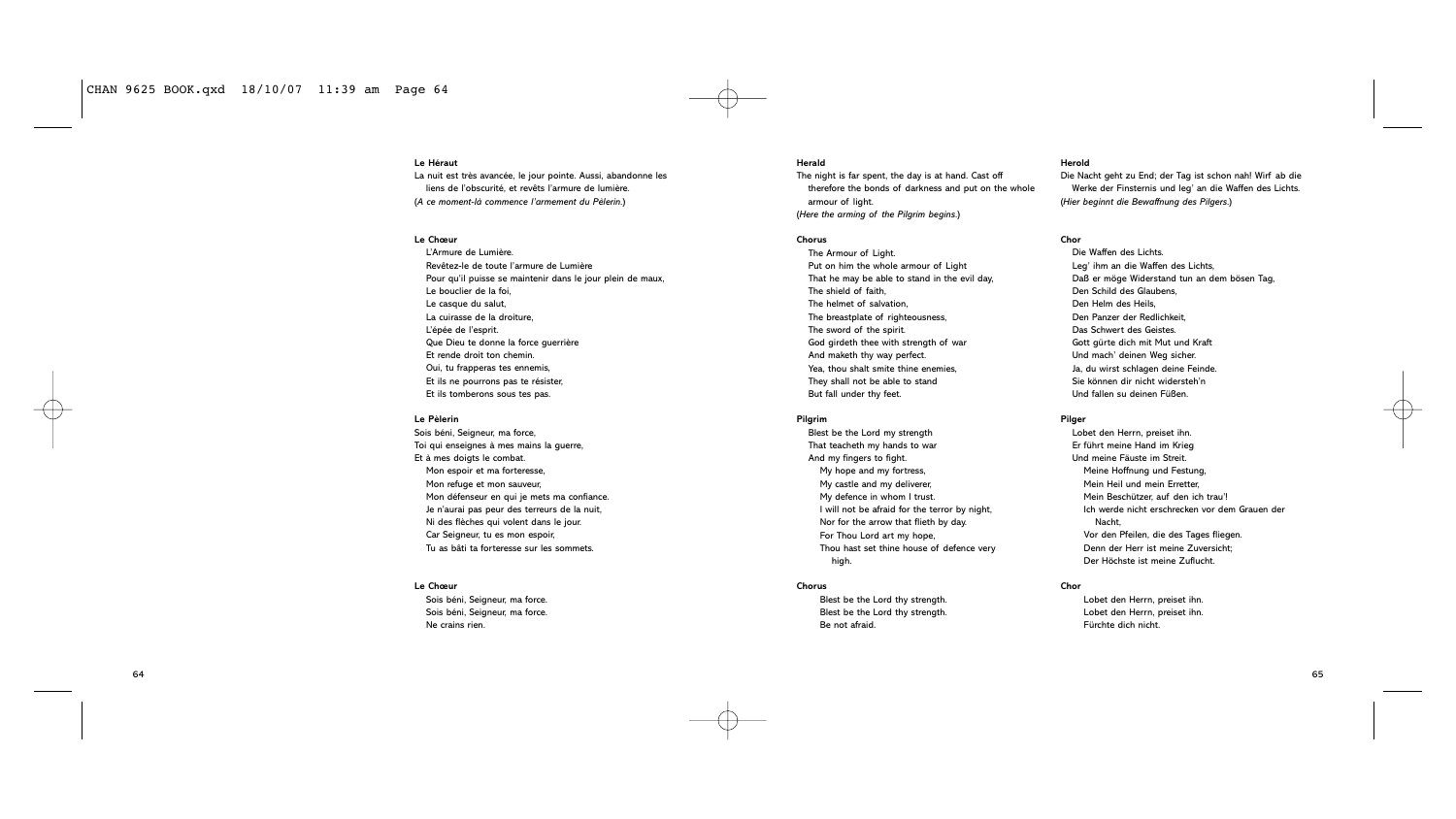**Le Héraut**

La nuit est très avancée, le jour pointe. Aussi, abandonne les liens de l'obscurité, et revêts l'armure de lumière.
(*A ce moment-là commence l'armement du Pèlerin.*)

**Le Chœur**

L'Armure de Lumière.
Revêtez-le de toute l'armure de Lumière
Pour qu'il puisse se maintenir dans le jour plein de maux,
Le bouclier de la foi,
Le casque du salut,
La cuirasse de la droiture,
L'épée de l'esprit.
Que Dieu te donne la force guerrière
Et rende droit ton chemin.
Oui, tu frapperas tes ennemis,
Et ils ne pourrons pas te résister,
Et ils tomberons sous tes pas.

**Le Pèlerin**

Sois béni, Seigneur, ma force,
Toi qui enseignes à mes mains la guerre,
Et à mes doigts le combat.
Mon espoir et ma forteresse,
Mon refuge et mon sauveur,
Mon défenseur en qui je mets ma confiance.
Je n'aurai pas peur des terreurs de la nuit,
Ni des flèches qui volent dans le jour.
Car Seigneur, tu es mon espoir,
Tu as bâti ta forteresse sur les sommets.

**Le Chœur**

Sois béni, Seigneur, ma force.
Sois béni, Seigneur, ma force.
Ne crains rien.

**Herald**

The night is far spent, the day is at hand. Cast off therefore the bonds of darkness and put on the whole armour of light.
(*Here the arming of the Pilgrim begins.*)

**Chorus**

The Armour of Light.
Put on him the whole armour of Light
That he may be able to stand in the evil day,
The shield of faith,
The helmet of salvation,
The breastplate of righteousness,
The sword of the spirit.
God girdeth thee with strength of war
And maketh thy way perfect.
Yea, thou shalt smite thine enemies,
They shall not be able to stand
But fall under thy feet.

**Pilgrim**

Blest be the Lord my strength
That teacheth my hands to war
And my fingers to fight.
My hope and my fortress,
My castle and my deliverer,
My defence in whom I trust.
I will not be afraid for the terror by night,
Nor for the arrow that flieth by day.
For Thou Lord art my hope,
Thou hast set thine house of defence very high.

**Chorus**

Blest be the Lord thy strength.
Blest be the Lord thy strength.
Be not afraid.

**Herold**

Die Nacht geht zu End; der Tag ist schon nah! Wirf ab die Werke der Finsternis und leg' an die Waffen des Lichts.
(*Hier beginnt die Bewaffnung des Pilgers.*)

**Chor**

Die Waffen des Lichts.
Leg' ihm an die Waffen des Lichts,
Daß er möge Widerstand tun an dem bösen Tag,
Den Schild des Glaubens,
Den Helm des Heils,
Den Panzer der Redlichkeit,
Das Schwert des Geistes.
Gott gürte dich mit Mut und Kraft
Und mach' deinen Weg sicher.
Ja, du wirst schlagen deine Feinde.
Sie können dir nicht widersteh'n
Und fallen su deinen Füßen.

**Pilger**

Lobet den Herrn, preiset ihn.
Er führt meine Hand im Krieg
Und meine Fäuste im Streit.
Meine Hoffnung und Festung,
Mein Heil und mein Erretter,
Mein Beschützer, auf den ich trau'!
Ich werde nicht erschrecken vor dem Grauen der Nacht,
Vor den Pfeilen, die des Tages fliegen.
Denn der Herr ist meine Zuversicht;
Der Höchste ist meine Zuflucht.

**Chor**

Lobet den Herrn, preiset ihn.
Lobet den Herrn, preiset ihn.
Fürchte dich nicht.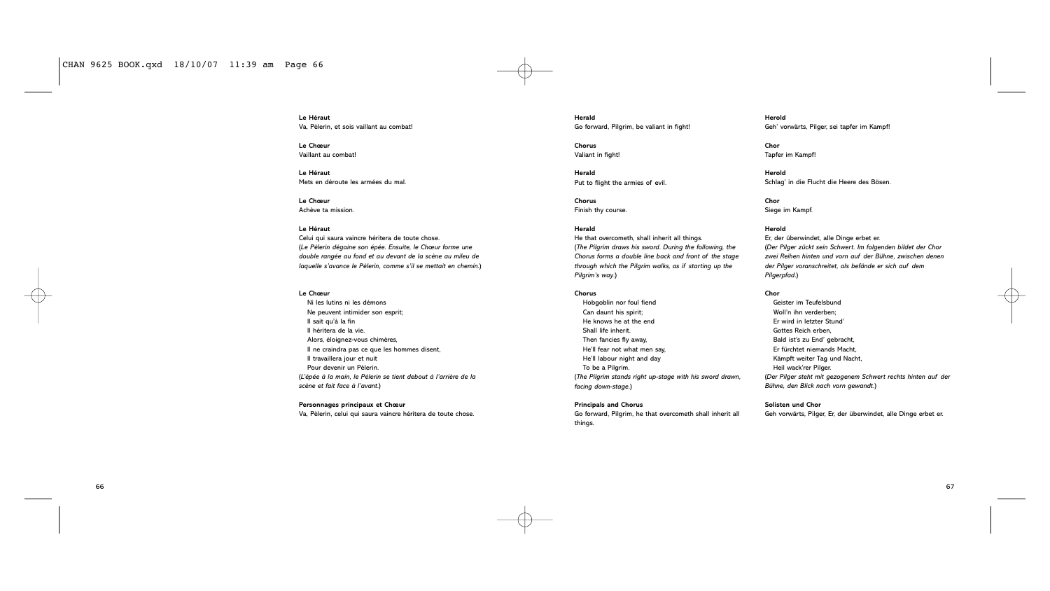**Le Héraut**
Va, Pèlerin, et sois vaillant au combat!

**Le Chœur**
Vaillant au combat!

**Le Héraut**
Mets en déroute les armées du mal.

**Le Chœur**
Achève ta mission.

**Le Héraut**
Celui qui saura vaincre héritera de toute chose.
(*Le Pèlerin dégaine son épée. Ensuite, le Chœur forme une double rangée au fond et au devant de la scène au mileu de laquelle s'avance le Pèlerin, comme s'il se mettait en chemin.*)

**Le Chœur**
Ni les lutins ni les démons
Ne peuvent intimider son esprit;
Il sait qu'à la fin
Il héritera de la vie.
Alors, éloignez-vous chimères,
Il ne craindra pas ce que les hommes disent,
Il travaillera jour et nuit
Pour devenir un Pèlerin.
(*L'épée à la main, le Pèlerin se tient debout à l'arrière de la scène et fait face à l'avant.*)

**Personnages principaux et Chœur**
Va, Pèlerin, celui qui saura vaincre héritera de toute chose.

**Herald**
Go forward, Pilgrim, be valiant in fight!

**Chorus**
Valiant in fight!

**Herald**
Put to flight the armies of evil.

**Chorus**
Finish thy course.

**Herald**
He that overcometh, shall inherit all things.
(*The Pilgrim draws his sword. During the following, the Chorus forms a double line back and front of the stage through which the Pilgrim walks, as if starting up the Pilgrim's way.*)

**Chorus**
Hobgoblin nor foul fiend
Can daunt his spirit;
He knows he at the end
Shall life inherit.
Then fancies fly away,
He'll fear not what men say,
He'll labour night and day
To be a Pilgrim.
(*The Pilgrim stands right up-stage with his sword drawn, facing down-stage.*)

**Principals and Chorus**
Go forward, Pilgrim, he that overcometh shall inherit all things.

**Herold**
Geh' vorwärts, Pilger, sei tapfer im Kampf!

**Chor**
Tapfer im Kampf!

**Herold**
Schlag' in die Flucht die Heere des Bösen.

**Chor**
Siege im Kampf.

**Herold**
Er, der überwindet, alle Dinge erbet er.
(*Der Pilger zückt sein Schwert. Im folgenden bildet der Chor zwei Reihen hinten und vorn auf der Bühne, zwischen denen der Pilger voranschreitet, als befände er sich auf dem Pilgerpfad.*)

**Chor**
Geister im Teufelsbund
Woll'n ihn verderben;
Er wird in letzter Stund'
Gottes Reich erben,
Bald ist's zu End' gebracht,
Er fürchtet niemands Macht,
Kämpft weiter Tag und Nacht,
Heil wack'rer Pilger.
(*Der Pilger steht mit gezogenem Schwert rechts hinten auf der Bühne, den Blick nach vorn gewandt.*)

**Solisten und Chor**
Geh vorwärts, Pilger, Er, der überwindet, alle Dinge erbet er.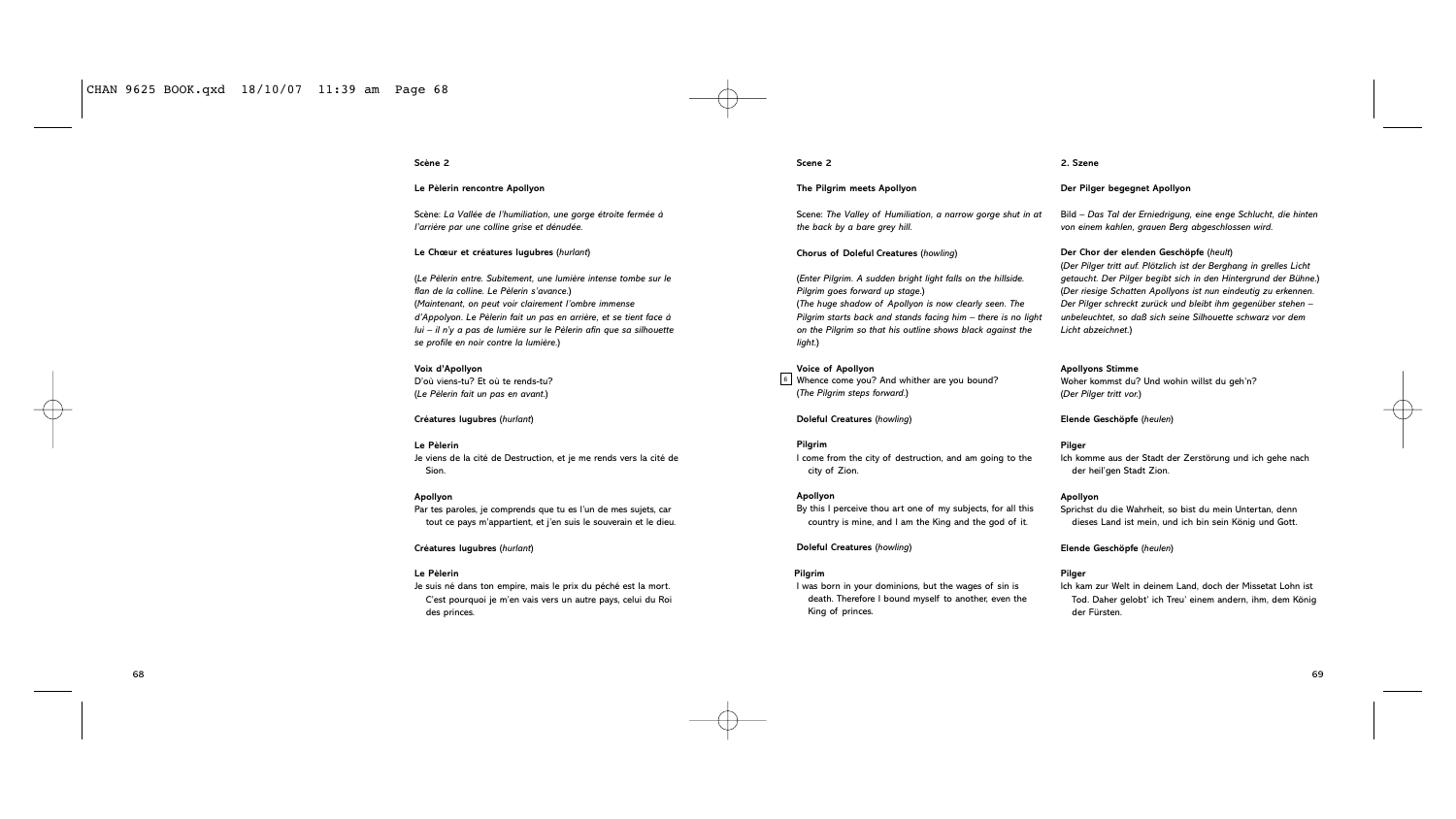**Scène 2**

**Le Pèlerin rencontre Apollyon**

Scène: *La Vallée de l'humiliation, une gorge étroite fermée à l'arrière par une colline grise et dénudée.*

**Le Chœur et créatures lugubres** (*hurlant*)

(*Le Pèlerin entre. Subitement, une lumière intense tombe sur le flan de la colline. Le Pèlerin s'avance.*)
(*Maintenant, on peut voir clairement l'ombre immense d'Appolyon. Le Pèlerin fait un pas en arrière, et se tient face à lui – il n'y a pas de lumière sur le Pèlerin afin que sa silhouette se profile en noir contre la lumière.*)

**Voix d'Apollyon**
D'où viens-tu? Et où te rends-tu?
(*Le Pèlerin fait un pas en avant.*)

**Créatures lugubres** (*hurlant*)

**Le Pèlerin**
Je viens de la cité de Destruction, et je me rends vers la cité de Sion.

**Apollyon**
Par tes paroles, je comprends que tu es l'un de mes sujets, car tout ce pays m'appartient, et j'en suis le souverain et le dieu.

**Créatures lugubres** (*hurlant*)

**Le Pèlerin**
Je suis né dans ton empire, mais le prix du péché est la mort. C'est pourquoi je m'en vais vers un autre pays, celui du Roi des princes.

**Scene 2**

**The Pilgrim meets Apollyon**

Scene: *The Valley of Humiliation, a narrow gorge shut in at the back by a bare grey hill.*

**Chorus of Doleful Creatures** (*howling*)

(*Enter Pilgrim. A sudden bright light falls on the hillside. Pilgrim goes forward up stage.*)
(*The huge shadow of Apollyon is now clearly seen. The Pilgrim starts back and stands facing him – there is no light on the Pilgrim so that his outline shows black against the light.*)

**Voice of Apollyon**
[6] Whence come you? And whither are you bound?
(*The Pilgrim steps forward.*)

**Doleful Creatures** (*howling*)

**Pilgrim**
I come from the city of destruction, and am going to the city of Zion.

**Apollyon**
By this I perceive thou art one of my subjects, for all this country is mine, and I am the King and the god of it.

**Doleful Creatures** (*howling*)

**Pilgrim**
I was born in your dominions, but the wages of sin is death. Therefore I bound myself to another, even the King of princes.

**2. Szene**

**Der Pilger begegnet Apollyon**

Bild – *Das Tal der Erniedrigung, eine enge Schlucht, die hinten von einem kahlen, grauen Berg abgeschlossen wird.*

**Der Chor der elenden Geschöpfe** (*heult*)

(*Der Pilger tritt auf. Plötzlich ist der Berghang in grelles Licht getaucht. Der Pilger begibt sich in den Hintergrund der Bühne.*)
(*Der riesige Schatten Apollyons ist nun eindeutig zu erkennen. Der Pilger schreckt zurück und bleibt ihm gegenüber stehen – unbeleuchtet, so daß sich seine Silhouette schwarz vor dem Licht abzeichnet.*)

**Apollyons Stimme**
Woher kommst du? Und wohin willst du geh'n?
(*Der Pilger tritt vor.*)

**Elende Geschöpfe** (*heulen*)

**Pilger**
Ich komme aus der Stadt der Zerstörung und ich gehe nach der heil'gen Stadt Zion.

**Apollyon**
Sprichst du die Wahrheit, so bist du mein Untertan, denn dieses Land ist mein, und ich bin sein König und Gott.

**Elende Geschöpfe** (*heulen*)

**Pilger**
Ich kam zur Welt in deinem Land, doch der Missetat Lohn ist Tod. Daher gelobt' ich Treu' einem andern, ihm, dem König der Fürsten.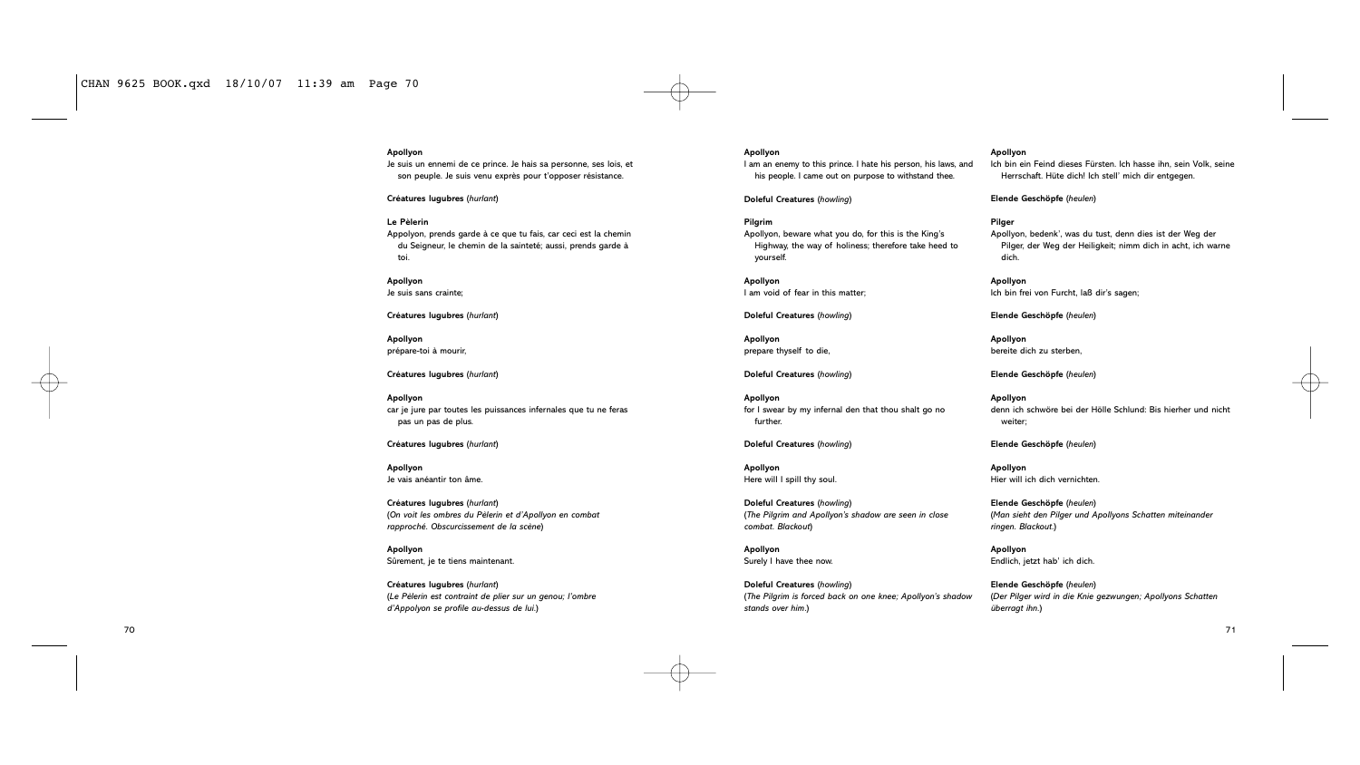**Apollyon**
Je suis un ennemi de ce prince. Je hais sa personne, ses lois, et son peuple. Je suis venu exprès pour t'opposer résistance.

**Créatures lugubres** (*hurlant*)

**Le Pèlerin**
Appolyon, prends garde à ce que tu fais, car ceci est la chemin du Seigneur, le chemin de la sainteté; aussi, prends garde à toi.

**Apollyon**
Je suis sans crainte;

**Créatures lugubres** (*hurlant*)

**Apollyon**
prépare-toi à mourir,

**Créatures lugubres** (*hurlant*)

**Apollyon**
car je jure par toutes les puissances infernales que tu ne feras pas un pas de plus.

**Créatures lugubres** (*hurlant*)

**Apollyon**
Je vais anéantir ton âme.

**Créatures lugubres** (*hurlant*)
(*On voit les ombres du Pèlerin et d'Apollyon en combat rapproché. Obscurcissement de la scène*)

**Apollyon**
Sûrement, je te tiens maintenant.

**Créatures lugubres** (*hurlant*)
(*Le Pèlerin est contraint de plier sur un genou; l'ombre d'Appolyon se profile au-dessus de lui.*)

**Apollyon**
I am an enemy to this prince. I hate his person, his laws, and his people. I came out on purpose to withstand thee.

**Doleful Creatures** (*howling*)

**Pilgrim**
Apollyon, beware what you do, for this is the King's Highway, the way of holiness; therefore take heed to yourself.

**Apollyon**
I am void of fear in this matter;

**Doleful Creatures** (*howling*)

**Apollyon**
prepare thyself to die,

**Doleful Creatures** (*howling*)

**Apollyon**
for I swear by my infernal den that thou shalt go no further.

**Doleful Creatures** (*howling*)

**Apollyon**
Here will I spill thy soul.

**Doleful Creatures** (*howling*)
(*The Pilgrim and Apollyon's shadow are seen in close combat. Blackout*)

**Apollyon**
Surely I have thee now.

**Doleful Creatures** (*howling*)
(*The Pilgrim is forced back on one knee; Apollyon's shadow stands over him.*)

**Apollyon**
Ich bin ein Feind dieses Fürsten. Ich hasse ihn, sein Volk, seine Herrschaft. Hüte dich! Ich stell' mich dir entgegen.

**Elende Geschöpfe** (*heulen*)

**Pilger**
Apollyon, bedenk', was du tust, denn dies ist der Weg der Pilger, der Weg der Heiligkeit; nimm dich in acht, ich warne dich.

**Apollyon**
Ich bin frei von Furcht, laß dir's sagen;

**Elende Geschöpfe** (*heulen*)

**Apollyon**
bereite dich zu sterben,

**Elende Geschöpfe** (*heulen*)

**Apollyon**
denn ich schwöre bei der Hölle Schlund: Bis hierher und nicht weiter;

**Elende Geschöpfe** (*heulen*)

**Apollyon**
Hier will ich dich vernichten.

**Elende Geschöpfe** (*heulen*)
(*Man sieht den Pilger und Apollyons Schatten miteinander ringen. Blackout.*)

**Apollyon**
Endlich, jetzt hab' ich dich.

**Elende Geschöpfe** (*heulen*)
(*Der Pilger wird in die Knie gezwungen; Apollyons Schatten überragt ihn.*)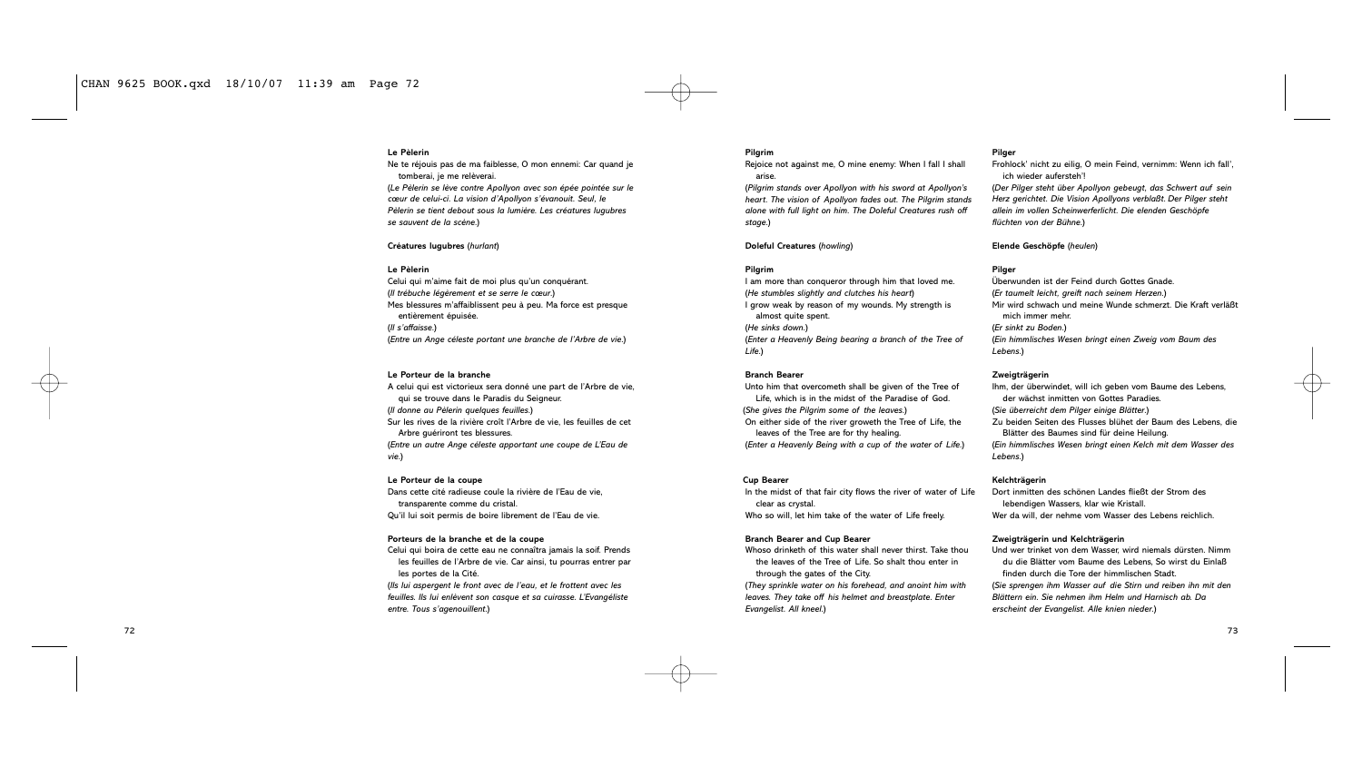**Le Pèlerin**

Ne te réjouis pas de ma faiblesse, O mon ennemi: Car quand je tomberai, je me relèverai.

(*Le Pèlerin se lève contre Apollyon avec son épée pointée sur le cœur de celui-ci. La vision d'Apollyon s'évanouit. Seul, le Pèlerin se tient debout sous la lumière. Les créatures lugubres se sauvent de la scène.*)

**Créatures lugubres** (*hurlant*)

**Le Pèlerin**

Celui qui m'aime fait de moi plus qu'un conquérant.

(*Il trébuche légèrement et se serre le cœur.*)

Mes blessures m'affaiblissent peu à peu. Ma force est presque entièrement épuisée.

(*Il s'affaisse.*)

(*Entre un Ange céleste portant une branche de l'Arbre de vie.*)

**Le Porteur de la branche**

A celui qui est victorieux sera donné une part de l'Arbre de vie, qui se trouve dans le Paradis du Seigneur.

(*Il donne au Pèlerin quelques feuilles.*)

Sur les rives de la rivière croît l'Arbre de vie, les feuilles de cet Arbre guériront tes blessures.

(*Entre un autre Ange céleste apportant une coupe de L'Eau de vie.*)

**Le Porteur de la coupe**

Dans cette cité radieuse coule la rivière de l'Eau de vie, transparente comme du cristal.

Qu'il lui soit permis de boire librement de l'Eau de vie.

**Porteurs de la branche et de la coupe**

Celui qui boira de cette eau ne connaîtra jamais la soif. Prends les feuilles de l'Arbre de vie. Car ainsi, tu pourras entrer par les portes de la Cité.

(*Ils lui aspergent le front avec de l'eau, et le frottent avec les feuilles. Ils lui enlèvent son casque et sa cuirasse. L'Evangéliste entre. Tous s'agenouillent.*)

**Pilgrim**

Rejoice not against me, O mine enemy: When I fall I shall arise.

(*Pilgrim stands over Apollyon with his sword at Apollyon's heart. The vision of Apollyon fades out. The Pilgrim stands alone with full light on him. The Doleful Creatures rush off stage.*)

**Doleful Creatures** (*howling*)

**Pilgrim**

I am more than conqueror through him that loved me.

(*He stumbles slightly and clutches his heart*)

I grow weak by reason of my wounds. My strength is almost quite spent.

(*He sinks down.*)

(*Enter a Heavenly Being bearing a branch of the Tree of Life.*)

**Branch Bearer**

Unto him that overcometh shall be given of the Tree of Life, which is in the midst of the Paradise of God.

(*She gives the Pilgrim some of the leaves.*)

On either side of the river groweth the Tree of Life, the leaves of the Tree are for thy healing.

(*Enter a Heavenly Being with a cup of the water of Life.*)

**Cup Bearer**

In the midst of that fair city flows the river of water of Life clear as crystal.

Who so will, let him take of the water of Life freely.

**Branch Bearer and Cup Bearer**

Whoso drinketh of this water shall never thirst. Take thou the leaves of the Tree of Life. So shalt thou enter in through the gates of the City.

(*They sprinkle water on his forehead, and anoint him with leaves. They take off his helmet and breastplate. Enter Evangelist. All kneel.*)

**Pilger**

Frohlock' nicht zu eilig, O mein Feind, vernimm: Wenn ich fall', ich wieder aufersteh'!

(*Der Pilger steht über Apollyon gebeugt, das Schwert auf sein Herz gerichtet. Die Vision Apollyons verblaßt. Der Pilger steht allein im vollen Scheinwerferlicht. Die elenden Geschöpfe flüchten von der Bühne.*)

**Elende Geschöpfe** (*heulen*)

**Pilger**

Überwunden ist der Feind durch Gottes Gnade.

(*Er taumelt leicht, greift nach seinem Herzen.*)

Mir wird schwach und meine Wunde schmerzt. Die Kraft verläßt mich immer mehr.

(*Er sinkt zu Boden.*)

(*Ein himmlisches Wesen bringt einen Zweig vom Baum des Lebens.*)

**Zweigträgerin**

Ihm, der überwindet, will ich geben vom Baume des Lebens, der wächst inmitten von Gottes Paradies.

(*Sie überreicht dem Pilger einige Blätter.*)

Zu beiden Seiten des Flusses blühet der Baum des Lebens, die Blätter des Baumes sind für deine Heilung.

(*Ein himmlisches Wesen bringt einen Kelch mit dem Wasser des Lebens.*)

**Kelchträgerin**

Dort inmitten des schönen Landes fließt der Strom des lebendigen Wassers, klar wie Kristall.

Wer da will, der nehme vom Wasser des Lebens reichlich.

**Zweigträgerin und Kelchträgerin**

Und wer trinket von dem Wasser, wird niemals dürsten. Nimm du die Blätter vom Baume des Lebens, So wirst du Einlaß finden durch die Tore der himmlischen Stadt.

(*Sie sprengen ihm Wasser auf die Stirn und reiben ihn mit den Blättern ein. Sie nehmen ihm Helm und Harnisch ab. Da erscheint der Evangelist. Alle knien nieder.*)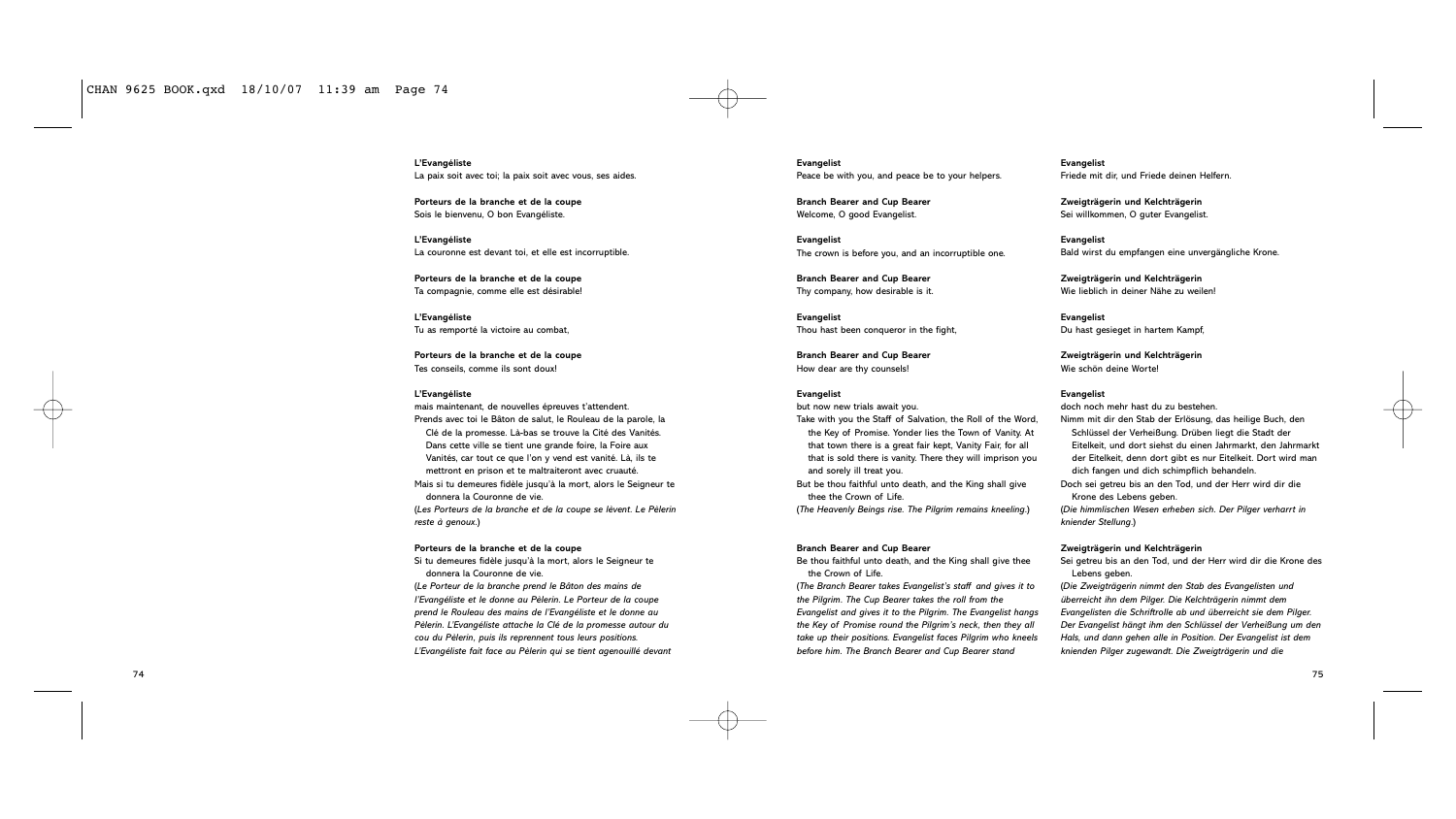**L'Evangéliste**
La paix soit avec toi; la paix soit avec vous, ses aides.

**Porteurs de la branche et de la coupe**
Sois le bienvenu, O bon Evangéliste.

**L'Evangéliste**
La couronne est devant toi, et elle est incorruptible.

**Porteurs de la branche et de la coupe**
Ta compagnie, comme elle est désirable!

**L'Evangéliste**
Tu as remporté la victoire au combat,

**Porteurs de la branche et de la coupe**
Tes conseils, comme ils sont doux!

**L'Evangéliste**
mais maintenant, de nouvelles épreuves t'attendent.
Prends avec toi le Bâton de salut, le Rouleau de la parole, la Clé de la promesse. Là-bas se trouve la Cité des Vanités. Dans cette ville se tient une grande foire, la Foire aux Vanités, car tout ce que l'on y vend est vanité. Là, ils te mettront en prison et te maltraiteront avec cruauté.
Mais si tu demeures fidèle jusqu'à la mort, alors le Seigneur te donnera la Couronne de vie.
(*Les Porteurs de la branche et de la coupe se lèvent. Le Pèlerin reste à genoux.*)

**Porteurs de la branche et de la coupe**
Si tu demeures fidèle jusqu'à la mort, alors le Seigneur te donnera la Couronne de vie.
(*Le Porteur de la branche prend le Bâton des mains de l'Evangéliste et le donne au Pèlerin. Le Porteur de la coupe prend le Rouleau des mains de l'Evangéliste et le donne au Pèlerin. L'Evangéliste attache la Clé de la promesse autour du cou du Pèlerin, puis ils reprennent tous leurs positions. L'Evangéliste fait face au Pèlerin qui se tient agenouillé devant*

**Evangelist**
Peace be with you, and peace be to your helpers.

**Branch Bearer and Cup Bearer**
Welcome, O good Evangelist.

**Evangelist**
The crown is before you, and an incorruptible one.

**Branch Bearer and Cup Bearer**
Thy company, how desirable is it.

**Evangelist**
Thou hast been conqueror in the fight,

**Branch Bearer and Cup Bearer**
How dear are thy counsels!

**Evangelist**
but now new trials await you.
Take with you the Staff of Salvation, the Roll of the Word, the Key of Promise. Yonder lies the Town of Vanity. At that town there is a great fair kept, Vanity Fair, for all that is sold there is vanity. There they will imprison you and sorely ill treat you.
But be thou faithful unto death, and the King shall give thee the Crown of Life.
(*The Heavenly Beings rise. The Pilgrim remains kneeling.*)

**Branch Bearer and Cup Bearer**
Be thou faithful unto death, and the King shall give thee the Crown of Life.
(*The Branch Bearer takes Evangelist's staff and gives it to the Pilgrim. The Cup Bearer takes the roll from the Evangelist and gives it to the Pilgrim. The Evangelist hangs the Key of Promise round the Pilgrim's neck, then they all take up their positions. Evangelist faces Pilgrim who kneels before him. The Branch Bearer and Cup Bearer stand*

**Evangelist**
Friede mit dir, und Friede deinen Helfern.

**Zweigträgerin und Kelchträgerin**
Sei willkommen, O guter Evangelist.

**Evangelist**
Bald wirst du empfangen eine unvergängliche Krone.

**Zweigträgerin und Kelchträgerin**
Wie lieblich in deiner Nähe zu weilen!

**Evangelist**
Du hast gesieget in hartem Kampf,

**Zweigträgerin und Kelchträgerin**
Wie schön deine Worte!

**Evangelist**
doch noch mehr hast du zu bestehen.
Nimm mit dir den Stab der Erlösung, das heilige Buch, den Schlüssel der Verheißung. Drüben liegt die Stadt der Eitelkeit, und dort siehst du einen Jahrmarkt, den Jahrmarkt der Eitelkeit, denn dort gibt es nur Eitelkeit. Dort wird man dich fangen und dich schimpflich behandeln.
Doch sei getreu bis an den Tod, und der Herr wird dir die Krone des Lebens geben.
(*Die himmlischen Wesen erheben sich. Der Pilger verharrt in kniender Stellung.*)

**Zweigträgerin und Kelchträgerin**
Sei getreu bis an den Tod, und der Herr wird dir die Krone des Lebens geben.
(*Die Zweigträgerin nimmt den Stab des Evangelisten und überreicht ihn dem Pilger. Die Kelchträgerin nimmt dem Evangelisten die Schriftrolle ab und überreicht sie dem Pilger. Der Evangelist hängt ihm den Schlüssel der Verheißung um den Hals, und dann gehen alle in Position. Der Evangelist ist dem knienden Pilger zugewandt. Die Zweigträgerin und die*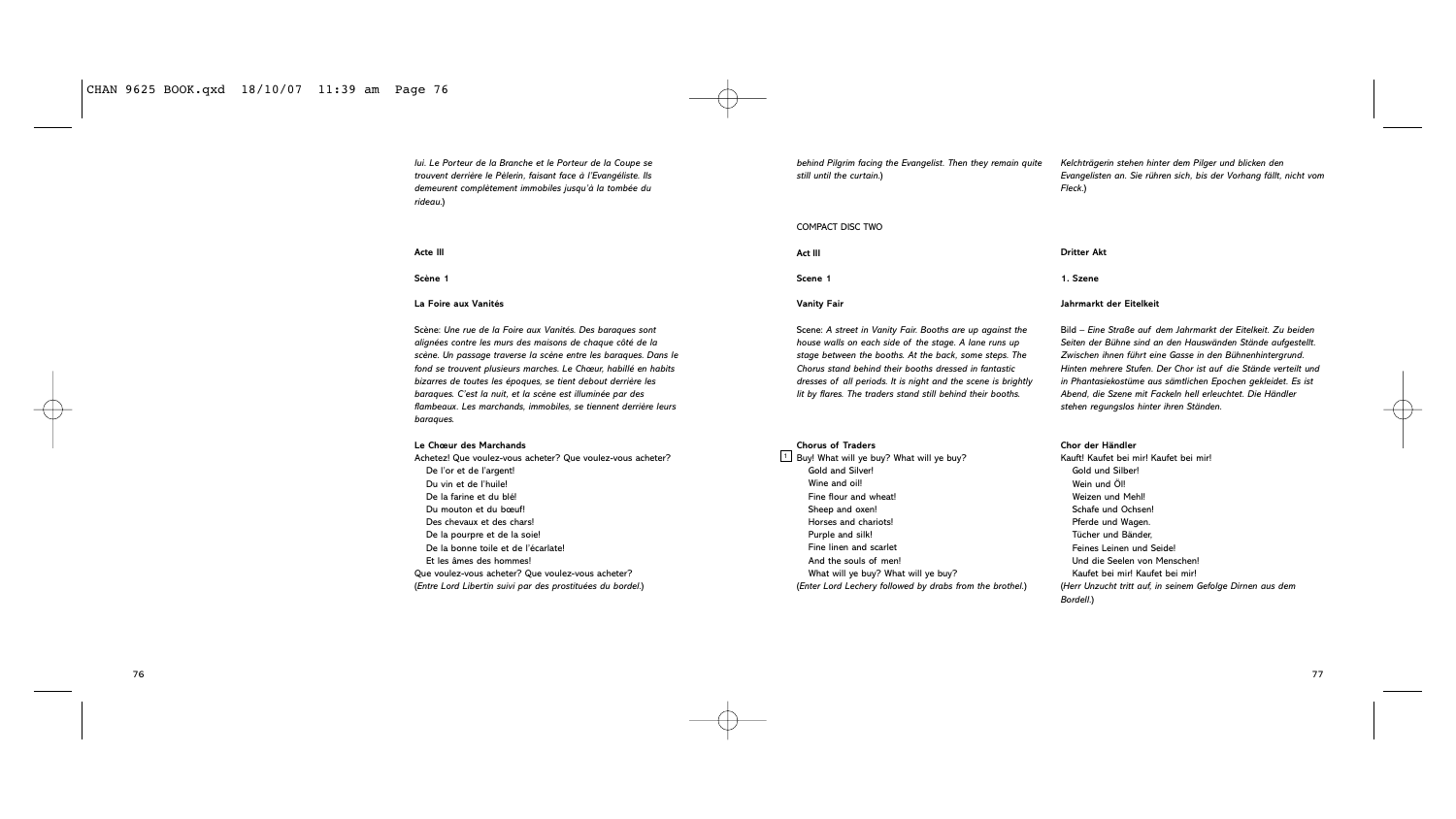*lui. Le Porteur de la Branche et le Porteur de la Coupe se trouvent derrière le Pèlerin, faisant face à l'Evangéliste. Ils demeurent complètement immobiles jusqu'à la tombée du rideau.*)

**Acte III**

**Scène 1**

**La Foire aux Vanités**

Scène: *Une rue de la Foire aux Vanités. Des baraques sont alignées contre les murs des maisons de chaque côté de la scène. Un passage traverse la scène entre les baraques. Dans le fond se trouvent plusieurs marches. Le Chœur, habillé en habits bizarres de toutes les époques, se tient debout derrière les baraques. C'est la nuit, et la scène est illuminée par des flambeaux. Les marchands, immobiles, se tiennent derrière leurs baraques.*

**Le Chœur des Marchands**

Achetez! Que voulez-vous acheter? Que voulez-vous acheter?
De l'or et de l'argent!
Du vin et de l'huile!
De la farine et du blé!
Du mouton et du bœuf!
Des chevaux et des chars!
De la pourpre et de la soie!
De la bonne toile et de l'écarlate!
Et les âmes des hommes!
Que voulez-vous acheter? Que voulez-vous acheter?
(*Entre Lord Libertin suivi par des prostituées du bordel.*)

*behind Pilgrim facing the Evangelist. Then they remain quite still until the curtain.*)

COMPACT DISC TWO

**Act III**

**Scene 1**

**Vanity Fair**

Scene: *A street in Vanity Fair. Booths are up against the house walls on each side of the stage. A lane runs up stage between the booths. At the back, some steps. The Chorus stand behind their booths dressed in fantastic dresses of all periods. It is night and the scene is brightly lit by flares. The traders stand still behind their booths.*

**Chorus of Traders**

[1] Buy! What will ye buy? What will ye buy?
Gold and Silver!
Wine and oil!
Fine flour and wheat!
Sheep and oxen!
Horses and chariots!
Purple and silk!
Fine linen and scarlet
And the souls of men!
What will ye buy? What will ye buy?
(*Enter Lord Lechery followed by drabs from the brothel.*)

*Kelchträgerin stehen hinter dem Pilger und blicken den Evangelisten an. Sie rühren sich, bis der Vorhang fällt, nicht vom Fleck.*)

**Dritter Akt**

**1. Szene**

**Jahrmarkt der Eitelkeit**

Bild – *Eine Straße auf dem Jahrmarkt der Eitelkeit. Zu beiden Seiten der Bühne sind an den Hauswänden Stände aufgestellt. Zwischen ihnen führt eine Gasse in den Bühnenhintergrund. Hinten mehrere Stufen. Der Chor ist auf die Stände verteilt und in Phantasiekostüme aus sämtlichen Epochen gekleidet. Es ist Abend, die Szene mit Fackeln hell erleuchtet. Die Händler stehen regungslos hinter ihren Ständen.*

**Chor der Händler**

Kauft! Kaufet bei mir! Kaufet bei mir!
Gold und Silber!
Wein und Öl!
Weizen und Mehl!
Schafe und Ochsen!
Pferde und Wagen.
Tücher und Bänder,
Feines Leinen und Seide!
Und die Seelen von Menschen!
Kaufet bei mir! Kaufet bei mir!
(*Herr Unzucht tritt auf, in seinem Gefolge Dirnen aus dem Bordell.*)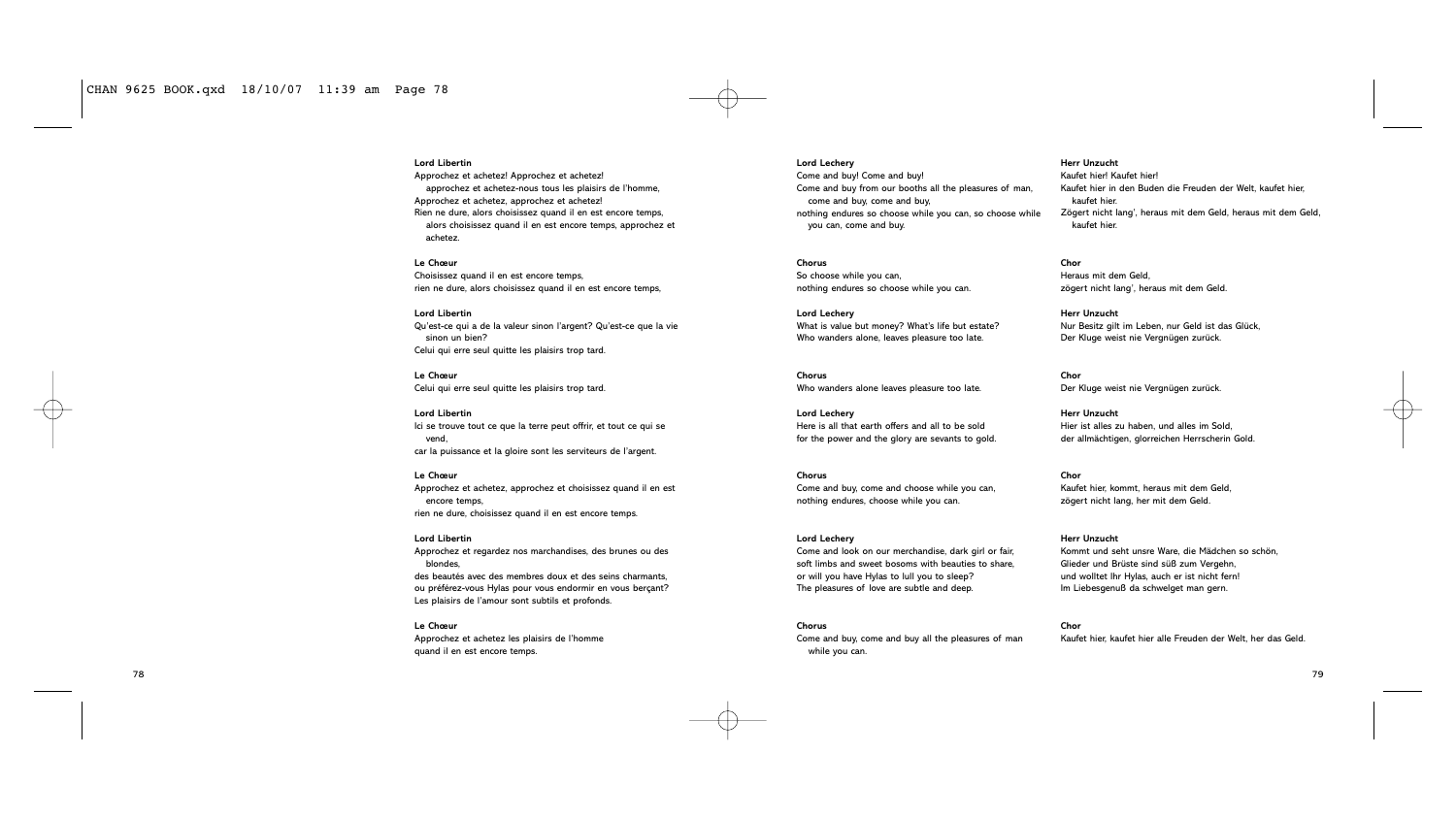**Lord Libertin**

Approchez et achetez! Approchez et achetez!
approchez et achetez-nous tous les plaisirs de l'homme,
Approchez et achetez, approchez et achetez!
Rien ne dure, alors choisissez quand il en est encore temps,
alors choisissez quand il en est encore temps, approchez et achetez.

**Le Chœur**

Choisissez quand il en est encore temps,
rien ne dure, alors choisissez quand il en est encore temps,

**Lord Libertin**

Qu'est-ce qui a de la valeur sinon l'argent? Qu'est-ce que la vie sinon un bien?
Celui qui erre seul quitte les plaisirs trop tard.

**Le Chœur**

Celui qui erre seul quitte les plaisirs trop tard.

**Lord Libertin**

Ici se trouve tout ce que la terre peut offrir, et tout ce qui se vend,
car la puissance et la gloire sont les serviteurs de l'argent.

**Le Chœur**

Approchez et achetez, approchez et choisissez quand il en est encore temps,
rien ne dure, choisissez quand il en est encore temps.

**Lord Libertin**

Approchez et regardez nos marchandises, des brunes ou des blondes,
des beautés avec des membres doux et des seins charmants,
ou préférez-vous Hylas pour vous endormir en vous berçant?
Les plaisirs de l'amour sont subtils et profonds.

**Le Chœur**

Approchez et achetez les plaisirs de l'homme
quand il en est encore temps.

**Lord Lechery**

Come and buy! Come and buy!
Come and buy from our booths all the pleasures of man,
come and buy, come and buy,
nothing endures so choose while you can, so choose while you can, come and buy.

**Chorus**

So choose while you can,
nothing endures so choose while you can.

**Lord Lechery**

What is value but money? What's life but estate?
Who wanders alone, leaves pleasure too late.

**Chorus**

Who wanders alone leaves pleasure too late.

**Lord Lechery**

Here is all that earth offers and all to be sold
for the power and the glory are sevants to gold.

**Chorus**

Come and buy, come and choose while you can,
nothing endures, choose while you can.

**Lord Lechery**

Come and look on our merchandise, dark girl or fair,
soft limbs and sweet bosoms with beauties to share,
or will you have Hylas to lull you to sleep?
The pleasures of love are subtle and deep.

**Chorus**

Come and buy, come and buy all the pleasures of man
while you can.

**Herr Unzucht**

Kaufet hier! Kaufet hier!
Kaufet hier in den Buden die Freuden der Welt, kaufet hier,
kaufet hier.
Zögert nicht lang', heraus mit dem Geld, heraus mit dem Geld,
kaufet hier.

**Chor**

Heraus mit dem Geld,
zögert nicht lang', heraus mit dem Geld.

**Herr Unzucht**

Nur Besitz gilt im Leben, nur Geld ist das Glück,
Der Kluge weist nie Vergnügen zurück.

**Chor**

Der Kluge weist nie Vergnügen zurück.

**Herr Unzucht**

Hier ist alles zu haben, und alles im Sold,
der allmächtigen, glorreichen Herrscherin Gold.

**Chor**

Kaufet hier, kommt, heraus mit dem Geld,
zögert nicht lang, her mit dem Geld.

**Herr Unzucht**

Kommt und seht unsre Ware, die Mädchen so schön,
Glieder und Brüste sind süß zum Vergehn,
und wolltet Ihr Hylas, auch er ist nicht fern!
Im Liebesgenuß da schwelget man gern.

**Chor**

Kaufet hier, kaufet hier alle Freuden der Welt, her das Geld.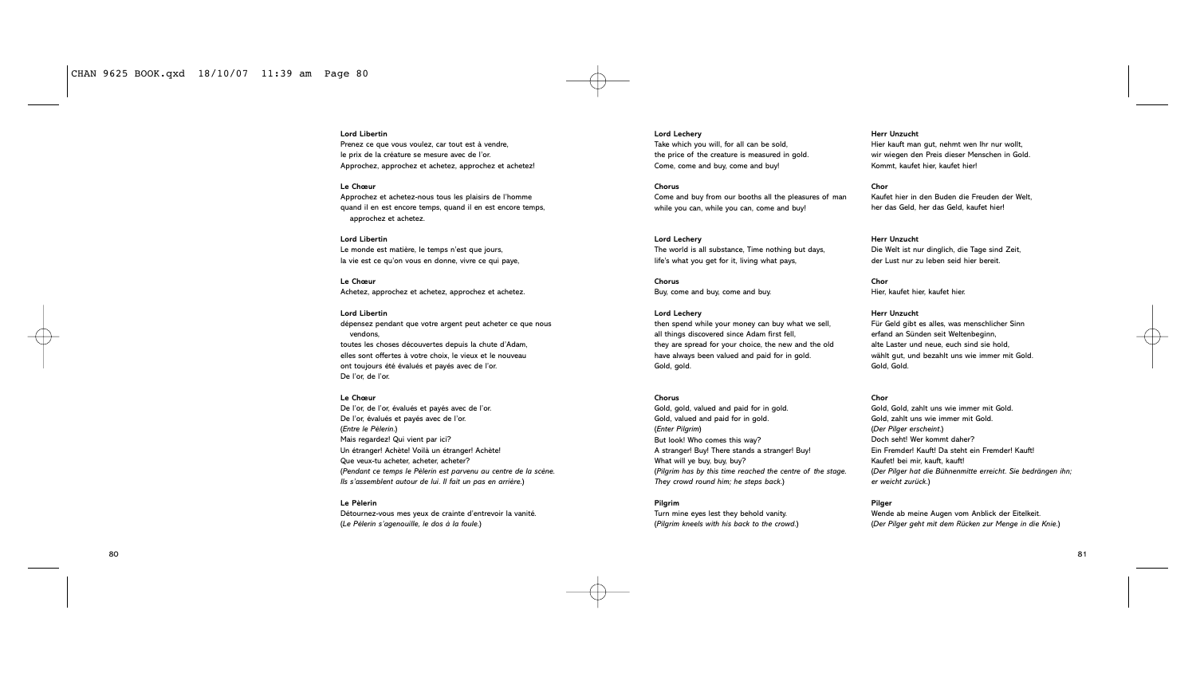**Lord Libertin**
Prenez ce que vous voulez, car tout est à vendre,
le prix de la créature se mesure avec de l'or.
Approchez, approchez et achetez, approchez et achetez!

**Le Chœur**
Approchez et achetez-nous tous les plaisirs de l'homme
quand il en est encore temps, quand il en est encore temps,
approchez et achetez.

**Lord Libertin**
Le monde est matière, le temps n'est que jours,
la vie est ce qu'on vous en donne, vivre ce qui paye,

**Le Chœur**
Achetez, approchez et achetez, approchez et achetez.

**Lord Libertin**
dépensez pendant que votre argent peut acheter ce que nous vendons,
toutes les choses découvertes depuis la chute d'Adam,
elles sont offertes à votre choix, le vieux et le nouveau
ont toujours été évalués et payés avec de l'or.
De l'or, de l'or.

**Le Chœur**
De l'or, de l'or, évalués et payés avec de l'or.
De l'or, évalués et payés avec de l'or.
(*Entre le Pèlerin.*)
Mais regardez! Qui vient par ici?
Un étranger! Achète! Voilà un étranger! Achète!
Que veux-tu acheter, acheter, acheter?
(*Pendant ce temps le Pèlerin est parvenu au centre de la scène. Ils s'assemblent autour de lui. Il fait un pas en arrière.*)

**Le Pèlerin**
Détournez-vous mes yeux de crainte d'entrevoir la vanité.
(*Le Pèlerin s'agenouille, le dos à la foule.*)

**Lord Lechery**
Take which you will, for all can be sold,
the price of the creature is measured in gold.
Come, come and buy, come and buy!

**Chorus**
Come and buy from our booths all the pleasures of man
while you can, while you can, come and buy!

**Lord Lechery**
The world is all substance, Time nothing but days,
life's what you get for it, living what pays,

**Chorus**
Buy, come and buy, come and buy.

**Lord Lechery**
then spend while your money can buy what we sell,
all things discovered since Adam first fell,
they are spread for your choice, the new and the old
have always been valued and paid for in gold.
Gold, gold.

**Chorus**
Gold, gold, valued and paid for in gold.
Gold, valued and paid for in gold.
(*Enter Pilgrim*)
But look! Who comes this way?
A stranger! Buy! There stands a stranger! Buy!
What will ye buy, buy, buy?
(*Pilgrim has by this time reached the centre of the stage. They crowd round him; he steps back.*)

**Pilgrim**
Turn mine eyes lest they behold vanity.
(*Pilgrim kneels with his back to the crowd.*)

**Herr Unzucht**
Hier kauft man gut, nehmt wen Ihr nur wollt,
wir wiegen den Preis dieser Menschen in Gold.
Kommt, kaufet hier, kaufet hier!

**Chor**
Kaufet hier in den Buden die Freuden der Welt,
her das Geld, her das Geld, kaufet hier!

**Herr Unzucht**
Die Welt ist nur dinglich, die Tage sind Zeit,
der Lust nur zu leben seid hier bereit.

**Chor**
Hier, kaufet hier, kaufet hier.

**Herr Unzucht**
Für Geld gibt es alles, was menschlicher Sinn
erfand an Sünden seit Weltenbeginn,
alte Laster und neue, euch sind sie hold,
wählt gut, und bezahlt uns wie immer mit Gold.
Gold, Gold.

**Chor**
Gold, Gold, zahlt uns wie immer mit Gold.
Gold, zahlt uns wie immer mit Gold.
(*Der Pilger erscheint.*)
Doch seht! Wer kommt daher?
Ein Fremder! Kauft! Da steht ein Fremder! Kauft!
Kaufet! bei mir, kauft, kauft!
(*Der Pilger hat die Bühnenmitte erreicht. Sie bedrängen ihn; er weicht zurück.*)

**Pilger**
Wende ab meine Augen vom Anblick der Eitelkeit.
(*Der Pilger geht mit dem Rücken zur Menge in die Knie.*)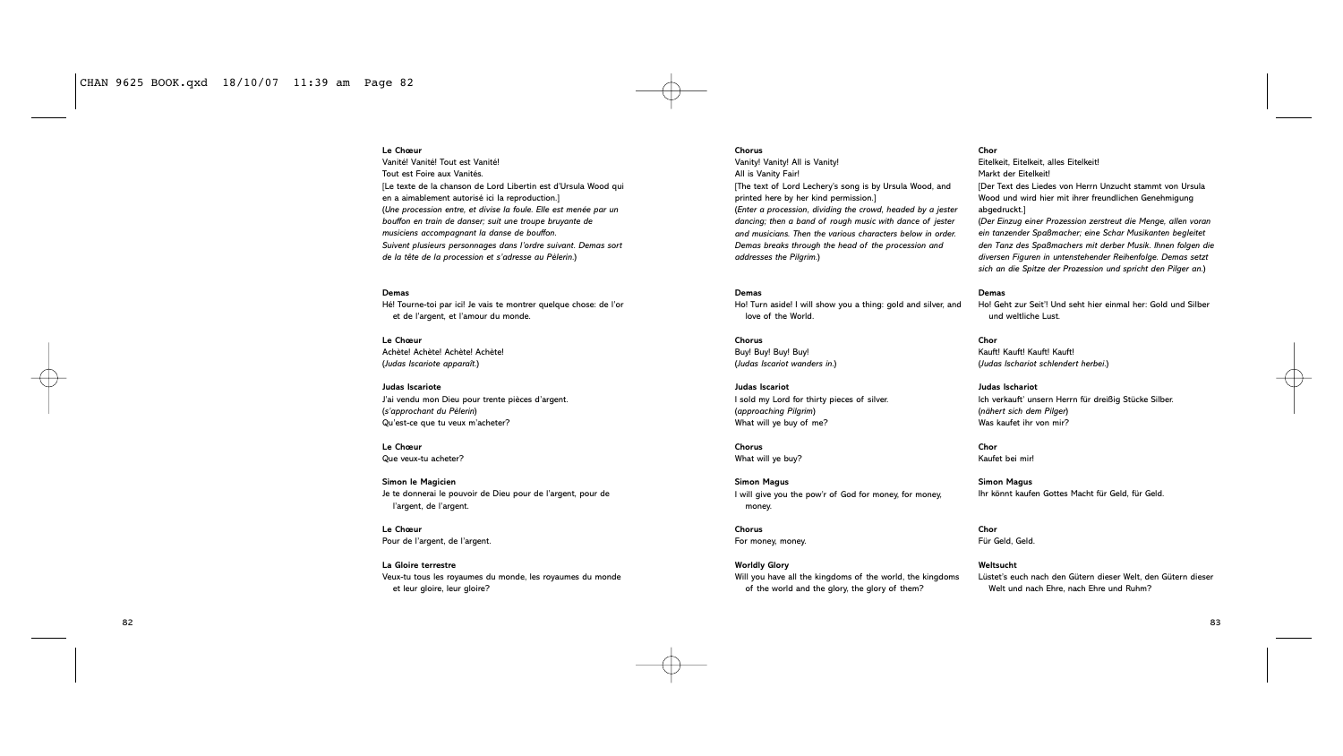**Le Chœur**

Vanité! Vanité! Tout est Vanité!
Tout est Foire aux Vanités.

[Le texte de la chanson de Lord Libertin est d'Ursula Wood qui en a aimablement autorisé ici la reproduction.]

(*Une procession entre, et divise la foule. Elle est menée par un bouffon en train de danser; suit une troupe bruyante de musiciens accompagnant la danse de bouffon. Suivent plusieurs personnages dans l'ordre suivant. Demas sort de la tête de la procession et s'adresse au Pèlerin.*)

**Demas**

Hé! Tourne-toi par ici! Je vais te montrer quelque chose: de l'or et de l'argent, et l'amour du monde.

**Le Chœur**

Achète! Achète! Achète! Achète!
(*Judas Iscariote apparaît.*)

**Judas Iscariote**

J'ai vendu mon Dieu pour trente pièces d'argent.
(*s'approchant du Pèlerin*)
Qu'est-ce que tu veux m'acheter?

**Le Chœur**

Que veux-tu acheter?

**Simon le Magicien**

Je te donnerai le pouvoir de Dieu pour de l'argent, pour de l'argent, de l'argent.

**Le Chœur**

Pour de l'argent, de l'argent.

**La Gloire terrestre**

Veux-tu tous les royaumes du monde, les royaumes du monde et leur gloire, leur gloire?

**Chorus**

Vanity! Vanity! All is Vanity!
All is Vanity Fair!

[The text of Lord Lechery's song is by Ursula Wood, and printed here by her kind permission.]

(*Enter a procession, dividing the crowd, headed by a jester dancing; then a band of rough music with dance of jester and musicians. Then the various characters below in order. Demas breaks through the head of the procession and addresses the Pilgrim.*)

**Demas**

Ho! Turn aside! I will show you a thing: gold and silver, and love of the World.

**Chorus**

Buy! Buy! Buy! Buy!
(*Judas Iscariot wanders in.*)

**Judas Iscariot**

I sold my Lord for thirty pieces of silver.
(*approaching Pilgrim*)
What will ye buy of me?

**Chorus**

What will ye buy?

**Simon Magus**

I will give you the pow'r of God for money, for money, money.

**Chorus**

For money, money.

**Worldly Glory**

Will you have all the kingdoms of the world, the kingdoms of the world and the glory, the glory of them?

**Chor**

Eitelkeit, Eitelkeit, alles Eitelkeit!
Markt der Eitelkeit!

[Der Text des Liedes von Herrn Unzucht stammt von Ursula Wood und wird hier mit ihrer freundlichen Genehmigung abgedruckt.]

(*Der Einzug einer Prozession zerstreut die Menge, allen voran ein tanzender Spaßmacher; eine Schar Musikanten begleitet den Tanz des Spaßmachers mit derber Musik. Ihnen folgen die diversen Figuren in untenstehender Reihenfolge. Demas setzt sich an die Spitze der Prozession und spricht den Pilger an.*)

**Demas**

Ho! Geht zur Seit'! Und seht hier einmal her: Gold und Silber und weltliche Lust.

**Chor**

Kauft! Kauft! Kauft! Kauft!
(*Judas Ischariot schlendert herbei.*)

**Judas Ischariot**

Ich verkauft' unsern Herrn für dreißig Stücke Silber.
(*nähert sich dem Pilger*)
Was kaufet ihr von mir?

**Chor**

Kaufet bei mir!

**Simon Magus**

Ihr könnt kaufen Gottes Macht für Geld, für Geld.

**Chor**

Für Geld, Geld.

**Weltsucht**

Lüstet's euch nach den Gütern dieser Welt, den Gütern dieser Welt und nach Ehre, nach Ehre und Ruhm?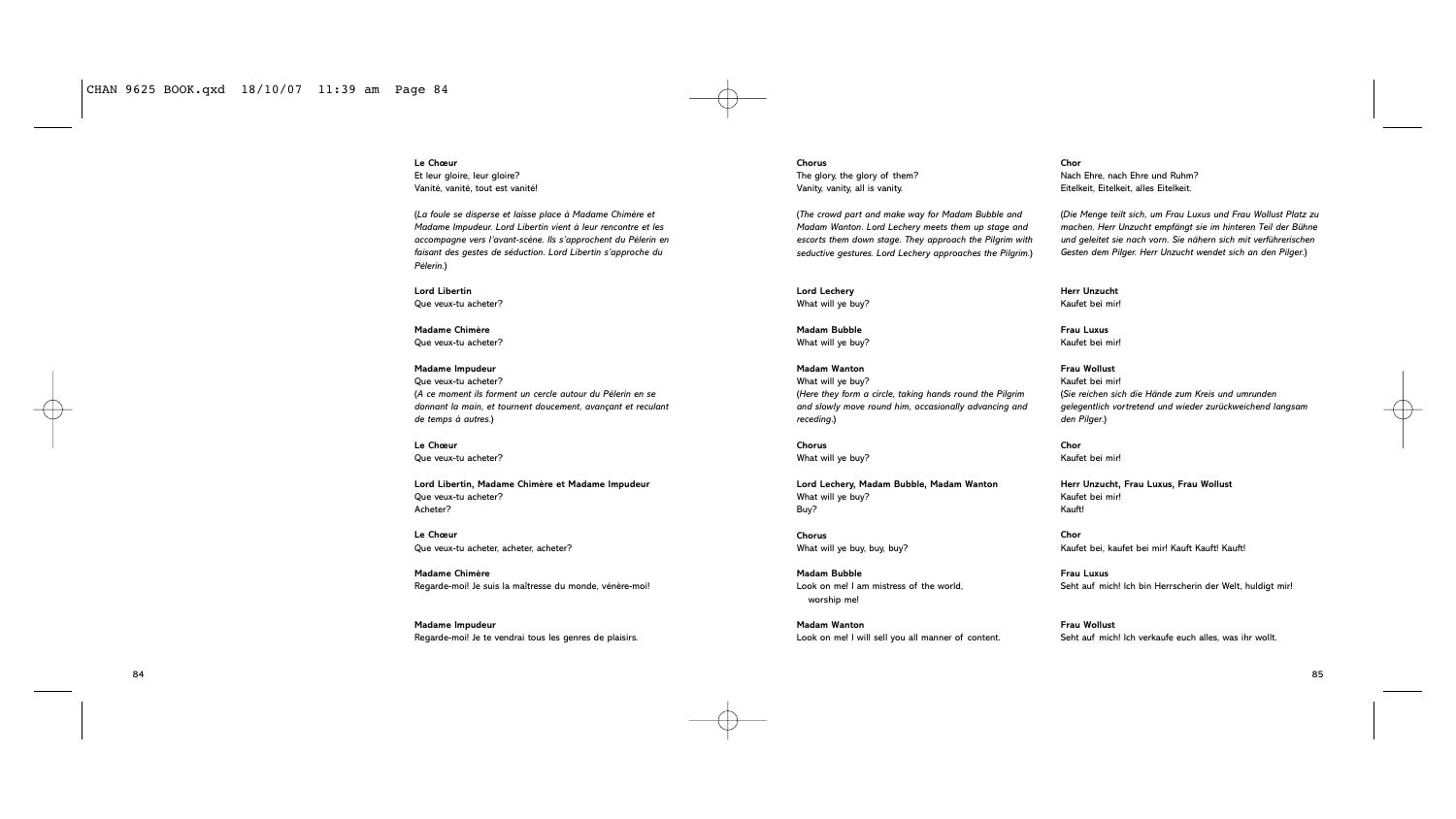**Le Chœur**
Et leur gloire, leur gloire?
Vanité, vanité, tout est vanité!

(*La foule se disperse et laisse place à Madame Chimère et Madame Impudeur. Lord Libertin vient à leur rencontre et les accompagne vers l'avant-scène. Ils s'approchent du Pèlerin en faisant des gestes de séduction. Lord Libertin s'approche du Pèlerin.*)

**Lord Libertin**
Que veux-tu acheter?

**Madame Chimère**
Que veux-tu acheter?

**Madame Impudeur**
Que veux-tu acheter?
(*A ce moment ils forment un cercle autour du Pèlerin en se donnant la main, et tournent doucement, avançant et reculant de temps à autres.*)

**Le Chœur**
Que veux-tu acheter?

**Lord Libertin, Madame Chimère et Madame Impudeur**
Que veux-tu acheter?
Acheter?

**Le Chœur**
Que veux-tu acheter, acheter, acheter?

**Madame Chimère**
Regarde-moi! Je suis la maîtresse du monde, vénère-moi!

**Madame Impudeur**
Regarde-moi! Je te vendrai tous les genres de plaisirs.

**Chorus**
The glory, the glory of them?
Vanity, vanity, all is vanity.

(*The crowd part and make way for Madam Bubble and Madam Wanton. Lord Lechery meets them up stage and escorts them down stage. They approach the Pilgrim with seductive gestures. Lord Lechery approaches the Pilgrim.*)

**Lord Lechery**
What will ye buy?

**Madam Bubble**
What will ye buy?

**Madam Wanton**
What will ye buy?
(*Here they form a circle, taking hands round the Pilgrim and slowly move round him, occasionally advancing and receding.*)

**Chorus**
What will ye buy?

**Lord Lechery, Madam Bubble, Madam Wanton**
What will ye buy?
Buy?

**Chorus**
What will ye buy, buy, buy?

**Madam Bubble**
Look on me! I am mistress of the world,
worship me!

**Madam Wanton**
Look on me! I will sell you all manner of content.

**Chor**
Nach Ehre, nach Ehre und Ruhm?
Eitelkeit, Eitelkeit, alles Eitelkeit.

(*Die Menge teilt sich, um Frau Luxus und Frau Wollust Platz zu machen. Herr Unzucht empfängt sie im hinteren Teil der Bühne und geleitet sie nach vorn. Sie nähern sich mit verführerischen Gesten dem Pilger. Herr Unzucht wendet sich an den Pilger.*)

**Herr Unzucht**
Kaufet bei mir!

**Frau Luxus**
Kaufet bei mir!

**Frau Wollust**
Kaufet bei mir!
(*Sie reichen sich die Hände zum Kreis und umrunden gelegentlich vortretend und wieder zurückweichend langsam den Pilger.*)

**Chor**
Kaufet bei mir!

**Herr Unzucht, Frau Luxus, Frau Wollust**
Kaufet bei mir!
Kauft!

**Chor**
Kaufet bei, kaufet bei mir! Kauft Kauft! Kauft!

**Frau Luxus**
Seht auf mich! Ich bin Herrscherin der Welt, huldigt mir!

**Frau Wollust**
Seht auf mich! Ich verkaufe euch alles, was ihr wollt.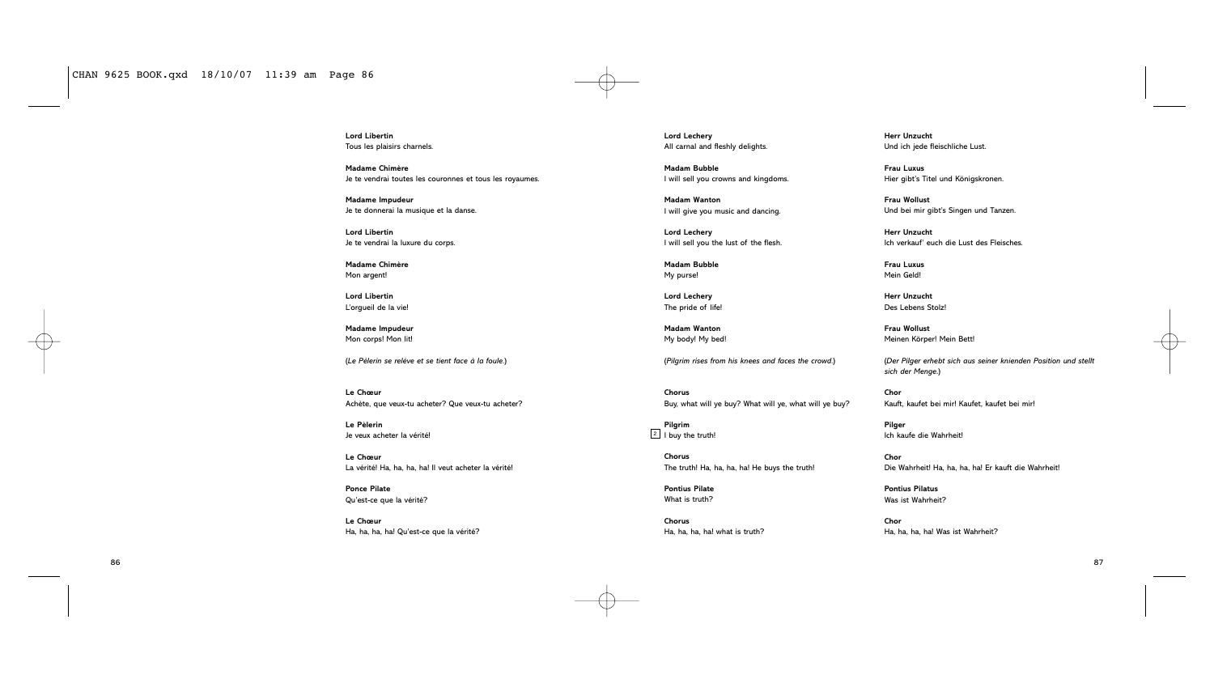**Lord Libertin**
Tous les plaisirs charnels.

**Madame Chimère**
Je te vendrai toutes les couronnes et tous les royaumes.

**Madame Impudeur**
Je te donnerai la musique et la danse.

**Lord Libertin**
Je te vendrai la luxure du corps.

**Madame Chimère**
Mon argent!

**Lord Libertin**
L'orgueil de la vie!

**Madame Impudeur**
Mon corps! Mon lit!

(*Le Pèlerin se relève et se tient face à la foule.*)

**Le Chœur**
Achète, que veux-tu acheter? Que veux-tu acheter?

**Le Pèlerin**
Je veux acheter la vérité!

**Le Chœur**
La vérité! Ha, ha, ha, ha! Il veut acheter la vérité!

**Ponce Pilate**
Qu'est-ce que la vérité?

**Le Chœur**
Ha, ha, ha, ha! Qu'est-ce que la vérité?

**Lord Lechery**
All carnal and fleshly delights.

**Madam Bubble**
I will sell you crowns and kingdoms.

**Madam Wanton**
I will give you music and dancing.

**Lord Lechery**
I will sell you the lust of the flesh.

**Madam Bubble**
My purse!

**Lord Lechery**
The pride of life!

**Madam Wanton**
My body! My bed!

(*Pilgrim rises from his knees and faces the crowd.*)

**Chorus**
Buy, what will ye buy? What will ye, what will ye buy?

**Pilgrim**
[2] I buy the truth!

**Chorus**
The truth! Ha, ha, ha, ha! He buys the truth!

**Pontius Pilate**
What is truth?

**Chorus**
Ha, ha, ha, ha! what is truth?

**Herr Unzucht**
Und ich jede fleischliche Lust.

**Frau Luxus**
Hier gibt's Titel und Königskronen.

**Frau Wollust**
Und bei mir gibt's Singen und Tanzen.

**Herr Unzucht**
Ich verkauf' euch die Lust des Fleisches.

**Frau Luxus**
Mein Geld!

**Herr Unzucht**
Des Lebens Stolz!

**Frau Wollust**
Meinen Körper! Mein Bett!

(*Der Pilger erhebt sich aus seiner knienden Position und stellt sich der Menge.*)

**Chor**
Kauft, kaufet bei mir! Kaufet, kaufet bei mir!

**Pilger**
Ich kaufe die Wahrheit!

**Chor**
Die Wahrheit! Ha, ha, ha, ha! Er kauft die Wahrheit!

**Pontius Pilatus**
Was ist Wahrheit?

**Chor**
Ha, ha, ha, ha! Was ist Wahrheit?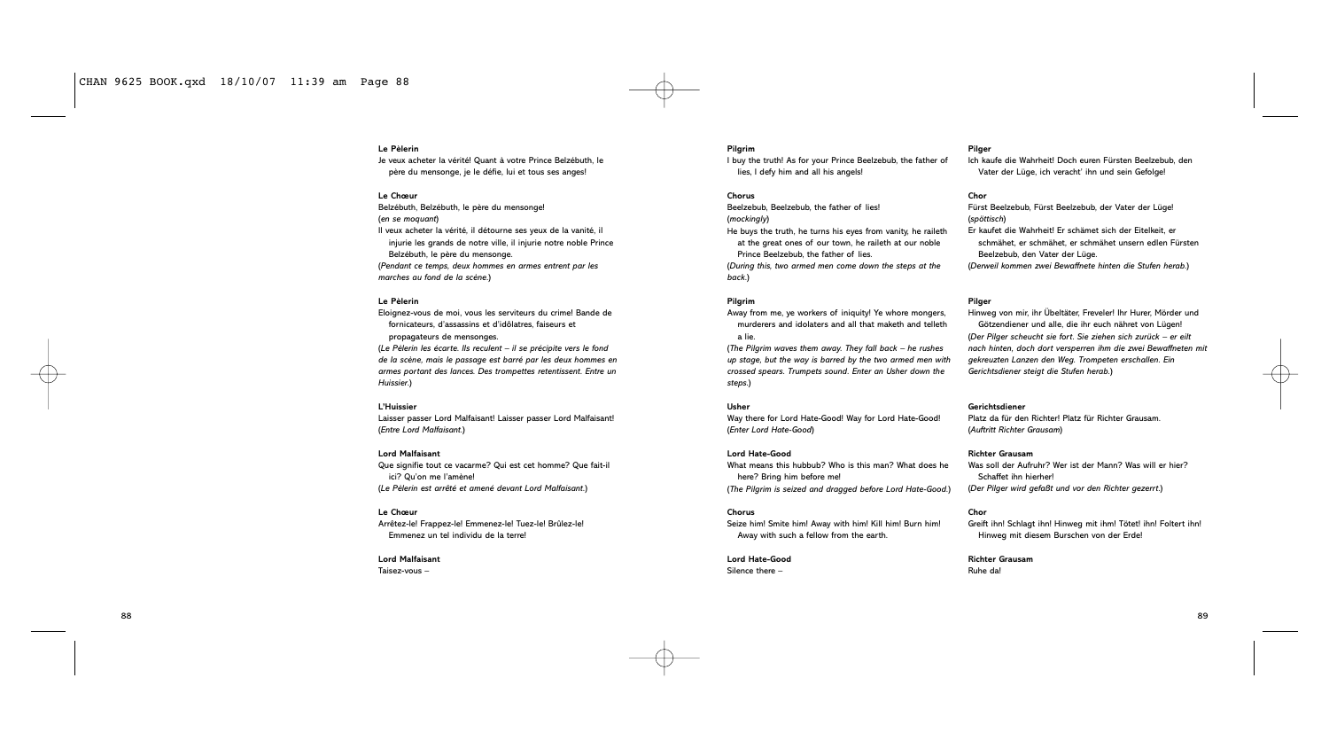**Le Pèlerin**

Je veux acheter la vérité! Quant à votre Prince Belzébuth, le père du mensonge, je le défie, lui et tous ses anges!

**Le Chœur**

Belzébuth, Belzébuth, le père du mensonge!

(*en se moquant*)

Il veux acheter la vérité, il détourne ses yeux de la vanité, il injurie les grands de notre ville, il injurie notre noble Prince Belzébuth, le père du mensonge.

(*Pendant ce temps, deux hommes en armes entrent par les marches au fond de la scène.*)

**Le Pèlerin**

Eloignez-vous de moi, vous les serviteurs du crime! Bande de fornicateurs, d'assassins et d'idôlatres, faiseurs et propagateurs de mensonges.

(*Le Pèlerin les écarte. Ils reculent – il se précipite vers le fond de la scène, mais le passage est barré par les deux hommes en armes portant des lances. Des trompettes retentissent. Entre un Huissier.*)

**L'Huissier**

Laisser passer Lord Malfaisant! Laisser passer Lord Malfaisant!

(*Entre Lord Malfaisant.*)

**Lord Malfaisant**

Que signifie tout ce vacarme? Qui est cet homme? Que fait-il ici? Qu'on me l'amène!

(*Le Pèlerin est arrêté et amené devant Lord Malfaisant.*)

**Le Chœur**

Arrêtez-le! Frappez-le! Emmenez-le! Tuez-le! Brûlez-le! Emmenez un tel individu de la terre!

**Lord Malfaisant**

Taisez-vous –

**Pilgrim**

I buy the truth! As for your Prince Beelzebub, the father of lies, I defy him and all his angels!

**Chorus**

Beelzebub, Beelzebub, the father of lies!

(*mockingly*)

He buys the truth, he turns his eyes from vanity, he raileth at the great ones of our town, he raileth at our noble Prince Beelzebub, the father of lies.

(*During this, two armed men come down the steps at the back.*)

**Pilgrim**

Away from me, ye workers of iniquity! Ye whore mongers, murderers and idolaters and all that maketh and telleth a lie.

(*The Pilgrim waves them away. They fall back – he rushes up stage, but the way is barred by the two armed men with crossed spears. Trumpets sound. Enter an Usher down the steps.*)

**Usher**

Way there for Lord Hate-Good! Way for Lord Hate-Good!

(*Enter Lord Hate-Good*)

**Lord Hate-Good**

What means this hubbub? Who is this man? What does he here? Bring him before me!

(*The Pilgrim is seized and dragged before Lord Hate-Good.*)

**Chorus**

Seize him! Smite him! Away with him! Kill him! Burn him! Away with such a fellow from the earth.

**Lord Hate-Good**

Silence there –

**Pilger**

Ich kaufe die Wahrheit! Doch euren Fürsten Beelzebub, den Vater der Lüge, ich veracht' ihn und sein Gefolge!

**Chor**

Fürst Beelzebub, Fürst Beelzebub, der Vater der Lüge!

(*spöttisch*)

Er kaufet die Wahrheit! Er schämet sich der Eitelkeit, er schmähet, er schmähet, er schmähet unsern edlen Fürsten Beelzebub, den Vater der Lüge.

(*Derweil kommen zwei Bewaffnete hinten die Stufen herab.*)

**Pilger**

Hinweg von mir, ihr Übeltäter, Freveler! Ihr Hurer, Mörder und Götzendiener und alle, die ihr euch nähret von Lügen!

(*Der Pilger scheucht sie fort. Sie ziehen sich zurück – er eilt nach hinten, doch dort versperren ihm die zwei Bewaffneten mit gekreuzten Lanzen den Weg. Trompeten erschallen. Ein Gerichtsdiener steigt die Stufen herab.*)

**Gerichtsdiener**

Platz da für den Richter! Platz für Richter Grausam.

(*Auftritt Richter Grausam*)

**Richter Grausam**

Was soll der Aufruhr? Wer ist der Mann? Was will er hier? Schaffet ihn hierher!

(*Der Pilger wird gefaßt und vor den Richter gezerrt.*)

**Chor**

Greift ihn! Schlagt ihn! Hinweg mit ihm! Tötet! ihn! Foltert ihn! Hinweg mit diesem Burschen von der Erde!

**Richter Grausam**

Ruhe da!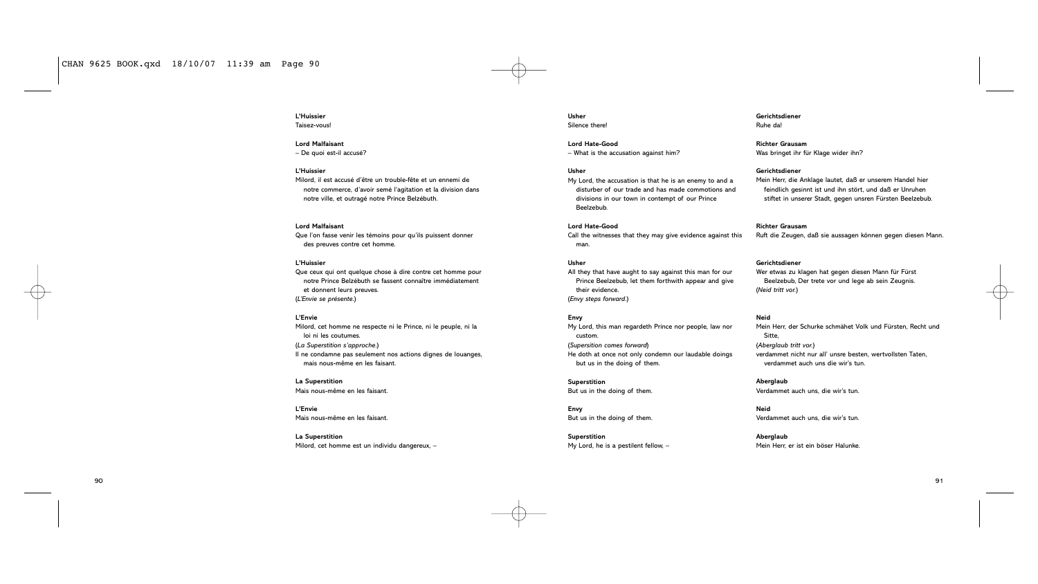**L'Huissier**
Taisez-vous!

**Lord Malfaisant**
– De quoi est-il accusé?

**L'Huissier**
Milord, il est accusé d'être un trouble-fête et un ennemi de notre commerce, d'avoir semé l'agitation et la division dans notre ville, et outragé notre Prince Belzébuth.

**Lord Malfaisant**
Que l'on fasse venir les témoins pour qu'ils puissent donner des preuves contre cet homme.

**L'Huissier**
Que ceux qui ont quelque chose à dire contre cet homme pour notre Prince Belzébuth se fassent connaître immédiatement et donnent leurs preuves.
(*L'Envie se présente.*)

**L'Envie**
Milord, cet homme ne respecte ni le Prince, ni le peuple, ni la loi ni les coutumes.
(*La Superstition s'approche.*)
Il ne condamne pas seulement nos actions dignes de louanges, mais nous-même en les faisant.

**La Superstition**
Mais nous-même en les faisant.

**L'Envie**
Mais nous-même en les faisant.

**La Superstition**
Milord, cet homme est un individu dangereux, –

**Usher**
Silence there!

**Lord Hate-Good**
– What is the accusation against him?

**Usher**
My Lord, the accusation is that he is an enemy to and a disturber of our trade and has made commotions and divisions in our town in contempt of our Prince Beelzebub.

**Lord Hate-Good**
Call the witnesses that they may give evidence against this man.

**Usher**
All they that have aught to say against this man for our Prince Beelzebub, let them forthwith appear and give their evidence.
(*Envy steps forward.*)

**Envy**
My Lord, this man regardeth Prince nor people, law nor custom.
(*Supersition comes forward*)
He doth at once not only condemn our laudable doings but us in the doing of them.

**Superstition**
But us in the doing of them.

**Envy**
But us in the doing of them.

**Superstition**
My Lord, he is a pestilent fellow, –

**Gerichtsdiener**
Ruhe da!

**Richter Grausam**
Was bringet ihr für Klage wider ihn?

**Gerichtsdiener**
Mein Herr, die Anklage lautet, daß er unserem Handel hier feindlich gesinnt ist und ihn stört, und daß er Unruhen stiftet in unserer Stadt, gegen unsren Fürsten Beelzebub.

**Richter Grausam**
Ruft die Zeugen, daß sie aussagen können gegen diesen Mann.

**Gerichtsdiener**
Wer etwas zu klagen hat gegen diesen Mann für Fürst Beelzebub, Der trete vor und lege ab sein Zeugnis.
(*Neid tritt vor.*)

**Neid**
Mein Herr, der Schurke schmähet Volk und Fürsten, Recht und Sitte,
(*Aberglaub tritt vor.*)
verdammet nicht nur all' unsre besten, wertvollsten Taten, verdammet auch uns die wir's tun.

**Aberglaub**
Verdammet auch uns, die wir's tun.

**Neid**
Verdammet auch uns, die wir's tun.

**Aberglaub**
Mein Herr, er ist ein böser Halunke.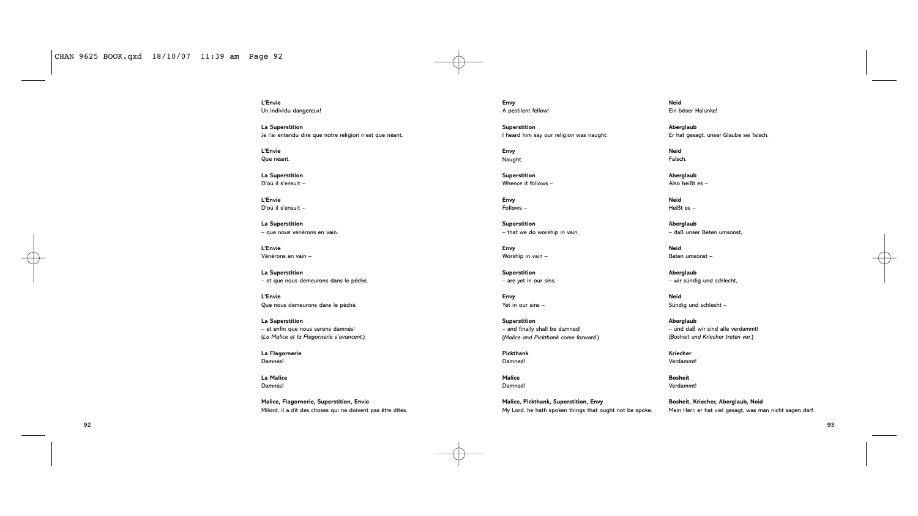**L'Envie**
Un individu dangereux!

**La Superstition**
Je l'ai entendu dire que notre religion n'est que néant.

**L'Envie**
Que néant.

**La Superstition**
D'où il s'ensuit –

**L'Envie**
D'où il s'ensuit –

**La Superstition**
– que nous vénérons en vain.

**L'Envie**
Vénérons en vain –

**La Superstition**
– et que nous demeurons dans le péché.

**L'Envie**
Que nous demeurons dans le péché.

**La Superstition**
– et enfin que nous serons damnés!
(*La Malice et la Flagornerie s'avancent.*)

**La Flagornerie**
Damnés!

**La Malice**
Damnés!

**Malice, Flagornerie, Superstition, Envie**
Milord, il a dit des choses qui ne doivent pas être dites.

**Envy**
A pestilent fellow!

**Superstition**
I heard him say our religion was naught.

**Envy**
Naught.

**Superstition**
Whence it follows –

**Envy**
Follows –

**Superstition**
– that we do worship in vain,

**Envy**
Worship in vain –

**Superstition**
– are yet in our sins.

**Envy**
Yet in our sins –

**Superstition**
– and finally shall be damned!
(*Malice and Pickthank come forward.*)

**Pickthank**
Damned!

**Malice**
Damned!

**Malice, Pickthank, Superstition, Envy**
My Lord, he hath spoken things that ought not be spoke.

**Neid**
Ein böser Halunke!

**Aberglaub**
Er hat gesagt, unser Glaube sei falsch.

**Neid**
Falsch.

**Aberglaub**
Also heißt es –

**Neid**
Heißt es –

**Aberglaub**
– daß unser Beten umsonst,

**Neid**
Beten umsonst –

**Aberglaub**
– wir sündig und schlecht,

**Neid**
Sündig und schlecht –

**Aberglaub**
– und daß wir sind alle verdammt!
(*Bosheit und Kriecher treten vor.*)

**Kriecher**
Verdammt!

**Bosheit**
Verdammt!

**Bosheit, Kriecher, Aberglaub, Neid**
Mein Herr, er hat viel gesagt, was man nicht sagen darf.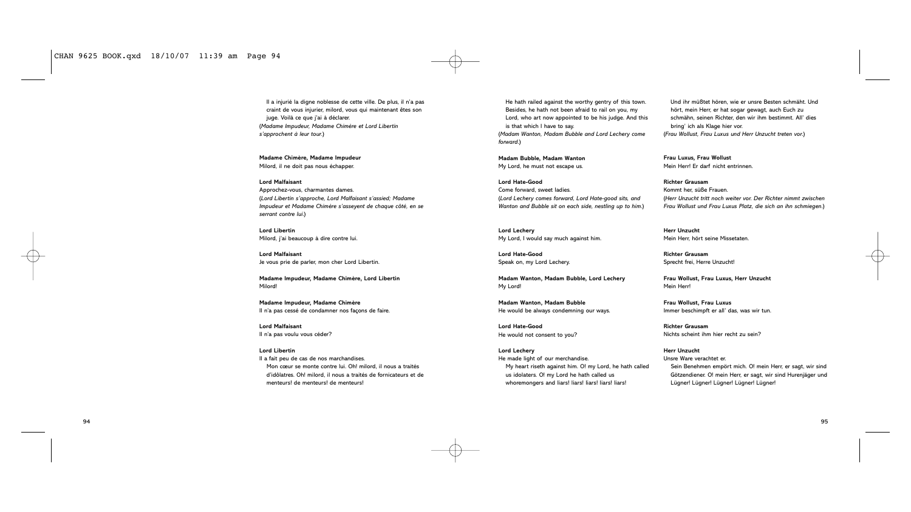Il a injurié la digne noblesse de cette ville. De plus, il n'a pas craint de vous injurier, milord, vous qui maintenant êtes son juge. Voilà ce que j'ai à déclarer.
(*Madame Impudeur, Madame Chimère et Lord Libertin s'approchent à leur tour.*)

**Madame Chimère, Madame Impudeur**
Milord, il ne doit pas nous échapper.

**Lord Malfaisant**
Approchez-vous, charmantes dames.
(*Lord Libertin s'approche, Lord Malfaisant s'assied; Madame Impudeur et Madame Chimère s'asseyent de chaque côté, en se serrant contre lui.*)

**Lord Libertin**
Milord, j'ai beaucoup à dire contre lui.

**Lord Malfaisant**
Je vous prie de parler, mon cher Lord Libertin.

**Madame Impudeur, Madame Chimère, Lord Libertin**
Milord!

**Madame Impudeur, Madame Chimère**
Il n'a pas cessé de condamner nos façons de faire.

**Lord Malfaisant**
Il n'a pas voulu vous céder?

**Lord Libertin**
Il a fait peu de cas de nos marchandises.
Mon cœur se monte contre lui. Oh! milord, il nous a traités d'idôlatres. Oh! milord, il nous a traités de fornicateurs et de menteurs! de menteurs! de menteurs!

He hath railed against the worthy gentry of this town. Besides, he hath not been afraid to rail on you, my Lord, who art now appointed to be his judge. And this is that which I have to say.
(*Madam Wanton, Madam Bubble and Lord Lechery come forward.*)

**Madam Bubble, Madam Wanton**
My Lord, he must not escape us.

**Lord Hate-Good**
Come forward, sweet ladies.
(*Lord Lechery comes forward, Lord Hate-good sits, and Wanton and Bubble sit on each side, nestling up to him.*)

**Lord Lechery**
My Lord, I would say much against him.

**Lord Hate-Good**
Speak on, my Lord Lechery.

**Madam Wanton, Madam Bubble, Lord Lechery**
My Lord!

**Madam Wanton, Madam Bubble**
He would be always condemning our ways.

**Lord Hate-Good**
He would not consent to you?

**Lord Lechery**
He made light of our merchandise.
My heart riseth against him. O! my Lord, he hath called us idolaters. O! my Lord he hath called us whoremongers and liars! liars! liars! liars! liars!

Und ihr müßtet hören, wie er unsre Besten schmäht. Und hört, mein Herr, er hat sogar gewagt, auch Euch zu schmähn, seinen Richter, den wir ihm bestimmt. All' dies bring' ich als Klage hier vor.
(*Frau Wollust, Frau Luxus und Herr Unzucht treten vor.*)

**Frau Luxus, Frau Wollust**
Mein Herr! Er darf nicht entrinnen.

**Richter Grausam**
Kommt her, süße Frauen.
(*Herr Unzucht tritt noch weiter vor. Der Richter nimmt zwischen Frau Wollust und Frau Luxus Platz, die sich an ihn schmiegen.*)

**Herr Unzucht**
Mein Herr, hört seine Missetaten.

**Richter Grausam**
Sprecht frei, Herre Unzucht!

**Frau Wollust, Frau Luxus, Herr Unzucht**
Mein Herr!

**Frau Wollust, Frau Luxus**
Immer beschimpft er all' das, was wir tun.

**Richter Grausam**
Nichts scheint ihm hier recht zu sein?

**Herr Unzucht**
Unsre Ware verachtet er.
Sein Benehmen empört mich. O! mein Herr, er sagt, wir sind Götzendiener. O! mein Herr, er sagt, wir sind Hurenjäger und Lügner! Lügner! Lügner! Lügner! Lügner!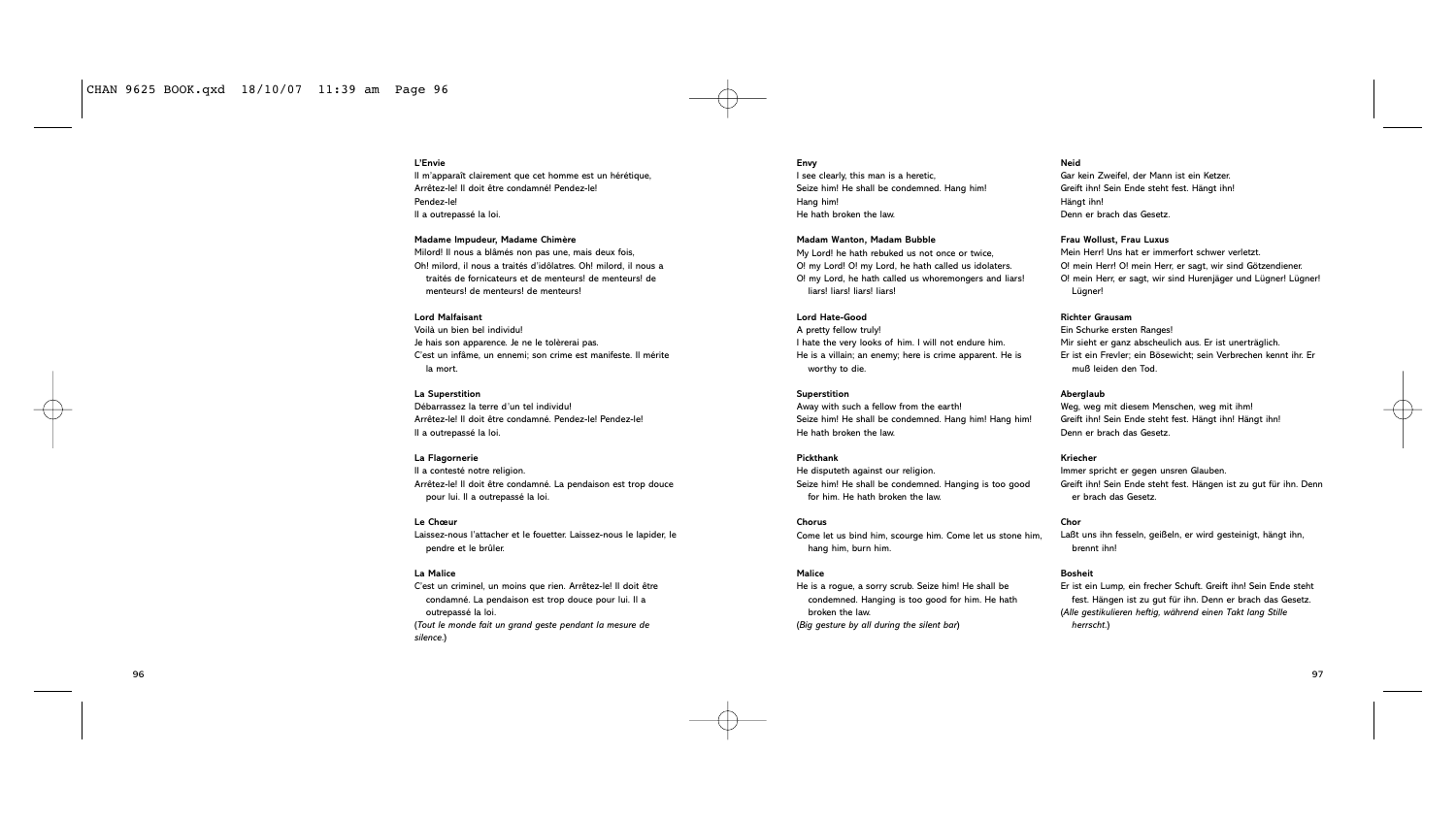**L'Envie**
Il m'apparaît clairement que cet homme est un hérétique,
Arrêtez-le! Il doit être condamné! Pendez-le!
Pendez-le!
Il a outrepassé la loi.

**Madame Impudeur, Madame Chimère**
Milord! Il nous a blâmés non pas une, mais deux fois,
Oh! milord, il nous a traités d'idôlatres. Oh! milord, il nous a traités de fornicateurs et de menteurs! de menteurs! de menteurs! de menteurs! de menteurs!

**Lord Malfaisant**
Voilà un bien bel individu!
Je hais son apparence. Je ne le tolèrerai pas.
C'est un infâme, un ennemi; son crime est manifeste. Il mérite la mort.

**La Superstition**
Débarrassez la terre d'un tel individu!
Arrêtez-le! Il doit être condamné. Pendez-le! Pendez-le!
Il a outrepassé la loi.

**La Flagornerie**
Il a contesté notre religion.
Arrêtez-le! Il doit être condamné. La pendaison est trop douce pour lui. Il a outrepassé la loi.

**Le Chœur**
Laissez-nous l'attacher et le fouetter. Laissez-nous le lapider, le pendre et le brûler.

**La Malice**
C'est un criminel, un moins que rien. Arrêtez-le! Il doit être condamné. La pendaison est trop douce pour lui. Il a outrepassé la loi.
(*Tout le monde fait un grand geste pendant la mesure de silence.*)

**Envy**
I see clearly, this man is a heretic,
Seize him! He shall be condemned. Hang him!
Hang him!
He hath broken the law.

**Madam Wanton, Madam Bubble**
My Lord! he hath rebuked us not once or twice,
O! my Lord! O! my Lord, he hath called us idolaters.
O! my Lord, he hath called us whoremongers and liars! liars! liars! liars! liars!

**Lord Hate-Good**
A pretty fellow truly!
I hate the very looks of him. I will not endure him.
He is a villain; an enemy; here is crime apparent. He is worthy to die.

**Superstition**
Away with such a fellow from the earth!
Seize him! He shall be condemned. Hang him! Hang him!
He hath broken the law.

**Pickthank**
He disputeth against our religion.
Seize him! He shall be condemned. Hanging is too good for him. He hath broken the law.

**Chorus**
Come let us bind him, scourge him. Come let us stone him, hang him, burn him.

**Malice**
He is a rogue, a sorry scrub. Seize him! He shall be condemned. Hanging is too good for him. He hath broken the law.
(*Big gesture by all during the silent bar*)

**Neid**
Gar kein Zweifel, der Mann ist ein Ketzer.
Greift ihn! Sein Ende steht fest. Hängt ihn!
Hängt ihn!
Denn er brach das Gesetz.

**Frau Wollust, Frau Luxus**
Mein Herr! Uns hat er immerfort schwer verletzt.
O! mein Herr! O! mein Herr, er sagt, wir sind Götzendiener.
O! mein Herr, er sagt, wir sind Hurenjäger und Lügner! Lügner! Lügner!

**Richter Grausam**
Ein Schurke ersten Ranges!
Mir sieht er ganz abscheulich aus. Er ist unerträglich.
Er ist ein Frevler; ein Bösewicht; sein Verbrechen kennt ihr. Er muß leiden den Tod.

**Aberglaub**
Weg, weg mit diesem Menschen, weg mit ihm!
Greift ihn! Sein Ende steht fest. Hängt ihn! Hängt ihn!
Denn er brach das Gesetz.

**Kriecher**
Immer spricht er gegen unsren Glauben.
Greift ihn! Sein Ende steht fest. Hängen ist zu gut für ihn. Denn er brach das Gesetz.

**Chor**
Laßt uns ihn fesseln, geißeln, er wird gesteinigt, hängt ihn, brennt ihn!

**Bosheit**
Er ist ein Lump, ein frecher Schuft. Greift ihn! Sein Ende steht fest. Hängen ist zu gut für ihn. Denn er brach das Gesetz.
(*Alle gestikulieren heftig, während einen Takt lang Stille herrscht.*)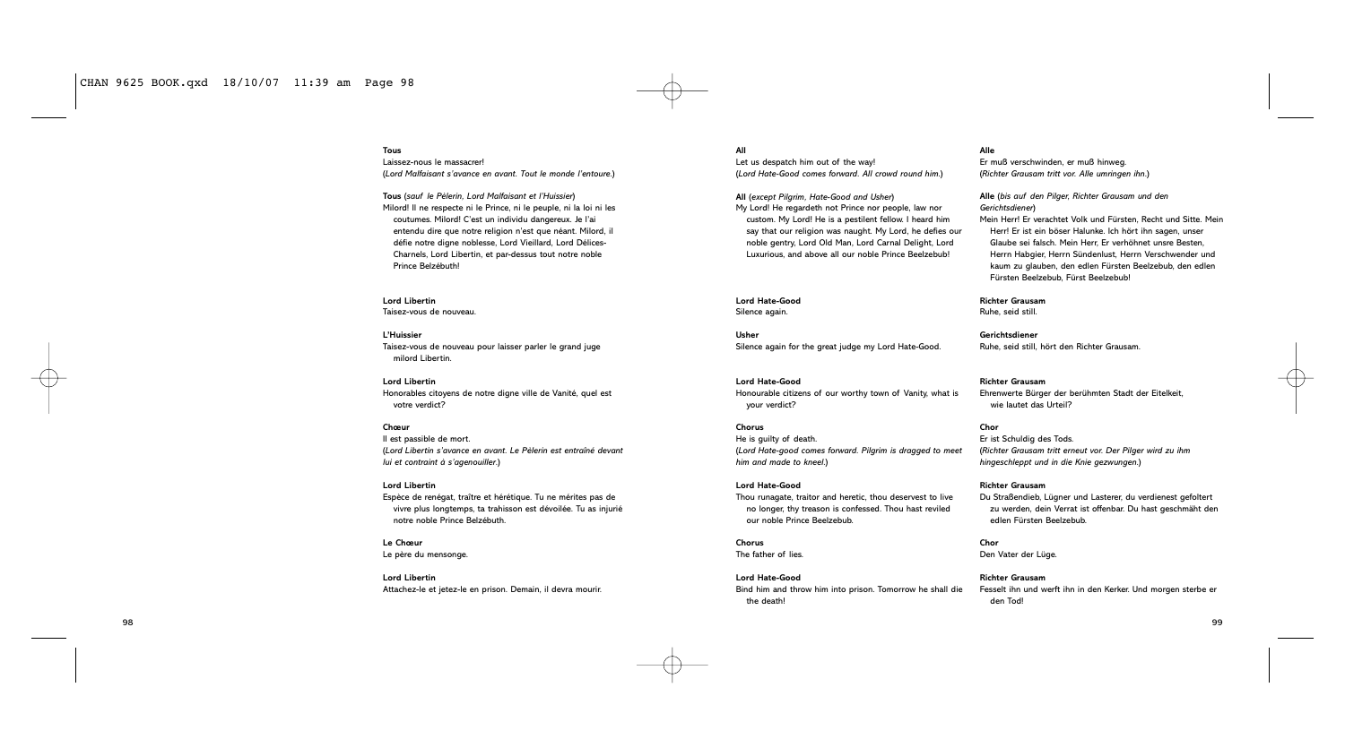**Tous**
Laissez-nous le massacrer!
(*Lord Malfaisant s'avance en avant. Tout le monde l'entoure.*)

**Tous** (*sauf le Pèlerin, Lord Malfaisant et l'Huissier*)
Milord! Il ne respecte ni le Prince, ni le peuple, ni la loi ni les coutumes. Milord! C'est un individu dangereux. Je l'ai entendu dire que notre religion n'est que néant. Milord, il défie notre digne noblesse, Lord Vieillard, Lord Délices-Charnels, Lord Libertin, et par-dessus tout notre noble Prince Belzébuth!

**Lord Libertin**
Taisez-vous de nouveau.

**L'Huissier**
Taisez-vous de nouveau pour laisser parler le grand juge milord Libertin.

**Lord Libertin**
Honorables citoyens de notre digne ville de Vanité, quel est votre verdict?

**Chœur**
Il est passible de mort.
(*Lord Libertin s'avance en avant. Le Pèlerin est entraîné devant lui et contraint à s'agenouiller.*)

**Lord Libertin**
Espèce de renégat, traître et hérétique. Tu ne mérites pas de vivre plus longtemps, ta trahisson est dévoilée. Tu as injurié notre noble Prince Belzébuth.

**Le Chœur**
Le père du mensonge.

**Lord Libertin**
Attachez-le et jetez-le en prison. Demain, il devra mourir.

**All**
Let us despatch him out of the way!
(*Lord Hate-Good comes forward. All crowd round him.*)

**All** (*except Pilgrim, Hate-Good and Usher*)
My Lord! He regardeth not Prince nor people, law nor custom. My Lord! He is a pestilent fellow. I heard him say that our religion was naught. My Lord, he defies our noble gentry, Lord Old Man, Lord Carnal Delight, Lord Luxurious, and above all our noble Prince Beelzebub!

**Lord Hate-Good**
Silence again.

**Usher**
Silence again for the great judge my Lord Hate-Good.

**Lord Hate-Good**
Honourable citizens of our worthy town of Vanity, what is your verdict?

**Chorus**
He is guilty of death.
(*Lord Hate-good comes forward. Pilgrim is dragged to meet him and made to kneel.*)

**Lord Hate-Good**
Thou runagate, traitor and heretic, thou deservest to live no longer, thy treason is confessed. Thou hast reviled our noble Prince Beelzebub.

**Chorus**
The father of lies.

**Lord Hate-Good**
Bind him and throw him into prison. Tomorrow he shall die the death!

**Alle**
Er muß verschwinden, er muß hinweg.
(*Richter Grausam tritt vor. Alle umringen ihn.*)

**Alle** (*bis auf den Pilger, Richter Grausam und den Gerichtsdiener*)
Mein Herr! Er verachtet Volk und Fürsten, Recht und Sitte. Mein Herr! Er ist ein böser Halunke. Ich hört ihn sagen, unser Glaube sei falsch. Mein Herr, Er verhöhnet unsre Besten, Herrn Habgier, Herrn Sündenlust, Herrn Verschwender und kaum zu glauben, den edlen Fürsten Beelzebub, den edlen Fürsten Beelzebub, Fürst Beelzebub!

**Richter Grausam**
Ruhe, seid still.

**Gerichtsdiener**
Ruhe, seid still, hört den Richter Grausam.

**Richter Grausam**
Ehrenwerte Bürger der berühmten Stadt der Eitelkeit, wie lautet das Urteil?

**Chor**
Er ist Schuldig des Tods.
(*Richter Grausam tritt erneut vor. Der Pilger wird zu ihm hingeschleppt und in die Knie gezwungen.*)

**Richter Grausam**
Du Straßendieb, Lügner und Lasterer, du verdienest gefoltert zu werden, dein Verrat ist offenbar. Du hast geschmäht den edlen Fürsten Beelzebub.

**Chor**
Den Vater der Lüge.

**Richter Grausam**
Fesselt ihn und werft ihn in den Kerker. Und morgen sterbe er den Tod!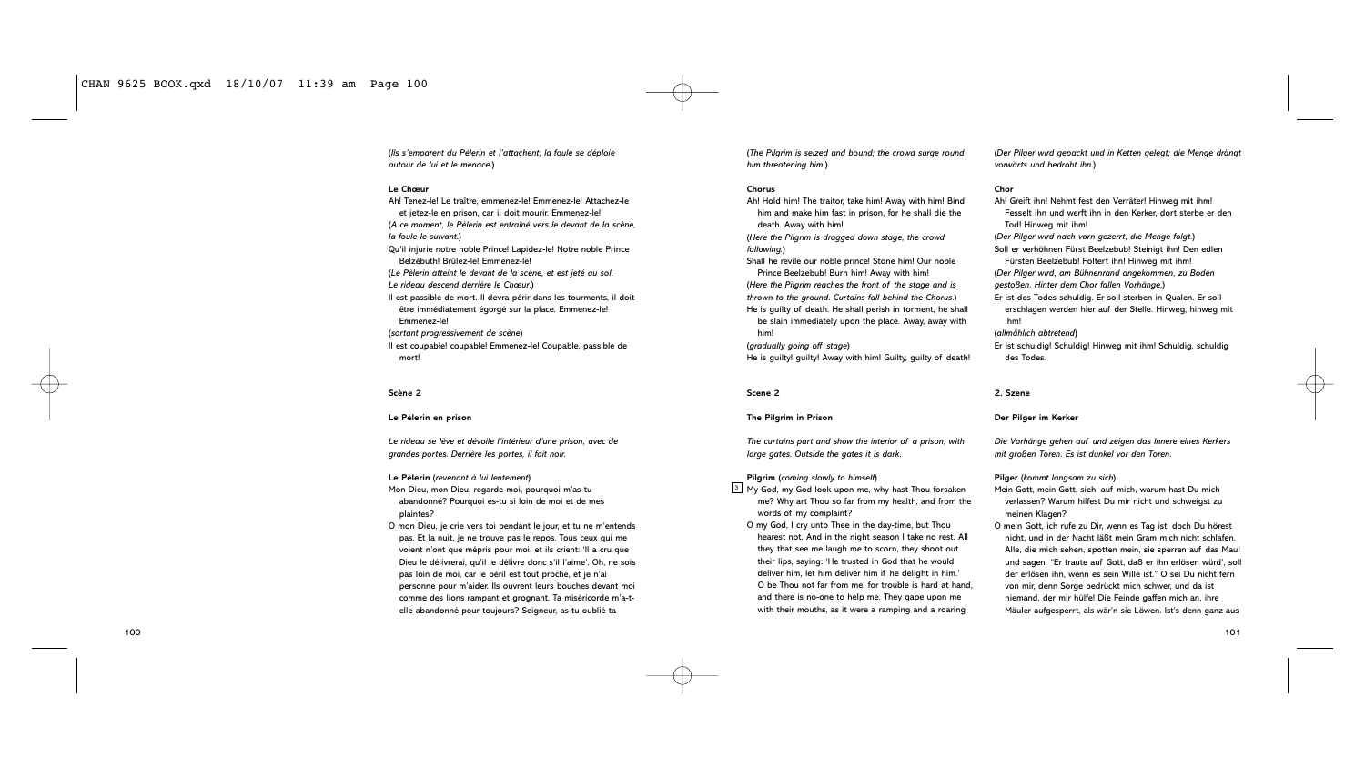(*Ils s'emparent du Pèlerin et l'attachent; la foule se déploie autour de lui et le menace.*)

**Le Chœur**

Ah! Tenez-le! Le traître, emmenez-le! Emmenez-le! Attachez-le et jetez-le en prison, car il doit mourir. Emmenez-le!

(*A ce moment, le Pèlerin est entraîné vers le devant de la scène, la foule le suivant.*)

Qu'il injurie notre noble Prince! Lapidez-le! Notre noble Prince Belzébuth! Brûlez-le! Emmenez-le!

(*Le Pèlerin atteint le devant de la scène, et est jeté au sol. Le rideau descend derrière le Chœur.*)

Il est passible de mort. Il devra périr dans les tourments, il doit être immédiatement égorgé sur la place. Emmenez-le! Emmenez-le!

(*sortant progressivement de scène*)

Il est coupable! coupable! Emmenez-le! Coupable, passible de mort!

**Scène 2**

**Le Pèlerin en prison**

*Le rideau se lève et dévoile l'intérieur d'une prison, avec de grandes portes. Derrière les portes, il fait noir.*

**Le Pèlerin** (*revenant à lui lentement*)

Mon Dieu, mon Dieu, regarde-moi, pourquoi m'as-tu abandonné? Pourquoi es-tu si loin de moi et de mes plaintes?

O mon Dieu, je crie vers toi pendant le jour, et tu ne m'entends pas. Et la nuit, je ne trouve pas le repos. Tous ceux qui me voient n'ont que mépris pour moi, et ils crient: 'Il a cru que Dieu le délivrerai, qu'il le délivre donc s'il l'aime'. Oh, ne sois pas loin de moi, car le péril est tout proche, et je n'ai personne pour m'aider. Ils ouvrent leurs bouches devant moi comme des lions rampant et grognant. Ta miséricorde m'a-t-elle abandonné pour toujours? Seigneur, as-tu oublié ta

(*The Pilgrim is seized and bound; the crowd surge round him threatening him.*)

**Chorus**

Ah! Hold him! The traitor, take him! Away with him! Bind him and make him fast in prison, for he shall die the death. Away with him!

(*Here the Pilgrim is dragged down stage, the crowd following.*)

Shall he revile our noble prince! Stone him! Our noble Prince Beelzebub! Burn him! Away with him!

(*Here the Pilgrim reaches the front of the stage and is thrown to the ground. Curtains fall behind the Chorus.*)

He is guilty of death. He shall perish in torment, he shall be slain immediately upon the place. Away, away with him!

(*gradually going off stage*)

He is guilty! guilty! Away with him! Guilty, guilty of death!

**Scene 2**

**The Pilgrim in Prison**

*The curtains part and show the interior of a prison, with large gates. Outside the gates it is dark.*

**Pilgrim** (*coming slowly to himself*)

[3] My God, my God look upon me, why hast Thou forsaken me? Why art Thou so far from my health, and from the words of my complaint?

O my God, I cry unto Thee in the day-time, but Thou hearest not. And in the night season I take no rest. All they that see me laugh me to scorn, they shoot out their lips, saying: 'He trusted in God that he would deliver him, let him deliver him if he delight in him.' O be Thou not far from me, for trouble is hard at hand, and there is no-one to help me. They gape upon me with their mouths, as it were a ramping and a roaring

(*Der Pilger wird gepackt und in Ketten gelegt; die Menge drängt vorwärts und bedroht ihn.*)

**Chor**

Ah! Greift ihn! Nehmt fest den Verräter! Hinweg mit ihm! Fesselt ihn und werft ihn in den Kerker, dort sterbe er den Tod! Hinweg mit ihm!

(*Der Pilger wird nach vorn gezerrt, die Menge folgt.*)

Soll er verhöhnen Fürst Beelzebub! Steinigt ihn! Den edlen Fürsten Beelzebub! Foltert ihn! Hinweg mit ihm!

(*Der Pilger wird, am Bühnenrand angekommen, zu Boden gestoßen. Hinter dem Chor fallen Vorhänge.*)

Er ist des Todes schuldig. Er soll sterben in Qualen. Er soll erschlagen werden hier auf der Stelle. Hinweg, hinweg mit ihm!

(*allmählich abtretend*)

Er ist schuldig! Schuldig! Hinweg mit ihm! Schuldig, schuldig des Todes.

**2. Szene**

**Der Pilger im Kerker**

*Die Vorhänge gehen auf und zeigen das Innere eines Kerkers mit großen Toren. Es ist dunkel vor den Toren.*

**Pilger** (*kommt langsam zu sich*)

Mein Gott, mein Gott, sieh' auf mich, warum hast Du mich verlassen? Warum hilfest Du mir nicht und schweigst zu meinen Klagen?

O mein Gott, ich rufe zu Dir, wenn es Tag ist, doch Du hörest nicht, und in der Nacht läßt mein Gram mich nicht schlafen. Alle, die mich sehen, spotten mein, sie sperren auf das Maul und sagen: "Er traute auf Gott, daß er ihn erlösen würd', soll der erlösen ihn, wenn es sein Wille ist." O sei Du nicht fern von mir, denn Sorge bedrückt mich schwer, und da ist niemand, der mir hülfe! Die Feinde gaffen mich an, ihre Mäuler aufgesperrt, als wär'n sie Löwen. Ist's denn ganz aus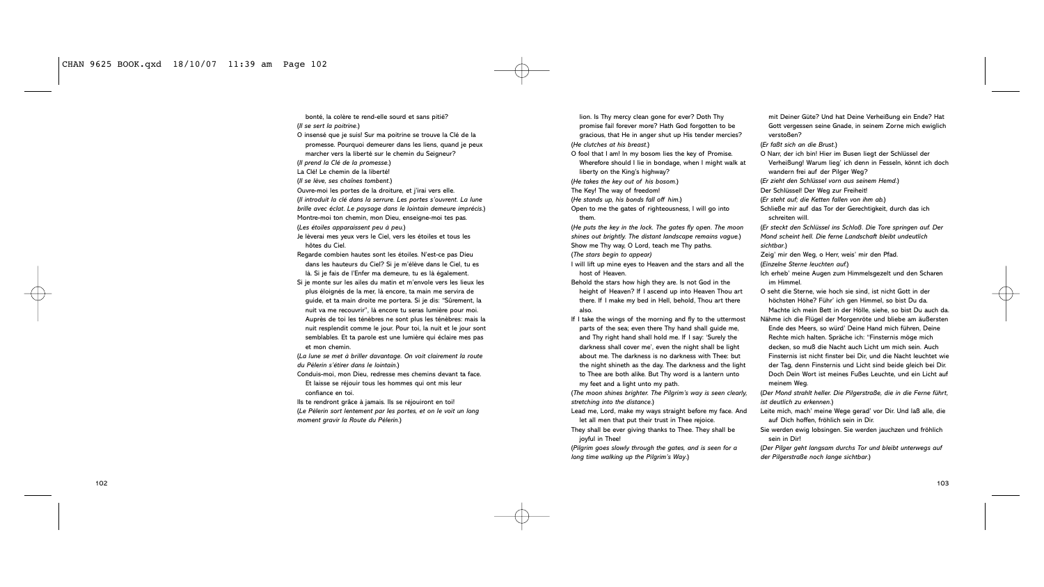bonté, la colère te rend-elle sourd et sans pitié?
(*Il se sert la poitrine.*)
O insensé que je suis! Sur ma poitrine se trouve la Clé de la promesse. Pourquoi demeurer dans les liens, quand je peux marcher vers la liberté sur le chemin du Seigneur?
(*Il prend la Clé de la promesse.*)
La Clé! Le chemin de la liberté!
(*Il se lève, ses chaînes tombent.*)
Ouvre-moi les portes de la droiture, et j'irai vers elle.
(*Il introduit la clé dans la serrure. Les portes s'ouvrent. La lune brille avec éclat. Le paysage dans le lointain demeure imprécis.*)
Montre-moi ton chemin, mon Dieu, enseigne-moi tes pas.
(*Les étoiles apparaissent peu à peu.*)
Je lèverai mes yeux vers le Ciel, vers les étoiles et tous les hôtes du Ciel.
Regarde combien hautes sont les étoiles. N'est-ce pas Dieu dans les hauteurs du Ciel? Si je m'élève dans le Ciel, tu es là. Si je fais de l'Enfer ma demeure, tu es là également.
Si je monte sur les ailes du matin et m'envole vers les lieux les plus éloignés de la mer, là encore, ta main me servira de guide, et ta main droite me portera. Si je dis: "Sûrement, la nuit va me recouvrir", là encore tu seras lumière pour moi. Auprès de toi les ténèbres ne sont plus les ténèbres: mais la nuit resplendit comme le jour. Pour toi, la nuit et le jour sont semblables. Et ta parole est une lumière qui éclaire mes pas et mon chemin.
(*La lune se met à briller davantage. On voit clairement la route du Pèlerin s'étirer dans le lointain.*)
Conduis-moi, mon Dieu, redresse mes chemins devant ta face. Et laisse se réjouir tous les hommes qui ont mis leur confiance en toi.
Ils te rendront grâce à jamais. Ils se réjouiront en toi!
(*Le Pèlerin sort lentement par les portes, et on le voit un long moment gravir la Route du Pèlerin.*)

lion. Is Thy mercy clean gone for ever? Doth Thy promise fail forever more? Hath God forgotten to be gracious, that He in anger shut up His tender mercies?
(*He clutches at his breast.*)
O fool that I am! In my bosom lies the key of Promise. Wherefore should I lie in bondage, when I might walk at liberty on the King's highway?
(*He takes the key out of his bosom.*)
The Key! The way of freedom!
(*He stands up, his bonds fall off him.*)
Open to me the gates of righteousness, I will go into them.
(*He puts the key in the lock. The gates fly open. The moon shines out brightly. The distant landscape remains vague.*)
Show me Thy way, O Lord, teach me Thy paths.
(*The stars begin to appear*)
I will lift up mine eyes to Heaven and the stars and all the host of Heaven.
Behold the stars how high they are. Is not God in the height of Heaven? If I ascend up into Heaven Thou art there. If I make my bed in Hell, behold, Thou art there also.
If I take the wings of the morning and fly to the uttermost parts of the sea; even there Thy hand shall guide me, and Thy right hand shall hold me. If I say: 'Surely the darkness shall cover me', even the night shall be light about me. The darkness is no darkness with Thee: but the night shineth as the day. The darkness and the light to Thee are both alike. But Thy word is a lantern unto my feet and a light unto my path.
(*The moon shines brighter. The Pilgrim's way is seen clearly, stretching into the distance.*)
Lead me, Lord, make my ways straight before my face. And let all men that put their trust in Thee rejoice.
They shall be ever giving thanks to Thee. They shall be joyful in Thee!
(*Pilgrim goes slowly through the gates, and is seen for a long time walking up the Pilgrim's Way.*)

mit Deiner Güte? Und hat Deine Verheißung ein Ende? Hat Gott vergessen seine Gnade, in seinem Zorne mich ewiglich verstoßen?
(*Er faßt sich an die Brust.*)
O Narr, der ich bin! Hier im Busen liegt der Schlüssel der Verheißung! Warum lieg' ich denn in Fesseln, könnt ich doch wandern frei auf der Pilger Weg?
(*Er zieht den Schlüssel vorn aus seinem Hemd.*)
Der Schlüssel! Der Weg zur Freiheit!
(*Er steht auf; die Ketten fallen von ihm ab.*)
Schließe mir auf das Tor der Gerechtigkeit, durch das ich schreiten will.
(*Er steckt den Schlüssel ins Schloß. Die Tore springen auf. Der Mond scheint hell. Die ferne Landschaft bleibt undeutlich sichtbar.*)
Zeig' mir den Weg, o Herr, weis' mir den Pfad.
(*Einzelne Sterne leuchten auf.*)
Ich erheb' meine Augen zum Himmelsgezelt und den Scharen im Himmel.
O seht die Sterne, wie hoch sie sind, ist nicht Gott in der höchsten Höhe? Führ' ich gen Himmel, so bist Du da. Machte ich mein Bett in der Hölle, siehe, so bist Du auch da.
Nähme ich die Flügel der Morgenröte und bliebe am äußersten Ende des Meers, so würd' Deine Hand mich führen, Deine Rechte mich halten. Spräche ich: "Finsternis möge mich decken, so muß die Nacht auch Licht um mich sein. Auch Finsternis ist nicht finster bei Dir, und die Nacht leuchtet wie der Tag, denn Finsternis und Licht sind beide gleich bei Dir. Doch Dein Wort ist meines Fußes Leuchte, und ein Licht auf meinem Weg.
(*Der Mond strahlt heller. Die Pilgerstraße, die in die Ferne führt, ist deutlich zu erkennen.*)
Leite mich, mach' meine Wege gerad' vor Dir. Und laß alle, die auf Dich hoffen, fröhlich sein in Dir.
Sie werden ewig lobsingen. Sie werden jauchzen und fröhlich sein in Dir!
(*Der Pilger geht langsam durchs Tor und bleibt unterwegs auf der Pilgerstraße noch lange sichtbar.*)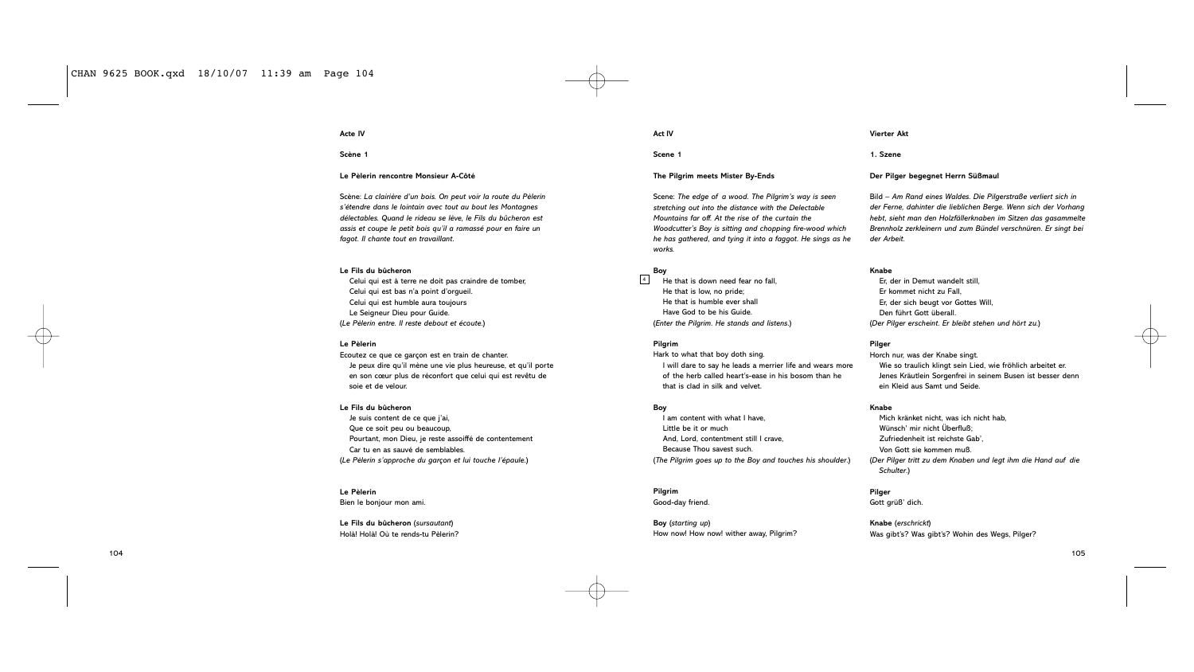**Acte IV**

**Scène 1**

**Le Pèlerin rencontre Monsieur A-Côté**

Scène: *La clairière d'un bois. On peut voir la route du Pèlerin s'étendre dans le lointain avec tout au bout les Montagnes délectables. Quand le rideau se lève, le Fils du bûcheron est assis et coupe le petit bois qu'il a ramassé pour en faire un fagot. Il chante tout en travaillant.*

**Le Fils du bûcheron**
Celui qui est à terre ne doit pas craindre de tomber,
Celui qui est bas n'a point d'orgueil.
Celui qui est humble aura toujours
Le Seigneur Dieu pour Guide.
(*Le Pèlerin entre. Il reste debout et écoute.*)

**Le Pèlerin**
Ecoutez ce que ce garçon est en train de chanter.
Je peux dire qu'il mène une vie plus heureuse, et qu'il porte en son cœur plus de réconfort que celui qui est revêtu de soie et de velour.

**Le Fils du bûcheron**
Je suis content de ce que j'ai,
Que ce soit peu ou beaucoup,
Pourtant, mon Dieu, je reste assoiffé de contentement
Car tu en as sauvé de semblables.
(*Le Pèlerin s'approche du garçon et lui touche l'épaule.*)

**Le Pèlerin**
Bien le bonjour mon ami.

**Le Fils du bûcheron** (*sursautant*)
Holà! Holà! Où te rends-tu Pèlerin?

**Act IV**

**Scene 1**

**The Pilgrim meets Mister By-Ends**

Scene: *The edge of a wood. The Pilgrim's way is seen stretching out into the distance with the Delectable Mountains far off. At the rise of the curtain the Woodcutter's Boy is sitting and chopping fire-wood which he has gathered, and tying it into a faggot. He sings as he works.*

**Boy**
[4] He that is down need fear no fall,
He that is low, no pride;
He that is humble ever shall
Have God to be his Guide.
(*Enter the Pilgrim. He stands and listens.*)

**Pilgrim**
Hark to what that boy doth sing.
I will dare to say he leads a merrier life and wears more of the herb called heart's-ease in his bosom than he that is clad in silk and velvet.

**Boy**
I am content with what I have,
Little be it or much
And, Lord, contentment still I crave,
Because Thou savest such.
(*The Pilgrim goes up to the Boy and touches his shoulder.*)

**Pilgrim**
Good-day friend.

**Boy** (*starting up*)
How now! How now! wither away, Pilgrim?

**Vierter Akt**

**1. Szene**

**Der Pilger begegnet Herrn Süßmaul**

Bild – *Am Rand eines Waldes. Die Pilgerstraße verliert sich in der Ferne, dahinter die lieblichen Berge. Wenn sich der Vorhang hebt, sieht man den Holzfällerknaben im Sitzen das gasammelte Brennholz zerkleinern und zum Bündel verschnüren. Er singt bei der Arbeit.*

**Knabe**
Er, der in Demut wandelt still,
Er kommet nicht zu Fall,
Er, der sich beugt vor Gottes Will,
Den führt Gott überall.
(*Der Pilger erscheint. Er bleibt stehen und hört zu.*)

**Pilger**
Horch nur, was der Knabe singt.
Wie so traulich klingt sein Lied, wie fröhlich arbeitet er. Jenes Kräutlein Sorgenfrei in seinem Busen ist besser denn ein Kleid aus Samt und Seide.

**Knabe**
Mich kränket nicht, was ich nicht hab,
Wünsch' mir nicht Überfluß;
Zufriedenheit ist reichste Gab',
Von Gott sie kommen muß.
(*Der Pilger tritt zu dem Knaben und legt ihm die Hand auf die Schulter.*)

**Pilger**
Gott grüß' dich.

**Knabe** (*erschrickt*)
Was gibt's? Was gibt's? Wohin des Wegs, Pilger?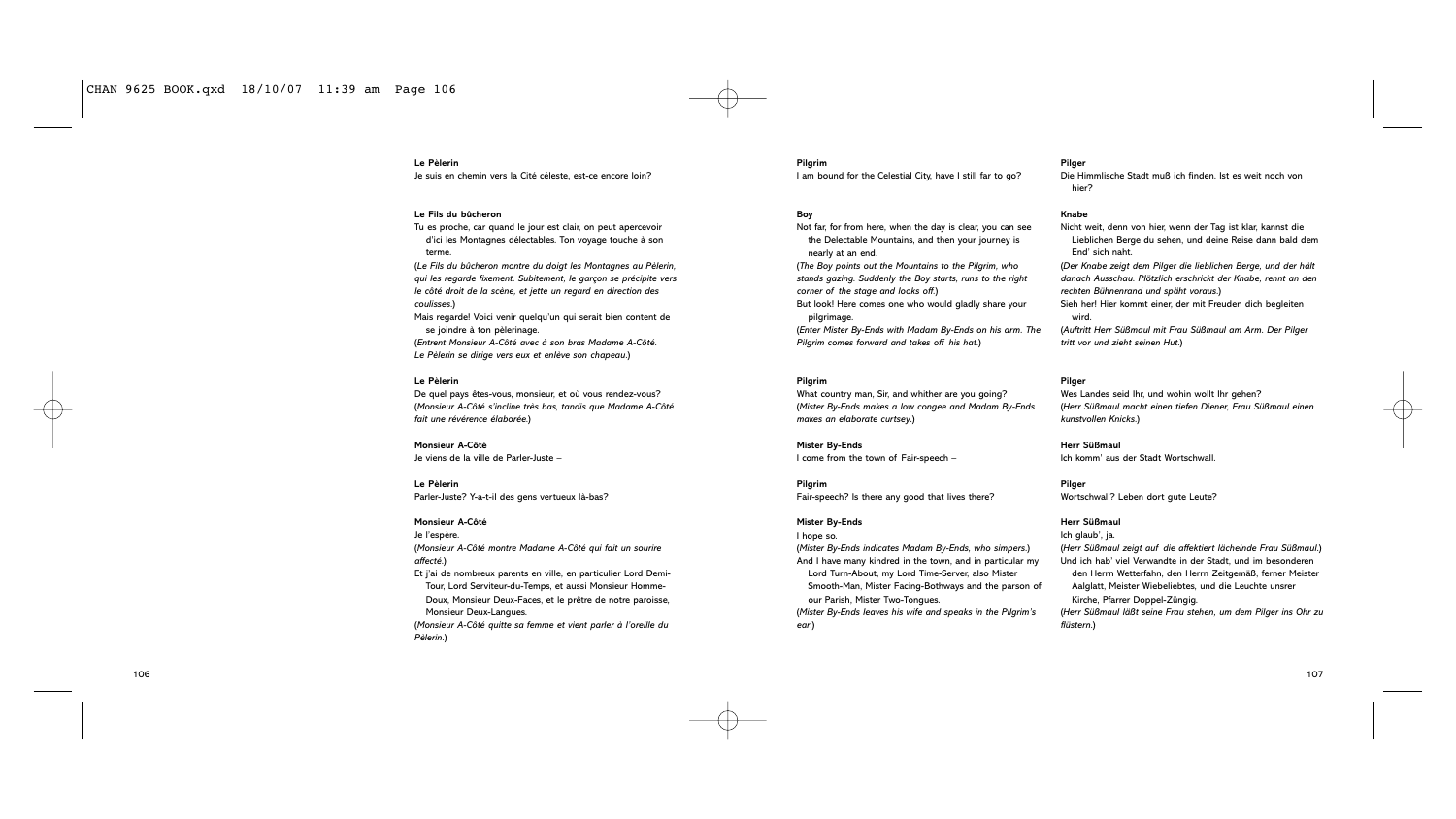**Le Pèlerin**

Je suis en chemin vers la Cité céleste, est-ce encore loin?

**Le Fils du bûcheron**

Tu es proche, car quand le jour est clair, on peut apercevoir d'ici les Montagnes délectables. Ton voyage touche à son terme.

(*Le Fils du bûcheron montre du doigt les Montagnes au Pèlerin, qui les regarde fixement. Subitement, le garçon se précipite vers le côté droit de la scène, et jette un regard en direction des coulisses.*)

Mais regarde! Voici venir quelqu'un qui serait bien content de se joindre à ton pèlerinage.

(*Entrent Monsieur A-Côté avec à son bras Madame A-Côté. Le Pèlerin se dirige vers eux et enlève son chapeau.*)

**Le Pèlerin**

De quel pays êtes-vous, monsieur, et où vous rendez-vous?

(*Monsieur A-Côté s'incline très bas, tandis que Madame A-Côté fait une révérence élaborée.*)

**Monsieur A-Côté**

Je viens de la ville de Parler-Juste –

**Le Pèlerin**

Parler-Juste? Y-a-t-il des gens vertueux là-bas?

**Monsieur A-Côté**

Je l'espère.

(*Monsieur A-Côté montre Madame A-Côté qui fait un sourire affecté.*)

Et j'ai de nombreux parents en ville, en particulier Lord Demi-Tour, Lord Serviteur-du-Temps, et aussi Monsieur Homme-Doux, Monsieur Deux-Faces, et le prêtre de notre paroisse, Monsieur Deux-Langues.

(*Monsieur A-Côté quitte sa femme et vient parler à l'oreille du Pèlerin.*)

**Pilgrim**

I am bound for the Celestial City, have I still far to go?

**Boy**

Not far, for from here, when the day is clear, you can see the Delectable Mountains, and then your journey is nearly at an end.

(*The Boy points out the Mountains to the Pilgrim, who stands gazing. Suddenly the Boy starts, runs to the right corner of the stage and looks off.*)

But look! Here comes one who would gladly share your pilgrimage.

(*Enter Mister By-Ends with Madam By-Ends on his arm. The Pilgrim comes forward and takes off his hat.*)

**Pilgrim**

What country man, Sir, and whither are you going?

(*Mister By-Ends makes a low congee and Madam By-Ends makes an elaborate curtsey.*)

**Mister By-Ends**

I come from the town of Fair-speech –

**Pilgrim**

Fair-speech? Is there any good that lives there?

**Mister By-Ends**

I hope so.

(*Mister By-Ends indicates Madam By-Ends, who simpers.*)

And I have many kindred in the town, and in particular my Lord Turn-About, my Lord Time-Server, also Mister Smooth-Man, Mister Facing-Bothways and the parson of our Parish, Mister Two-Tongues.

(*Mister By-Ends leaves his wife and speaks in the Pilgrim's ear.*)

**Pilger**

Die Himmlische Stadt muß ich finden. Ist es weit noch von hier?

**Knabe**

Nicht weit, denn von hier, wenn der Tag ist klar, kannst die Lieblichen Berge du sehen, und deine Reise dann bald dem End' sich naht.

(*Der Knabe zeigt dem Pilger die lieblichen Berge, und der hält danach Ausschau. Plötzlich erschrickt der Knabe, rennt an den rechten Bühnenrand und späht voraus.*)

Sieh her! Hier kommt einer, der mit Freuden dich begleiten wird.

(*Auftritt Herr Süßmaul mit Frau Süßmaul am Arm. Der Pilger tritt vor und zieht seinen Hut.*)

**Pilger**

Wes Landes seid Ihr, und wohin wollt Ihr gehen?

(*Herr Süßmaul macht einen tiefen Diener, Frau Süßmaul einen kunstvollen Knicks.*)

**Herr Süßmaul**

Ich komm' aus der Stadt Wortschwall.

**Pilger**

Wortschwall? Leben dort gute Leute?

**Herr Süßmaul**

Ich glaub', ja.

(*Herr Süßmaul zeigt auf die affektiert lächelnde Frau Süßmaul.*)

Und ich hab' viel Verwandte in der Stadt, und im besonderen den Herrn Wetterfahn, den Herrn Zeitgemäß, ferner Meister Aalglatt, Meister Wiebeliebtes, und die Leuchte unsrer Kirche, Pfarrer Doppel-Züngig.

(*Herr Süßmaul läßt seine Frau stehen, um dem Pilger ins Ohr zu flüstern.*)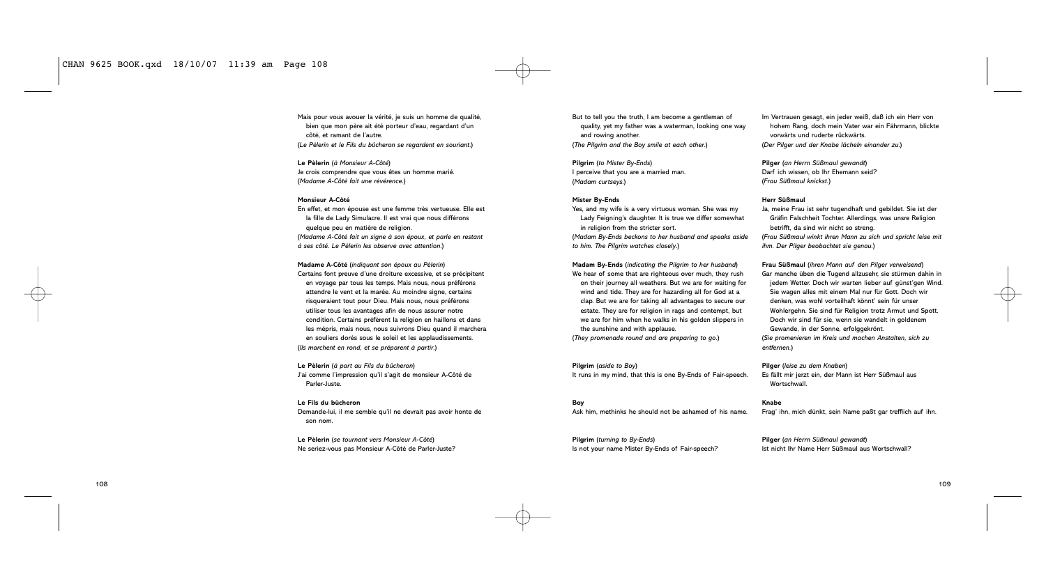Mais pour vous avouer la vérité, je suis un homme de qualité, bien que mon père ait été porteur d'eau, regardant d'un côté, et ramant de l'autre.
(*Le Pèlerin et le Fils du bûcheron se regardent en souriant.*)

**Le Pèlerin** (*à Monsieur A-Côté*)
Je crois comprendre que vous êtes un homme marié.
(*Madame A-Côté fait une révérence.*)

**Monsieur A-Côté**
En effet, et mon épouse est une femme très vertueuse. Elle est la fille de Lady Simulacre. Il est vrai que nous différons quelque peu en matière de religion.
(*Madame A-Côté fait un signe à son époux, et parle en restant à ses côté. Le Pèlerin les observe avec attention.*)

**Madame A-Côté** (*indiquant son époux au Pèlerin*)
Certains font preuve d'une droiture excessive, et se précipitent en voyage par tous les temps. Mais nous, nous préférons attendre le vent et la marée. Au moindre signe, certains risqueraient tout pour Dieu. Mais nous, nous préférons utiliser tous les avantages afin de nous assurer notre condition. Certains préfèrent la religion en haillons et dans les mépris, mais nous, nous suivrons Dieu quand il marchera en souliers dorés sous le soleil et les applaudissements.
(*Ils marchent en rond, et se préparent à partir.*)

**Le Pèlerin** (*à part au Fils du bûcheron*)
J'ai comme l'impression qu'il s'agit de monsieur A-Côté de Parler-Juste.

**Le Fils du bûcheron**
Demande-lui, il me semble qu'il ne devrait pas avoir honte de son nom.

**Le Pèlerin** (*se tournant vers Monsieur A-Côté*)
Ne seriez-vous pas Monsieur A-Côté de Parler-Juste?

But to tell you the truth, I am become a gentleman of quality, yet my father was a waterman, looking one way and rowing another.
(*The Pilgrim and the Boy smile at each other.*)

**Pilgrim** (*to Mister By-Ends*)
I perceive that you are a married man.
(*Madam curtseys.*)

**Mister By-Ends**
Yes, and my wife is a very virtuous woman. She was my Lady Feigning's daughter. It is true we differ somewhat in religion from the stricter sort.
(*Madam By-Ends beckons to her husband and speaks aside to him. The Pilgrim watches closely.*)

**Madam By-Ends** (*indicating the Pilgrim to her husband*)
We hear of some that are righteous over much, they rush on their journey all weathers. But we are for waiting for wind and tide. They are for hazarding all for God at a clap. But we are for taking all advantages to secure our estate. They are for religion in rags and contempt, but we are for him when he walks in his golden slippers in the sunshine and with applause.
(*They promenade round and are preparing to go.*)

**Pilgrim** (*aside to Boy*)
It runs in my mind, that this is one By-Ends of Fair-speech.

**Boy**
Ask him, methinks he should not be ashamed of his name.

**Pilgrim** (*turning to By-Ends*)
Is not your name Mister By-Ends of Fair-speech?

Im Vertrauen gesagt, ein jeder weiß, daß ich ein Herr von hohem Rang, doch mein Vater war ein Fährmann, blickte vorwärts und ruderte rückwärts.
(*Der Pilger und der Knabe lächeln einander zu.*)

**Pilger** (*an Herrn Süßmaul gewandt*)
Darf ich wissen, ob Ihr Ehemann seid?
(*Frau Süßmaul knickst.*)

**Herr Süßmaul**
Ja, meine Frau ist sehr tugendhaft und gebildet. Sie ist der Gräfin Falschheit Tochter. Allerdings, was unsre Religion betrifft, da sind wir nicht so streng.
(*Frau Süßmaul winkt ihren Mann zu sich und spricht leise mit ihm. Der Pilger beobachtet sie genau.*)

**Frau Süßmaul** (*ihren Mann auf den Pilger verweisend*)
Gar manche üben die Tugend allzusehr, sie stürmen dahin in jedem Wetter. Doch wir warten lieber auf günst'gen Wind. Sie wagen alles mit einem Mal nur für Gott. Doch wir denken, was wohl vorteilhaft könnt' sein für unser Wohlergehn. Sie sind für Religion trotz Armut und Spott. Doch wir sind für sie, wenn sie wandelt in goldenem Gewande, in der Sonne, erfolggekrönt.
(*Sie promenieren im Kreis und machen Anstalten, sich zu entfernen.*)

**Pilger** (*leise zu dem Knaben*)
Es fällt mir jerzt ein, der Mann ist Herr Süßmaul aus Wortschwall.

**Knabe**
Frag' ihn, mich dünkt, sein Name paßt gar trefflich auf ihn.

**Pilger** (*an Herrn Süßmaul gewandt*)
Ist nicht Ihr Name Herr Süßmaul aus Wortschwall?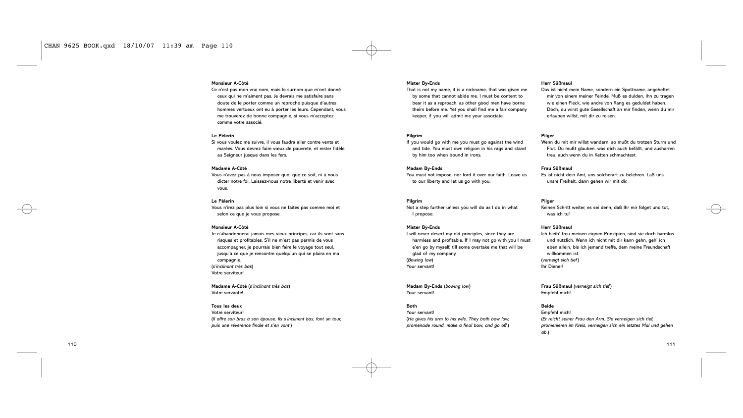**Monsieur A-Côté**

Ce n'est pas mon vrai nom, mais le surnom que m'ont donné ceux qui ne m'aiment pas. Je devrais me satisfaire sans doute de le porter comme un reproche puisque d'autres hommes vertueux ont eu à porter les leurs. Cependant, vous me trouverez de bonne compagnie, si vous m'acceptez comme votre associé.

**Le Pèlerin**

Si vous voulez me suivre, il vous faudra aller contre vents et marées. Vous devrez faire vœux de pauvreté, et rester fidèle au Seigneur jusque dans les fers.

**Madame A-Côté**

Vous n'avez pas à nous imposer quoi que ce soit, ni à nous dicter notre foi. Laissez-nous notre liberté et venir avec vous.

**Le Pèlerin**

Vous n'irez pas plus loin si vous ne faites pas comme moi et selon ce que je vous propose.

**Monsieur A-Côté**

Je n'abandonnerai jamais mes vieux principes, car ils sont sans risques et profitables. S'il ne m'est pas permis de vous accompagner, je pourrais bien faire le voyage tout seul, jusqu'à ce que je rencontre quelqu'un qui se plaira en ma compagnie.
(*s'inclinant très bas*)
Votre serviteur!

**Madame A-Côté** (*s'inclinant très bas*)
Votre servante!

**Tous les deux**

Votre serviteur!
(*Il offre son bras à son épouse. Ils s'inclinent bas, font un tour, puis une révérence finale et s'en vont.*)

**Mister By-Ends**

That is not my name, it is a nickname, that was given me by some that cannot abide me. I must be content to bear it as a reproach, as other good men have borne theirs before me. Yet you shall find me a fair company keeper, if you will admit me your associate.

**Pilgrim**

If you would go with me you must go against the wind and tide. You must own religion in his rags and stand by him too when bound in irons.

**Madam By-Ends**

You must not impose, nor lord it over our faith. Leave us to our liberty and let us go with you.

**Pilgrim**

Not a step further unless you will do as I do in what I propose.

**Mister By-Ends**

I will never desert my old principles, since they are harmless and profitable. If I may not go with you I must e'en go by myself, till some overtake me that will be glad of my company.
(*Bowing low*)
Your servant!

**Madam By-Ends** (*bowing low*)
Your servant!

**Both**

Your servant!
(*He gives his arm to his wife. They both bow low, promenade round, make a final bow, and go off.*)

**Herr Süßmaul**

Das ist nicht mein Name, sondern ein Spottname, angeheftet mir von einem meiner Feinde. Muß es dulden, ihn zu tragen wie einen Fleck, wie andre von Rang es geduldet haben. Doch, du wirst gute Gesellschaft an mir finden, wenn du mir erlauben willst, mit dir zu reisen.

**Pilger**

Wenn du mit mir willst wandern, so mußt du trotzen Sturm und Flut. Du mußt glauben, was dich auch befällt, und ausharren treu, auch wenn du in Ketten schmachtest.

**Frau Süßmaul**

Es ist nicht dein Amt, uns solcherart zu belehren. Laß uns unsre Freiheit, dann gehen wir mit dir.

**Pilger**

Keinen Schritt weiter, es sei denn, daß Ihr mir folget und tut, was ich tu!

**Herr Süßmaul**

Ich bleib' treu meinen eignen Prinzipien, sind sie doch harmlos und nützlich. Wenn ich nicht mit dir kann gehn, geh' ich eben allein, bis ich jemand treffe, dem meine Freundschaft willkommen ist.
(*verneigt sich tief*)
Ihr Diener!

**Frau Süßmaul** (*verneigt sich tief*)
Empfehl mich!

**Beide**

Empfehl mich!
(*Er reicht seiner Frau den Arm. Sie verneigen sich tief, promenieren im Kreis, verneigen sich ein letztes Mal und gehen ab.*)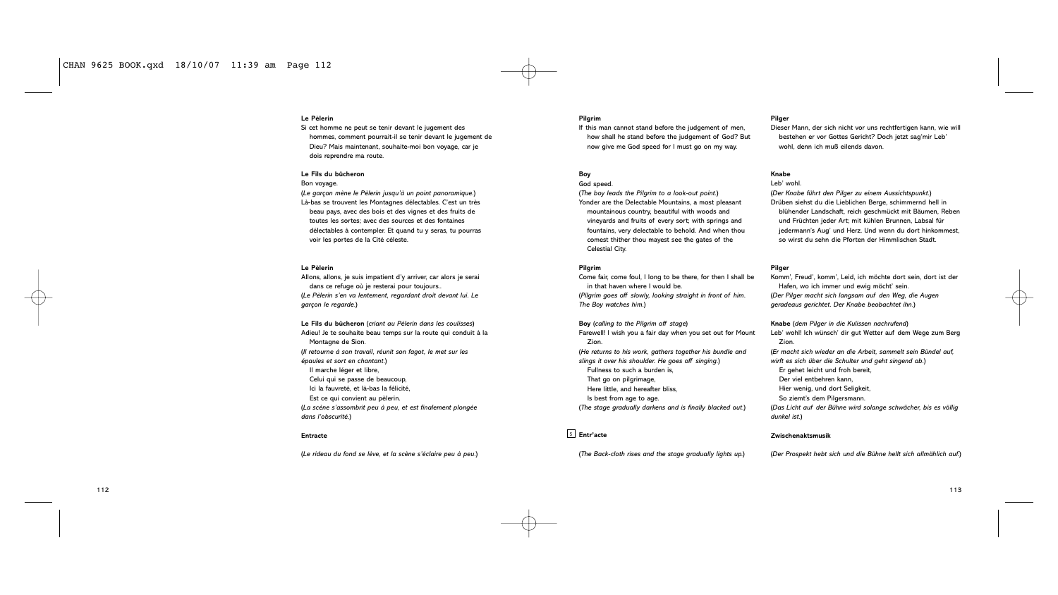**Le Pèlerin**

Si cet homme ne peut se tenir devant le jugement des hommes, comment pourrait-il se tenir devant le jugement de Dieu? Mais maintenant, souhaite-moi bon voyage, car je dois reprendre ma route.

**Le Fils du bûcheron**

Bon voyage.

(*Le garçon mène le Pèlerin jusqu'à un point panoramique.*)

Là-bas se trouvent les Montagnes délectables. C'est un très beau pays, avec des bois et des vignes et des fruits de toutes les sortes; avec des sources et des fontaines délectables à contempler. Et quand tu y seras, tu pourras voir les portes de la Cité céleste.

**Le Pèlerin**

Allons, allons, je suis impatient d'y arriver, car alors je serai dans ce refuge où je resterai pour toujours..

(*Le Pèlerin s'en va lentement, regardant droit devant lui. Le garçon le regarde.*)

**Le Fils du bûcheron** (*criant au Pèlerin dans les coulisses*)

Adieu! Je te souhaite beau temps sur la route qui conduit à la Montagne de Sion.

(*Il retourne à son travail, réunit son fagot, le met sur les épaules et sort en chantant.*)

Il marche léger et libre,
Celui qui se passe de beaucoup,
Ici la fauvreté, et là-bas la félicité,
Est ce qui convient au pèlerin.

(*La scène s'assombrit peu à peu, et est finalement plongée dans l'obscurité.*)

**Entracte**

(*Le rideau du fond se lève, et la scène s'éclaire peu à peu.*)

**Pilgrim**

If this man cannot stand before the judgement of men, how shall he stand before the judgement of God? But now give me God speed for I must go on my way.

**Boy**

God speed.

(*The boy leads the Pilgrim to a look-out point.*)

Yonder are the Delectable Mountains, a most pleasant mountainous country, beautiful with woods and vineyards and fruits of every sort; with springs and fountains, very delectable to behold. And when thou comest thither thou mayest see the gates of the Celestial City.

**Pilgrim**

Come fair, come foul, I long to be there, for then I shall be in that haven where I would be.

(*Pilgrim goes off slowly, looking straight in front of him. The Boy watches him.*)

**Boy** (*calling to the Pilgrim off stage*)

Farewell! I wish you a fair day when you set out for Mount Zion.

(*He returns to his work, gathers together his bundle and slings it over his shoulder. He goes off singing.*)

Fullness to such a burden is,
That go on pilgrimage,
Here little, and hereafter bliss,
Is best from age to age.

(*The stage gradually darkens and is finally blacked out.*)

5 **Entr'acte**

(*The Back-cloth rises and the stage gradually lights up.*)

**Pilger**

Dieser Mann, der sich nicht vor uns rechtfertigen kann, wie will bestehen er vor Gottes Gericht? Doch jetzt sag'mir Leb' wohl, denn ich muß eilends davon.

**Knabe**

Leb' wohl.

(*Der Knabe führt den Pilger zu einem Aussichtspunkt.*)

Drüben siehst du die Lieblichen Berge, schimmernd hell in blühender Landschaft, reich geschmückt mit Bäumen, Reben und Früchten jeder Art; mit kühlen Brunnen, Labsal für jedermann's Aug' und Herz. Und wenn du dort hinkommest, so wirst du sehn die Pforten der Himmlischen Stadt.

**Pilger**

Komm', Freud', komm', Leid, ich möchte dort sein, dort ist der Hafen, wo ich immer und ewig möcht' sein.

(*Der Pilger macht sich langsam auf den Weg, die Augen geradeaus gerichtet. Der Knabe beobachtet ihn.*)

**Knabe** (*dem Pilger in die Kulissen nachrufend*)

Leb' wohl! Ich wünsch' dir gut Wetter auf dem Wege zum Berg Zion.

(*Er macht sich wieder an die Arbeit, sammelt sein Bündel auf, wirft es sich über die Schulter und geht singend ab.*)

Er gehet leicht und froh bereit,
Der viel entbehren kann,
Hier wenig, und dort Seligkeit,
So ziemt's dem Pilgersmann.

(*Das Licht auf der Bühne wird solange schwächer, bis es völlig dunkel ist.*)

**Zwischenaktsmusik**

(*Der Prospekt hebt sich und die Bühne hellt sich allmählich auf.*)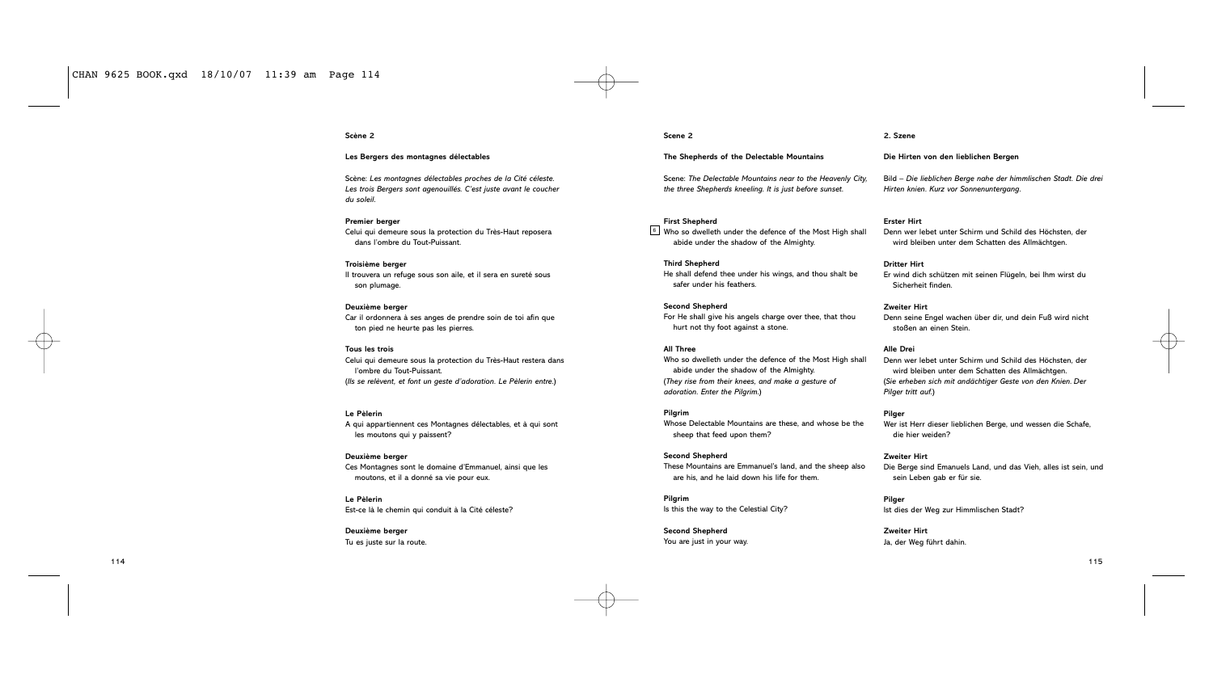**Scène 2**

**Les Bergers des montagnes délectables**

Scène: *Les montagnes délectables proches de la Cité céleste. Les trois Bergers sont agenouillés. C'est juste avant le coucher du soleil.*

**Premier berger**
Celui qui demeure sous la protection du Très-Haut reposera dans l'ombre du Tout-Puissant.

**Troisième berger**
Il trouvera un refuge sous son aile, et il sera en sureté sous son plumage.

**Deuxième berger**
Car il ordonnera à ses anges de prendre soin de toi afin que ton pied ne heurte pas les pierres.

**Tous les trois**
Celui qui demeure sous la protection du Très-Haut restera dans l'ombre du Tout-Puissant.
(*Ils se relèvent, et font un geste d'adoration. Le Pèlerin entre.*)

**Le Pèlerin**
A qui appartiennent ces Montagnes délectables, et à qui sont les moutons qui y paissent?

**Deuxième berger**
Ces Montagnes sont le domaine d'Emmanuel, ainsi que les moutons, et il a donné sa vie pour eux.

**Le Pèlerin**
Est-ce là le chemin qui conduit à la Cité céleste?

**Deuxième berger**
Tu es juste sur la route.

**Scene 2**

**The Shepherds of the Delectable Mountains**

Scene: *The Delectable Mountains near to the Heavenly City, the three Shepherds kneeling. It is just before sunset.*

**First Shepherd**
[6] Who so dwelleth under the defence of the Most High shall abide under the shadow of the Almighty.

**Third Shepherd**
He shall defend thee under his wings, and thou shalt be safer under his feathers.

**Second Shepherd**
For He shall give his angels charge over thee, that thou hurt not thy foot against a stone.

**All Three**
Who so dwelleth under the defence of the Most High shall abide under the shadow of the Almighty.
(*They rise from their knees, and make a gesture of adoration. Enter the Pilgrim.*)

**Pilgrim**
Whose Delectable Mountains are these, and whose be the sheep that feed upon them?

**Second Shepherd**
These Mountains are Emmanuel's land, and the sheep also are his, and he laid down his life for them.

**Pilgrim**
Is this the way to the Celestial City?

**Second Shepherd**
You are just in your way.

**2. Szene**

**Die Hirten von den lieblichen Bergen**

Bild – *Die lieblichen Berge nahe der himmlischen Stadt. Die drei Hirten knien. Kurz vor Sonnenuntergang.*

**Erster Hirt**
Denn wer lebet unter Schirm und Schild des Höchsten, der wird bleiben unter dem Schatten des Allmächtgen.

**Dritter Hirt**
Er wind dich schützen mit seinen Flügeln, bei Ihm wirst du Sicherheit finden.

**Zweiter Hirt**
Denn seine Engel wachen über dir, und dein Fuß wird nicht stoßen an einen Stein.

**Alle Drei**
Denn wer lebet unter Schirm und Schild des Höchsten, der wird bleiben unter dem Schatten des Allmächtgen.
(*Sie erheben sich mit andächtiger Geste von den Knien. Der Pilger tritt auf.*)

**Pilger**
Wer ist Herr dieser lieblichen Berge, und wessen die Schafe, die hier weiden?

**Zweiter Hirt**
Die Berge sind Emanuels Land, und das Vieh, alles ist sein, und sein Leben gab er für sie.

**Pilger**
Ist dies der Weg zur Himmlischen Stadt?

**Zweiter Hirt**
Ja, der Weg führt dahin.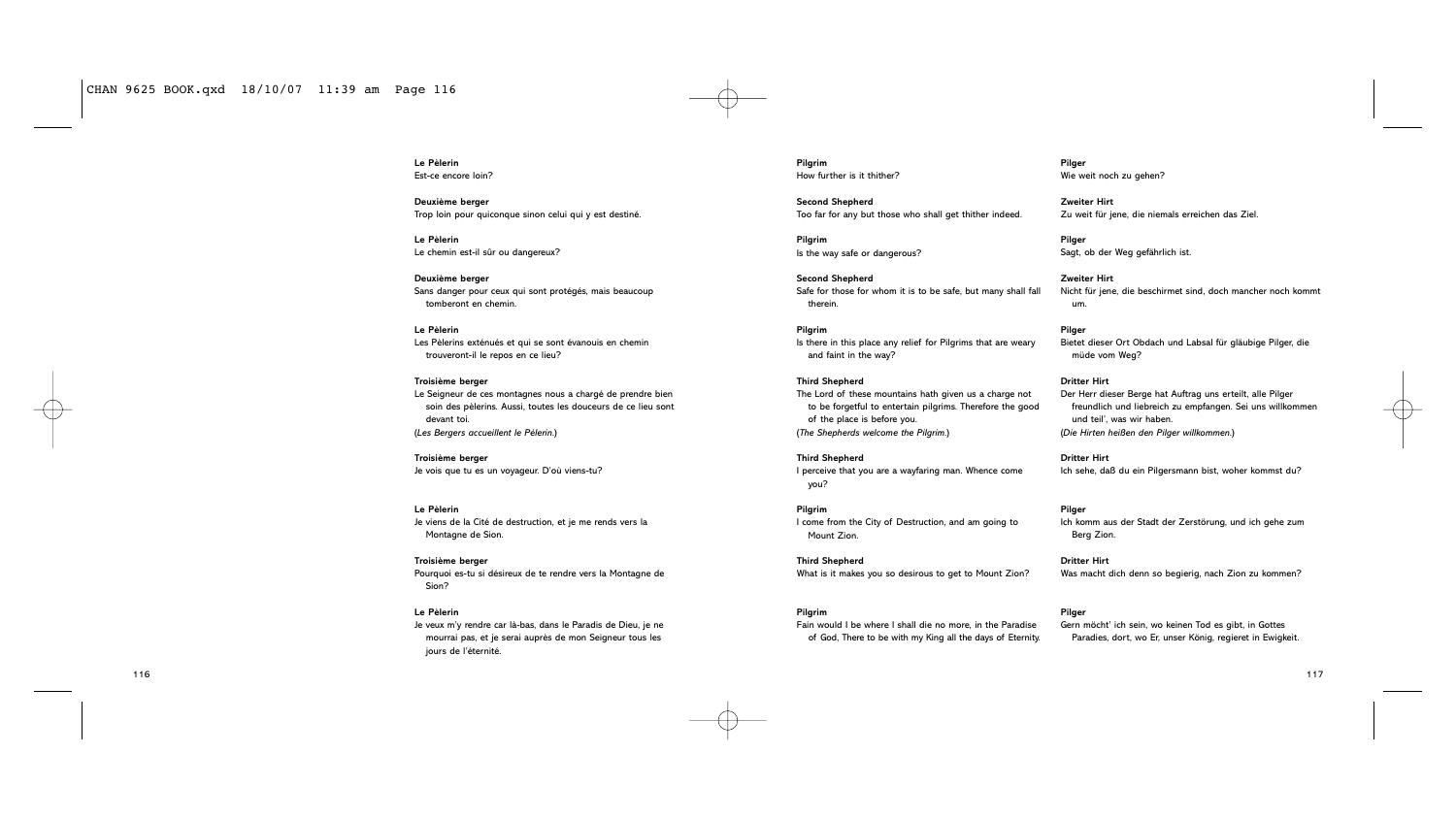**Le Pèlerin**
Est-ce encore loin?

**Deuxième berger**
Trop loin pour quiconque sinon celui qui y est destiné.

**Le Pèlerin**
Le chemin est-il sûr ou dangereux?

**Deuxième berger**
Sans danger pour ceux qui sont protégés, mais beaucoup tomberont en chemin.

**Le Pèlerin**
Les Pèlerins exténués et qui se sont évanouis en chemin trouveront-il le repos en ce lieu?

**Troisième berger**
Le Seigneur de ces montagnes nous a chargé de prendre bien soin des pèlerins. Aussi, toutes les douceurs de ce lieu sont devant toi.
(*Les Bergers accueillent le Pèlerin.*)

**Troisième berger**
Je vois que tu es un voyageur. D'où viens-tu?

**Le Pèlerin**
Je viens de la Cité de destruction, et je me rends vers la Montagne de Sion.

**Troisième berger**
Pourquoi es-tu si désireux de te rendre vers la Montagne de Sion?

**Le Pèlerin**
Je veux m'y rendre car là-bas, dans le Paradis de Dieu, je ne mourrai pas, et je serai auprès de mon Seigneur tous les jours de l'éternité.

**Pilgrim**
How further is it thither?

**Second Shepherd**
Too far for any but those who shall get thither indeed.

**Pilgrim**
Is the way safe or dangerous?

**Second Shepherd**
Safe for those for whom it is to be safe, but many shall fall therein.

**Pilgrim**
Is there in this place any relief for Pilgrims that are weary and faint in the way?

**Third Shepherd**
The Lord of these mountains hath given us a charge not to be forgetful to entertain pilgrims. Therefore the good of the place is before you.
(*The Shepherds welcome the Pilgrim.*)

**Third Shepherd**
I perceive that you are a wayfaring man. Whence come you?

**Pilgrim**
I come from the City of Destruction, and am going to Mount Zion.

**Third Shepherd**
What is it makes you so desirous to get to Mount Zion?

**Pilgrim**
Fain would I be where I shall die no more, in the Paradise of God, There to be with my King all the days of Eternity.

**Pilger**
Wie weit noch zu gehen?

**Zweiter Hirt**
Zu weit für jene, die niemals erreichen das Ziel.

**Pilger**
Sagt, ob der Weg gefährlich ist.

**Zweiter Hirt**
Nicht für jene, die beschirmet sind, doch mancher noch kommt um.

**Pilger**
Bietet dieser Ort Obdach und Labsal für gläubige Pilger, die müde vom Weg?

**Dritter Hirt**
Der Herr dieser Berge hat Auftrag uns erteilt, alle Pilger freundlich und liebreich zu empfangen. Sei uns willkommen und teil', was wir haben.
(*Die Hirten heißen den Pilger willkommen.*)

**Dritter Hirt**
Ich sehe, daß du ein Pilgersmann bist, woher kommst du?

**Pilger**
Ich komm aus der Stadt der Zerstörung, und ich gehe zum Berg Zion.

**Dritter Hirt**
Was macht dich denn so begierig, nach Zion zu kommen?

**Pilger**
Gern möcht' ich sein, wo keinen Tod es gibt, in Gottes Paradies, dort, wo Er, unser König, regieret in Ewigkeit.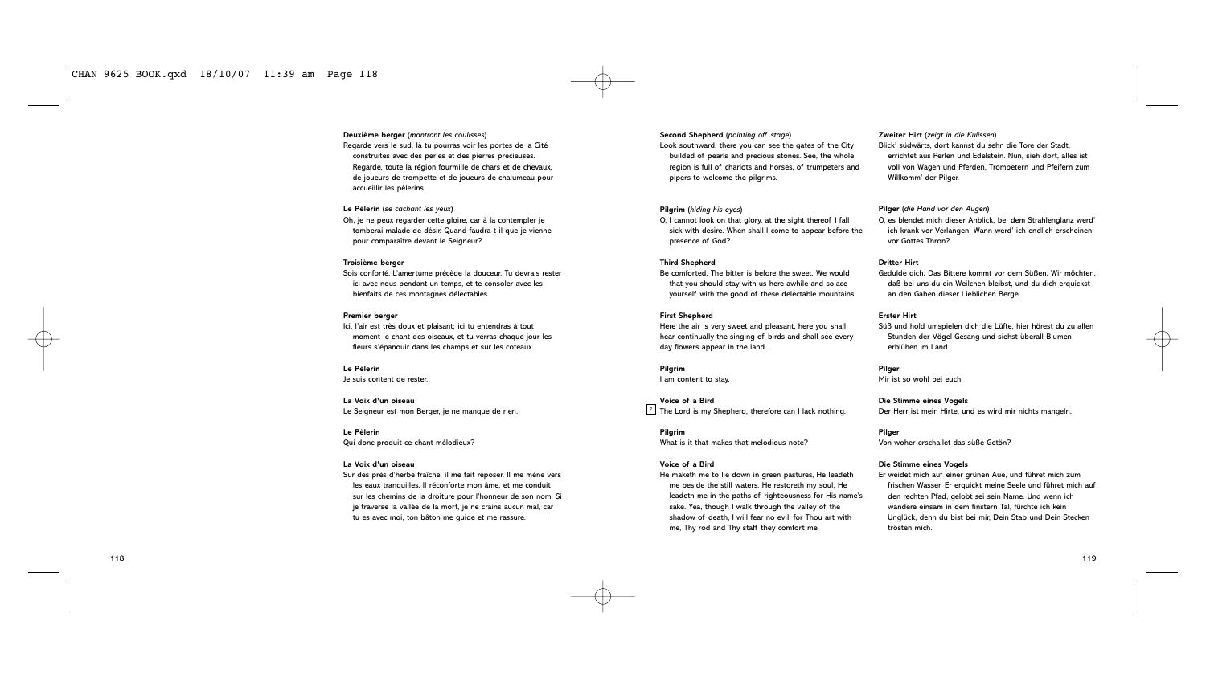**Deuxième berger** (*montrant les coulisses*)

Regarde vers le sud, là tu pourras voir les portes de la Cité construites avec des perles et des pierres précieuses. Regarde, toute la région fourmille de chars et de chevaux, de joueurs de trompette et de joueurs de chalumeau pour accueillir les pèlerins.

**Le Pèlerin** (*se cachant les yeux*)

Oh, je ne peux regarder cette gloire, car à la contempler je tomberai malade de désir. Quand faudra-t-il que je vienne pour comparaître devant le Seigneur?

**Troisième berger**

Sois conforté. L'amertume précède la douceur. Tu devrais rester ici avec nous pendant un temps, et te consoler avec les bienfaits de ces montagnes délectables.

**Premier berger**

Ici, l'air est très doux et plaisant; ici tu entendras à tout moment le chant des oiseaux, et tu verras chaque jour les fleurs s'épanouir dans les champs et sur les coteaux.

**Le Pèlerin**

Je suis content de rester.

**La Voix d'un oiseau**

Le Seigneur est mon Berger, je ne manque de rien.

**Le Pèlerin**

Qui donc produit ce chant mélodieux?

**La Voix d'un oiseau**

Sur des prés d'herbe fraîche, il me fait reposer. Il me mène vers les eaux tranquilles. Il réconforte mon âme, et me conduit sur les chemins de la droiture pour l'honneur de son nom. Si je traverse la vallée de la mort, je ne crains aucun mal, car tu es avec moi, ton bâton me guide et me rassure.

**Second Shepherd** (*pointing off stage*)

Look southward, there you can see the gates of the City builded of pearls and precious stones. See, the whole region is full of chariots and horses, of trumpeters and pipers to welcome the pilgrims.

**Pilgrim** (*hiding his eyes*)

O, I cannot look on that glory, at the sight thereof I fall sick with desire. When shall I come to appear before the presence of God?

**Third Shepherd**

Be comforted. The bitter is before the sweet. We would that you should stay with us here awhile and solace yourself with the good of these delectable mountains.

**First Shepherd**

Here the air is very sweet and pleasant, here you shall hear continually the singing of birds and shall see every day flowers appear in the land.

**Pilgrim**

I am content to stay.

**Voice of a Bird**

7 The Lord is my Shepherd, therefore can I lack nothing.

**Pilgrim**

What is it that makes that melodious note?

**Voice of a Bird**

He maketh me to lie down in green pastures, He leadeth me beside the still waters. He restoreth my soul, He leadeth me in the paths of righteousness for His name's sake. Yea, though I walk through the valley of the shadow of death, I will fear no evil, for Thou art with me, Thy rod and Thy staff they comfort me.

**Zweiter Hirt** (*zeigt in die Kulissen*)

Blick' südwärts, dort kannst du sehn die Tore der Stadt, errichtet aus Perlen und Edelstein. Nun, sieh dort, alles ist voll von Wagen und Pferden, Trompetern und Pfeifern zum Willkomm' der Pilger.

**Pilger** (*die Hand vor den Augen*)

O, es blendet mich dieser Anblick, bei dem Strahlenglanz werd' ich krank vor Verlangen. Wann werd' ich endlich erscheinen vor Gottes Thron?

**Dritter Hirt**

Gedulde dich. Das Bittere kommt vor dem Süßen. Wir möchten, daß bei uns du ein Weilchen bleibst, und du dich erquickst an den Gaben dieser Lieblichen Berge.

**Erster Hirt**

Süß und hold umspielen dich die Lüfte, hier hörest du zu allen Stunden der Vögel Gesang und siehst überall Blumen erblühen im Land.

**Pilger**

Mir ist so wohl bei euch.

**Die Stimme eines Vogels**

Der Herr ist mein Hirte, und es wird mir nichts mangeln.

**Pilger**

Von woher erschallet das süße Getön?

**Die Stimme eines Vogels**

Er weidet mich auf einer grünen Aue, und führet mich zum frischen Wasser. Er erquickt meine Seele und führet mich auf den rechten Pfad, gelobt sei sein Name. Und wenn ich wandere einsam in dem finstern Tal, fürchte ich kein Unglück, denn du bist bei mir, Dein Stab und Dein Stecken trösten mich.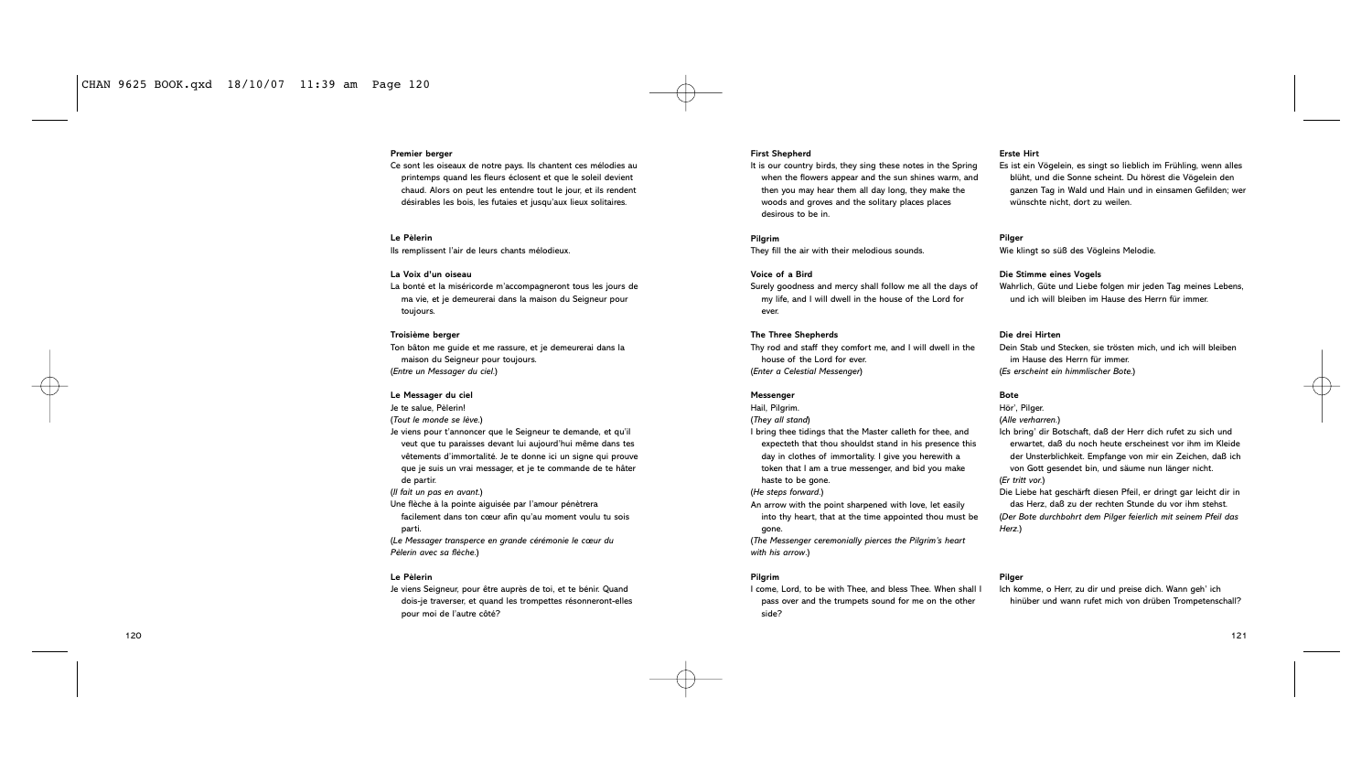**Premier berger**

Ce sont les oiseaux de notre pays. Ils chantent ces mélodies au printemps quand les fleurs éclosent et que le soleil devient chaud. Alors on peut les entendre tout le jour, et ils rendent désirables les bois, les futaies et jusqu'aux lieux solitaires.

**Le Pèlerin**

Ils remplissent l'air de leurs chants mélodieux.

**La Voix d'un oiseau**

La bonté et la miséricorde m'accompagneront tous les jours de ma vie, et je demeurerai dans la maison du Seigneur pour toujours.

**Troisième berger**

Ton bâton me guide et me rassure, et je demeurerai dans la maison du Seigneur pour toujours.

(*Entre un Messager du ciel.*)

**Le Messager du ciel**

Je te salue, Pèlerin!

(*Tout le monde se lève.*)

Je viens pour t'annoncer que le Seigneur te demande, et qu'il veut que tu paraisses devant lui aujourd'hui même dans tes vêtements d'immortalité. Je te donne ici un signe qui prouve que je suis un vrai messager, et je te commande de te hâter de partir.

(*Il fait un pas en avant.*)

Une flèche à la pointe aiguisée par l'amour pénètrera facilement dans ton cœur afin qu'au moment voulu tu sois parti.

(*Le Messager transperce en grande cérémonie le cœur du Pèlerin avec sa flèche.*)

**Le Pèlerin**

Je viens Seigneur, pour être auprès de toi, et te bénir. Quand dois-je traverser, et quand les trompettes résonneront-elles pour moi de l'autre côté?

**First Shepherd**

It is our country birds, they sing these notes in the Spring when the flowers appear and the sun shines warm, and then you may hear them all day long, they make the woods and groves and the solitary places places desirous to be in.

**Pilgrim**

They fill the air with their melodious sounds.

**Voice of a Bird**

Surely goodness and mercy shall follow me all the days of my life, and I will dwell in the house of the Lord for ever.

**The Three Shepherds**

Thy rod and staff they comfort me, and I will dwell in the house of the Lord for ever.

(*Enter a Celestial Messenger*)

**Messenger**

Hail, Pilgrim.

(*They all stand*)

I bring thee tidings that the Master calleth for thee, and expecteth that thou shouldst stand in his presence this day in clothes of immortality. I give you herewith a token that I am a true messenger, and bid you make haste to be gone.

(*He steps forward.*)

An arrow with the point sharpened with love, let easily into thy heart, that at the time appointed thou must be gone.

(*The Messenger ceremonially pierces the Pilgrim's heart with his arrow.*)

**Pilgrim**

I come, Lord, to be with Thee, and bless Thee. When shall I pass over and the trumpets sound for me on the other side?

**Erste Hirt**

Es ist ein Vögelein, es singt so lieblich im Frühling, wenn alles blüht, und die Sonne scheint. Du hörest die Vögelein den ganzen Tag in Wald und Hain und in einsamen Gefilden; wer wünschte nicht, dort zu weilen.

**Pilger**

Wie klingt so süß des Vögleins Melodie.

**Die Stimme eines Vogels**

Wahrlich, Güte und Liebe folgen mir jeden Tag meines Lebens, und ich will bleiben im Hause des Herrn für immer.

**Die drei Hirten**

Dein Stab und Stecken, sie trösten mich, und ich will bleiben im Hause des Herrn für immer.

(*Es erscheint ein himmlischer Bote.*)

**Bote**

Hör', Pilger.

(*Alle verharren.*)

Ich bring' dir Botschaft, daß der Herr dich rufet zu sich und erwartet, daß du noch heute erscheinest vor ihm im Kleide der Unsterblichkeit. Empfange von mir ein Zeichen, daß ich von Gott gesendet bin, und säume nun länger nicht.

(*Er tritt vor.*)

Die Liebe hat geschärft diesen Pfeil, er dringt gar leicht dir in das Herz, daß zu der rechten Stunde du vor ihm stehst.

(*Der Bote durchbohrt dem Pilger feierlich mit seinem Pfeil das Herz.*)

**Pilger**

Ich komme, o Herr, zu dir und preise dich. Wann geh' ich hinüber und wann rufet mich von drüben Trompetenschall?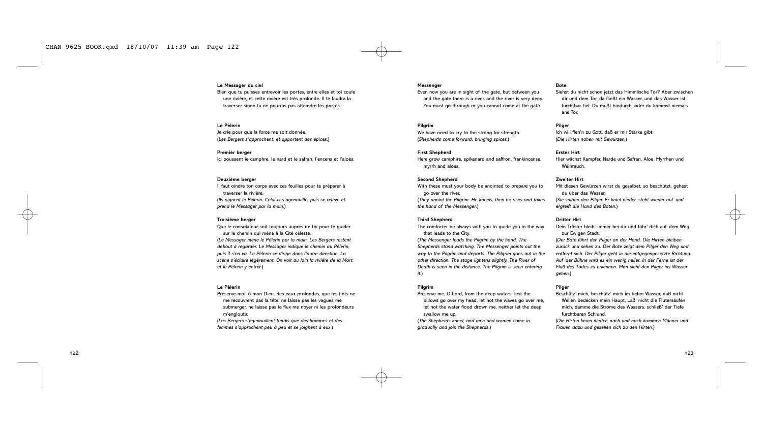**Le Messager du ciel**

Bien que tu puisses entrevoir les portes, entre elles et toi coule une rivière, et cette rivière est très profonde. Il te faudra la traverser sinon tu ne pourras pas atteindre les portes.

**Le Pèlerin**

Je crie pour que la force me soit donnée.
(*Les Bergers s'approchent, et apportent des épices.*)

**Premièr berger**

Ici poussent le camphre, le nard et le safran, l'encens et l'aloès.

**Deuxième berger**

Il faut oindre ton corps avec ces feuilles pour te préparer à traverser la rivière.
(*Ils oignent le Pèlerin. Celui-ci s'agenouille, puis se relève et prend le Messager par la main.*)

**Troisième berger**

Que le consolateur soit toujours auprès de toi pour te guider sur le chemin qui mène à la Cité céleste.
(*Le Messager mène le Pèlerin par la main. Les Bergers restent debout à regarder. Le Messager indique le chemin au Pèlerin, puis il s'en va. Le Pèlerin se dirige dans l'autre direction. La scène s'éclaire légèrement. On voit au loin la rivière de la Mort et le Pèlerin y entrer.*)

**Le Pèlerin**

Préserve-moi, ô mon Dieu, des eaux profondes, que les flots ne me recouvrent pas la tête; ne laisse pas les vagues me submerger, ne laisse pas le flux me noyer ni les profondeurs m'engloutir.
(*Les Bergers s'agenouillent tandis que des hommes et des femmes s'approchent peu à peu et se joignent à eux.*)

**Messenger**

Even now you are in sight of the gate, but between you and the gate there is a river, and the river is very deep. You must go through or you cannot come at the gate.

**Pilgrim**

We have need to cry to the strong for strength.
(*Shepherds come forward, bringing spices.*)

**First Shepherd**

Here grow camphire, spikenard and saffron, frankincense, myrrh and aloes.

**Second Shepherd**

With these must your body be anointed to prepare you to go over the river.
(*They anoint the Pilgrim. He kneels, then he rises and takes the hand of the Messenger.*)

**Third Shepherd**

The comforter be always with you to guide you in the way that leads to the City.
(*The Messenger leads the Pilgrim by the hand. The Shepherds stand watching. The Messenger points out the way to the Pilgrim and departs. The Pilgrim goes out in the other direction. The stage lightens slightly. The River of Death is seen in the distance. The Pilgrim is seen entering it.*)

**Pilgrim**

Preserve me, O Lord, from the deep waters, lest the billows go over my head, let not the waves go over me, let not the water flood drown me, neither let the deep swallow me up.
(*The Shepherds kneel, and men and women come in gradually and join the Shepherds.*)

**Bote**

Siehst du nicht schon jetzt das Himmlische Tor? Aber zwischen dir und dem Tor, da fließt ein Wasser, und das Wasser ist furchtbar tief. Du mußt hindurch, oder du kommst niemals ans Tor.

**Pilger**

Ich will fleh'n zu Gott, daß er mir Stärke gibt.
(*Die Hirten nahen mit Gewürzen.*)

**Erster Hirt**

Hier wächst Kampfer, Narde und Safran, Aloe, Myrrhen und Weihrauch.

**Zweiter Hirt**

Mit diesen Gewürzen wirst du gesalbet, so beschützt, gehest du über das Wasser.
(*Sie salben den Pilger. Er kniet nieder, steht wieder auf und ergreift die Hand des Boten.*)

**Dritter Hirt**

Dein Tröster bleib' immer bei dir und führ' dich auf dem Weg zur Ewigen Stadt.
(*Der Bote führt den Pilger an der Hand. Die Hirten bleiben zurück und sehen zu. Der Bote zeigt dem Pilger den Weg und entfernt sich. Der Pilger geht in die entgegengesetzte Richtung. Auf der Bühne wird es ein wenig heller. In der Ferne ist der Fluß des Todes zu erkennen. Man sieht den Pilger ins Wasser gehen.*)

**Pilger**

Beschütz' mich, beschütz' mich im tiefen Wasser, daß nicht Wellen bedecken mein Haupt, Laß' nicht die Flutersäufen mich, dämme die Ströme des Wassers, schließ' der Tiefe furchtbaren Schlund.
(*Die Hirten knien nieder; nach und nach kommen Männer und Frauen dazu und gesellen sich zu den Hirten.*)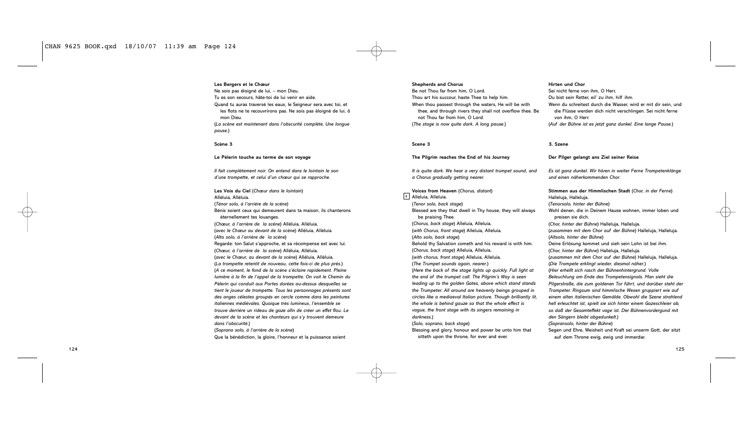**Les Bergers et le Chœur**
Ne sois pas éloigné de lui, – mon Dieu.
Tu es son secours, hâte-toi de lui venir en aide.
Quand tu auras traversé les eaux, le Seigneur sera avec toi, et les flots ne te recouvrirons pas. Ne sois pas éloigné de lui, ô mon Dieu.
(*La scène est maintenant dans l'obscurité complète. Une longue pause.*)

**Scène 3**

**Le Pèlerin touche au terme de son voyage**

*Il fait complètement noir. On entend dans le lointain le son d'une trompette, et celui d'un chœur qui se rapproche.*

**Les Voix du Ciel** (*Chœur dans le lointain*)
Alléluia, Alléluia.
(*Ténor solo, à l'arrière de la scène*)
Bénis soient ceux qui demeurent dans ta maison, ils chanterons éternellement tes louanges.
(*Chœur, à l'arrière de la scène*) Alléluia, Alléluia.
(*avec le Chœur au devant de la scène*) Alléluia, Alléluia
(*Alto solo, à l'arrière de la scène*)
Regarde: ton Salut s'approche, et sa récompense est avec lui.
(*Chœur, à l'arrière de la scène*) Alléluia, Alléluia.
(*avec le Chœur, au devant de la scène*) Alléluia, Alléluia.
(*La trompette retentit de nouveau, cette fois-ci de plus près.*)
(*A ce moment, le fond de la scène s'éclaire rapidement. Pleine lumière à la fin de l'appel de la trompette. On voit le Chemin du Pèlerin qui conduit aux Portes dorées au-dessus desquelles se tient le joueur de trompette. Tous les personnages présents sont des anges célestes groupés en cercle comme dans les peintures italiennes médiévales. Quoique très lumineux, l'ensemble se trouve derrière un rideau de gaze afin de créer un effet flou. Le devant de la scène et les chanteurs qui s'y trouvent demeure dans l'obscurité.*)
(*Soprano solo, à l'arrière de la scène*)
Que la bénédiction, la gloire, l'honneur et la puissance soient

**Shepherds and Chorus**
Be not Thou far from him, O Lord.
Thou art his succour, haste Thee to help him.
When thou passest through the waters, He will be with thee, and through rivers they shall not overflow thee. Be not Thou far from him, O Lord.
(*The stage is now quite dark. A long pause.*)

**Scene 3**

**The Pilgrim reaches the End of his Journey**

*It is quite dark. We hear a very distant trumpet sound, and a Chorus gradually getting nearer.*

**Voices from Heaven** (*Chorus, distant*)
[8] Alleluia, Alleluia.
(*Tenor solo, back stage*)
Blessed are they that dwell in Thy house, they will always be praising Thee.
(*Chorus, back stage*) Alleluia, Alleluia.
(*with Chorus, front stage*) Alleluia, Alleluia.
(*Alto solo, back stage*)
Behold thy Salvation cometh and his reward is with him.
(*Chorus, back stage*) Alleluia, Alleluia.
(*with chorus, front stage*) Alleluia, Alleluia.
(*The Trumpet sounds again, nearer.*)
(*Here the back of the stage lights up quickly. Full light at the end of the trumpet call. The Pilgrim's Way is seen leading up to the golden Gates, above which stand stands the Trumpeter. All around are heavenly beings grouped in circles like a mediaeval Italian picture. Though brilliantly lit, the whole is behind gauze so that the whole effect is vague, the front stage with its singers remaining in darkness.*)
(*Solo, soprano, back stage*)
Blessing and glory, honour and power be unto him that sitteth upon the throne, for ever and ever.

**Hirten und Chor**
Sei nicht ferne von ihm, O Herr,
Du bist sein Retter, eil' zu ihm, hilf ihm.
Wenn du schreitest durch die Wasser, wird er mit dir sein, und die Flüsse werden dich nicht verschlingen. Sei nicht ferne von ihm, O Herr.
(*Auf der Bühne ist es jetzt ganz dunkel. Eine lange Pause.*)

**3. Szene**

**Der Pilger gelangt ans Ziel seiner Reise**

*Es ist ganz dunkel. Wir hören in weiter Ferne Trompetenklänge und einen näherkommenden Chor.*

**Stimmen aus der Himmlischen Stadt** (*Chor, in der Ferne*)
Halleluja, Halleluja.
(*Tenorsolo, hinter der Bühne*)
Wohl denen, die in Deinem Hause wohnen, immer loben und preisen sie dich.
(*Chor, hinter der Bühne*) Halleluja, Halleluja.
(*zusammen mit dem Chor auf der Bühne*) Halleluja, Halleluja.
(*Altsolo, hinter der Bühne*)
Deine Erlösung kommet und sieh sein Lohn ist bei ihm.
(*Chor, hinter der Bühne*) Halleluja, Halleluja.
(*zusammen mit dem Chor auf der Bühne*) Halleluja, Halleluja.
(*Die Trompete erklingt wieder, diesmal näher.*)
(*Hier erhellt sich rasch der Bühnenhintergrund. Volle Beleuchtung am Ende des Trompetensignals. Man sieht die Pilgerstraße, die zum goldenen Tor führt, und darüber steht der Trompeter. Ringsum sind himmlische Wesen gruppiert wie auf einem alten italienischen Gemälde. Obwohl die Szene strahlend hell erleuchtet ist, spielt sie sich hinter einem Gazeschleier ab, so daß der Gesamteffekt vage ist. Der Bühnenvordergund mit den Sängern bleibt abgedunkelt.*)
(*Sopransolo, hinter der Bühne*)
Segen und Ehre, Weisheit und Kraft sei unserm Gott, der sitzt auf dem Throne ewig, ewig und immerdar.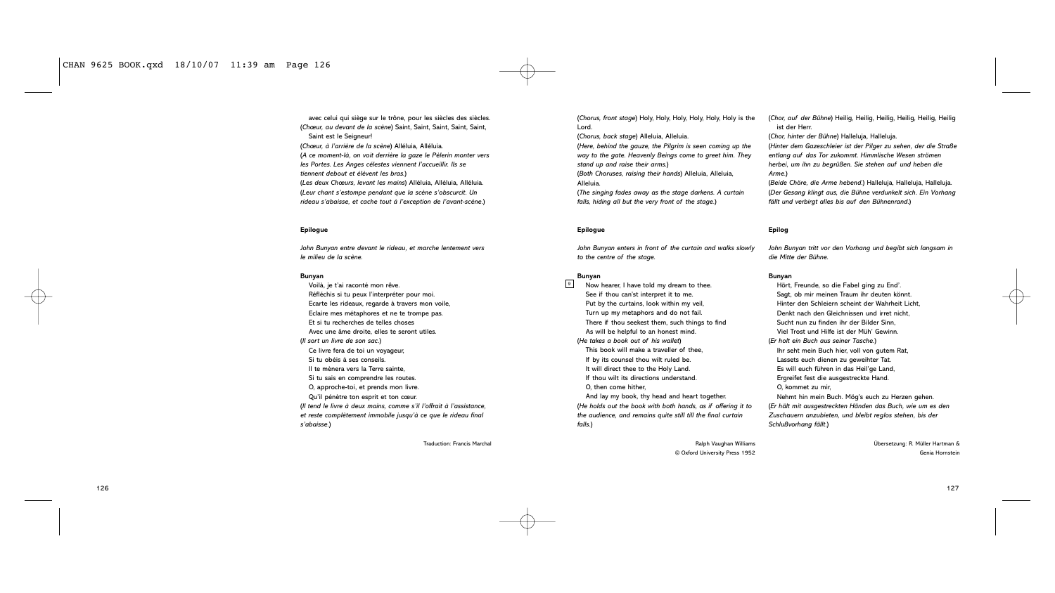avec celui qui siège sur le trône, pour les siècles des siècles.
(*Chœur, au devant de la scène*) Saint, Saint, Saint, Saint, Saint,
Saint est le Seigneur!
(*Chœur, à l'arrière de la scène*) Alléluia, Alléluia.
(*A ce moment-là, on voit derrière la gaze le Pèlerin monter vers les Portes. Les Anges célestes viennent l'accueillir. Ils se tiennent debout et élèvent les bras.*)
(*Les deux Chœurs, levant les mains*) Alléluia, Alléluia, Alléluia.
(*Leur chant s'estompe pendant que la scène s'obscurcit. Un rideau s'abaisse, et cache tout à l'exception de l'avant-scène.*)

**Epilogue**

*John Bunyan entre devant le rideau, et marche lentement vers le milieu de la scène.*

**Bunyan**
Voilà, je t'ai raconté mon rêve.
Réfléchis si tu peux l'interpréter pour moi.
Ecarte les rideaux, regarde à travers mon voile,
Eclaire mes métaphores et ne te trompe pas.
Et si tu recherches de telles choses
Avec une âme droite, elles te seront utiles.
(*Il sort un livre de son sac.*)
Ce livre fera de toi un voyageur,
Si tu obéis à ses conseils.
Il te mènera vers la Terre sainte,
Si tu sais en comprendre les routes.
O, approche-toi, et prends mon livre.
Qu'il pénètre ton esprit et ton cœur.
(*Il tend le livre à deux mains, comme s'il l'offrait à l'assistance, et reste complètement immobile jusqu'à ce que le rideau final s'abaisse.*)

Traduction: Francis Marchal

(*Chorus, front stage*) Holy, Holy, Holy, Holy, Holy, Holy is the Lord.
(*Chorus, back stage*) Alleluia, Alleluia.
(*Here, behind the gauze, the Pilgrim is seen coming up the way to the gate. Heavenly Beings come to greet him. They stand up and raise their arms.*)
(*Both Choruses, raising their hands*) Alleluia, Alleluia, Alleluia.
(*The singing fades away as the stage darkens. A curtain falls, hiding all but the very front of the stage.*)

**Epilogue**

*John Bunyan enters in front of the curtain and walks slowly to the centre of the stage.*

**Bunyan**
9 Now hearer, I have told my dream to thee.
See if thou can'st interpret it to me.
Put by the curtains, look within my veil,
Turn up my metaphors and do not fail.
There if thou seekest them, such things to find
As will be helpful to an honest mind.
(*He takes a book out of his wallet*)
This book will make a traveller of thee,
If by its counsel thou wilt ruled be.
It will direct thee to the Holy Land.
If thou wilt its directions understand.
O, then come hither,
And lay my book, thy head and heart together.
(*He holds out the book with both hands, as if offering it to the audience, and remains quite still till the final curtain falls.*)

Ralph Vaughan Williams
© Oxford University Press 1952

(*Chor, auf der Bühne*) Heilig, Heilig, Heilig, Heilig, Heilig, Heilig ist der Herr.
(*Chor, hinter der Bühne*) Halleluja, Halleluja.
(*Hinter dem Gazeschleier ist der Pilger zu sehen, der die Straße entlang auf das Tor zukommt. Himmlische Wesen strömen herbei, um ihn zu begrüßen. Sie stehen auf und heben die Arme.*)
(*Beide Chöre, die Arme hebend.*) Halleluja, Halleluja, Halleluja.
(*Der Gesang klingt aus, die Bühne verdunkelt sich. Ein Vorhang fällt und verbirgt alles bis auf den Bühnenrand.*)

**Epilog**

*John Bunyan tritt vor den Vorhang und begibt sich langsam in die Mitte der Bühne.*

**Bunyan**
Hört, Freunde, so die Fabel ging zu End'.
Sagt, ob mir meinen Traum ihr deuten könnt.
Hinter den Schleiern scheint der Wahrheit Licht,
Denkt nach den Gleichnissen und irret nicht,
Sucht nun zu finden ihr der Bilder Sinn,
Viel Trost und Hilfe ist der Müh' Gewinn.
(*Er holt ein Buch aus seiner Tasche.*)
Ihr seht mein Buch hier, voll von gutem Rat,
Lassets euch dienen zu geweihter Tat.
Es will euch führen in das Heil'ge Land,
Ergreifet fest die ausgestreckte Hand.
O, kommet zu mir,
Nehmt hin mein Buch. Mög's euch zu Herzen gehen.
(*Er hält mit ausgestreckten Händen das Buch, wie um es den Zuschauern anzubieten, und bleibt reglos stehen, bis der Schlußvorhang fällt.*)

Übersetzung: R. Müller Hartman & Genia Hornstein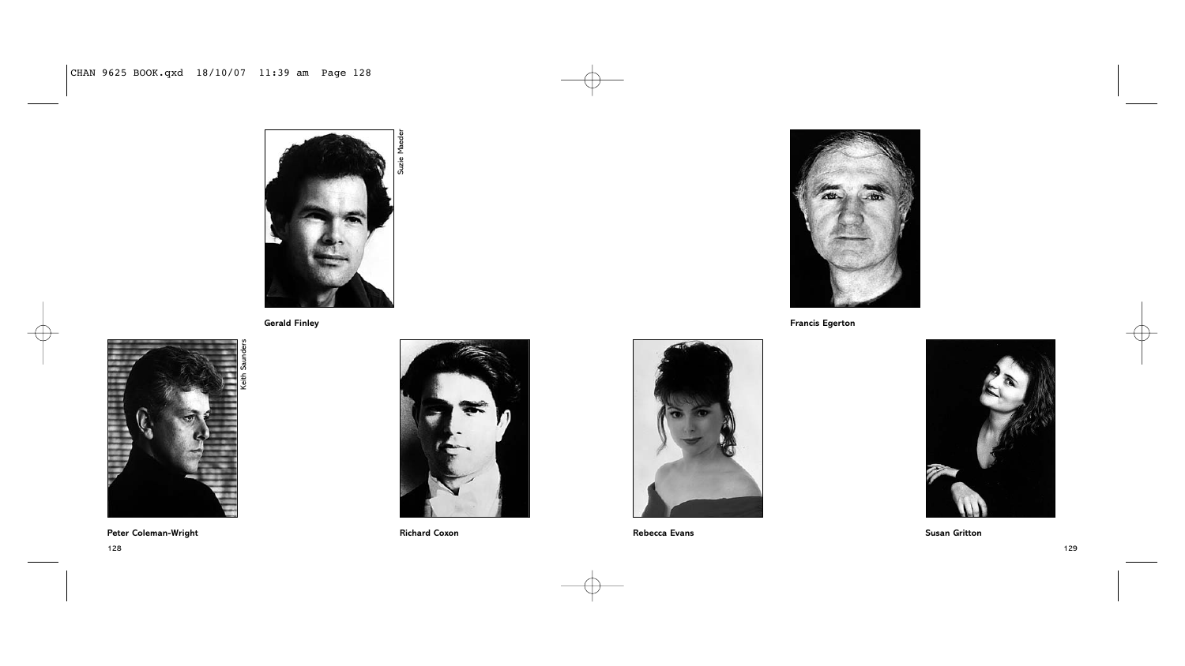Suzie Maeder

Gerald Finley

Francis Egerton

Keith Saunders

Peter Coleman-Wright

Richard Coxon

Rebecca Evans

Susan Gritton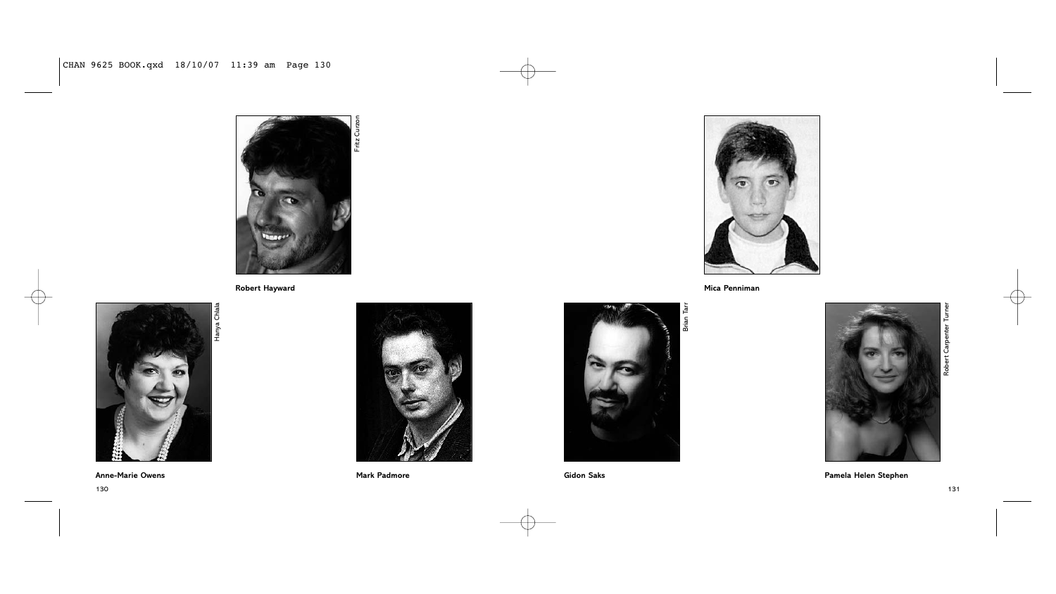Fritz Curzon

Robert Hayward

Mica Penniman

Hanya Chlala

Anne-Marie Owens

Mark Padmore

Brian Tarr

Gidon Saks

Robert Carpenter Turner

Pamela Helen Stephen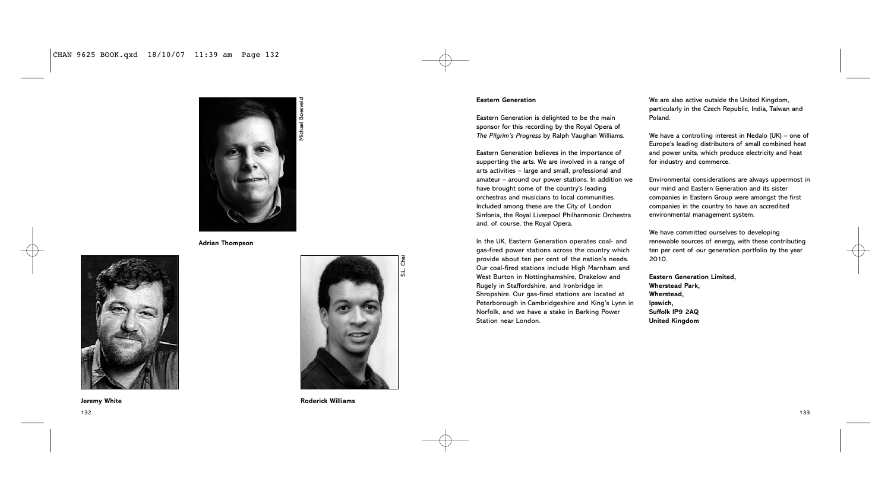Adrian Thompson

Michael Boesveld

Jeremy White

Roderick Williams

S.L. Chai

**Eastern Generation**

Eastern Generation is delighted to be the main sponsor for this recording by the Royal Opera of *The Pilgrim's Progress* by Ralph Vaughan Williams.

Eastern Generation believes in the importance of supporting the arts. We are involved in a range of arts activities – large and small, professional and amateur – around our power stations. In addition we have brought some of the country's leading orchestras and musicians to local communities. Included among these are the City of London Sinfonia, the Royal Liverpool Philharmonic Orchestra and, of course, the Royal Opera.

In the UK, Eastern Generation operates coal- and gas-fired power stations across the country which provide about ten per cent of the nation's needs. Our coal-fired stations include High Marnham and West Burton in Nottinghamshire, Drakelow and Rugely in Staffordshire, and Ironbridge in Shropshire. Our gas-fired stations are located at Peterborough in Cambridgeshire and King's Lynn in Norfolk, and we have a stake in Barking Power Station near London.

We are also active outside the United Kingdom, particularly in the Czech Republic, India, Taiwan and Poland.

We have a controlling interest in Nedalo (UK) – one of Europe's leading distributors of small combined heat and power units, which produce electricity and heat for industry and commerce.

Environmental considerations are always uppermost in our mind and Eastern Generation and its sister companies in Eastern Group were amongst the first companies in the country to have an accredited environmental management system.

We have committed ourselves to developing renewable sources of energy, with these contributing ten per cent of our generation portfolio by the year 2010.

**Eastern Generation Limited,**
**Wherstead Park,**
**Wherstead,**
**Ipswich,**
**Suffolk IP9 2AQ**
**United Kingdom**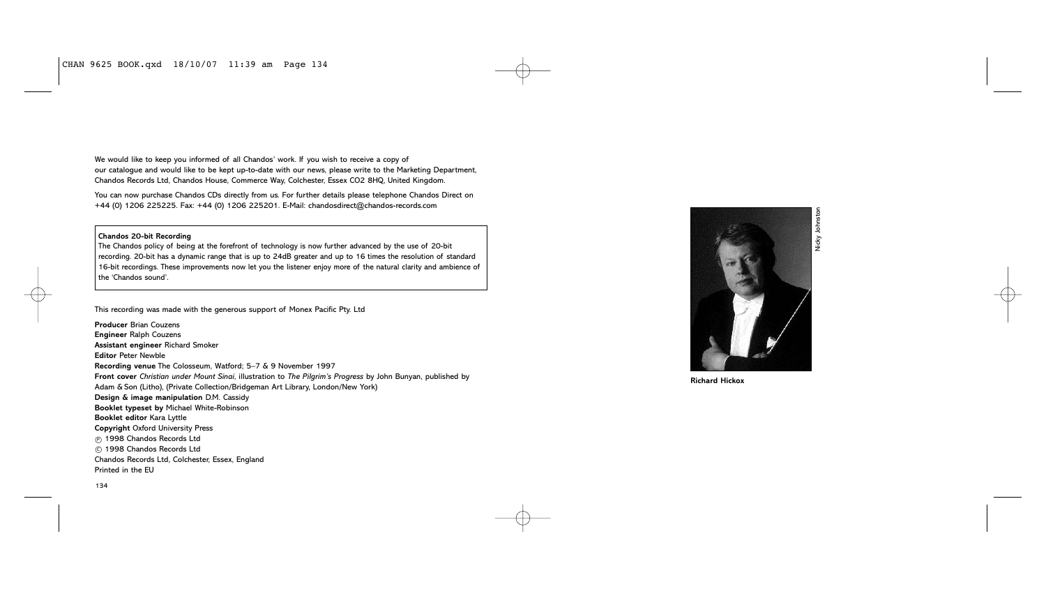We would like to keep you informed of all Chandos' work. If you wish to receive a copy of our catalogue and would like to be kept up-to-date with our news, please write to the Marketing Department, Chandos Records Ltd, Chandos House, Commerce Way, Colchester, Essex CO2 8HQ, United Kingdom.

You can now purchase Chandos CDs directly from us. For further details please telephone Chandos Direct on +44 (0) 1206 225225. Fax: +44 (0) 1206 225201. E-Mail: chandosdirect@chandos-records.com

**Chandos 20-bit Recording**
The Chandos policy of being at the forefront of technology is now further advanced by the use of 20-bit recording. 20-bit has a dynamic range that is up to 24dB greater and up to 16 times the resolution of standard 16-bit recordings. These improvements now let you the listener enjoy more of the natural clarity and ambience of the 'Chandos sound'.

This recording was made with the generous support of Monex Pacific Pty. Ltd

**Producer** Brian Couzens
**Engineer** Ralph Couzens
**Assistant engineer** Richard Smoker
**Editor** Peter Newble
**Recording venue** The Colosseum, Watford; 5–7 & 9 November 1997
**Front cover** *Christian under Mount Sinai*, illustration to *The Pilgrim's Progress* by John Bunyan, published by Adam & Son (Litho), (Private Collection/Bridgeman Art Library, London/New York)
**Design & image manipulation** D.M. Cassidy
**Booklet typeset by** Michael White-Robinson
**Booklet editor** Kara Lyttle
**Copyright** Oxford University Press
℗ 1998 Chandos Records Ltd
© 1998 Chandos Records Ltd
Chandos Records Ltd, Colchester, Essex, England
Printed in the EU

Nicky Johnston

**Richard Hickox**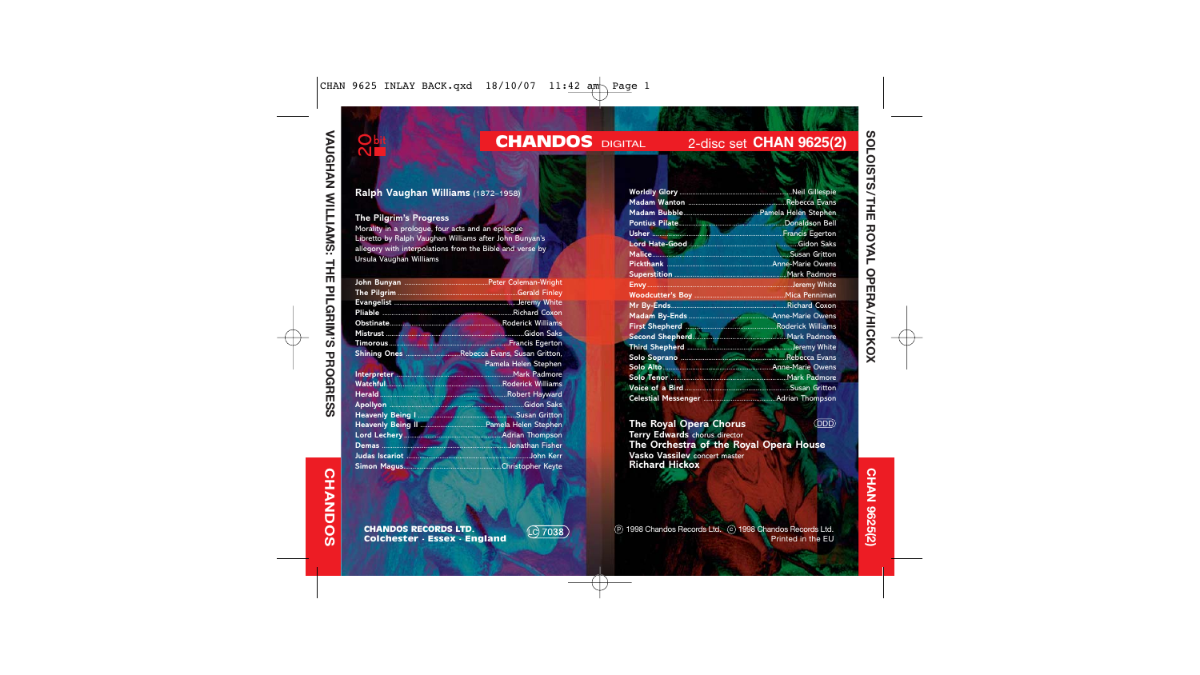CHANDOS DIGITAL

2-disc set **CHAN 9625(2)**

## Ralph Vaughan Williams (1872–1958)

### The Pilgrim's Progress

Morality in a prologue, four acts and an epilogue
Libretto by Ralph Vaughan Williams after John Bunyan's allegory with interpolations from the Bible and verse by Ursula Vaughan Williams

| | |
|---|---|
| **John Bunyan** | Peter Coleman-Wright |
| **The Pilgrim** | Gerald Finley |
| **Evangelist** | Jeremy White |
| **Pliable** | Richard Coxon |
| **Obstinate** | Roderick Williams |
| **Mistrust** | Gidon Saks |
| **Timorous** | Francis Egerton |
| **Shining Ones** | Rebecca Evans, Susan Gritton, Pamela Helen Stephen |
| **Interpreter** | Mark Padmore |
| **Watchful** | Roderick Williams |
| **Herald** | Robert Hayward |
| **Apollyon** | Gidon Saks |
| **Heavenly Being I** | Susan Gritton |
| **Heavenly Being II** | Pamela Helen Stephen |
| **Lord Lechery** | Adrian Thompson |
| **Demas** | Jonathan Fisher |
| **Judas Iscariot** | John Kerr |
| **Simon Magus** | Christopher Keyte |
| **Worldly Glory** | Neil Gillespie |
| **Madam Wanton** | Rebecca Evans |
| **Madam Bubble** | Pamela Helen Stephen |
| **Pontius Pilate** | Donaldson Bell |
| **Usher** | Francis Egerton |
| **Lord Hate-Good** | Gidon Saks |
| **Malice** | Susan Gritton |
| **Pickthank** | Anne-Marie Owens |
| **Superstition** | Mark Padmore |
| **Envy** | Jeremy White |
| **Woodcutter's Boy** | Mica Penniman |
| **Mr By-Ends** | Richard Coxon |
| **Madam By-Ends** | Anne-Marie Owens |
| **First Shepherd** | Roderick Williams |
| **Second Shepherd** | Mark Padmore |
| **Third Shepherd** | Jeremy White |
| **Solo Soprano** | Rebecca Evans |
| **Solo Alto** | Anne-Marie Owens |
| **Solo Tenor** | Mark Padmore |
| **Voice of a Bird** | Susan Gritton |
| **Celestial Messenger** | Adrian Thompson |

**The Royal Opera Chorus** DDD
**Terry Edwards** chorus director
**The Orchestra of the Royal Opera House**
**Vasko Vassilev** concert master
**Richard Hickox**

**CHANDOS RECORDS LTD.**
**Colchester · Essex · England**

LC 7038

℗ 1998 Chandos Records Ltd. © 1998 Chandos Records Ltd.
Printed in the EU

VAUGHAN WILLIAMS: THE PILGRIM'S PROGRESS

SOLOISTS/THE ROYAL OPERA/HICKOX

CHANDOS

CHAN 9625(2)